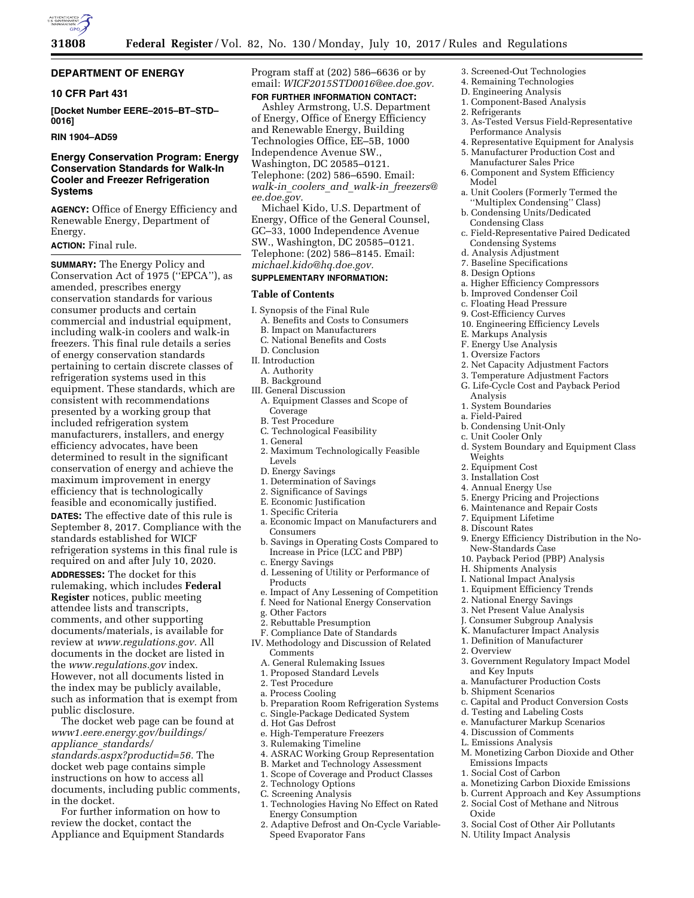## DEPARTMENT OF ENERGY

### 10 CFR Part 431

**[Docket Number EERE–2015–BT–STD–0016]**

**RIN 1904–AD59**

## Energy Conservation Program: Energy Conservation Standards for Walk-In Cooler and Freezer Refrigeration Systems

**AGENCY:** Office of Energy Efficiency and Renewable Energy, Department of Energy.

**ACTION:** Final rule.

**SUMMARY:** The Energy Policy and Conservation Act of 1975 (''EPCA''), as amended, prescribes energy conservation standards for various consumer products and certain commercial and industrial equipment, including walk-in coolers and walk-in freezers. This final rule details a series of energy conservation standards pertaining to certain discrete classes of refrigeration systems used in this equipment. These standards, which are consistent with recommendations presented by a working group that included refrigeration system manufacturers, installers, and energy efficiency advocates, have been determined to result in the significant conservation of energy and achieve the maximum improvement in energy efficiency that is technologically feasible and economically justified.

**DATES:** The effective date of this rule is September 8, 2017. Compliance with the standards established for WICF refrigeration systems in this final rule is required on and after July 10, 2020.

**ADDRESSES:** The docket for this rulemaking, which includes **Federal Register** notices, public meeting attendee lists and transcripts, comments, and other supporting documents/materials, is available for review at *www.regulations.gov.* All documents in the docket are listed in the *www.regulations.gov* index. However, not all documents listed in the index may be publicly available, such as information that is exempt from public disclosure.

The docket web page can be found at *www1.eere.energy.gov/buildings/appliance_standards/standards.aspx?productid=56.* The docket web page contains simple instructions on how to access all documents, including public comments, in the docket.

For further information on how to review the docket, contact the Appliance and Equipment Standards Program staff at (202) 586–6636 or by email: *WICF2015STD0016@ee.doe.gov.*

**FOR FURTHER INFORMATION CONTACT:**

Ashley Armstrong, U.S. Department of Energy, Office of Energy Efficiency and Renewable Energy, Building Technologies Office, EE–5B, 1000 Independence Avenue SW., Washington, DC 20585–0121. Telephone: (202) 586–6590. Email: *walk-in_coolers_and_walk-in_freezers@ee.doe.gov.*

Michael Kido, U.S. Department of Energy, Office of the General Counsel, GC–33, 1000 Independence Avenue SW., Washington, DC 20585–0121. Telephone: (202) 586–8145. Email: *michael.kido@hq.doe.gov.*

**SUPPLEMENTARY INFORMATION:**

**Table of Contents**

I. Synopsis of the Final Rule
 A. Benefits and Costs to Consumers
 B. Impact on Manufacturers
 C. National Benefits and Costs
 D. Conclusion
II. Introduction
 A. Authority
 B. Background
III. General Discussion
 A. Equipment Classes and Scope of Coverage
 B. Test Procedure
 C. Technological Feasibility
 1. General
 2. Maximum Technologically Feasible Levels
 D. Energy Savings
 1. Determination of Savings
 2. Significance of Savings
 E. Economic Justification
 1. Specific Criteria
 a. Economic Impact on Manufacturers and Consumers
 b. Savings in Operating Costs Compared to Increase in Price (LCC and PBP)
 c. Energy Savings
 d. Lessening of Utility or Performance of Products
 e. Impact of Any Lessening of Competition
 f. Need for National Energy Conservation
 g. Other Factors
 2. Rebuttable Presumption
 F. Compliance Date of Standards
IV. Methodology and Discussion of Related Comments
 A. General Rulemaking Issues
 1. Proposed Standard Levels
 2. Test Procedure
 a. Process Cooling
 b. Preparation Room Refrigeration Systems
 c. Single-Package Dedicated System
 d. Hot Gas Defrost
 e. High-Temperature Freezers
 3. Rulemaking Timeline
 4. ASRAC Working Group Representation
 B. Market and Technology Assessment
 1. Scope of Coverage and Product Classes
 2. Technology Options
 C. Screening Analysis
 1. Technologies Having No Effect on Rated Energy Consumption
 2. Adaptive Defrost and On-Cycle Variable-Speed Evaporator Fans
 3. Screened-Out Technologies
 4. Remaining Technologies
 D. Engineering Analysis
 1. Component-Based Analysis
 2. Refrigerants
 3. As-Tested Versus Field-Representative Performance Analysis
 4. Representative Equipment for Analysis
 5. Manufacturer Production Cost and Manufacturer Sales Price
 6. Component and System Efficiency Model
 a. Unit Coolers (Formerly Termed the ''Multiplex Condensing'' Class)
 b. Condensing Units/Dedicated Condensing Class
 c. Field-Representative Paired Dedicated Condensing Systems
 d. Analysis Adjustment
 7. Baseline Specifications
 8. Design Options
 a. Higher Efficiency Compressors
 b. Improved Condenser Coil
 c. Floating Head Pressure
 9. Cost-Efficiency Curves
 10. Engineering Efficiency Levels
 E. Markups Analysis
 F. Energy Use Analysis
 1. Oversize Factors
 2. Net Capacity Adjustment Factors
 3. Temperature Adjustment Factors
 G. Life-Cycle Cost and Payback Period Analysis
 1. System Boundaries
 a. Field-Paired
 b. Condensing Unit-Only
 c. Unit Cooler Only
 d. System Boundary and Equipment Class Weights
 2. Equipment Cost
 3. Installation Cost
 4. Annual Energy Use
 5. Energy Pricing and Projections
 6. Maintenance and Repair Costs
 7. Equipment Lifetime
 8. Discount Rates
 9. Energy Efficiency Distribution in the No-New-Standards Case
 10. Payback Period (PBP) Analysis
 H. Shipments Analysis
 I. National Impact Analysis
 1. Equipment Efficiency Trends
 2. National Energy Savings
 3. Net Present Value Analysis
 J. Consumer Subgroup Analysis
 K. Manufacturer Impact Analysis
 1. Definition of Manufacturer
 2. Overview
 3. Government Regulatory Impact Model and Key Inputs
 a. Manufacturer Production Costs
 b. Shipment Scenarios
 c. Capital and Product Conversion Costs
 d. Testing and Labeling Costs
 e. Manufacturer Markup Scenarios
 4. Discussion of Comments
 L. Emissions Analysis
 M. Monetizing Carbon Dioxide and Other Emissions Impacts
 1. Social Cost of Carbon
 a. Monetizing Carbon Dioxide Emissions
 b. Current Approach and Key Assumptions
 2. Social Cost of Methane and Nitrous Oxide
 3. Social Cost of Other Air Pollutants
 N. Utility Impact Analysis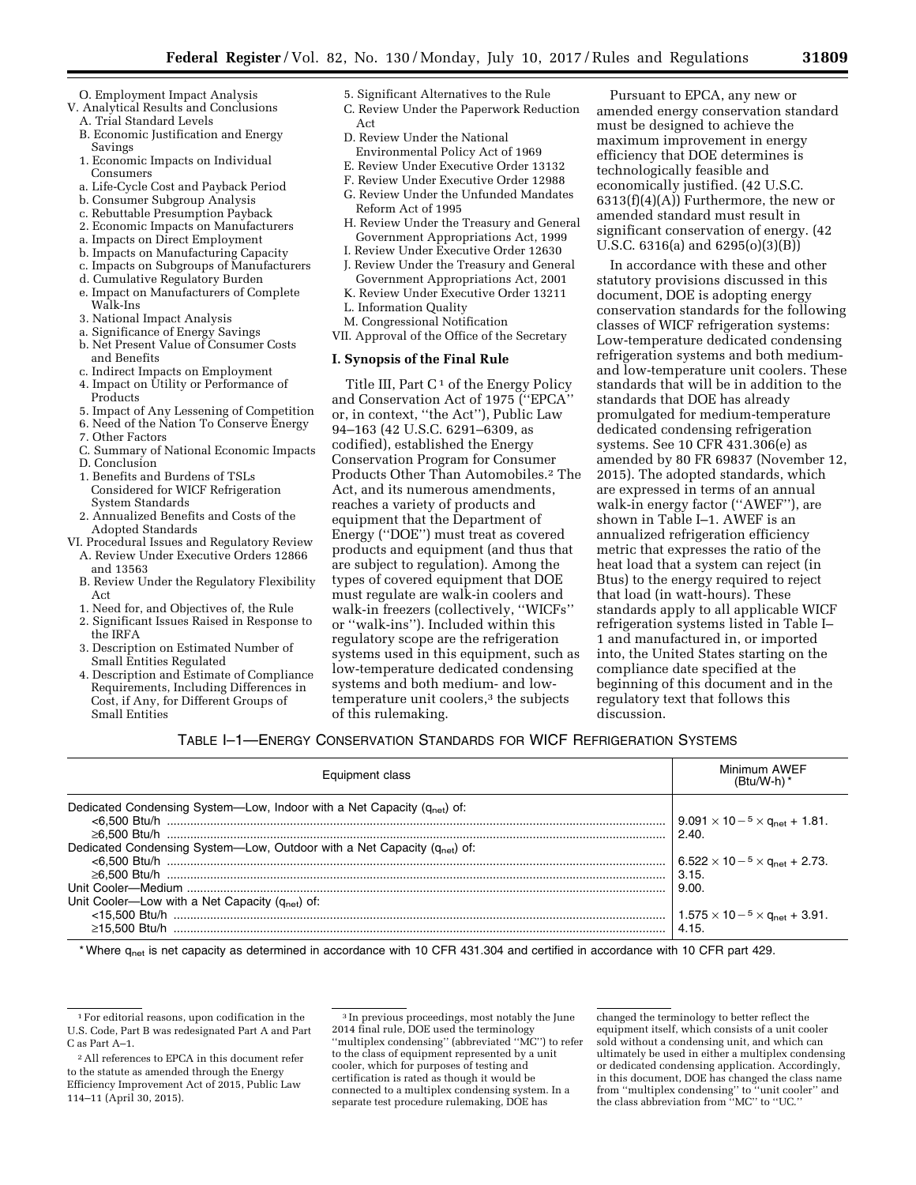O. Employment Impact Analysis

V. Analytical Results and Conclusions

A. Trial Standard Levels

B. Economic Justification and Energy Savings

1. Economic Impacts on Individual Consumers

a. Life-Cycle Cost and Payback Period

b. Consumer Subgroup Analysis

c. Rebuttable Presumption Payback

2. Economic Impacts on Manufacturers

a. Impacts on Direct Employment

b. Impacts on Manufacturing Capacity

c. Impacts on Subgroups of Manufacturers

d. Cumulative Regulatory Burden

e. Impact on Manufacturers of Complete Walk-Ins

3. National Impact Analysis

a. Significance of Energy Savings

b. Net Present Value of Consumer Costs and Benefits

c. Indirect Impacts on Employment

4. Impact on Utility or Performance of Products

5. Impact of Any Lessening of Competition

6. Need of the Nation To Conserve Energy

7. Other Factors

C. Summary of National Economic Impacts

D. Conclusion

1. Benefits and Burdens of TSLs Considered for WICF Refrigeration System Standards

2. Annualized Benefits and Costs of the Adopted Standards

VI. Procedural Issues and Regulatory Review

A. Review Under Executive Orders 12866 and 13563

B. Review Under the Regulatory Flexibility Act

1. Need for, and Objectives of, the Rule

2. Significant Issues Raised in Response to the IRFA

3. Description on Estimated Number of Small Entities Regulated

4. Description and Estimate of Compliance Requirements, Including Differences in Cost, if Any, for Different Groups of Small Entities

5. Significant Alternatives to the Rule

C. Review Under the Paperwork Reduction Act

D. Review Under the National Environmental Policy Act of 1969

E. Review Under Executive Order 13132

F. Review Under Executive Order 12988

G. Review Under the Unfunded Mandates Reform Act of 1995

H. Review Under the Treasury and General Government Appropriations Act, 1999

I. Review Under Executive Order 12630

J. Review Under the Treasury and General Government Appropriations Act, 2001

K. Review Under Executive Order 13211

L. Information Quality

M. Congressional Notification

VII. Approval of the Office of the Secretary

## I. Synopsis of the Final Rule

Title III, Part C[1] of the Energy Policy and Conservation Act of 1975 (''EPCA'' or, in context, ''the Act''), Public Law 94–163 (42 U.S.C. 6291–6309, as codified), established the Energy Conservation Program for Consumer Products Other Than Automobiles.[2] The Act, and its numerous amendments, reaches a variety of products and equipment that the Department of Energy (''DOE'') must treat as covered products and equipment (and thus that are subject to regulation). Among the types of covered equipment that DOE must regulate are walk-in coolers and walk-in freezers (collectively, ''WICFs'' or ''walk-ins''). Included within this regulatory scope are the refrigeration systems used in this equipment, such as low-temperature dedicated condensing systems and both medium- and low-temperature unit coolers,[3] the subjects of this rulemaking.

Pursuant to EPCA, any new or amended energy conservation standard must be designed to achieve the maximum improvement in energy efficiency that DOE determines is technologically feasible and economically justified. (42 U.S.C. 6313(f)(4)(A)) Furthermore, the new or amended standard must result in significant conservation of energy. (42 U.S.C. 6316(a) and 6295(o)(3)(B))

In accordance with these and other statutory provisions discussed in this document, DOE is adopting energy conservation standards for the following classes of WICF refrigeration systems: Low-temperature dedicated condensing refrigeration systems and both medium- and low-temperature unit coolers. These standards that will be in addition to the standards that DOE has already promulgated for medium-temperature dedicated condensing refrigeration systems. See 10 CFR 431.306(e) as amended by 80 FR 69837 (November 12, 2015). The adopted standards, which are expressed in terms of an annual walk-in energy factor (''AWEF''), are shown in Table I–1. AWEF is an annualized refrigeration efficiency metric that expresses the ratio of the heat load that a system can reject (in Btus) to the energy required to reject that load (in watt-hours). These standards apply to all applicable WICF refrigeration systems listed in Table I–1 and manufactured in, or imported into, the United States starting on the compliance date specified at the beginning of this document and in the regulatory text that follows this discussion.

TABLE I–1—ENERGY CONSERVATION STANDARDS FOR WICF REFRIGERATION SYSTEMS

| Equipment class | Minimum AWEF (Btu/W-h)* |
|---|---|
| Dedicated Condensing System—Low, Indoor with a Net Capacity ($q_{net}$) of: | |
| <6,500 Btu/h | $9.091 \times 10^{-5} \times q_{net} + 1.81$. |
| ≥6,500 Btu/h | 2.40. |
| Dedicated Condensing System—Low, Outdoor with a Net Capacity ($q_{net}$) of: | |
| <6,500 Btu/h | $6.522 \times 10^{-5} \times q_{net} + 2.73$. |
| ≥6,500 Btu/h | 3.15. |
| Unit Cooler—Medium | 9.00. |
| Unit Cooler—Low with a Net Capacity ($q_{net}$) of: | |
| <15,500 Btu/h | $1.575 \times 10^{-5} \times q_{net} + 3.91$. |
| ≥15,500 Btu/h | 4.15. |

* Where $q_{net}$ is net capacity as determined in accordance with 10 CFR 431.304 and certified in accordance with 10 CFR part 429.

---

[1] For editorial reasons, upon codification in the U.S. Code, Part B was redesignated Part A and Part C as Part A–1.

[2] All references to EPCA in this document refer to the statute as amended through the Energy Efficiency Improvement Act of 2015, Public Law 114–11 (April 30, 2015).

[3] In previous proceedings, most notably the June 2014 final rule, DOE used the terminology ''multiplex condensing'' (abbreviated ''MC'') to refer to the class of equipment represented by a unit cooler, which for purposes of testing and certification is rated as though it would be connected to a multiplex condensing system. In a separate test procedure rulemaking, DOE has changed the terminology to better reflect the equipment itself, which consists of a unit cooler sold without a condensing unit, and which can ultimately be used in either a multiplex condensing or dedicated condensing application. Accordingly, in this document, DOE has changed the class name from ''multiplex condensing'' to ''unit cooler'' and the class abbreviation from ''MC'' to ''UC.''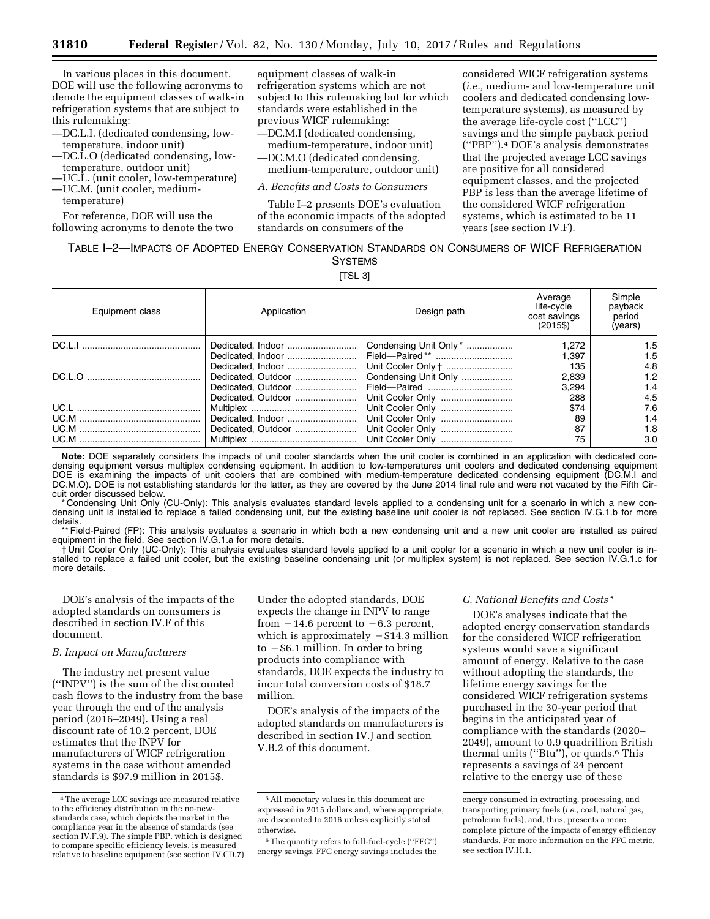In various places in this document, DOE will use the following acronyms to denote the equipment classes of walk-in refrigeration systems that are subject to this rulemaking:

—DC.L.I. (dedicated condensing, low-temperature, indoor unit)
—DC.L.O (dedicated condensing, low-temperature, outdoor unit)
—UC.L. (unit cooler, low-temperature)
—UC.M. (unit cooler, medium-temperature)

For reference, DOE will use the following acronyms to denote the two equipment classes of walk-in refrigeration systems which are not subject to this rulemaking but for which standards were established in the previous WICF rulemaking:

—DC.M.I (dedicated condensing, medium-temperature, indoor unit)
—DC.M.O (dedicated condensing, medium-temperature, outdoor unit)

### A. Benefits and Costs to Consumers

Table I–2 presents DOE's evaluation of the economic impacts of the adopted standards on consumers of the considered WICF refrigeration systems (*i.e.,* medium- and low-temperature unit coolers and dedicated condensing low-temperature systems), as measured by the average life-cycle cost (''LCC'') savings and the simple payback period (''PBP'').[4] DOE's analysis demonstrates that the projected average LCC savings are positive for all considered equipment classes, and the projected PBP is less than the average lifetime of the considered WICF refrigeration systems, which is estimated to be 11 years (see section IV.F).

TABLE I–2—IMPACTS OF ADOPTED ENERGY CONSERVATION STANDARDS ON CONSUMERS OF WICF REFRIGERATION SYSTEMS

[TSL 3]

| Equipment class | Application | Design path | Average life-cycle cost savings (2015$) | Simple payback period (years) |
|---|---|---|---|---|
| DC.L.I | Dedicated, Indoor | Condensing Unit Only * | 1,272 | 1.5 |
| | Dedicated, Indoor | Field—Paired ** | 1,397 | 1.5 |
| | Dedicated, Indoor | Unit Cooler Only † | 135 | 4.8 |
| DC.L.O | Dedicated, Outdoor | Condensing Unit Only | 2,839 | 1.2 |
| | Dedicated, Outdoor | Field—Paired | 3,294 | 1.4 |
| | Dedicated, Outdoor | Unit Cooler Only | 288 | 4.5 |
| UC.L | Multiplex | Unit Cooler Only | $74 | 7.6 |
| UC.M | Dedicated, Indoor | Unit Cooler Only | 89 | 1.4 |
| UC.M | Dedicated, Outdoor | Unit Cooler Only | 87 | 1.8 |
| UC.M | Multiplex | Unit Cooler Only | 75 | 3.0 |

**Note:** DOE separately considers the impacts of unit cooler standards when the unit cooler is combined in an application with dedicated condensing equipment versus multiplex condensing equipment. In addition to low-temperatures unit coolers and dedicated condensing equipment DOE is examining the impacts of unit coolers that are combined with medium-temperature dedicated condensing equipment (DC.M.I and DC.M.O). DOE is not establishing standards for the latter, as they are covered by the June 2014 final rule and were not vacated by the Fifth Circuit order discussed below.

* Condensing Unit Only (CU-Only): This analysis evaluates standard levels applied to a condensing unit for a scenario in which a new condensing unit is installed to replace a failed condensing unit, but the existing baseline unit cooler is not replaced. See section IV.G.1.b for more details.

** Field-Paired (FP): This analysis evaluates a scenario in which both a new condensing unit and a new unit cooler are installed as paired equipment in the field. See section IV.G.1.a for more details.

† Unit Cooler Only (UC-Only): This analysis evaluates standard levels applied to a unit cooler for a scenario in which a new unit cooler is installed to replace a failed unit cooler, but the existing baseline condensing unit (or multiplex system) is not replaced. See section IV.G.1.c for more details.

DOE's analysis of the impacts of the adopted standards on consumers is described in section IV.F of this document.

### B. Impact on Manufacturers

The industry net present value (''INPV'') is the sum of the discounted cash flows to the industry from the base year through the end of the analysis period (2016–2049). Using a real discount rate of 10.2 percent, DOE estimates that the INPV for manufacturers of WICF refrigeration systems in the case without amended standards is $97.9 million in 2015$. Under the adopted standards, DOE expects the change in INPV to range from −14.6 percent to −6.3 percent, which is approximately −$14.3 million to −$6.1 million. In order to bring products into compliance with standards, DOE expects the industry to incur total conversion costs of $18.7 million.

DOE's analysis of the impacts of the adopted standards on manufacturers is described in section IV.J and section V.B.2 of this document.

### C. National Benefits and Costs[5]

DOE's analyses indicate that the adopted energy conservation standards for the considered WICF refrigeration systems would save a significant amount of energy. Relative to the case without adopting the standards, the lifetime energy savings for the considered WICF refrigeration systems purchased in the 30-year period that begins in the anticipated year of compliance with the standards (2020–2049), amount to 0.9 quadrillion British thermal units (''Btu''), or quads.[6] This represents a savings of 24 percent relative to the energy use of these

[4] The average LCC savings are measured relative to the efficiency distribution in the no-new-standards case, which depicts the market in the compliance year in the absence of standards (see section IV.F.9). The simple PBP, which is designed to compare specific efficiency levels, is measured relative to baseline equipment (see section IV.CD.7)

[5] All monetary values in this document are expressed in 2015 dollars and, where appropriate, are discounted to 2016 unless explicitly stated otherwise.

[6] The quantity refers to full-fuel-cycle (''FFC'') energy savings. FFC energy savings includes the energy consumed in extracting, processing, and transporting primary fuels (*i.e.,* coal, natural gas, petroleum fuels), and, thus, presents a more complete picture of the impacts of energy efficiency standards. For more information on the FFC metric, see section IV.H.1.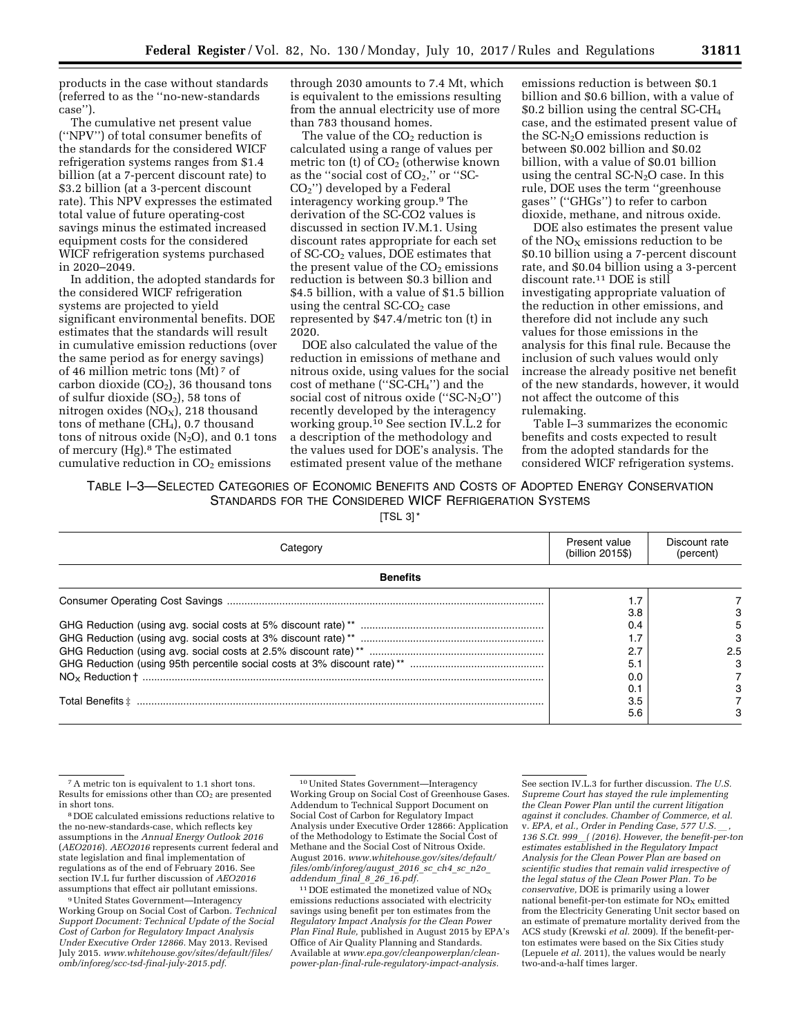products in the case without standards (referred to as the ''no-new-standards case'').

The cumulative net present value (''NPV'') of total consumer benefits of the standards for the considered WICF refrigeration systems ranges from $1.4 billion (at a 7-percent discount rate) to $3.2 billion (at a 3-percent discount rate). This NPV expresses the estimated total value of future operating-cost savings minus the estimated increased equipment costs for the considered WICF refrigeration systems purchased in 2020–2049.

In addition, the adopted standards for the considered WICF refrigeration systems are projected to yield significant environmental benefits. DOE estimates that the standards will result in cumulative emission reductions (over the same period as for energy savings) of 46 million metric tons (Mt) [7] of carbon dioxide ($CO_2$), 36 thousand tons of sulfur dioxide ($SO_2$), 58 tons of nitrogen oxides ($NO_X$), 218 thousand tons of methane ($CH_4$), 0.7 thousand tons of nitrous oxide ($N_2O$), and 0.1 tons of mercury (Hg).[8] The estimated cumulative reduction in $CO_2$ emissions through 2030 amounts to 7.4 Mt, which is equivalent to the emissions resulting from the annual electricity use of more than 783 thousand homes.

The value of the $CO_2$ reduction is calculated using a range of values per metric ton (t) of $CO_2$ (otherwise known as the ''social cost of $CO_2$,'' or ''SC-$CO_2$'') developed by a Federal interagency working group.[9] The derivation of the SC-CO2 values is discussed in section IV.M.1. Using discount rates appropriate for each set of SC-$CO_2$ values, DOE estimates that the present value of the $CO_2$ emissions reduction is between $0.3 billion and $4.5 billion, with a value of $1.5 billion using the central SC-$CO_2$ case represented by $47.4/metric ton (t) in 2020.

DOE also calculated the value of the reduction in emissions of methane and nitrous oxide, using values for the social cost of methane (''SC-$CH_4$'') and the social cost of nitrous oxide (''SC-$N_2O$'') recently developed by the interagency working group.[10] See section IV.L.2 for a description of the methodology and the values used for DOE's analysis. The estimated present value of the methane emissions reduction is between $0.1 billion and $0.6 billion, with a value of $0.2 billion using the central SC-$CH_4$ case, and the estimated present value of the SC-$N_2O$ emissions reduction is between $0.002 billion and $0.02 billion, with a value of $0.01 billion using the central SC-$N_2O$ case. In this rule, DOE uses the term ''greenhouse gases'' (''GHGs'') to refer to carbon dioxide, methane, and nitrous oxide.

DOE also estimates the present value of the $NO_X$ emissions reduction to be $0.10 billion using a 7-percent discount rate, and $0.04 billion using a 3-percent discount rate.[11] DOE is still investigating appropriate valuation of the reduction in other emissions, and therefore did not include any such values for those emissions in the analysis for this final rule. Because the inclusion of such values would only increase the already positive net benefit of the new standards, however, it would not affect the outcome of this rulemaking.

Table I–3 summarizes the economic benefits and costs expected to result from the adopted standards for the considered WICF refrigeration systems.

TABLE I–3—SELECTED CATEGORIES OF ECONOMIC BENEFITS AND COSTS OF ADOPTED ENERGY CONSERVATION STANDARDS FOR THE CONSIDERED WICF REFRIGERATION SYSTEMS

[TSL 3] *

| Category | Present value (billion 2015$) | Discount rate (percent) |
|---|---|---|
| **Benefits** | | |
| Consumer Operating Cost Savings | 1.7 | 7 |
| | 3.8 | 3 |
| GHG Reduction (using avg. social costs at 5% discount rate) ** | 0.4 | 5 |
| GHG Reduction (using avg. social costs at 3% discount rate) ** | 1.7 | 3 |
| GHG Reduction (using avg. social costs at 2.5% discount rate) ** | 2.7 | 2.5 |
| GHG Reduction (using 95th percentile social costs at 3% discount rate) ** | 5.1 | 3 |
| $NO_X$ Reduction † | 0.0 | 7 |
| | 0.1 | 3 |
| Total Benefits ‡ | 3.5 | 7 |
| | 5.6 | 3 |

[7] A metric ton is equivalent to 1.1 short tons. Results for emissions other than $CO_2$ are presented in short tons.

[8] DOE calculated emissions reductions relative to the no-new-standards-case, which reflects key assumptions in the *Annual Energy Outlook 2016* (*AEO2016*). *AEO2016* represents current federal and state legislation and final implementation of regulations as of the end of February 2016. See section IV.L fur further discussion of *AEO2016* assumptions that effect air pollutant emissions.

[9] United States Government—Interagency Working Group on Social Cost of Carbon. *Technical Support Document: Technical Update of the Social Cost of Carbon for Regulatory Impact Analysis Under Executive Order 12866.* May 2013. Revised July 2015. *www.whitehouse.gov/sites/default/files/omb/inforeg/scc-tsd-final-july-2015.pdf.*

[10] United States Government—Interagency Working Group on Social Cost of Greenhouse Gases. Addendum to Technical Support Document on Social Cost of Carbon for Regulatory Impact Analysis under Executive Order 12866: Application of the Methodology to Estimate the Social Cost of Methane and the Social Cost of Nitrous Oxide. August 2016. *www.whitehouse.gov/sites/default/files/omb/inforeg/august_2016_sc_ch4_sc_n2o_addendum_final_8_26_16.pdf.*

[11] DOE estimated the monetized value of $NO_X$ emissions reductions associated with electricity savings using benefit per ton estimates from the *Regulatory Impact Analysis for the Clean Power Plan Final Rule,* published in August 2015 by EPA's Office of Air Quality Planning and Standards. Available at *www.epa.gov/cleanpowerplan/clean-power-plan-final-rule-regulatory-impact-analysis.* See section IV.L.3 for further discussion. *The U.S. Supreme Court has stayed the rule implementing the Clean Power Plan until the current litigation against it concludes. Chamber of Commerce, et al.* v. *EPA, et al., Order in Pending Case, 577 U.S.__, 136 S.Ct. 999__( (2016). However, the benefit-per-ton estimates established in the Regulatory Impact Analysis for the Clean Power Plan are based on scientific studies that remain valid irrespective of the legal status of the Clean Power Plan. To be conservative,* DOE is primarily using a lower national benefit-per-ton estimate for $NO_X$ emitted from the Electricity Generating Unit sector based on an estimate of premature mortality derived from the ACS study (Krewski *et al.* 2009). If the benefit-per-ton estimates were based on the Six Cities study (Lepuele *et al.* 2011), the values would be nearly two-and-a-half times larger.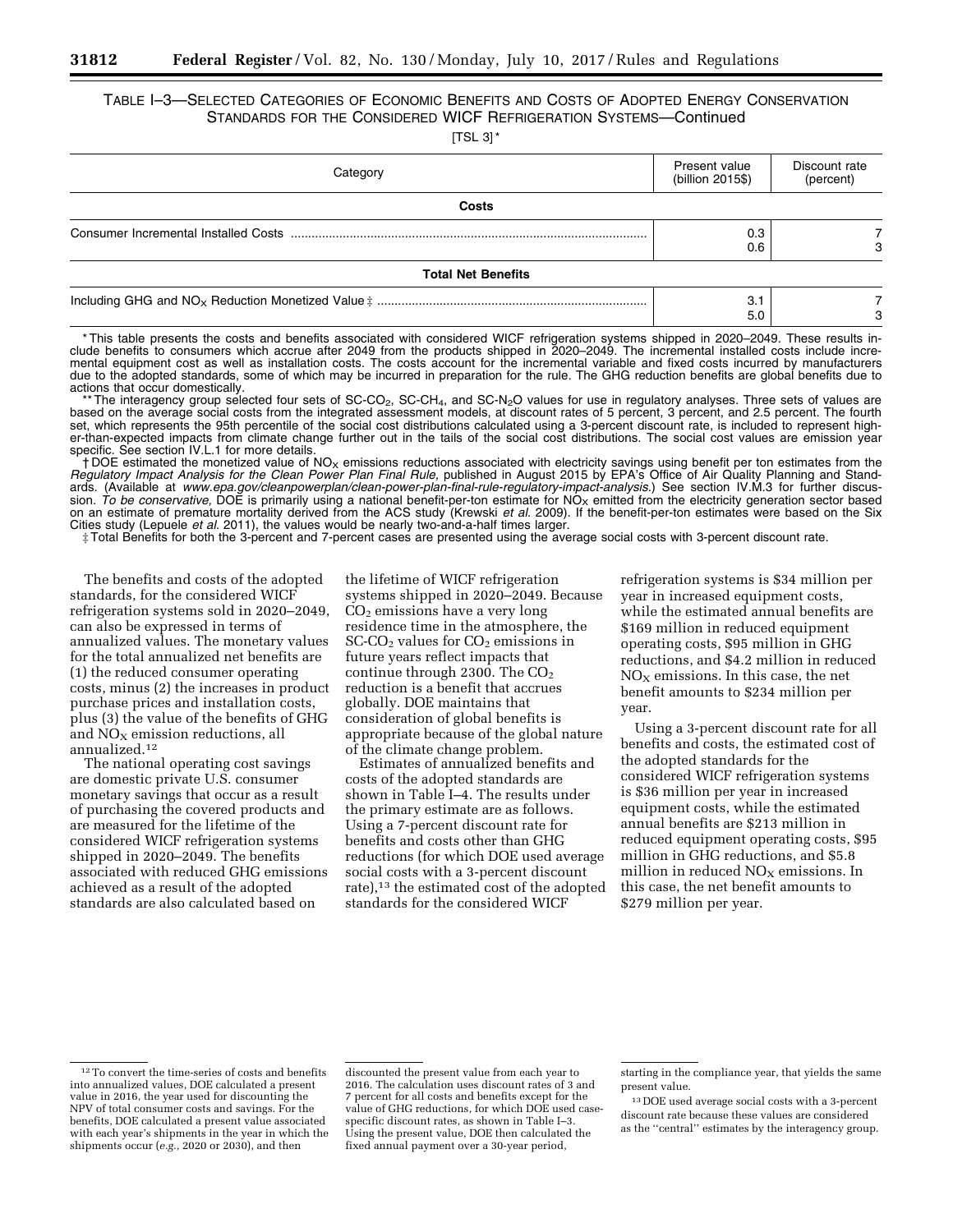TABLE I–3—SELECTED CATEGORIES OF ECONOMIC BENEFITS AND COSTS OF ADOPTED ENERGY CONSERVATION STANDARDS FOR THE CONSIDERED WICF REFRIGERATION SYSTEMS—Continued

[TSL 3] *

| Category | Present value (billion 2015$) | Discount rate (percent) |
|---|---|---|
| **Costs** | | |
| Consumer Incremental Installed Costs | 0.3 | 7 |
| | 0.6 | 3 |
| **Total Net Benefits** | | |
| Including GHG and $NO_X$ Reduction Monetized Value ‡ | 3.1 | 7 |
| | 5.0 | 3 |

* This table presents the costs and benefits associated with considered WICF refrigeration systems shipped in 2020–2049. These results include benefits to consumers which accrue after 2049 from the products shipped in 2020–2049. The incremental installed costs include incremental equipment cost as well as installation costs. The costs account for the incremental variable and fixed costs incurred by manufacturers due to the adopted standards, some of which may be incurred in preparation for the rule. The GHG reduction benefits are global benefits due to actions that occur domestically.

** The interagency group selected four sets of SC-$CO_2$, SC-$CH_4$, and SC-$N_2O$ values for use in regulatory analyses. Three sets of values are based on the average social costs from the integrated assessment models, at discount rates of 5 percent, 3 percent, and 2.5 percent. The fourth set, which represents the 95th percentile of the social cost distributions calculated using a 3-percent discount rate, is included to represent higher-than-expected impacts from climate change further out in the tails of the social cost distributions. The social cost values are emission year specific. See section IV.L.1 for more details.

† DOE estimated the monetized value of $NO_X$ emissions reductions associated with electricity savings using benefit per ton estimates from the *Regulatory Impact Analysis for the Clean Power Plan Final Rule,* published in August 2015 by EPA's Office of Air Quality Planning and Standards. (Available at *www.epa.gov/cleanpowerplan/clean-power-plan-final-rule-regulatory-impact-analysis.*) See section IV.M.3 for further discussion. *To be conservative,* DOE is primarily using a national benefit-per-ton estimate for $NO_X$ emitted from the electricity generation sector based on an estimate of premature mortality derived from the ACS study (Krewski *et al.* 2009). If the benefit-per-ton estimates were based on the Six Cities study (Lepuele *et al.* 2011), the values would be nearly two-and-a-half times larger.

‡ Total Benefits for both the 3-percent and 7-percent cases are presented using the average social costs with 3-percent discount rate.

The benefits and costs of the adopted standards, for the considered WICF refrigeration systems sold in 2020–2049, can also be expressed in terms of annualized values. The monetary values for the total annualized net benefits are (1) the reduced consumer operating costs, minus (2) the increases in product purchase prices and installation costs, plus (3) the value of the benefits of GHG and $NO_X$ emission reductions, all annualized.[12]

The national operating cost savings are domestic private U.S. consumer monetary savings that occur as a result of purchasing the covered products and are measured for the lifetime of the considered WICF refrigeration systems shipped in 2020–2049. The benefits associated with reduced GHG emissions achieved as a result of the adopted standards are also calculated based on the lifetime of WICF refrigeration systems shipped in 2020–2049. Because $CO_2$ emissions have a very long residence time in the atmosphere, the SC-$CO_2$ values for $CO_2$ emissions in future years reflect impacts that continue through 2300. The $CO_2$ reduction is a benefit that accrues globally. DOE maintains that consideration of global benefits is appropriate because of the global nature of the climate change problem.

Estimates of annualized benefits and costs of the adopted standards are shown in Table I–4. The results under the primary estimate are as follows. Using a 7-percent discount rate for benefits and costs other than GHG reductions (for which DOE used average social costs with a 3-percent discount rate),[13] the estimated cost of the adopted standards for the considered WICF refrigeration systems is $34 million per year in increased equipment costs, while the estimated annual benefits are $169 million in reduced equipment operating costs, $95 million in GHG reductions, and $4.2 million in reduced $NO_X$ emissions. In this case, the net benefit amounts to $234 million per year.

Using a 3-percent discount rate for all benefits and costs, the estimated cost of the adopted standards for the considered WICF refrigeration systems is $36 million per year in increased equipment costs, while the estimated annual benefits are $213 million in reduced equipment operating costs, $95 million in GHG reductions, and $5.8 million in reduced $NO_X$ emissions. In this case, the net benefit amounts to $279 million per year.

[12] To convert the time-series of costs and benefits into annualized values, DOE calculated a present value in 2016, the year used for discounting the NPV of total consumer costs and savings. For the benefits, DOE calculated a present value associated with each year's shipments in the year in which the shipments occur (*e.g.,* 2020 or 2030), and then discounted the present value from each year to 2016. The calculation uses discount rates of 3 and 7 percent for all costs and benefits except for the value of GHG reductions, for which DOE used case-specific discount rates, as shown in Table I–3. Using the present value, DOE then calculated the fixed annual payment over a 30-year period, starting in the compliance year, that yields the same present value.

[13] DOE used average social costs with a 3-percent discount rate because these values are considered as the ''central'' estimates by the interagency group.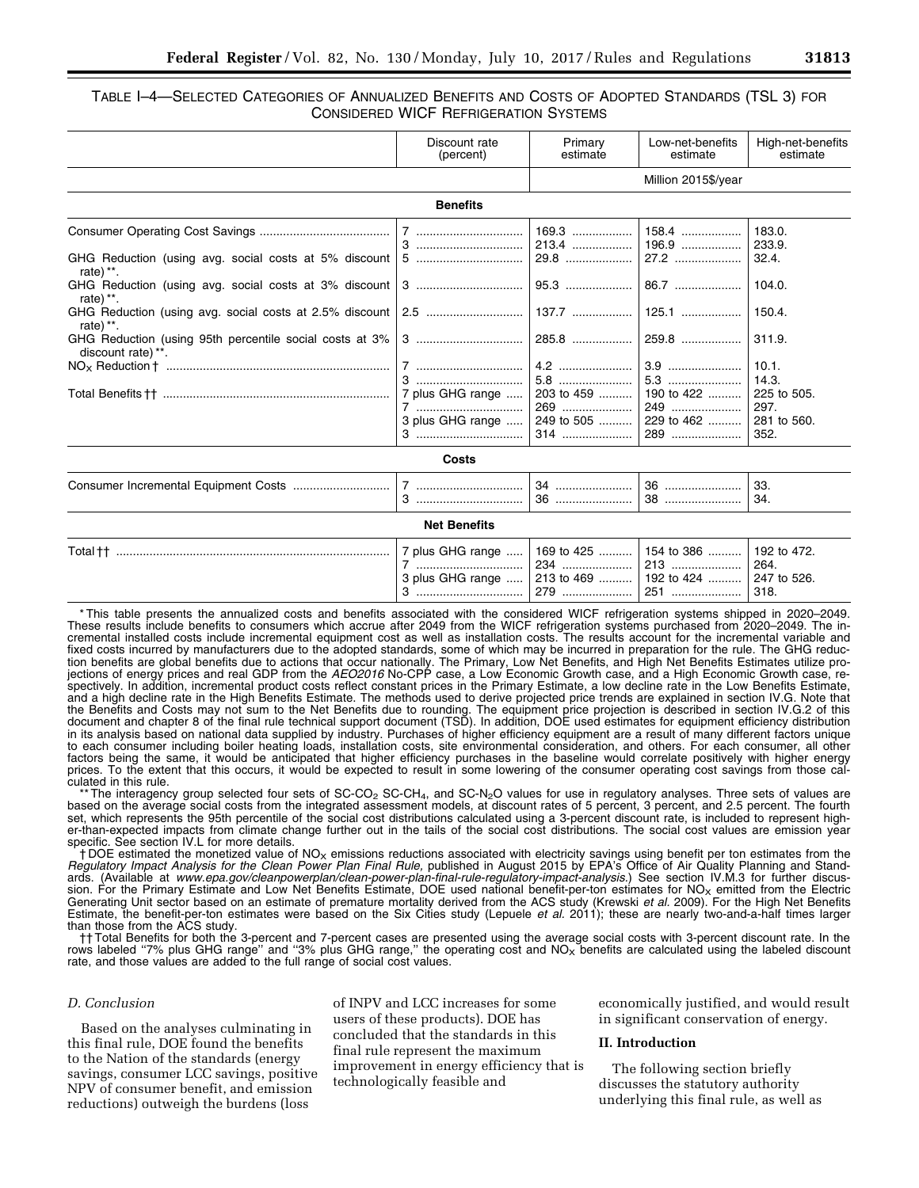TABLE I–4—SELECTED CATEGORIES OF ANNUALIZED BENEFITS AND COSTS OF ADOPTED STANDARDS (TSL 3) FOR CONSIDERED WICF REFRIGERATION SYSTEMS

| | Discount rate (percent) | Primary estimate | Low-net-benefits estimate | High-net-benefits estimate |
|---|---|---|---|---|
| | | Million 2015$/year | | |
| **Benefits** | | | | |
| Consumer Operating Cost Savings | 7 | 169.3 | 158.4 | 183.0. |
| | 3 | 213.4 | 196.9 | 233.9. |
| GHG Reduction (using avg. social costs at 5% discount rate) **. | 5 | 29.8 | 27.2 | 32.4. |
| GHG Reduction (using avg. social costs at 3% discount rate) **. | 3 | 95.3 | 86.7 | 104.0. |
| GHG Reduction (using avg. social costs at 2.5% discount rate) **. | 2.5 | 137.7 | 125.1 | 150.4. |
| GHG Reduction (using 95th percentile social costs at 3% discount rate) **. | 3 | 285.8 | 259.8 | 311.9. |
| $NO_X$ Reduction † | 7 | 4.2 | 3.9 | 10.1. |
| | 3 | 5.8 | 5.3 | 14.3. |
| Total Benefits †† | 7 plus GHG range | 203 to 459 | 190 to 422 | 225 to 505. |
| | 7 | 269 | 249 | 297. |
| | 3 plus GHG range | 249 to 505 | 229 to 462 | 281 to 560. |
| | 3 | 314 | 289 | 352. |
| **Costs** | | | | |
| Consumer Incremental Equipment Costs | 7 | 34 | 36 | 33. |
| | 3 | 36 | 38 | 34. |
| **Net Benefits** | | | | |
| Total †† | 7 plus GHG range | 169 to 425 | 154 to 386 | 192 to 472. |
| | 7 | 234 | 213 | 264. |
| | 3 plus GHG range | 213 to 469 | 192 to 424 | 247 to 526. |
| | 3 | 279 | 251 | 318. |

\* This table presents the annualized costs and benefits associated with the considered WICF refrigeration systems shipped in 2020–2049. These results include benefits to consumers which accrue after 2049 from the WICF refrigeration systems purchased from 2020–2049. The incremental installed costs include incremental equipment cost as well as installation costs. The results account for the incremental variable and fixed costs incurred by manufacturers due to the adopted standards, some of which may be incurred in preparation for the rule. The GHG reduction benefits are global benefits due to actions that occur nationally. The Primary, Low Net Benefits, and High Net Benefits Estimates utilize projections of energy prices and real GDP from the *AEO2016* No-CPP case, a Low Economic Growth case, and a High Economic Growth case, respectively. In addition, incremental product costs reflect constant prices in the Primary Estimate, a low decline rate in the Low Benefits Estimate, and a high decline rate in the High Benefits Estimate. The methods used to derive projected price trends are explained in section IV.G. Note that the Benefits and Costs may not sum to the Net Benefits due to rounding. The equipment price projection is described in section IV.G.2 of this document and chapter 8 of the final rule technical support document (TSD). In addition, DOE used estimates for equipment efficiency distribution in its analysis based on national data supplied by industry. Purchases of higher efficiency equipment are a result of many different factors unique to each consumer including boiler heating loads, installation costs, site environmental consideration, and others. For each consumer, all other factors being the same, it would be anticipated that higher efficiency purchases in the baseline would correlate positively with higher energy prices. To the extent that this occurs, it would be expected to result in some lowering of the consumer operating cost savings from those calculated in this rule.

\*\* The interagency group selected four sets of SC-$CO_2$ SC-$CH_4$, and SC-$N_2O$ values for use in regulatory analyses. Three sets of values are based on the average social costs from the integrated assessment models, at discount rates of 5 percent, 3 percent, and 2.5 percent. The fourth set, which represents the 95th percentile of the social cost distributions calculated using a 3-percent discount rate, is included to represent higher-than-expected impacts from climate change further out in the tails of the social cost distributions. The social cost values are emission year specific. See section IV.L for more details.

† DOE estimated the monetized value of $NO_X$ emissions reductions associated with electricity savings using benefit per ton estimates from the *Regulatory Impact Analysis for the Clean Power Plan Final Rule,* published in August 2015 by EPA's Office of Air Quality Planning and Standards. (Available at *www.epa.gov/cleanpowerplan/clean-power-plan-final-rule-regulatory-impact-analysis.*) See section IV.M.3 for further discussion. For the Primary Estimate and Low Net Benefits Estimate, DOE used national benefit-per-ton estimates for $NO_X$ emitted from the Electric Generating Unit sector based on an estimate of premature mortality derived from the ACS study (Krewski *et al.* 2009). For the High Net Benefits Estimate, the benefit-per-ton estimates were based on the Six Cities study (Lepuele *et al.* 2011); these are nearly two-and-a-half times larger than those from the ACS study.

†† Total Benefits for both the 3-percent and 7-percent cases are presented using the average social costs with 3-percent discount rate. In the rows labeled "7% plus GHG range" and "3% plus GHG range," the operating cost and $NO_X$ benefits are calculated using the labeled discount rate, and those values are added to the full range of social cost values.

### D. Conclusion

Based on the analyses culminating in this final rule, DOE found the benefits to the Nation of the standards (energy savings, consumer LCC savings, positive NPV of consumer benefit, and emission reductions) outweigh the burdens (loss of INPV and LCC increases for some users of these products). DOE has concluded that the standards in this final rule represent the maximum improvement in energy efficiency that is technologically feasible and economically justified, and would result in significant conservation of energy.

## II. Introduction

The following section briefly discusses the statutory authority underlying this final rule, as well as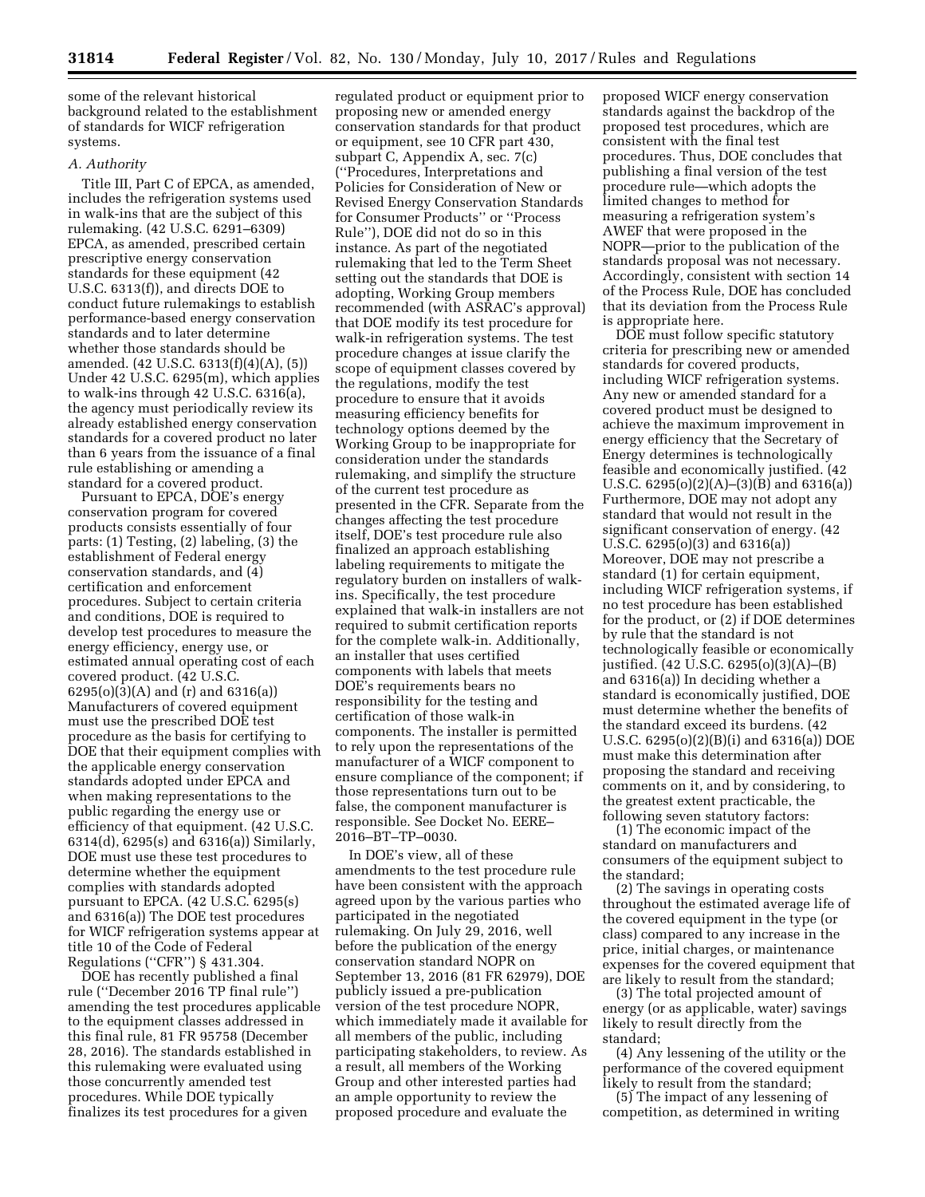some of the relevant historical background related to the establishment of standards for WICF refrigeration systems.

### *A. Authority*

Title III, Part C of EPCA, as amended, includes the refrigeration systems used in walk-ins that are the subject of this rulemaking. (42 U.S.C. 6291–6309) EPCA, as amended, prescribed certain prescriptive energy conservation standards for these equipment (42 U.S.C. 6313(f)), and directs DOE to conduct future rulemakings to establish performance-based energy conservation standards and to later determine whether those standards should be amended. (42 U.S.C. 6313(f)(4)(A), (5)) Under 42 U.S.C. 6295(m), which applies to walk-ins through 42 U.S.C. 6316(a), the agency must periodically review its already established energy conservation standards for a covered product no later than 6 years from the issuance of a final rule establishing or amending a standard for a covered product.

Pursuant to EPCA, DOE's energy conservation program for covered products consists essentially of four parts: (1) Testing, (2) labeling, (3) the establishment of Federal energy conservation standards, and (4) certification and enforcement procedures. Subject to certain criteria and conditions, DOE is required to develop test procedures to measure the energy efficiency, energy use, or estimated annual operating cost of each covered product. (42 U.S.C. 6295(o)(3)(A) and (r) and 6316(a)) Manufacturers of covered equipment must use the prescribed DOE test procedure as the basis for certifying to DOE that their equipment complies with the applicable energy conservation standards adopted under EPCA and when making representations to the public regarding the energy use or efficiency of that equipment. (42 U.S.C. 6314(d), 6295(s) and 6316(a)) Similarly, DOE must use these test procedures to determine whether the equipment complies with standards adopted pursuant to EPCA. (42 U.S.C. 6295(s) and 6316(a)) The DOE test procedures for WICF refrigeration systems appear at title 10 of the Code of Federal Regulations (''CFR'') § 431.304.

DOE has recently published a final rule (''December 2016 TP final rule'') amending the test procedures applicable to the equipment classes addressed in this final rule, 81 FR 95758 (December 28, 2016). The standards established in this rulemaking were evaluated using those concurrently amended test procedures. While DOE typically finalizes its test procedures for a given regulated product or equipment prior to proposing new or amended energy conservation standards for that product or equipment, see 10 CFR part 430, subpart C, Appendix A, sec. 7(c) (''Procedures, Interpretations and Policies for Consideration of New or Revised Energy Conservation Standards for Consumer Products'' or ''Process Rule''), DOE did not do so in this instance. As part of the negotiated rulemaking that led to the Term Sheet setting out the standards that DOE is adopting, Working Group members recommended (with ASRAC's approval) that DOE modify its test procedure for walk-in refrigeration systems. The test procedure changes at issue clarify the scope of equipment classes covered by the regulations, modify the test procedure to ensure that it avoids measuring efficiency benefits for technology options deemed by the Working Group to be inappropriate for consideration under the standards rulemaking, and simplify the structure of the current test procedure as presented in the CFR. Separate from the changes affecting the test procedure itself, DOE's test procedure rule also finalized an approach establishing labeling requirements to mitigate the regulatory burden on installers of walk-ins. Specifically, the test procedure explained that walk-in installers are not required to submit certification reports for the complete walk-in. Additionally, an installer that uses certified components with labels that meets DOE's requirements bears no responsibility for the testing and certification of those walk-in components. The installer is permitted to rely upon the representations of the manufacturer of a WICF component to ensure compliance of the component; if those representations turn out to be false, the component manufacturer is responsible. See Docket No. EERE–2016–BT–TP–0030.

In DOE's view, all of these amendments to the test procedure rule have been consistent with the approach agreed upon by the various parties who participated in the negotiated rulemaking. On July 29, 2016, well before the publication of the energy conservation standard NOPR on September 13, 2016 (81 FR 62979), DOE publicly issued a pre-publication version of the test procedure NOPR, which immediately made it available for all members of the public, including participating stakeholders, to review. As a result, all members of the Working Group and other interested parties had an ample opportunity to review the proposed procedure and evaluate the proposed WICF energy conservation standards against the backdrop of the proposed test procedures, which are consistent with the final test procedures. Thus, DOE concludes that publishing a final version of the test procedure rule—which adopts the limited changes to method for measuring a refrigeration system's AWEF that were proposed in the NOPR—prior to the publication of the standards proposal was not necessary. Accordingly, consistent with section 14 of the Process Rule, DOE has concluded that its deviation from the Process Rule is appropriate here.

DOE must follow specific statutory criteria for prescribing new or amended standards for covered products, including WICF refrigeration systems. Any new or amended standard for a covered product must be designed to achieve the maximum improvement in energy efficiency that the Secretary of Energy determines is technologically feasible and economically justified. (42 U.S.C. 6295(o)(2)(A)–(3)(B) and 6316(a)) Furthermore, DOE may not adopt any standard that would not result in the significant conservation of energy. (42 U.S.C. 6295(o)(3) and 6316(a)) Moreover, DOE may not prescribe a standard (1) for certain equipment, including WICF refrigeration systems, if no test procedure has been established for the product, or (2) if DOE determines by rule that the standard is not technologically feasible or economically justified. (42 U.S.C. 6295(o)(3)(A)–(B) and 6316(a)) In deciding whether a standard is economically justified, DOE must determine whether the benefits of the standard exceed its burdens. (42 U.S.C. 6295(o)(2)(B)(i) and 6316(a)) DOE must make this determination after proposing the standard and receiving comments on it, and by considering, to the greatest extent practicable, the following seven statutory factors:

(1) The economic impact of the standard on manufacturers and consumers of the equipment subject to the standard;

(2) The savings in operating costs throughout the estimated average life of the covered equipment in the type (or class) compared to any increase in the price, initial charges, or maintenance expenses for the covered equipment that are likely to result from the standard;

(3) The total projected amount of energy (or as applicable, water) savings likely to result directly from the standard;

(4) Any lessening of the utility or the performance of the covered equipment likely to result from the standard;

(5) The impact of any lessening of competition, as determined in writing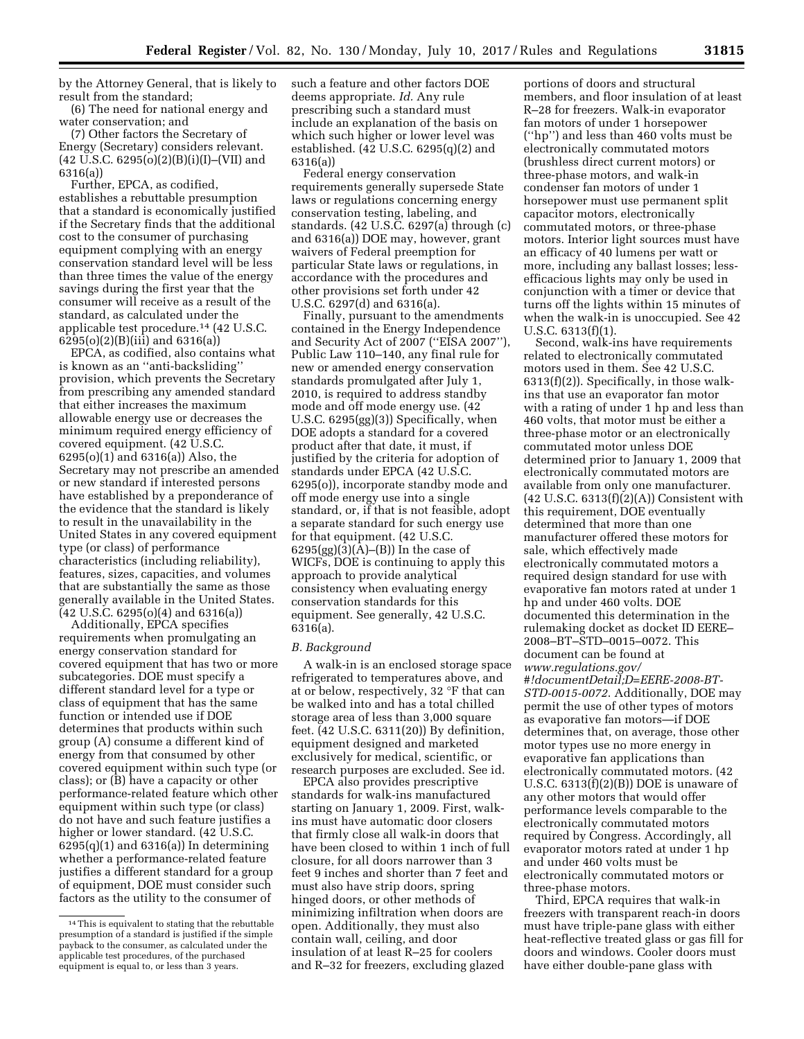by the Attorney General, that is likely to result from the standard;

(6) The need for national energy and water conservation; and

(7) Other factors the Secretary of Energy (Secretary) considers relevant. (42 U.S.C. 6295(o)(2)(B)(i)(I)–(VII) and 6316(a))

Further, EPCA, as codified, establishes a rebuttable presumption that a standard is economically justified if the Secretary finds that the additional cost to the consumer of purchasing equipment complying with an energy conservation standard level will be less than three times the value of the energy savings during the first year that the consumer will receive as a result of the standard, as calculated under the applicable test procedure.[14] (42 U.S.C. 6295(o)(2)(B)(iii) and 6316(a))

EPCA, as codified, also contains what is known as an ''anti-backsliding'' provision, which prevents the Secretary from prescribing any amended standard that either increases the maximum allowable energy use or decreases the minimum required energy efficiency of covered equipment. (42 U.S.C. 6295(o)(1) and 6316(a)) Also, the Secretary may not prescribe an amended or new standard if interested persons have established by a preponderance of the evidence that the standard is likely to result in the unavailability in the United States in any covered equipment type (or class) of performance characteristics (including reliability), features, sizes, capacities, and volumes that are substantially the same as those generally available in the United States. (42 U.S.C. 6295(o)(4) and 6316(a))

Additionally, EPCA specifies requirements when promulgating an energy conservation standard for covered equipment that has two or more subcategories. DOE must specify a different standard level for a type or class of equipment that has the same function or intended use if DOE determines that products within such group (A) consume a different kind of energy from that consumed by other covered equipment within such type (or class); or (B) have a capacity or other performance-related feature which other equipment within such type (or class) do not have and such feature justifies a higher or lower standard. (42 U.S.C. 6295(q)(1) and 6316(a)) In determining whether a performance-related feature justifies a different standard for a group of equipment, DOE must consider such factors as the utility to the consumer of such a feature and other factors DOE deems appropriate. *Id.* Any rule prescribing such a standard must include an explanation of the basis on which such higher or lower level was established. (42 U.S.C. 6295(q)(2) and 6316(a))

Federal energy conservation requirements generally supersede State laws or regulations concerning energy conservation testing, labeling, and standards. (42 U.S.C. 6297(a) through (c) and 6316(a)) DOE may, however, grant waivers of Federal preemption for particular State laws or regulations, in accordance with the procedures and other provisions set forth under 42 U.S.C. 6297(d) and 6316(a).

Finally, pursuant to the amendments contained in the Energy Independence and Security Act of 2007 (''EISA 2007''), Public Law 110–140, any final rule for new or amended energy conservation standards promulgated after July 1, 2010, is required to address standby mode and off mode energy use. (42 U.S.C. 6295(gg)(3)) Specifically, when DOE adopts a standard for a covered product after that date, it must, if justified by the criteria for adoption of standards under EPCA (42 U.S.C. 6295(o)), incorporate standby mode and off mode energy use into a single standard, or, if that is not feasible, adopt a separate standard for such energy use for that equipment. (42 U.S.C. 6295(gg)(3)(A)–(B)) In the case of WICFs, DOE is continuing to apply this approach to provide analytical consistency when evaluating energy conservation standards for this equipment. See generally, 42 U.S.C. 6316(a).

### *B. Background*

A walk-in is an enclosed storage space refrigerated to temperatures above, and at or below, respectively, 32 °F that can be walked into and has a total chilled storage area of less than 3,000 square feet. (42 U.S.C. 6311(20)) By definition, equipment designed and marketed exclusively for medical, scientific, or research purposes are excluded. See id.

EPCA also provides prescriptive standards for walk-ins manufactured starting on January 1, 2009. First, walk-ins must have automatic door closers that firmly close all walk-in doors that have been closed to within 1 inch of full closure, for all doors narrower than 3 feet 9 inches and shorter than 7 feet and must also have strip doors, spring hinged doors, or other methods of minimizing infiltration when doors are open. Additionally, they must also contain wall, ceiling, and door insulation of at least R–25 for coolers and R–32 for freezers, excluding glazed portions of doors and structural members, and floor insulation of at least R–28 for freezers. Walk-in evaporator fan motors of under 1 horsepower (''hp'') and less than 460 volts must be electronically commutated motors (brushless direct current motors) or three-phase motors, and walk-in condenser fan motors of under 1 horsepower must use permanent split capacitor motors, electronically commutated motors, or three-phase motors. Interior light sources must have an efficacy of 40 lumens per watt or more, including any ballast losses; less-efficacious lights may only be used in conjunction with a timer or device that turns off the lights within 15 minutes of when the walk-in is unoccupied. See 42 U.S.C. 6313(f)(1).

Second, walk-ins have requirements related to electronically commutated motors used in them. See 42 U.S.C. 6313(f)(2)). Specifically, in those walk-ins that use an evaporator fan motor with a rating of under 1 hp and less than 460 volts, that motor must be either a three-phase motor or an electronically commutated motor unless DOE determined prior to January 1, 2009 that electronically commutated motors are available from only one manufacturer. (42 U.S.C. 6313(f)(2)(A)) Consistent with this requirement, DOE eventually determined that more than one manufacturer offered these motors for sale, which effectively made electronically commutated motors a required design standard for use with evaporative fan motors rated at under 1 hp and under 460 volts. DOE documented this determination in the rulemaking docket as docket ID EERE–2008–BT–STD–0015–0072. This document can be found at *www.regulations.gov/#!documentDetail;D=EERE-2008-BT-STD-0015-0072*. Additionally, DOE may permit the use of other types of motors as evaporative fan motors—if DOE determines that, on average, those other motor types use no more energy in evaporative fan applications than electronically commutated motors. (42 U.S.C. 6313(f)(2)(B)) DOE is unaware of any other motors that would offer performance levels comparable to the electronically commutated motors required by Congress. Accordingly, all evaporator motors rated at under 1 hp and under 460 volts must be electronically commutated motors or three-phase motors.

Third, EPCA requires that walk-in freezers with transparent reach-in doors must have triple-pane glass with either heat-reflective treated glass or gas fill for doors and windows. Cooler doors must have either double-pane glass with

---

[14] This is equivalent to stating that the rebuttable presumption of a standard is justified if the simple payback to the consumer, as calculated under the applicable test procedures, of the purchased equipment is equal to, or less than 3 years.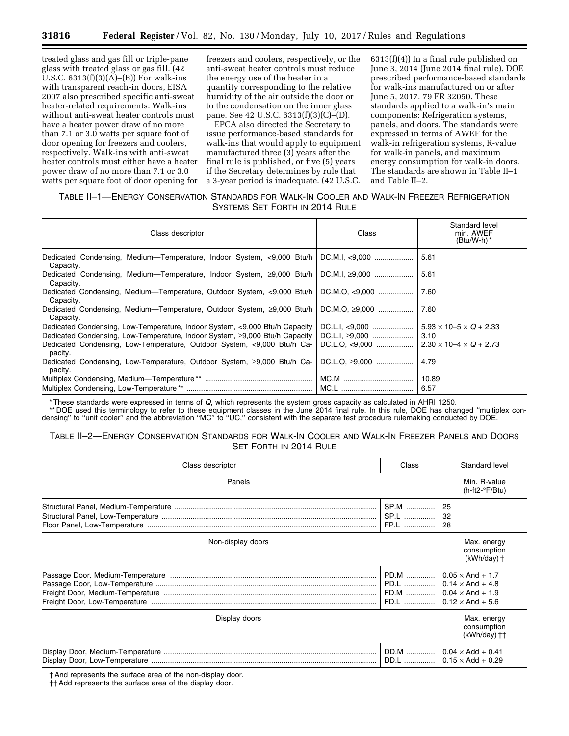treated glass and gas fill or triple-pane glass with treated glass or gas fill. (42 U.S.C. 6313(f)(3)(A)–(B)) For walk-ins with transparent reach-in doors, EISA 2007 also prescribed specific anti-sweat heater-related requirements: Walk-ins without anti-sweat heater controls must have a heater power draw of no more than 7.1 or 3.0 watts per square foot of door opening for freezers and coolers, respectively. Walk-ins with anti-sweat heater controls must either have a heater power draw of no more than 7.1 or 3.0 watts per square foot of door opening for freezers and coolers, respectively, or the anti-sweat heater controls must reduce the energy use of the heater in a quantity corresponding to the relative humidity of the air outside the door or to the condensation on the inner glass pane. See 42 U.S.C. 6313(f)(3)(C)–(D).

EPCA also directed the Secretary to issue performance-based standards for walk-ins that would apply to equipment manufactured three (3) years after the final rule is published, or five (5) years if the Secretary determines by rule that a 3-year period is inadequate. (42 U.S.C. 6313(f)(4)) In a final rule published on June 3, 2014 (June 2014 final rule), DOE prescribed performance-based standards for walk-ins manufactured on or after June 5, 2017. 79 FR 32050. These standards applied to a walk-in's main components: Refrigeration systems, panels, and doors. The standards were expressed in terms of AWEF for the walk-in refrigeration systems, R-value for walk-in panels, and maximum energy consumption for walk-in doors. The standards are shown in Table II–1 and Table II–2.

TABLE II–1—ENERGY CONSERVATION STANDARDS FOR WALK-IN COOLER AND WALK-IN FREEZER REFRIGERATION SYSTEMS SET FORTH IN 2014 RULE

| Class descriptor | Class | Standard level min. AWEF (Btu/W-h) * |
|---|---|---|
| Dedicated Condensing, Medium—Temperature, Indoor System, <9,000 Btu/h Capacity. | DC.M.I, <9,000 | 5.61 |
| Dedicated Condensing, Medium—Temperature, Indoor System, ≥9,000 Btu/h Capacity. | DC.M.I, ≥9,000 | 5.61 |
| Dedicated Condensing, Medium—Temperature, Outdoor System, <9,000 Btu/h Capacity. | DC.M.O, <9,000 | 7.60 |
| Dedicated Condensing, Medium—Temperature, Outdoor System, ≥9,000 Btu/h Capacity. | DC.M.O, ≥9,000 | 7.60 |
| Dedicated Condensing, Low-Temperature, Indoor System, <9,000 Btu/h Capacity | DC.L.I, <9,000 | $5.93 \times 10{-}5 \times Q + 2.33$ |
| Dedicated Condensing, Low-Temperature, Indoor System, ≥9,000 Btu/h Capacity | DC.L.I, ≥9,000 | 3.10 |
| Dedicated Condensing, Low-Temperature, Outdoor System, <9,000 Btu/h Capacity. | DC.L.O, <9,000 | $2.30 \times 10{-}4 \times Q + 2.73$ |
| Dedicated Condensing, Low-Temperature, Outdoor System, ≥9,000 Btu/h Capacity. | DC.L.O, ≥9,000 | 4.79 |
| Multiplex Condensing, Medium—Temperature ** | MC.M | 10.89 |
| Multiplex Condensing, Low-Temperature ** | MC.L | 6.57 |

* These standards were expressed in terms of *Q*, which represents the system gross capacity as calculated in AHRI 1250.

** DOE used this terminology to refer to these equipment classes in the June 2014 final rule. In this rule, DOE has changed "multiplex condensing" to "unit cooler" and the abbreviation "MC" to "UC," consistent with the separate test procedure rulemaking conducted by DOE.

TABLE II–2—ENERGY CONSERVATION STANDARDS FOR WALK-IN COOLER AND WALK-IN FREEZER PANELS AND DOORS SET FORTH IN 2014 RULE

| Class descriptor | Class | Standard level |
|---|---|---|
| Panels | | Min. R-value (h-ft2-°F/Btu) |
| Structural Panel, Medium-Temperature | SP.M | 25 |
| Structural Panel, Low-Temperature | SP.L | 32 |
| Floor Panel, Low-Temperature | FP.L | 28 |
| Non-display doors | | Max. energy consumption (kWh/day) † |
| Passage Door, Medium-Temperature | PD.M | $0.05 \times And + 1.7$ |
| Passage Door, Low-Temperature | PD.L | $0.14 \times And + 4.8$ |
| Freight Door, Medium-Temperature | FD.M | $0.04 \times And + 1.9$ |
| Freight Door, Low-Temperature | FD.L | $0.12 \times And + 5.6$ |
| Display doors | | Max. energy consumption (kWh/day) †† |
| Display Door, Medium-Temperature | DD.M | $0.04 \times Add + 0.41$ |
| Display Door, Low-Temperature | DD.L | $0.15 \times Add + 0.29$ |

† And represents the surface area of the non-display door.

†† Add represents the surface area of the display door.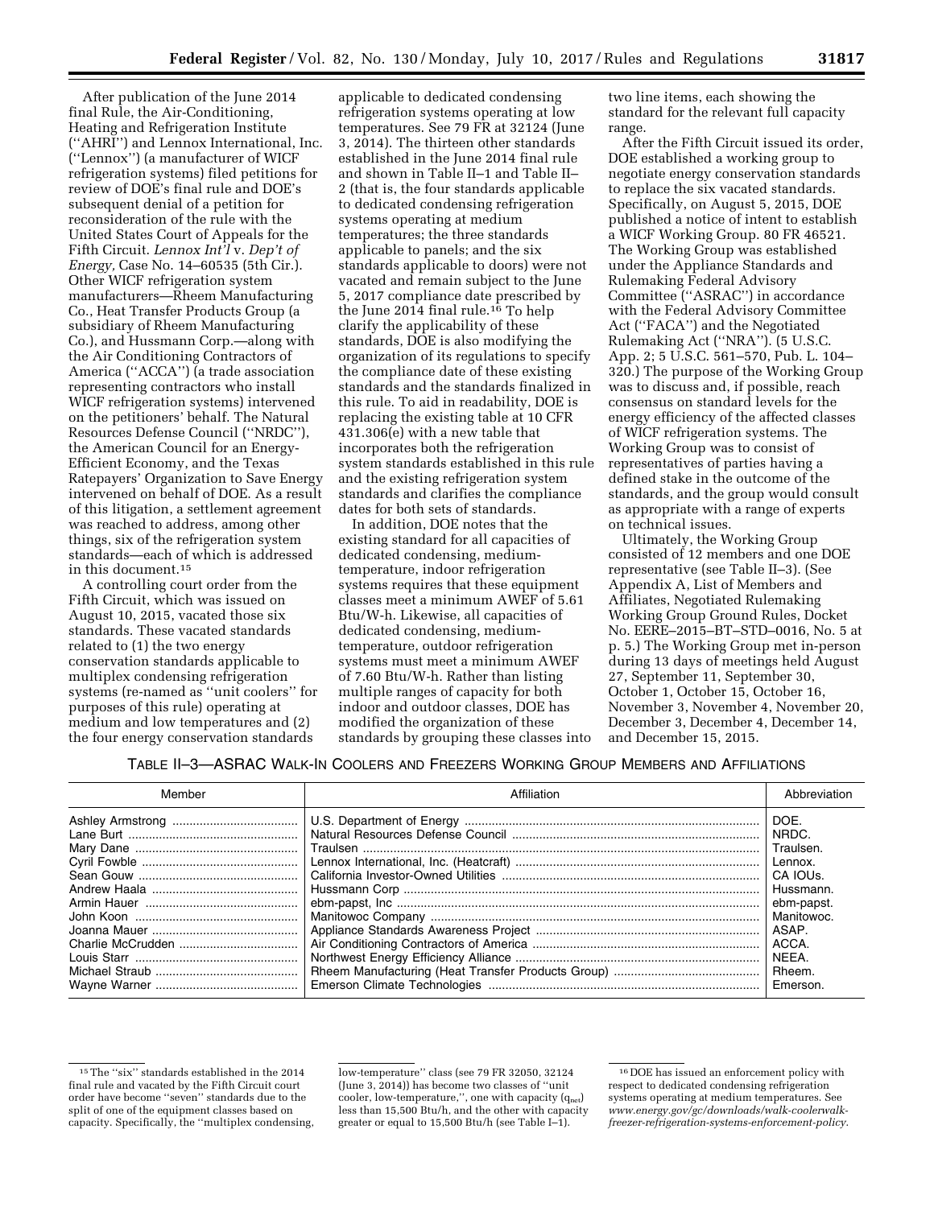After publication of the June 2014 final Rule, the Air-Conditioning, Heating and Refrigeration Institute (''AHRI'') and Lennox International, Inc. (''Lennox'') (a manufacturer of WICF refrigeration systems) filed petitions for review of DOE's final rule and DOE's subsequent denial of a petition for reconsideration of the rule with the United States Court of Appeals for the Fifth Circuit. *Lennox Int'l* v. *Dep't of Energy,* Case No. 14–60535 (5th Cir.). Other WICF refrigeration system manufacturers—Rheem Manufacturing Co., Heat Transfer Products Group (a subsidiary of Rheem Manufacturing Co.), and Hussmann Corp.—along with the Air Conditioning Contractors of America (''ACCA'') (a trade association representing contractors who install WICF refrigeration systems) intervened on the petitioners' behalf. The Natural Resources Defense Council (''NRDC''), the American Council for an Energy-Efficient Economy, and the Texas Ratepayers' Organization to Save Energy intervened on behalf of DOE. As a result of this litigation, a settlement agreement was reached to address, among other things, six of the refrigeration system standards—each of which is addressed in this document.[15]

A controlling court order from the Fifth Circuit, which was issued on August 10, 2015, vacated those six standards. These vacated standards related to (1) the two energy conservation standards applicable to multiplex condensing refrigeration systems (re-named as ''unit coolers'' for purposes of this rule) operating at medium and low temperatures and (2) the four energy conservation standards applicable to dedicated condensing refrigeration systems operating at low temperatures. See 79 FR at 32124 (June 3, 2014). The thirteen other standards established in the June 2014 final rule and shown in Table II–1 and Table II–2 (that is, the four standards applicable to dedicated condensing refrigeration systems operating at medium temperatures; the three standards applicable to panels; and the six standards applicable to doors) were not vacated and remain subject to the June 5, 2017 compliance date prescribed by the June 2014 final rule.[16] To help clarify the applicability of these standards, DOE is also modifying the organization of its regulations to specify the compliance date of these existing standards and the standards finalized in this rule. To aid in readability, DOE is replacing the existing table at 10 CFR 431.306(e) with a new table that incorporates both the refrigeration system standards established in this rule and the existing refrigeration system standards and clarifies the compliance dates for both sets of standards.

In addition, DOE notes that the existing standard for all capacities of dedicated condensing, medium-temperature, indoor refrigeration systems requires that these equipment classes meet a minimum AWEF of 5.61 Btu/W-h. Likewise, all capacities of dedicated condensing, medium-temperature, outdoor refrigeration systems must meet a minimum AWEF of 7.60 Btu/W-h. Rather than listing multiple ranges of capacity for both indoor and outdoor classes, DOE has modified the organization of these standards by grouping these classes into two line items, each showing the standard for the relevant full capacity range.

After the Fifth Circuit issued its order, DOE established a working group to negotiate energy conservation standards to replace the six vacated standards. Specifically, on August 5, 2015, DOE published a notice of intent to establish a WICF Working Group. 80 FR 46521. The Working Group was established under the Appliance Standards and Rulemaking Federal Advisory Committee (''ASRAC'') in accordance with the Federal Advisory Committee Act (''FACA'') and the Negotiated Rulemaking Act (''NRA''). (5 U.S.C. App. 2; 5 U.S.C. 561–570, Pub. L. 104–320.) The purpose of the Working Group was to discuss and, if possible, reach consensus on standard levels for the energy efficiency of the affected classes of WICF refrigeration systems. The Working Group was to consist of representatives of parties having a defined stake in the outcome of the standards, and the group would consult as appropriate with a range of experts on technical issues.

Ultimately, the Working Group consisted of 12 members and one DOE representative (see Table II–3). (See Appendix A, List of Members and Affiliates, Negotiated Rulemaking Working Group Ground Rules, Docket No. EERE–2015–BT–STD–0016, No. 5 at p. 5.) The Working Group met in-person during 13 days of meetings held August 27, September 11, September 30, October 1, October 15, October 16, November 3, November 4, November 20, December 3, December 4, December 14, and December 15, 2015.

TABLE II–3—ASRAC WALK-IN COOLERS AND FREEZERS WORKING GROUP MEMBERS AND AFFILIATIONS

| Member | Affiliation | Abbreviation |
|---|---|---|
| Ashley Armstrong | U.S. Department of Energy | DOE. |
| Lane Burt | Natural Resources Defense Council | NRDC. |
| Mary Dane | Traulsen | Traulsen. |
| Cyril Fowble | Lennox International, Inc. (Heatcraft) | Lennox. |
| Sean Gouw | California Investor-Owned Utilities | CA IOUs. |
| Andrew Haala | Hussmann Corp | Hussmann. |
| Armin Hauer | ebm-papst, Inc | ebm-papst. |
| John Koon | Manitowoc Company | Manitowoc. |
| Joanna Mauer | Appliance Standards Awareness Project | ASAP. |
| Charlie McCrudden | Air Conditioning Contractors of America | ACCA. |
| Louis Starr | Northwest Energy Efficiency Alliance | NEEA. |
| Michael Straub | Rheem Manufacturing (Heat Transfer Products Group) | Rheem. |
| Wayne Warner | Emerson Climate Technologies | Emerson. |

[15] The ''six'' standards established in the 2014 final rule and vacated by the Fifth Circuit court order have become ''seven'' standards due to the split of one of the equipment classes based on capacity. Specifically, the ''multiplex condensing, low-temperature'' class (see 79 FR 32050, 32124 (June 3, 2014)) has become two classes of ''unit cooler, low-temperature,'', one with capacity ($q_{net}$) less than 15,500 Btu/h, and the other with capacity greater or equal to 15,500 Btu/h (see Table I–1).

[16] DOE has issued an enforcement policy with respect to dedicated condensing refrigeration systems operating at medium temperatures. See *www.energy.gov/gc/downloads/walk-coolerwalk-freezer-refrigeration-systems-enforcement-policy.*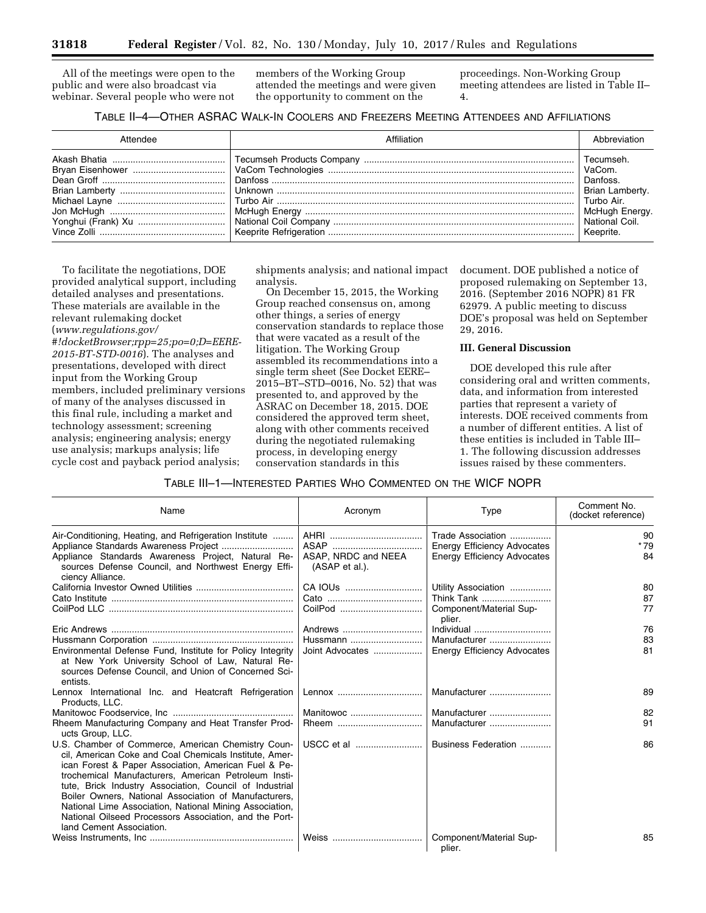All of the meetings were open to the public and were also broadcast via webinar. Several people who were not members of the Working Group attended the meetings and were given the opportunity to comment on the proceedings. Non-Working Group meeting attendees are listed in Table II–4.

TABLE II–4—OTHER ASRAC WALK-IN COOLERS AND FREEZERS MEETING ATTENDEES AND AFFILIATIONS

| Attendee | Affiliation | Abbreviation |
| --- | --- | --- |
| Akash Bhatia | Tecumseh Products Company | Tecumseh. |
| Bryan Eisenhower | VaCom Technologies | VaCom. |
| Dean Groff | Danfoss | Danfoss. |
| Brian Lamberty | Unknown | Brian Lamberty. |
| Michael Layne | Turbo Air | Turbo Air. |
| Jon McHugh | McHugh Energy | McHugh Energy. |
| Yonghui (Frank) Xu | National Coil Company | National Coil. |
| Vince Zolli | Keeprite Refrigeration | Keeprite. |

To facilitate the negotiations, DOE provided analytical support, including detailed analyses and presentations. These materials are available in the relevant rulemaking docket (*www.regulations.gov/#!docketBrowser;rpp=25;po=0;D=EERE-2015-BT-STD-0016*). The analyses and presentations, developed with direct input from the Working Group members, included preliminary versions of many of the analyses discussed in this final rule, including a market and technology assessment; screening analysis; engineering analysis; energy use analysis; markups analysis; life cycle cost and payback period analysis; shipments analysis; and national impact analysis.

On December 15, 2015, the Working Group reached consensus on, among other things, a series of energy conservation standards to replace those that were vacated as a result of the litigation. The Working Group assembled its recommendations into a single term sheet (See Docket EERE–2015–BT–STD–0016, No. 52) that was presented to, and approved by the ASRAC on December 18, 2015. DOE considered the approved term sheet, along with other comments received during the negotiated rulemaking process, in developing energy conservation standards in this document. DOE published a notice of proposed rulemaking on September 13, 2016. (September 2016 NOPR) 81 FR 62979. A public meeting to discuss DOE's proposal was held on September 29, 2016.

## III. General Discussion

DOE developed this rule after considering oral and written comments, data, and information from interested parties that represent a variety of interests. DOE received comments from a number of different entities. A list of these entities is included in Table III–1. The following discussion addresses issues raised by these commenters.

TABLE III–1—INTERESTED PARTIES WHO COMMENTED ON THE WICF NOPR

| Name | Acronym | Type | Comment No. (docket reference) |
| --- | --- | --- | --- |
| Air-Conditioning, Heating, and Refrigeration Institute | AHRI | Trade Association | 90 |
| Appliance Standards Awareness Project | ASAP | Energy Efficiency Advocates | *79 |
| Appliance Standards Awareness Project, Natural Resources Defense Council, and Northwest Energy Efficiency Alliance. | ASAP, NRDC and NEEA (ASAP et al.). | Energy Efficiency Advocates | 84 |
| California Investor Owned Utilities | CA IOUs | Utility Association | 80 |
| Cato Institute | Cato | Think Tank | 87 |
| CoilPod LLC | CoilPod | Component/Material Supplier. | 77 |
| Eric Andrews | Andrews | Individual | 76 |
| Hussmann Corporation | Hussmann | Manufacturer | 83 |
| Environmental Defense Fund, Institute for Policy Integrity at New York University School of Law, Natural Resources Defense Council, and Union of Concerned Scientists. | Joint Advocates | Energy Efficiency Advocates | 81 |
| Lennox International Inc. and Heatcraft Refrigeration Products, LLC. | Lennox | Manufacturer | 89 |
| Manitowoc Foodservice, Inc | Manitowoc | Manufacturer | 82 |
| Rheem Manufacturing Company and Heat Transfer Products Group, LLC. | Rheem | Manufacturer | 91 |
| U.S. Chamber of Commerce, American Chemistry Council, American Coke and Coal Chemicals Institute, American Forest & Paper Association, American Fuel & Petrochemical Manufacturers, American Petroleum Institute, Brick Industry Association, Council of Industrial Boiler Owners, National Association of Manufacturers, National Lime Association, National Mining Association, National Oilseed Processors Association, and the Portland Cement Association. | USCC et al | Business Federation | 86 |
| Weiss Instruments, Inc | Weiss | Component/Material Supplier. | 85 |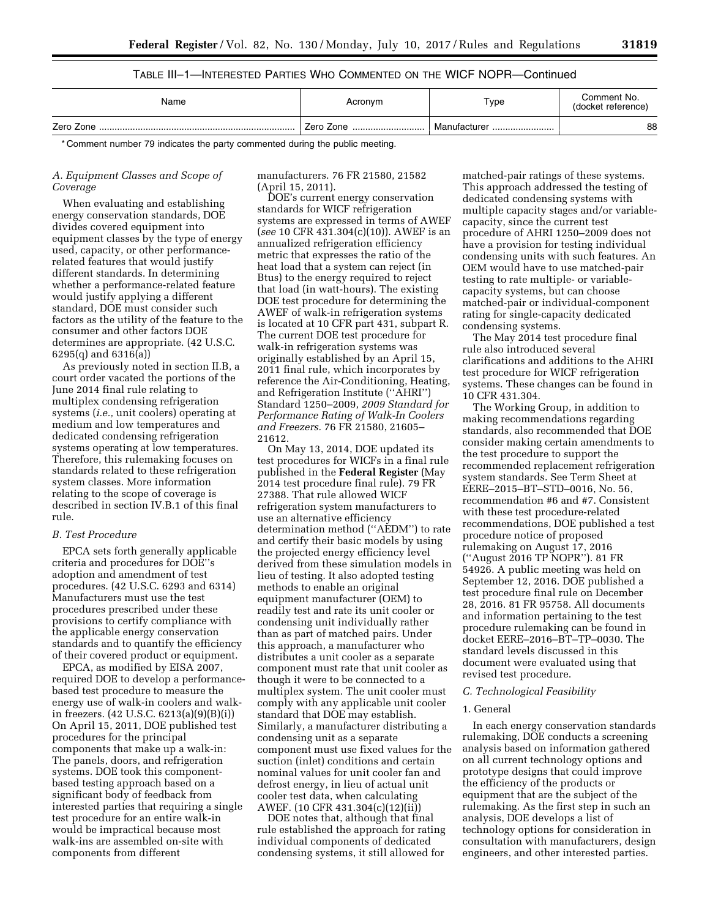TABLE III–1—INTERESTED PARTIES WHO COMMENTED ON THE WICF NOPR—Continued

| Name | Acronym | Type | Comment No. (docket reference) |
| --- | --- | --- | --- |
| Zero Zone | Zero Zone | Manufacturer | 88 |

\* Comment number 79 indicates the party commented during the public meeting.

### A. Equipment Classes and Scope of Coverage

When evaluating and establishing energy conservation standards, DOE divides covered equipment into equipment classes by the type of energy used, capacity, or other performance-related features that would justify different standards. In determining whether a performance-related feature would justify applying a different standard, DOE must consider such factors as the utility of the feature to the consumer and other factors DOE determines are appropriate. (42 U.S.C. 6295(q) and 6316(a))

As previously noted in section II.B, a court order vacated the portions of the June 2014 final rule relating to multiplex condensing refrigeration systems (*i.e.,* unit coolers) operating at medium and low temperatures and dedicated condensing refrigeration systems operating at low temperatures. Therefore, this rulemaking focuses on standards related to these refrigeration system classes. More information relating to the scope of coverage is described in section IV.B.1 of this final rule.

### B. Test Procedure

EPCA sets forth generally applicable criteria and procedures for DOE''s adoption and amendment of test procedures. (42 U.S.C. 6293 and 6314) Manufacturers must use the test procedures prescribed under these provisions to certify compliance with the applicable energy conservation standards and to quantify the efficiency of their covered product or equipment.

EPCA, as modified by EISA 2007, required DOE to develop a performance-based test procedure to measure the energy use of walk-in coolers and walk-in freezers. (42 U.S.C. 6213(a)(9)(B)(i)) On April 15, 2011, DOE published test procedures for the principal components that make up a walk-in: The panels, doors, and refrigeration systems. DOE took this component-based testing approach based on a significant body of feedback from interested parties that requiring a single test procedure for an entire walk-in would be impractical because most walk-ins are assembled on-site with components from different manufacturers. 76 FR 21580, 21582 (April 15, 2011).

DOE's current energy conservation standards for WICF refrigeration systems are expressed in terms of AWEF (*see* 10 CFR 431.304(c)(10)). AWEF is an annualized refrigeration efficiency metric that expresses the ratio of the heat load that a system can reject (in Btus) to the energy required to reject that load (in watt-hours). The existing DOE test procedure for determining the AWEF of walk-in refrigeration systems is located at 10 CFR part 431, subpart R. The current DOE test procedure for walk-in refrigeration systems was originally established by an April 15, 2011 final rule, which incorporates by reference the Air-Conditioning, Heating, and Refrigeration Institute (''AHRI'') Standard 1250–2009, *2009 Standard for Performance Rating of Walk-In Coolers and Freezers.* 76 FR 21580, 21605–21612.

On May 13, 2014, DOE updated its test procedures for WICFs in a final rule published in the **Federal Register** (May 2014 test procedure final rule). 79 FR 27388. That rule allowed WICF refrigeration system manufacturers to use an alternative efficiency determination method (''AEDM'') to rate and certify their basic models by using the projected energy efficiency level derived from these simulation models in lieu of testing. It also adopted testing methods to enable an original equipment manufacturer (OEM) to readily test and rate its unit cooler or condensing unit individually rather than as part of matched pairs. Under this approach, a manufacturer who distributes a unit cooler as a separate component must rate that unit cooler as though it were to be connected to a multiplex system. The unit cooler must comply with any applicable unit cooler standard that DOE may establish. Similarly, a manufacturer distributing a condensing unit as a separate component must use fixed values for the suction (inlet) conditions and certain nominal values for unit cooler fan and defrost energy, in lieu of actual unit cooler test data, when calculating AWEF. (10 CFR 431.304(c)(12)(ii))

DOE notes that, although that final rule established the approach for rating individual components of dedicated condensing systems, it still allowed for matched-pair ratings of these systems. This approach addressed the testing of dedicated condensing systems with multiple capacity stages and/or variable-capacity, since the current test procedure of AHRI 1250–2009 does not have a provision for testing individual condensing units with such features. An OEM would have to use matched-pair testing to rate multiple- or variable-capacity systems, but can choose matched-pair or individual-component rating for single-capacity dedicated condensing systems.

The May 2014 test procedure final rule also introduced several clarifications and additions to the AHRI test procedure for WICF refrigeration systems. These changes can be found in 10 CFR 431.304.

The Working Group, in addition to making recommendations regarding standards, also recommended that DOE consider making certain amendments to the test procedure to support the recommended replacement refrigeration system standards. See Term Sheet at EERE–2015–BT–STD–0016, No. 56, recommendation #6 and #7. Consistent with these test procedure-related recommendations, DOE published a test procedure notice of proposed rulemaking on August 17, 2016 (''August 2016 TP NOPR''). 81 FR 54926. A public meeting was held on September 12, 2016. DOE published a test procedure final rule on December 28, 2016. 81 FR 95758. All documents and information pertaining to the test procedure rulemaking can be found in docket EERE–2016–BT–TP–0030. The standard levels discussed in this document were evaluated using that revised test procedure.

### C. Technological Feasibility

#### 1. General

In each energy conservation standards rulemaking, DOE conducts a screening analysis based on information gathered on all current technology options and prototype designs that could improve the efficiency of the products or equipment that are the subject of the rulemaking. As the first step in such an analysis, DOE develops a list of technology options for consideration in consultation with manufacturers, design engineers, and other interested parties.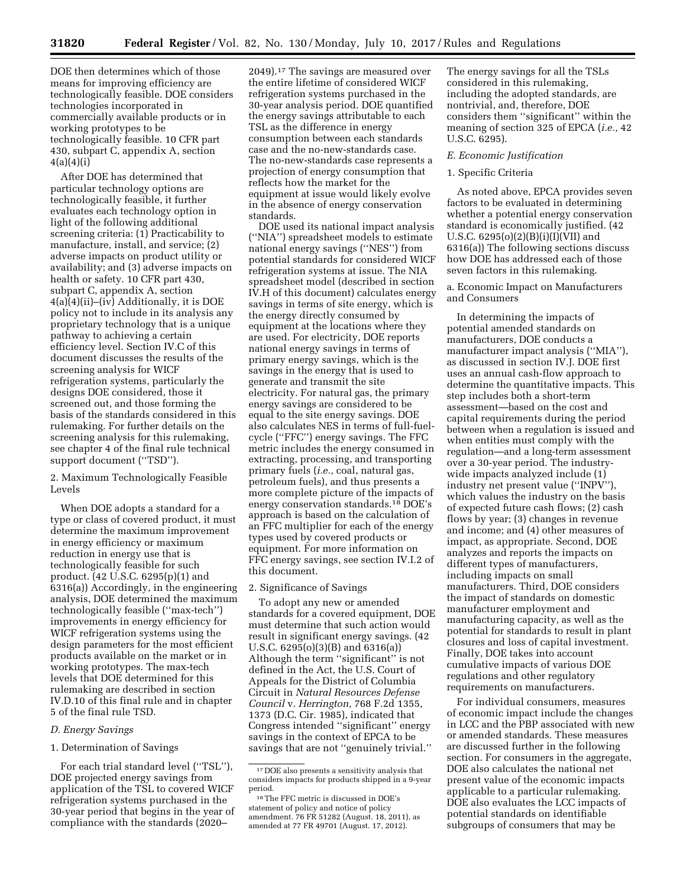DOE then determines which of those means for improving efficiency are technologically feasible. DOE considers technologies incorporated in commercially available products or in working prototypes to be technologically feasible. 10 CFR part 430, subpart C, appendix A, section 4(a)(4)(i)

After DOE has determined that particular technology options are technologically feasible, it further evaluates each technology option in light of the following additional screening criteria: (1) Practicability to manufacture, install, and service; (2) adverse impacts on product utility or availability; and (3) adverse impacts on health or safety. 10 CFR part 430, subpart C, appendix A, section 4(a)(4)(ii)–(iv) Additionally, it is DOE policy not to include in its analysis any proprietary technology that is a unique pathway to achieving a certain efficiency level. Section IV.C of this document discusses the results of the screening analysis for WICF refrigeration systems, particularly the designs DOE considered, those it screened out, and those forming the basis of the standards considered in this rulemaking. For further details on the screening analysis for this rulemaking, see chapter 4 of the final rule technical support document (''TSD'').

2. Maximum Technologically Feasible Levels

When DOE adopts a standard for a type or class of covered product, it must determine the maximum improvement in energy efficiency or maximum reduction in energy use that is technologically feasible for such product. (42 U.S.C. 6295(p)(1) and 6316(a)) Accordingly, in the engineering analysis, DOE determined the maximum technologically feasible (''max-tech'') improvements in energy efficiency for WICF refrigeration systems using the design parameters for the most efficient products available on the market or in working prototypes. The max-tech levels that DOE determined for this rulemaking are described in section IV.D.10 of this final rule and in chapter 5 of the final rule TSD.

### *D. Energy Savings*

1. Determination of Savings

For each trial standard level (''TSL''), DOE projected energy savings from application of the TSL to covered WICF refrigeration systems purchased in the 30-year period that begins in the year of compliance with the standards (2020–2049).[17] The savings are measured over the entire lifetime of considered WICF refrigeration systems purchased in the 30-year analysis period. DOE quantified the energy savings attributable to each TSL as the difference in energy consumption between each standards case and the no-new-standards case. The no-new-standards case represents a projection of energy consumption that reflects how the market for the equipment at issue would likely evolve in the absence of energy conservation standards.

DOE used its national impact analysis (''NIA'') spreadsheet models to estimate national energy savings (''NES'') from potential standards for considered WICF refrigeration systems at issue. The NIA spreadsheet model (described in section IV.H of this document) calculates energy savings in terms of site energy, which is the energy directly consumed by equipment at the locations where they are used. For electricity, DOE reports national energy savings in terms of primary energy savings, which is the savings in the energy that is used to generate and transmit the site electricity. For natural gas, the primary energy savings are considered to be equal to the site energy savings. DOE also calculates NES in terms of full-fuel-cycle (''FFC'') energy savings. The FFC metric includes the energy consumed in extracting, processing, and transporting primary fuels (*i.e.,* coal, natural gas, petroleum fuels), and thus presents a more complete picture of the impacts of energy conservation standards.[18] DOE's approach is based on the calculation of an FFC multiplier for each of the energy types used by covered products or equipment. For more information on FFC energy savings, see section IV.I.2 of this document.

2. Significance of Savings

To adopt any new or amended standards for a covered equipment, DOE must determine that such action would result in significant energy savings. (42 U.S.C. 6295(o)(3)(B) and 6316(a)) Although the term ''significant'' is not defined in the Act, the U.S. Court of Appeals for the District of Columbia Circuit in *Natural Resources Defense Council* v. *Herrington,* 768 F.2d 1355, 1373 (D.C. Cir. 1985), indicated that Congress intended ''significant'' energy savings in the context of EPCA to be savings that are not ''genuinely trivial.'' The energy savings for all the TSLs considered in this rulemaking, including the adopted standards, are nontrivial, and, therefore, DOE considers them ''significant'' within the meaning of section 325 of EPCA (*i.e.,* 42 U.S.C. 6295).

### *E. Economic Justification*

1. Specific Criteria

As noted above, EPCA provides seven factors to be evaluated in determining whether a potential energy conservation standard is economically justified. (42 U.S.C. 6295(o)(2)(B)(i)(I)(VII) and 6316(a)) The following sections discuss how DOE has addressed each of those seven factors in this rulemaking.

a. Economic Impact on Manufacturers and Consumers

In determining the impacts of potential amended standards on manufacturers, DOE conducts a manufacturer impact analysis (''MIA''), as discussed in section IV.J. DOE first uses an annual cash-flow approach to determine the quantitative impacts. This step includes both a short-term assessment—based on the cost and capital requirements during the period between when a regulation is issued and when entities must comply with the regulation—and a long-term assessment over a 30-year period. The industry-wide impacts analyzed include (1) industry net present value (''INPV''), which values the industry on the basis of expected future cash flows; (2) cash flows by year; (3) changes in revenue and income; and (4) other measures of impact, as appropriate. Second, DOE analyzes and reports the impacts on different types of manufacturers, including impacts on small manufacturers. Third, DOE considers the impact of standards on domestic manufacturer employment and manufacturing capacity, as well as the potential for standards to result in plant closures and loss of capital investment. Finally, DOE takes into account cumulative impacts of various DOE regulations and other regulatory requirements on manufacturers.

For individual consumers, measures of economic impact include the changes in LCC and the PBP associated with new or amended standards. These measures are discussed further in the following section. For consumers in the aggregate, DOE also calculates the national net present value of the economic impacts applicable to a particular rulemaking. DOE also evaluates the LCC impacts of potential standards on identifiable subgroups of consumers that may be

---

[17] DOE also presents a sensitivity analysis that considers impacts for products shipped in a 9-year period.

[18] The FFC metric is discussed in DOE's statement of policy and notice of policy amendment. 76 FR 51282 (August. 18, 2011), as amended at 77 FR 49701 (August. 17, 2012).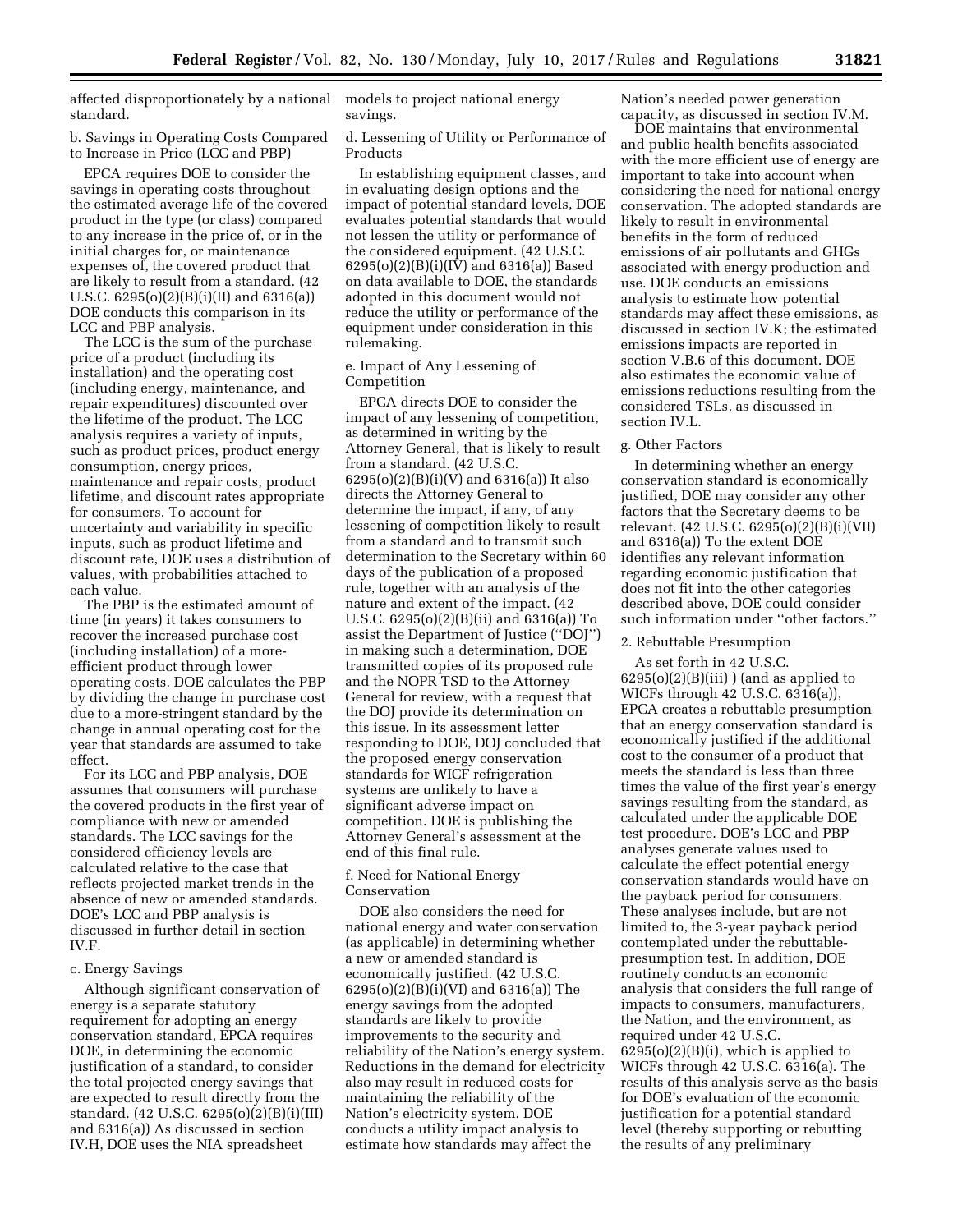affected disproportionately by a national standard.

b. Savings in Operating Costs Compared to Increase in Price (LCC and PBP)

EPCA requires DOE to consider the savings in operating costs throughout the estimated average life of the covered product in the type (or class) compared to any increase in the price of, or in the initial charges for, or maintenance expenses of, the covered product that are likely to result from a standard. (42 U.S.C. 6295(o)(2)(B)(i)(II) and 6316(a)) DOE conducts this comparison in its LCC and PBP analysis.

The LCC is the sum of the purchase price of a product (including its installation) and the operating cost (including energy, maintenance, and repair expenditures) discounted over the lifetime of the product. The LCC analysis requires a variety of inputs, such as product prices, product energy consumption, energy prices, maintenance and repair costs, product lifetime, and discount rates appropriate for consumers. To account for uncertainty and variability in specific inputs, such as product lifetime and discount rate, DOE uses a distribution of values, with probabilities attached to each value.

The PBP is the estimated amount of time (in years) it takes consumers to recover the increased purchase cost (including installation) of a more-efficient product through lower operating costs. DOE calculates the PBP by dividing the change in purchase cost due to a more-stringent standard by the change in annual operating cost for the year that standards are assumed to take effect.

For its LCC and PBP analysis, DOE assumes that consumers will purchase the covered products in the first year of compliance with new or amended standards. The LCC savings for the considered efficiency levels are calculated relative to the case that reflects projected market trends in the absence of new or amended standards. DOE's LCC and PBP analysis is discussed in further detail in section IV.F.

c. Energy Savings

Although significant conservation of energy is a separate statutory requirement for adopting an energy conservation standard, EPCA requires DOE, in determining the economic justification of a standard, to consider the total projected energy savings that are expected to result directly from the standard. (42 U.S.C. 6295(o)(2)(B)(i)(III) and 6316(a)) As discussed in section IV.H, DOE uses the NIA spreadsheet models to project national energy savings.

d. Lessening of Utility or Performance of Products

In establishing equipment classes, and in evaluating design options and the impact of potential standard levels, DOE evaluates potential standards that would not lessen the utility or performance of the considered equipment. (42 U.S.C. 6295(o)(2)(B)(i)(IV) and 6316(a)) Based on data available to DOE, the standards adopted in this document would not reduce the utility or performance of the equipment under consideration in this rulemaking.

e. Impact of Any Lessening of Competition

EPCA directs DOE to consider the impact of any lessening of competition, as determined in writing by the Attorney General, that is likely to result from a standard. (42 U.S.C. 6295(o)(2)(B)(i)(V) and 6316(a)) It also directs the Attorney General to determine the impact, if any, of any lessening of competition likely to result from a standard and to transmit such determination to the Secretary within 60 days of the publication of a proposed rule, together with an analysis of the nature and extent of the impact. (42 U.S.C. 6295(o)(2)(B)(ii) and 6316(a)) To assist the Department of Justice (''DOJ'') in making such a determination, DOE transmitted copies of its proposed rule and the NOPR TSD to the Attorney General for review, with a request that the DOJ provide its determination on this issue. In its assessment letter responding to DOE, DOJ concluded that the proposed energy conservation standards for WICF refrigeration systems are unlikely to have a significant adverse impact on competition. DOE is publishing the Attorney General's assessment at the end of this final rule.

f. Need for National Energy Conservation

DOE also considers the need for national energy and water conservation (as applicable) in determining whether a new or amended standard is economically justified. (42 U.S.C. 6295(o)(2)(B)(i)(VI) and 6316(a)) The energy savings from the adopted standards are likely to provide improvements to the security and reliability of the Nation's energy system. Reductions in the demand for electricity also may result in reduced costs for maintaining the reliability of the Nation's electricity system. DOE conducts a utility impact analysis to estimate how standards may affect the Nation's needed power generation capacity, as discussed in section IV.M.

DOE maintains that environmental and public health benefits associated with the more efficient use of energy are important to take into account when considering the need for national energy conservation. The adopted standards are likely to result in environmental benefits in the form of reduced emissions of air pollutants and GHGs associated with energy production and use. DOE conducts an emissions analysis to estimate how potential standards may affect these emissions, as discussed in section IV.K; the estimated emissions impacts are reported in section V.B.6 of this document. DOE also estimates the economic value of emissions reductions resulting from the considered TSLs, as discussed in section IV.L.

g. Other Factors

In determining whether an energy conservation standard is economically justified, DOE may consider any other factors that the Secretary deems to be relevant. (42 U.S.C. 6295(o)(2)(B)(i)(VII) and 6316(a)) To the extent DOE identifies any relevant information regarding economic justification that does not fit into the other categories described above, DOE could consider such information under ''other factors.''

2. Rebuttable Presumption

As set forth in 42 U.S.C. 6295(o)(2)(B)(iii) ) (and as applied to WICFs through 42 U.S.C. 6316(a)), EPCA creates a rebuttable presumption that an energy conservation standard is economically justified if the additional cost to the consumer of a product that meets the standard is less than three times the value of the first year's energy savings resulting from the standard, as calculated under the applicable DOE test procedure. DOE's LCC and PBP analyses generate values used to calculate the effect potential energy conservation standards would have on the payback period for consumers. These analyses include, but are not limited to, the 3-year payback period contemplated under the rebuttable-presumption test. In addition, DOE routinely conducts an economic analysis that considers the full range of impacts to consumers, manufacturers, the Nation, and the environment, as required under 42 U.S.C. 6295(o)(2)(B)(i), which is applied to WICFs through 42 U.S.C. 6316(a). The results of this analysis serve as the basis for DOE's evaluation of the economic justification for a potential standard level (thereby supporting or rebutting the results of any preliminary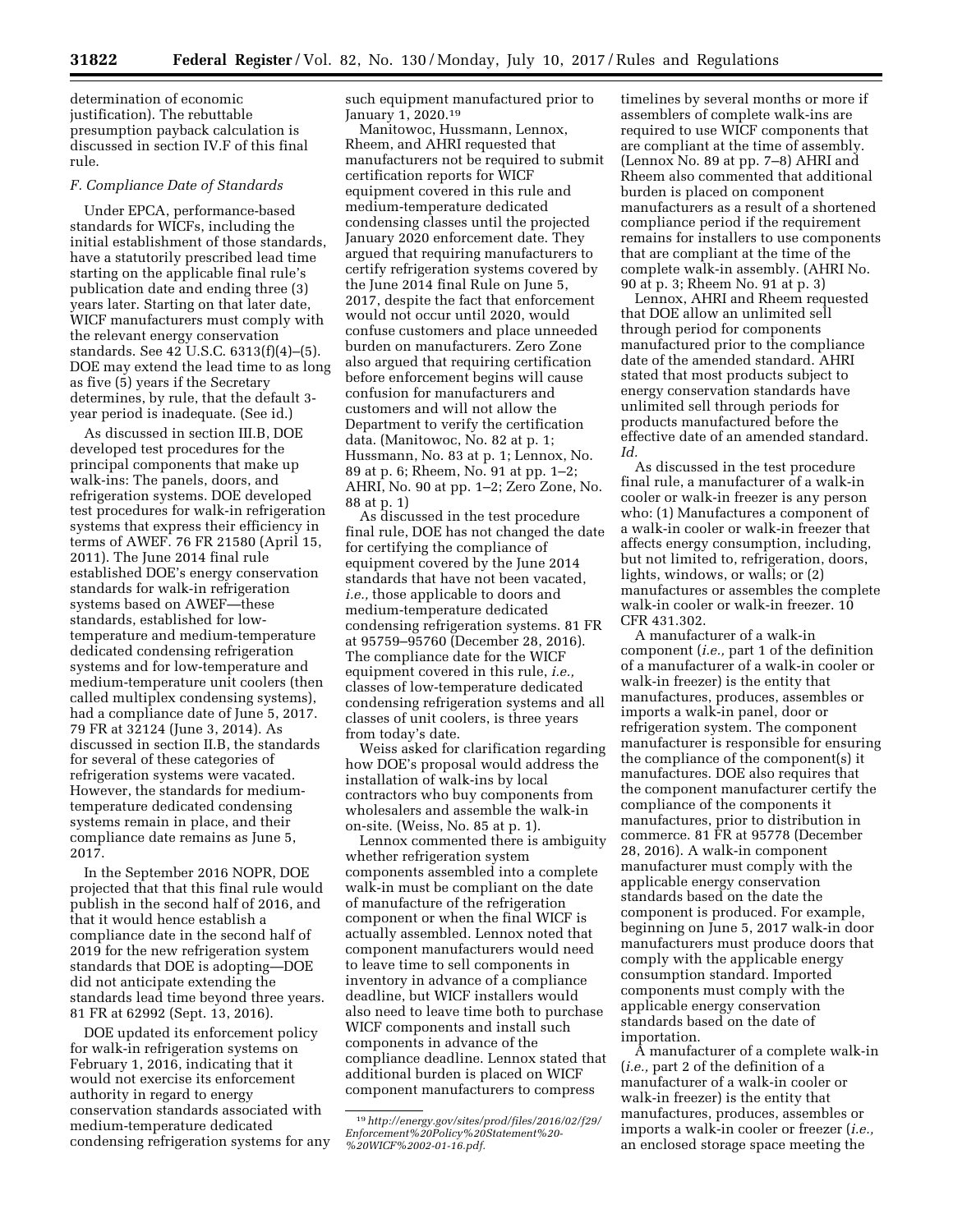determination of economic justification). The rebuttable presumption payback calculation is discussed in section IV.F of this final rule.

### F. Compliance Date of Standards

Under EPCA, performance-based standards for WICFs, including the initial establishment of those standards, have a statutorily prescribed lead time starting on the applicable final rule's publication date and ending three (3) years later. Starting on that later date, WICF manufacturers must comply with the relevant energy conservation standards. See 42 U.S.C. 6313(f)(4)–(5). DOE may extend the lead time to as long as five (5) years if the Secretary determines, by rule, that the default 3-year period is inadequate. (See id.)

As discussed in section III.B, DOE developed test procedures for the principal components that make up walk-ins: The panels, doors, and refrigeration systems. DOE developed test procedures for walk-in refrigeration systems that express their efficiency in terms of AWEF. 76 FR 21580 (April 15, 2011). The June 2014 final rule established DOE's energy conservation standards for walk-in refrigeration systems based on AWEF—these standards, established for low-temperature and medium-temperature dedicated condensing refrigeration systems and for low-temperature and medium-temperature unit coolers (then called multiplex condensing systems), had a compliance date of June 5, 2017. 79 FR at 32124 (June 3, 2014). As discussed in section II.B, the standards for several of these categories of refrigeration systems were vacated. However, the standards for medium-temperature dedicated condensing systems remain in place, and their compliance date remains as June 5, 2017.

In the September 2016 NOPR, DOE projected that that this final rule would publish in the second half of 2016, and that it would hence establish a compliance date in the second half of 2019 for the new refrigeration system standards that DOE is adopting—DOE did not anticipate extending the standards lead time beyond three years. 81 FR at 62992 (Sept. 13, 2016).

DOE updated its enforcement policy for walk-in refrigeration systems on February 1, 2016, indicating that it would not exercise its enforcement authority in regard to energy conservation standards associated with medium-temperature dedicated condensing refrigeration systems for any such equipment manufactured prior to January 1, 2020.[19]

Manitowoc, Hussmann, Lennox, Rheem, and AHRI requested that manufacturers not be required to submit certification reports for WICF equipment covered in this rule and medium-temperature dedicated condensing classes until the projected January 2020 enforcement date. They argued that requiring manufacturers to certify refrigeration systems covered by the June 2014 final Rule on June 5, 2017, despite the fact that enforcement would not occur until 2020, would confuse customers and place unneeded burden on manufacturers. Zero Zone also argued that requiring certification before enforcement begins will cause confusion for manufacturers and customers and will not allow the Department to verify the certification data. (Manitowoc, No. 82 at p. 1; Hussmann, No. 83 at p. 1; Lennox, No. 89 at p. 6; Rheem, No. 91 at pp. 1–2; AHRI, No. 90 at pp. 1–2; Zero Zone, No. 88 at p. 1)

As discussed in the test procedure final rule, DOE has not changed the date for certifying the compliance of equipment covered by the June 2014 standards that have not been vacated, *i.e.,* those applicable to doors and medium-temperature dedicated condensing refrigeration systems. 81 FR at 95759–95760 (December 28, 2016). The compliance date for the WICF equipment covered in this rule, *i.e.,* classes of low-temperature dedicated condensing refrigeration systems and all classes of unit coolers, is three years from today's date.

Weiss asked for clarification regarding how DOE's proposal would address the installation of walk-ins by local contractors who buy components from wholesalers and assemble the walk-in on-site. (Weiss, No. 85 at p. 1).

Lennox commented there is ambiguity whether refrigeration system components assembled into a complete walk-in must be compliant on the date of manufacture of the refrigeration component or when the final WICF is actually assembled. Lennox noted that component manufacturers would need to leave time to sell components in inventory in advance of a compliance deadline, but WICF installers would also need to leave time both to purchase WICF components and install such components in advance of the compliance deadline. Lennox stated that additional burden is placed on WICF component manufacturers to compress timelines by several months or more if assemblers of complete walk-ins are required to use WICF components that are compliant at the time of assembly. (Lennox No. 89 at pp. 7–8) AHRI and Rheem also commented that additional burden is placed on component manufacturers as a result of a shortened compliance period if the requirement remains for installers to use components that are compliant at the time of the complete walk-in assembly. (AHRI No. 90 at p. 3; Rheem No. 91 at p. 3)

Lennox, AHRI and Rheem requested that DOE allow an unlimited sell through period for components manufactured prior to the compliance date of the amended standard. AHRI stated that most products subject to energy conservation standards have unlimited sell through periods for products manufactured before the effective date of an amended standard. *Id.*

As discussed in the test procedure final rule, a manufacturer of a walk-in cooler or walk-in freezer is any person who: (1) Manufactures a component of a walk-in cooler or walk-in freezer that affects energy consumption, including, but not limited to, refrigeration, doors, lights, windows, or walls; or (2) manufactures or assembles the complete walk-in cooler or walk-in freezer. 10 CFR 431.302.

A manufacturer of a walk-in component (*i.e.,* part 1 of the definition of a manufacturer of a walk-in cooler or walk-in freezer) is the entity that manufactures, produces, assembles or imports a walk-in panel, door or refrigeration system. The component manufacturer is responsible for ensuring the compliance of the component(s) it manufactures. DOE also requires that the component manufacturer certify the compliance of the components it manufactures, prior to distribution in commerce. 81 FR at 95778 (December 28, 2016). A walk-in component manufacturer must comply with the applicable energy conservation standards based on the date the component is produced. For example, beginning on June 5, 2017 walk-in door manufacturers must produce doors that comply with the applicable energy consumption standard. Imported components must comply with the applicable energy conservation standards based on the date of importation.

A manufacturer of a complete walk-in (*i.e.,* part 2 of the definition of a manufacturer of a walk-in cooler or walk-in freezer) is the entity that manufactures, produces, assembles or imports a walk-in cooler or freezer (*i.e.,* an enclosed storage space meeting the

[19] *http://energy.gov/sites/prod/files/2016/02/f29/Enforcement%20Policy%20Statement%20-%20WICF%2002-01-16.pdf.*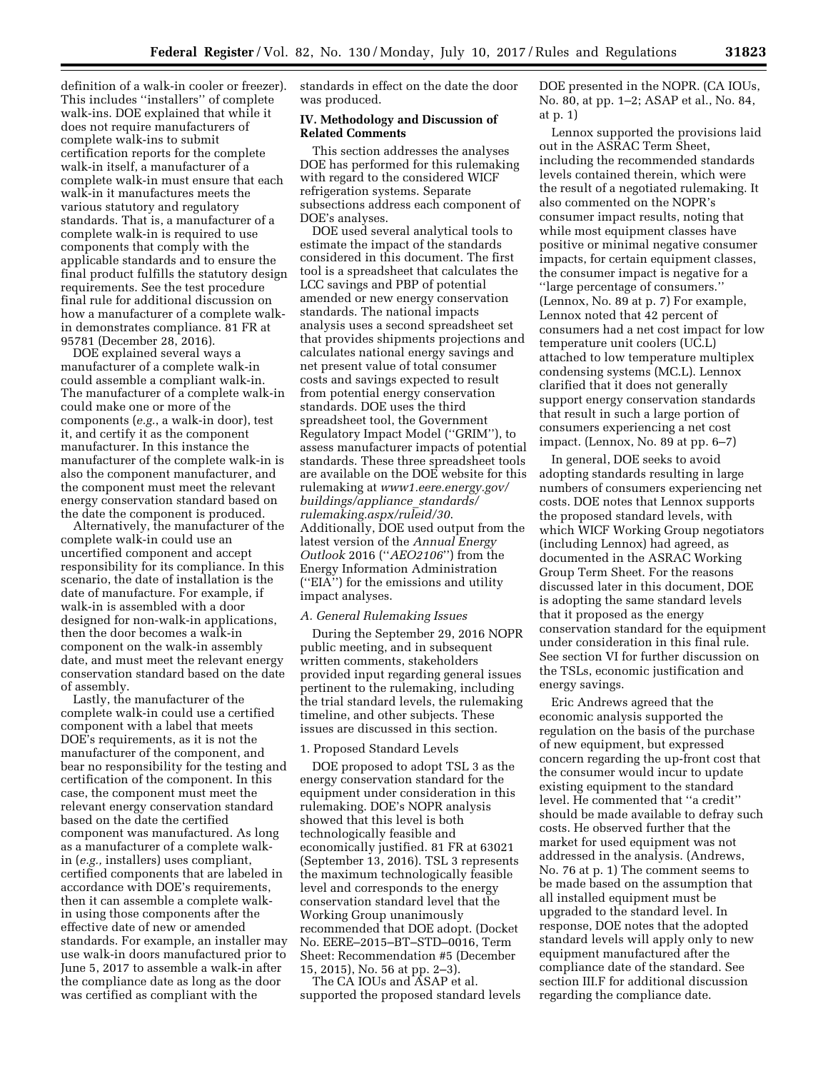definition of a walk-in cooler or freezer). This includes ''installers'' of complete walk-ins. DOE explained that while it does not require manufacturers of complete walk-ins to submit certification reports for the complete walk-in itself, a manufacturer of a complete walk-in must ensure that each walk-in it manufactures meets the various statutory and regulatory standards. That is, a manufacturer of a complete walk-in is required to use components that comply with the applicable standards and to ensure the final product fulfills the statutory design requirements. See the test procedure final rule for additional discussion on how a manufacturer of a complete walk-in demonstrates compliance. 81 FR at 95781 (December 28, 2016).

DOE explained several ways a manufacturer of a complete walk-in could assemble a compliant walk-in. The manufacturer of a complete walk-in could make one or more of the components (*e.g.*, a walk-in door), test it, and certify it as the component manufacturer. In this instance the manufacturer of the complete walk-in is also the component manufacturer, and the component must meet the relevant energy conservation standard based on the date the component is produced.

Alternatively, the manufacturer of the complete walk-in could use an uncertified component and accept responsibility for its compliance. In this scenario, the date of installation is the date of manufacture. For example, if walk-in is assembled with a door designed for non-walk-in applications, then the door becomes a walk-in component on the walk-in assembly date, and must meet the relevant energy conservation standard based on the date of assembly.

Lastly, the manufacturer of the complete walk-in could use a certified component with a label that meets DOE's requirements, as it is not the manufacturer of the component, and bear no responsibility for the testing and certification of the component. In this case, the component must meet the relevant energy conservation standard based on the date the certified component was manufactured. As long as a manufacturer of a complete walk-in (*e.g.,* installers) uses compliant, certified components that are labeled in accordance with DOE's requirements, then it can assemble a complete walk-in using those components after the effective date of new or amended standards. For example, an installer may use walk-in doors manufactured prior to June 5, 2017 to assemble a walk-in after the compliance date as long as the door was certified as compliant with the standards in effect on the date the door was produced.

## IV. Methodology and Discussion of Related Comments

This section addresses the analyses DOE has performed for this rulemaking with regard to the considered WICF refrigeration systems. Separate subsections address each component of DOE's analyses.

DOE used several analytical tools to estimate the impact of the standards considered in this document. The first tool is a spreadsheet that calculates the LCC savings and PBP of potential amended or new energy conservation standards. The national impacts analysis uses a second spreadsheet set that provides shipments projections and calculates national energy savings and net present value of total consumer costs and savings expected to result from potential energy conservation standards. DOE uses the third spreadsheet tool, the Government Regulatory Impact Model (''GRIM''), to assess manufacturer impacts of potential standards. These three spreadsheet tools are available on the DOE website for this rulemaking at *www1.eere.energy.gov/buildings/appliance_standards/rulemaking.aspx/ruleid/30*. Additionally, DOE used output from the latest version of the *Annual Energy Outlook* 2016 (''*AEO2106*'') from the Energy Information Administration (''EIA'') for the emissions and utility impact analyses.

### *A. General Rulemaking Issues*

During the September 29, 2016 NOPR public meeting, and in subsequent written comments, stakeholders provided input regarding general issues pertinent to the rulemaking, including the trial standard levels, the rulemaking timeline, and other subjects. These issues are discussed in this section.

#### 1. Proposed Standard Levels

DOE proposed to adopt TSL 3 as the energy conservation standard for the equipment under consideration in this rulemaking. DOE's NOPR analysis showed that this level is both technologically feasible and economically justified. 81 FR at 63021 (September 13, 2016). TSL 3 represents the maximum technologically feasible level and corresponds to the energy conservation standard level that the Working Group unanimously recommended that DOE adopt. (Docket No. EERE–2015–BT–STD–0016, Term Sheet: Recommendation #5 (December 15, 2015), No. 56 at pp. 2–3).

The CA IOUs and ASAP et al. supported the proposed standard levels DOE presented in the NOPR. (CA IOUs, No. 80, at pp. 1–2; ASAP et al., No. 84, at p. 1)

Lennox supported the provisions laid out in the ASRAC Term Sheet, including the recommended standards levels contained therein, which were the result of a negotiated rulemaking. It also commented on the NOPR's consumer impact results, noting that while most equipment classes have positive or minimal negative consumer impacts, for certain equipment classes, the consumer impact is negative for a ''large percentage of consumers.'' (Lennox, No. 89 at p. 7) For example, Lennox noted that 42 percent of consumers had a net cost impact for low temperature unit coolers (UC.L) attached to low temperature multiplex condensing systems (MC.L). Lennox clarified that it does not generally support energy conservation standards that result in such a large portion of consumers experiencing a net cost impact. (Lennox, No. 89 at pp. 6–7)

In general, DOE seeks to avoid adopting standards resulting in large numbers of consumers experiencing net costs. DOE notes that Lennox supports the proposed standard levels, with which WICF Working Group negotiators (including Lennox) had agreed, as documented in the ASRAC Working Group Term Sheet. For the reasons discussed later in this document, DOE is adopting the same standard levels that it proposed as the energy conservation standard for the equipment under consideration in this final rule. See section VI for further discussion on the TSLs, economic justification and energy savings.

Eric Andrews agreed that the economic analysis supported the regulation on the basis of the purchase of new equipment, but expressed concern regarding the up-front cost that the consumer would incur to update existing equipment to the standard level. He commented that ''a credit'' should be made available to defray such costs. He observed further that the market for used equipment was not addressed in the analysis. (Andrews, No. 76 at p. 1) The comment seems to be made based on the assumption that all installed equipment must be upgraded to the standard level. In response, DOE notes that the adopted standard levels will apply only to new equipment manufactured after the compliance date of the standard. See section III.F for additional discussion regarding the compliance date.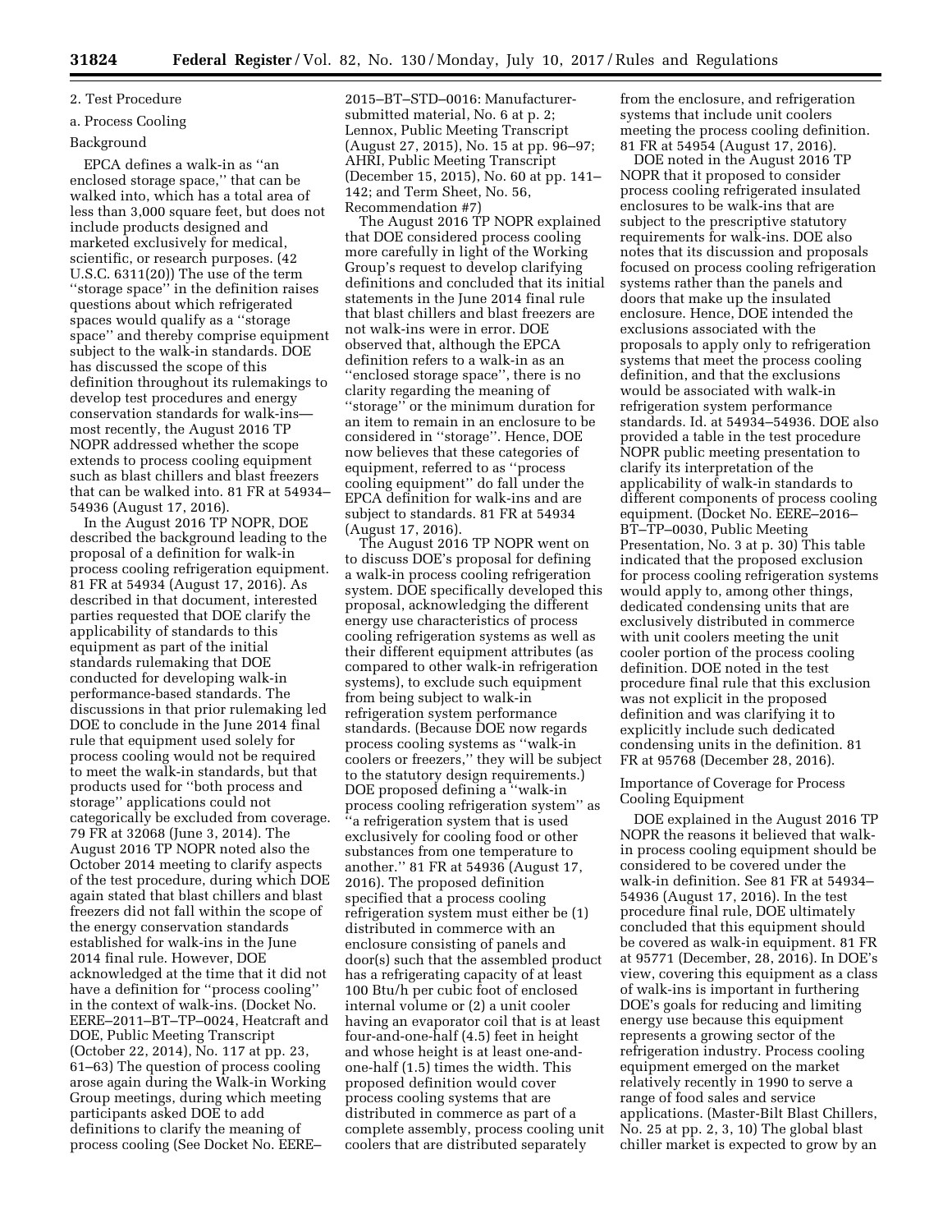2. Test Procedure

a. Process Cooling

Background

EPCA defines a walk-in as ''an enclosed storage space,'' that can be walked into, which has a total area of less than 3,000 square feet, but does not include products designed and marketed exclusively for medical, scientific, or research purposes. (42 U.S.C. 6311(20)) The use of the term ''storage space'' in the definition raises questions about which refrigerated spaces would qualify as a ''storage space'' and thereby comprise equipment subject to the walk-in standards. DOE has discussed the scope of this definition throughout its rulemakings to develop test procedures and energy conservation standards for walk-ins—most recently, the August 2016 TP NOPR addressed whether the scope extends to process cooling equipment such as blast chillers and blast freezers that can be walked into. 81 FR at 54934–54936 (August 17, 2016).

In the August 2016 TP NOPR, DOE described the background leading to the proposal of a definition for walk-in process cooling refrigeration equipment. 81 FR at 54934 (August 17, 2016). As described in that document, interested parties requested that DOE clarify the applicability of standards to this equipment as part of the initial standards rulemaking that DOE conducted for developing walk-in performance-based standards. The discussions in that prior rulemaking led DOE to conclude in the June 2014 final rule that equipment used solely for process cooling would not be required to meet the walk-in standards, but that products used for ''both process and storage'' applications could not categorically be excluded from coverage. 79 FR at 32068 (June 3, 2014). The August 2016 TP NOPR noted also the October 2014 meeting to clarify aspects of the test procedure, during which DOE again stated that blast chillers and blast freezers did not fall within the scope of the energy conservation standards established for walk-ins in the June 2014 final rule. However, DOE acknowledged at the time that it did not have a definition for ''process cooling'' in the context of walk-ins. (Docket No. EERE–2011–BT–TP–0024, Heatcraft and DOE, Public Meeting Transcript (October 22, 2014), No. 117 at pp. 23, 61–63) The question of process cooling arose again during the Walk-in Working Group meetings, during which meeting participants asked DOE to add definitions to clarify the meaning of process cooling (See Docket No. EERE–2015–BT–STD–0016: Manufacturer-submitted material, No. 6 at p. 2; Lennox, Public Meeting Transcript (August 27, 2015), No. 15 at pp. 96–97; AHRI, Public Meeting Transcript (December 15, 2015), No. 60 at pp. 141–142; and Term Sheet, No. 56, Recommendation #7)

The August 2016 TP NOPR explained that DOE considered process cooling more carefully in light of the Working Group's request to develop clarifying definitions and concluded that its initial statements in the June 2014 final rule that blast chillers and blast freezers are not walk-ins were in error. DOE observed that, although the EPCA definition refers to a walk-in as an ''enclosed storage space'', there is no clarity regarding the meaning of ''storage'' or the minimum duration for an item to remain in an enclosure to be considered in ''storage''. Hence, DOE now believes that these categories of equipment, referred to as ''process cooling equipment'' do fall under the EPCA definition for walk-ins and are subject to standards. 81 FR at 54934 (August 17, 2016).

The August 2016 TP NOPR went on to discuss DOE's proposal for defining a walk-in process cooling refrigeration system. DOE specifically developed this proposal, acknowledging the different energy use characteristics of process cooling refrigeration systems as well as their different equipment attributes (as compared to other walk-in refrigeration systems), to exclude such equipment from being subject to walk-in refrigeration system performance standards. (Because DOE now regards process cooling systems as ''walk-in coolers or freezers,'' they will be subject to the statutory design requirements.) DOE proposed defining a ''walk-in process cooling refrigeration system'' as ''a refrigeration system that is used exclusively for cooling food or other substances from one temperature to another.'' 81 FR at 54936 (August 17, 2016). The proposed definition specified that a process cooling refrigeration system must either be (1) distributed in commerce with an enclosure consisting of panels and door(s) such that the assembled product has a refrigerating capacity of at least 100 Btu/h per cubic foot of enclosed internal volume or (2) a unit cooler having an evaporator coil that is at least four-and-one-half (4.5) feet in height and whose height is at least one-and-one-half (1.5) times the width. This proposed definition would cover process cooling systems that are distributed in commerce as part of a complete assembly, process cooling unit coolers that are distributed separately from the enclosure, and refrigeration systems that include unit coolers meeting the process cooling definition. 81 FR at 54954 (August 17, 2016).

DOE noted in the August 2016 TP NOPR that it proposed to consider process cooling refrigerated insulated enclosures to be walk-ins that are subject to the prescriptive statutory requirements for walk-ins. DOE also notes that its discussion and proposals focused on process cooling refrigeration systems rather than the panels and doors that make up the insulated enclosure. Hence, DOE intended the exclusions associated with the proposals to apply only to refrigeration systems that meet the process cooling definition, and that the exclusions would be associated with walk-in refrigeration system performance standards. Id. at 54934–54936. DOE also provided a table in the test procedure NOPR public meeting presentation to clarify its interpretation of the applicability of walk-in standards to different components of process cooling equipment. (Docket No. EERE–2016–BT–TP–0030, Public Meeting Presentation, No. 3 at p. 30) This table indicated that the proposed exclusion for process cooling refrigeration systems would apply to, among other things, dedicated condensing units that are exclusively distributed in commerce with unit coolers meeting the unit cooler portion of the process cooling definition. DOE noted in the test procedure final rule that this exclusion was not explicit in the proposed definition and was clarifying it to explicitly include such dedicated condensing units in the definition. 81 FR at 95768 (December 28, 2016).

Importance of Coverage for Process Cooling Equipment

DOE explained in the August 2016 TP NOPR the reasons it believed that walk-in process cooling equipment should be considered to be covered under the walk-in definition. See 81 FR at 54934–54936 (August 17, 2016). In the test procedure final rule, DOE ultimately concluded that this equipment should be covered as walk-in equipment. 81 FR at 95771 (December, 28, 2016). In DOE's view, covering this equipment as a class of walk-ins is important in furthering DOE's goals for reducing and limiting energy use because this equipment represents a growing sector of the refrigeration industry. Process cooling equipment emerged on the market relatively recently in 1990 to serve a range of food sales and service applications. (Master-Bilt Blast Chillers, No. 25 at pp. 2, 3, 10) The global blast chiller market is expected to grow by an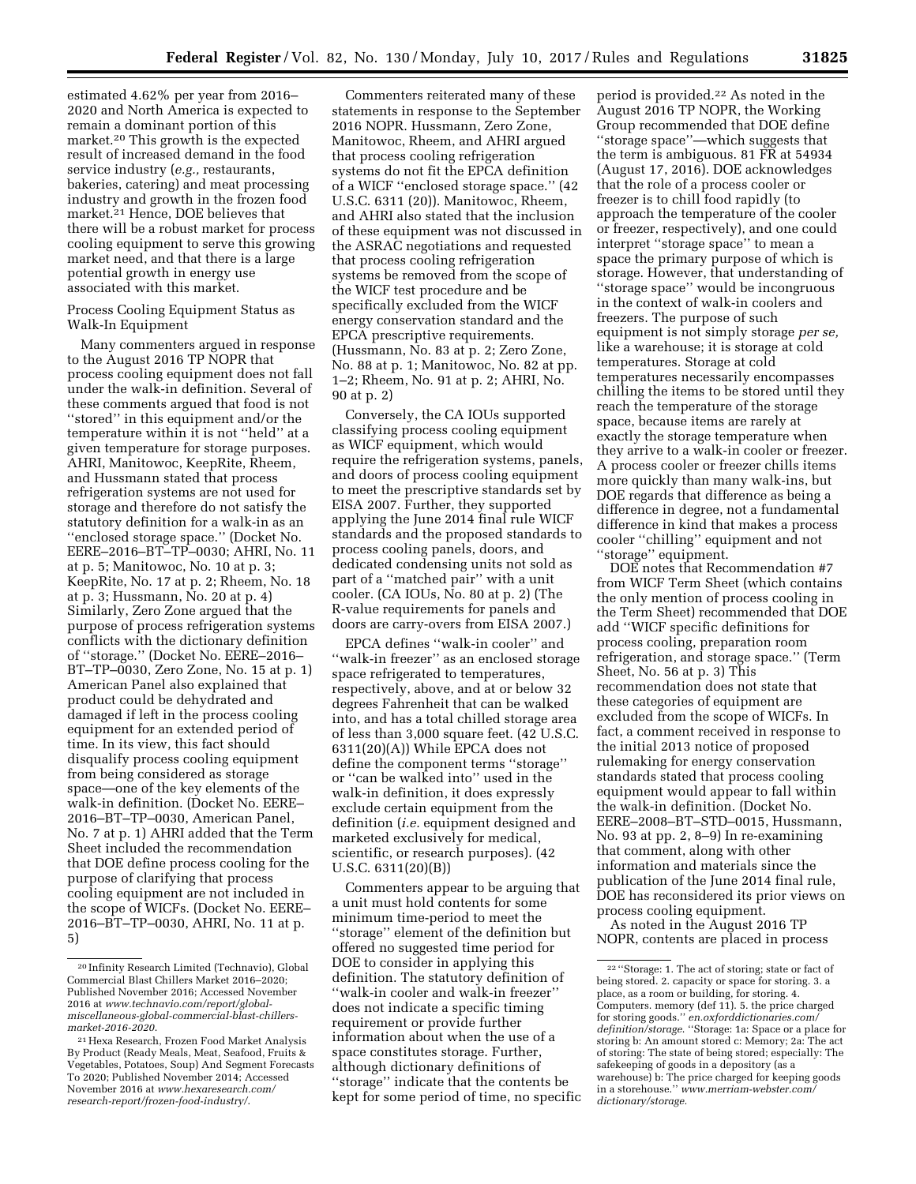estimated 4.62% per year from 2016–2020 and North America is expected to remain a dominant portion of this market.[20] This growth is the expected result of increased demand in the food service industry (*e.g.,* restaurants, bakeries, catering) and meat processing industry and growth in the frozen food market.[21] Hence, DOE believes that there will be a robust market for process cooling equipment to serve this growing market need, and that there is a large potential growth in energy use associated with this market.

Process Cooling Equipment Status as Walk-In Equipment

Many commenters argued in response to the August 2016 TP NOPR that process cooling equipment does not fall under the walk-in definition. Several of these comments argued that food is not ''stored'' in this equipment and/or the temperature within it is not ''held'' at a given temperature for storage purposes. AHRI, Manitowoc, KeepRite, Rheem, and Hussmann stated that process refrigeration systems are not used for storage and therefore do not satisfy the statutory definition for a walk-in as an ''enclosed storage space.'' (Docket No. EERE–2016–BT–TP–0030; AHRI, No. 11 at p. 5; Manitowoc, No. 10 at p. 3; KeepRite, No. 17 at p. 2; Rheem, No. 18 at p. 3; Hussmann, No. 20 at p. 4) Similarly, Zero Zone argued that the purpose of process refrigeration systems conflicts with the dictionary definition of ''storage.'' (Docket No. EERE–2016–BT–TP–0030, Zero Zone, No. 15 at p. 1) American Panel also explained that product could be dehydrated and damaged if left in the process cooling equipment for an extended period of time. In its view, this fact should disqualify process cooling equipment from being considered as storage space—one of the key elements of the walk-in definition. (Docket No. EERE–2016–BT–TP–0030, American Panel, No. 7 at p. 1) AHRI added that the Term Sheet included the recommendation that DOE define process cooling for the purpose of clarifying that process cooling equipment are not included in the scope of WICFs. (Docket No. EERE–2016–BT–TP–0030, AHRI, No. 11 at p. 5)

Commenters reiterated many of these statements in response to the September 2016 NOPR. Hussmann, Zero Zone, Manitowoc, Rheem, and AHRI argued that process cooling refrigeration systems do not fit the EPCA definition of a WICF ''enclosed storage space.'' (42 U.S.C. 6311 (20)). Manitowoc, Rheem, and AHRI also stated that the inclusion of these equipment was not discussed in the ASRAC negotiations and requested that process cooling refrigeration systems be removed from the scope of the WICF test procedure and be specifically excluded from the WICF energy conservation standard and the EPCA prescriptive requirements. (Hussmann, No. 83 at p. 2; Zero Zone, No. 88 at p. 1; Manitowoc, No. 82 at pp. 1–2; Rheem, No. 91 at p. 2; AHRI, No. 90 at p. 2)

Conversely, the CA IOUs supported classifying process cooling equipment as WICF equipment, which would require the refrigeration systems, panels, and doors of process cooling equipment to meet the prescriptive standards set by EISA 2007. Further, they supported applying the June 2014 final rule WICF standards and the proposed standards to process cooling panels, doors, and dedicated condensing units not sold as part of a ''matched pair'' with a unit cooler. (CA IOUs, No. 80 at p. 2) (The R-value requirements for panels and doors are carry-overs from EISA 2007.)

EPCA defines ''walk-in cooler'' and ''walk-in freezer'' as an enclosed storage space refrigerated to temperatures, respectively, above, and at or below 32 degrees Fahrenheit that can be walked into, and has a total chilled storage area of less than 3,000 square feet. (42 U.S.C. 6311(20)(A)) While EPCA does not define the component terms ''storage'' or ''can be walked into'' used in the walk-in definition, it does expressly exclude certain equipment from the definition (*i.e.* equipment designed and marketed exclusively for medical, scientific, or research purposes). (42 U.S.C. 6311(20)(B))

Commenters appear to be arguing that a unit must hold contents for some minimum time-period to meet the ''storage'' element of the definition but offered no suggested time period for DOE to consider in applying this definition. The statutory definition of ''walk-in cooler and walk-in freezer'' does not indicate a specific timing requirement or provide further information about when the use of a space constitutes storage. Further, although dictionary definitions of ''storage'' indicate that the contents be kept for some period of time, no specific period is provided.[22] As noted in the August 2016 TP NOPR, the Working Group recommended that DOE define ''storage space''—which suggests that the term is ambiguous. 81 FR at 54934 (August 17, 2016). DOE acknowledges that the role of a process cooler or freezer is to chill food rapidly (to approach the temperature of the cooler or freezer, respectively), and one could interpret ''storage space'' to mean a space the primary purpose of which is storage. However, that understanding of ''storage space'' would be incongruous in the context of walk-in coolers and freezers. The purpose of such equipment is not simply storage *per se,* like a warehouse; it is storage at cold temperatures. Storage at cold temperatures necessarily encompasses chilling the items to be stored until they reach the temperature of the storage space, because items are rarely at exactly the storage temperature when they arrive to a walk-in cooler or freezer. A process cooler or freezer chills items more quickly than many walk-ins, but DOE regards that difference as being a difference in degree, not a fundamental difference in kind that makes a process cooler ''chilling'' equipment and not ''storage'' equipment.

DOE notes that Recommendation #7 from WICF Term Sheet (which contains the only mention of process cooling in the Term Sheet) recommended that DOE add ''WICF specific definitions for process cooling, preparation room refrigeration, and storage space.'' (Term Sheet, No. 56 at p. 3) This recommendation does not state that these categories of equipment are excluded from the scope of WICFs. In fact, a comment received in response to the initial 2013 notice of proposed rulemaking for energy conservation standards stated that process cooling equipment would appear to fall within the walk-in definition. (Docket No. EERE–2008–BT–STD–0015, Hussmann, No. 93 at pp. 2, 8–9) In re-examining that comment, along with other information and materials since the publication of the June 2014 final rule, DOE has reconsidered its prior views on process cooling equipment.

As noted in the August 2016 TP NOPR, contents are placed in process

---

[20] Infinity Research Limited (Technavio), Global Commercial Blast Chillers Market 2016–2020; Published November 2016; Accessed November 2016 at *www.technavio.com/report/global-miscellaneous-global-commercial-blast-chillers-market-2016-2020.*

[21] Hexa Research, Frozen Food Market Analysis By Product (Ready Meals, Meat, Seafood, Fruits & Vegetables, Potatoes, Soup) And Segment Forecasts To 2020; Published November 2014; Accessed November 2016 at *www.hexaresearch.com/research-report/frozen-food-industry/.*

[22] ''Storage: 1. The act of storing; state or fact of being stored. 2. capacity or space for storing. 3. a place, as a room or building, for storing. 4. Computers. memory (def 11). 5. the price charged for storing goods.'' *en.oxforddictionaries.com/definition/storage.* ''Storage: 1a: Space or a place for storing b: An amount stored c: Memory; 2a: The act of storing: The state of being stored; especially: The safekeeping of goods in a depository (as a warehouse) b: The price charged for keeping goods in a storehouse.'' *www.merriam-webster.com/dictionary/storage.*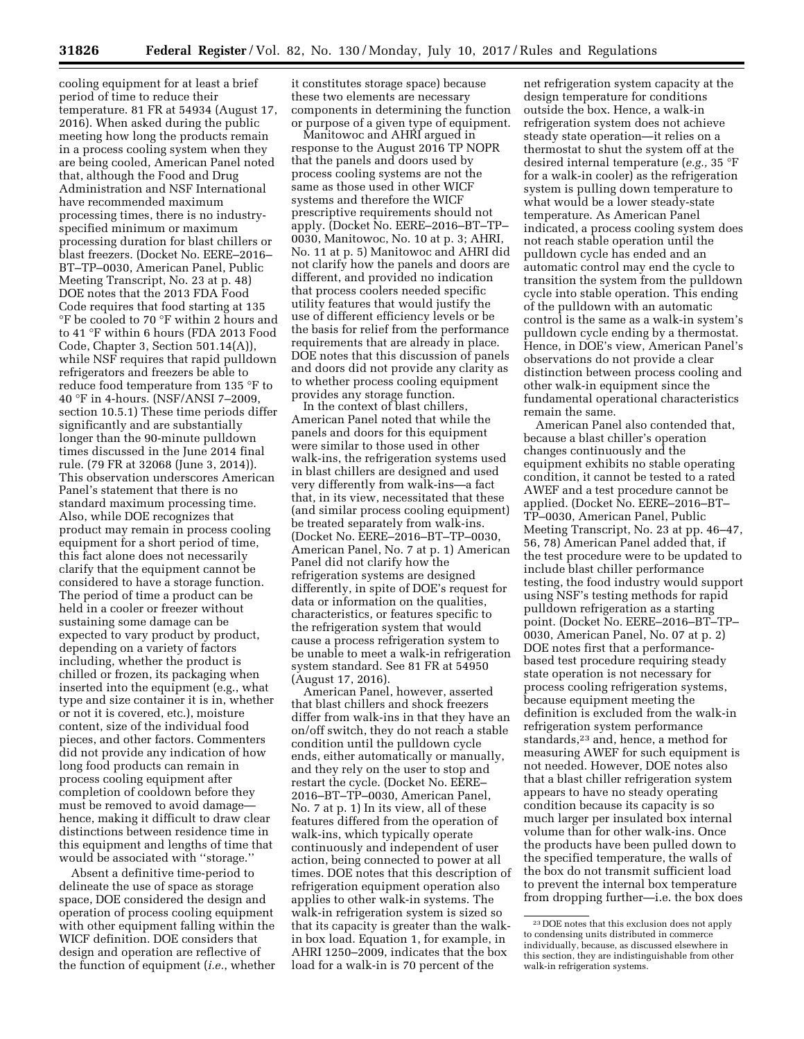cooling equipment for at least a brief period of time to reduce their temperature. 81 FR at 54934 (August 17, 2016). When asked during the public meeting how long the products remain in a process cooling system when they are being cooled, American Panel noted that, although the Food and Drug Administration and NSF International have recommended maximum processing times, there is no industry-specified minimum or maximum processing duration for blast chillers or blast freezers. (Docket No. EERE–2016–BT–TP–0030, American Panel, Public Meeting Transcript, No. 23 at p. 48) DOE notes that the 2013 FDA Food Code requires that food starting at 135 °F be cooled to 70 °F within 2 hours and to 41 °F within 6 hours (FDA 2013 Food Code, Chapter 3, Section 501.14(A)), while NSF requires that rapid pulldown refrigerators and freezers be able to reduce food temperature from 135 °F to 40 °F in 4-hours. (NSF/ANSI 7–2009, section 10.5.1) These time periods differ significantly and are substantially longer than the 90-minute pulldown times discussed in the June 2014 final rule. (79 FR at 32068 (June 3, 2014)). This observation underscores American Panel's statement that there is no standard maximum processing time. Also, while DOE recognizes that product may remain in process cooling equipment for a short period of time, this fact alone does not necessarily clarify that the equipment cannot be considered to have a storage function. The period of time a product can be held in a cooler or freezer without sustaining some damage can be expected to vary product by product, depending on a variety of factors including, whether the product is chilled or frozen, its packaging when inserted into the equipment (e.g., what type and size container it is in, whether or not it is covered, etc.), moisture content, size of the individual food pieces, and other factors. Commenters did not provide any indication of how long food products can remain in process cooling equipment after completion of cooldown before they must be removed to avoid damage—hence, making it difficult to draw clear distinctions between residence time in this equipment and lengths of time that would be associated with ''storage.''

Absent a definitive time-period to delineate the use of space as storage space, DOE considered the design and operation of process cooling equipment with other equipment falling within the WICF definition. DOE considers that design and operation are reflective of the function of equipment (*i.e.*, whether it constitutes storage space) because these two elements are necessary components in determining the function or purpose of a given type of equipment.

Manitowoc and AHRI argued in response to the August 2016 TP NOPR that the panels and doors used by process cooling systems are not the same as those used in other WICF systems and therefore the WICF prescriptive requirements should not apply. (Docket No. EERE–2016–BT–TP–0030, Manitowoc, No. 10 at p. 3; AHRI, No. 11 at p. 5) Manitowoc and AHRI did not clarify how the panels and doors are different, and provided no indication that process coolers needed specific utility features that would justify the use of different efficiency levels or be the basis for relief from the performance requirements that are already in place. DOE notes that this discussion of panels and doors did not provide any clarity as to whether process cooling equipment provides any storage function.

In the context of blast chillers, American Panel noted that while the panels and doors for this equipment were similar to those used in other walk-ins, the refrigeration systems used in blast chillers are designed and used very differently from walk-ins—a fact that, in its view, necessitated that these (and similar process cooling equipment) be treated separately from walk-ins. (Docket No. EERE–2016–BT–TP–0030, American Panel, No. 7 at p. 1) American Panel did not clarify how the refrigeration systems are designed differently, in spite of DOE's request for data or information on the qualities, characteristics, or features specific to the refrigeration system that would cause a process refrigeration system to be unable to meet a walk-in refrigeration system standard. See 81 FR at 54950 (August 17, 2016).

American Panel, however, asserted that blast chillers and shock freezers differ from walk-ins in that they have an on/off switch, they do not reach a stable condition until the pulldown cycle ends, either automatically or manually, and they rely on the user to stop and restart the cycle. (Docket No. EERE–2016–BT–TP–0030, American Panel, No. 7 at p. 1) In its view, all of these features differed from the operation of walk-ins, which typically operate continuously and independent of user action, being connected to power at all times. DOE notes that this description of refrigeration equipment operation also applies to other walk-in systems. The walk-in refrigeration system is sized so that its capacity is greater than the walk-in box load. Equation 1, for example, in AHRI 1250–2009, indicates that the box load for a walk-in is 70 percent of the net refrigeration system capacity at the design temperature for conditions outside the box. Hence, a walk-in refrigeration system does not achieve steady state operation—it relies on a thermostat to shut the system off at the desired internal temperature (*e.g.,* 35 °F for a walk-in cooler) as the refrigeration system is pulling down temperature to what would be a lower steady-state temperature. As American Panel indicated, a process cooling system does not reach stable operation until the pulldown cycle has ended and an automatic control may end the cycle to transition the system from the pulldown cycle into stable operation. This ending of the pulldown with an automatic control is the same as a walk-in system's pulldown cycle ending by a thermostat. Hence, in DOE's view, American Panel's observations do not provide a clear distinction between process cooling and other walk-in equipment since the fundamental operational characteristics remain the same.

American Panel also contended that, because a blast chiller's operation changes continuously and the equipment exhibits no stable operating condition, it cannot be tested to a rated AWEF and a test procedure cannot be applied. (Docket No. EERE–2016–BT–TP–0030, American Panel, Public Meeting Transcript, No. 23 at pp. 46–47, 56, 78) American Panel added that, if the test procedure were to be updated to include blast chiller performance testing, the food industry would support using NSF's testing methods for rapid pulldown refrigeration as a starting point. (Docket No. EERE–2016–BT–TP–0030, American Panel, No. 07 at p. 2) DOE notes first that a performance-based test procedure requiring steady state operation is not necessary for process cooling refrigeration systems, because equipment meeting the definition is excluded from the walk-in refrigeration system performance standards,[23] and, hence, a method for measuring AWEF for such equipment is not needed. However, DOE notes also that a blast chiller refrigeration system appears to have no steady operating condition because its capacity is so much larger per insulated box internal volume than for other walk-ins. Once the products have been pulled down to the specified temperature, the walls of the box do not transmit sufficient load to prevent the internal box temperature from dropping further—i.e. the box does

[23] DOE notes that this exclusion does not apply to condensing units distributed in commerce individually, because, as discussed elsewhere in this section, they are indistinguishable from other walk-in refrigeration systems.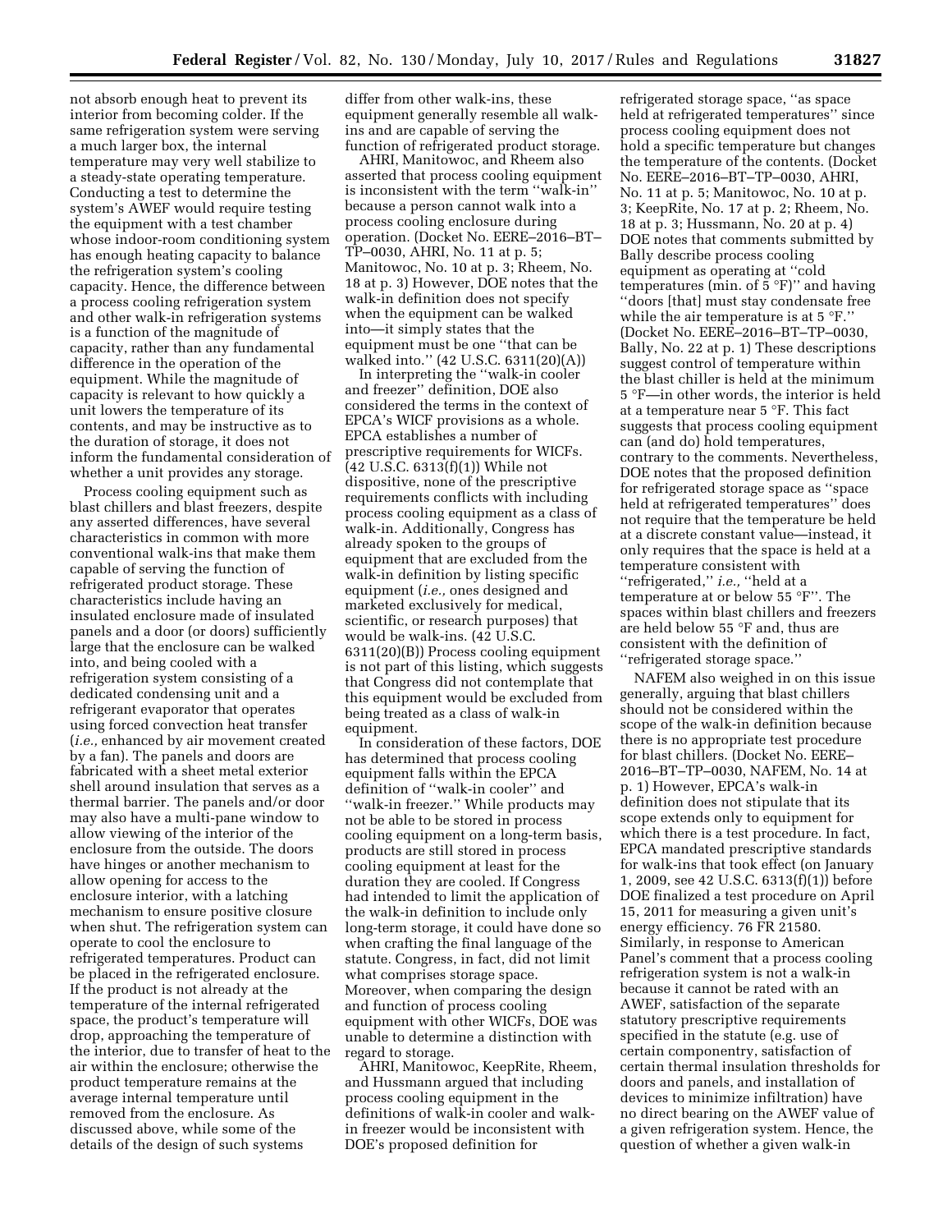not absorb enough heat to prevent its interior from becoming colder. If the same refrigeration system were serving a much larger box, the internal temperature may very well stabilize to a steady-state operating temperature. Conducting a test to determine the system's AWEF would require testing the equipment with a test chamber whose indoor-room conditioning system has enough heating capacity to balance the refrigeration system's cooling capacity. Hence, the difference between a process cooling refrigeration system and other walk-in refrigeration systems is a function of the magnitude of capacity, rather than any fundamental difference in the operation of the equipment. While the magnitude of capacity is relevant to how quickly a unit lowers the temperature of its contents, and may be instructive as to the duration of storage, it does not inform the fundamental consideration of whether a unit provides any storage.

Process cooling equipment such as blast chillers and blast freezers, despite any asserted differences, have several characteristics in common with more conventional walk-ins that make them capable of serving the function of refrigerated product storage. These characteristics include having an insulated enclosure made of insulated panels and a door (or doors) sufficiently large that the enclosure can be walked into, and being cooled with a refrigeration system consisting of a dedicated condensing unit and a refrigerant evaporator that operates using forced convection heat transfer (*i.e.,* enhanced by air movement created by a fan). The panels and doors are fabricated with a sheet metal exterior shell around insulation that serves as a thermal barrier. The panels and/or door may also have a multi-pane window to allow viewing of the interior of the enclosure from the outside. The doors have hinges or another mechanism to allow opening for access to the enclosure interior, with a latching mechanism to ensure positive closure when shut. The refrigeration system can operate to cool the enclosure to refrigerated temperatures. Product can be placed in the refrigerated enclosure. If the product is not already at the temperature of the internal refrigerated space, the product's temperature will drop, approaching the temperature of the interior, due to transfer of heat to the air within the enclosure; otherwise the product temperature remains at the average internal temperature until removed from the enclosure. As discussed above, while some of the details of the design of such systems differ from other walk-ins, these equipment generally resemble all walk-ins and are capable of serving the function of refrigerated product storage.

AHRI, Manitowoc, and Rheem also asserted that process cooling equipment is inconsistent with the term ''walk-in'' because a person cannot walk into a process cooling enclosure during operation. (Docket No. EERE–2016–BT–TP–0030, AHRI, No. 11 at p. 5; Manitowoc, No. 10 at p. 3; Rheem, No. 18 at p. 3) However, DOE notes that the walk-in definition does not specify when the equipment can be walked into—it simply states that the equipment must be one ''that can be walked into.'' (42 U.S.C. 6311(20)(A))

In interpreting the ''walk-in cooler and freezer'' definition, DOE also considered the terms in the context of EPCA's WICF provisions as a whole. EPCA establishes a number of prescriptive requirements for WICFs. (42 U.S.C. 6313(f)(1)) While not dispositive, none of the prescriptive requirements conflicts with including process cooling equipment as a class of walk-in. Additionally, Congress has already spoken to the groups of equipment that are excluded from the walk-in definition by listing specific equipment (*i.e.,* ones designed and marketed exclusively for medical, scientific, or research purposes) that would be walk-ins. (42 U.S.C. 6311(20)(B)) Process cooling equipment is not part of this listing, which suggests that Congress did not contemplate that this equipment would be excluded from being treated as a class of walk-in equipment.

In consideration of these factors, DOE has determined that process cooling equipment falls within the EPCA definition of ''walk-in cooler'' and ''walk-in freezer.'' While products may not be able to be stored in process cooling equipment on a long-term basis, products are still stored in process cooling equipment at least for the duration they are cooled. If Congress had intended to limit the application of the walk-in definition to include only long-term storage, it could have done so when crafting the final language of the statute. Congress, in fact, did not limit what comprises storage space. Moreover, when comparing the design and function of process cooling equipment with other WICFs, DOE was unable to determine a distinction with regard to storage.

AHRI, Manitowoc, KeepRite, Rheem, and Hussmann argued that including process cooling equipment in the definitions of walk-in cooler and walk-in freezer would be inconsistent with DOE's proposed definition for refrigerated storage space, ''as space held at refrigerated temperatures'' since process cooling equipment does not hold a specific temperature but changes the temperature of the contents. (Docket No. EERE–2016–BT–TP–0030, AHRI, No. 11 at p. 5; Manitowoc, No. 10 at p. 3; KeepRite, No. 17 at p. 2; Rheem, No. 18 at p. 3; Hussmann, No. 20 at p. 4) DOE notes that comments submitted by Bally describe process cooling equipment as operating at ''cold temperatures (min. of 5 °F)'' and having ''doors [that] must stay condensate free while the air temperature is at 5 °F.'' (Docket No. EERE–2016–BT–TP–0030, Bally, No. 22 at p. 1) These descriptions suggest control of temperature within the blast chiller is held at the minimum 5 °F—in other words, the interior is held at a temperature near 5 °F. This fact suggests that process cooling equipment can (and do) hold temperatures, contrary to the comments. Nevertheless, DOE notes that the proposed definition for refrigerated storage space as ''space held at refrigerated temperatures'' does not require that the temperature be held at a discrete constant value—instead, it only requires that the space is held at a temperature consistent with ''refrigerated,'' *i.e.,* ''held at a temperature at or below 55 °F''. The spaces within blast chillers and freezers are held below 55 °F and, thus are consistent with the definition of ''refrigerated storage space.''

NAFEM also weighed in on this issue generally, arguing that blast chillers should not be considered within the scope of the walk-in definition because there is no appropriate test procedure for blast chillers. (Docket No. EERE–2016–BT–TP–0030, NAFEM, No. 14 at p. 1) However, EPCA's walk-in definition does not stipulate that its scope extends only to equipment for which there is a test procedure. In fact, EPCA mandated prescriptive standards for walk-ins that took effect (on January 1, 2009, see 42 U.S.C. 6313(f)(1)) before DOE finalized a test procedure on April 15, 2011 for measuring a given unit's energy efficiency. 76 FR 21580. Similarly, in response to American Panel's comment that a process cooling refrigeration system is not a walk-in because it cannot be rated with an AWEF, satisfaction of the separate statutory prescriptive requirements specified in the statute (e.g. use of certain componentry, satisfaction of certain thermal insulation thresholds for doors and panels, and installation of devices to minimize infiltration) have no direct bearing on the AWEF value of a given refrigeration system. Hence, the question of whether a given walk-in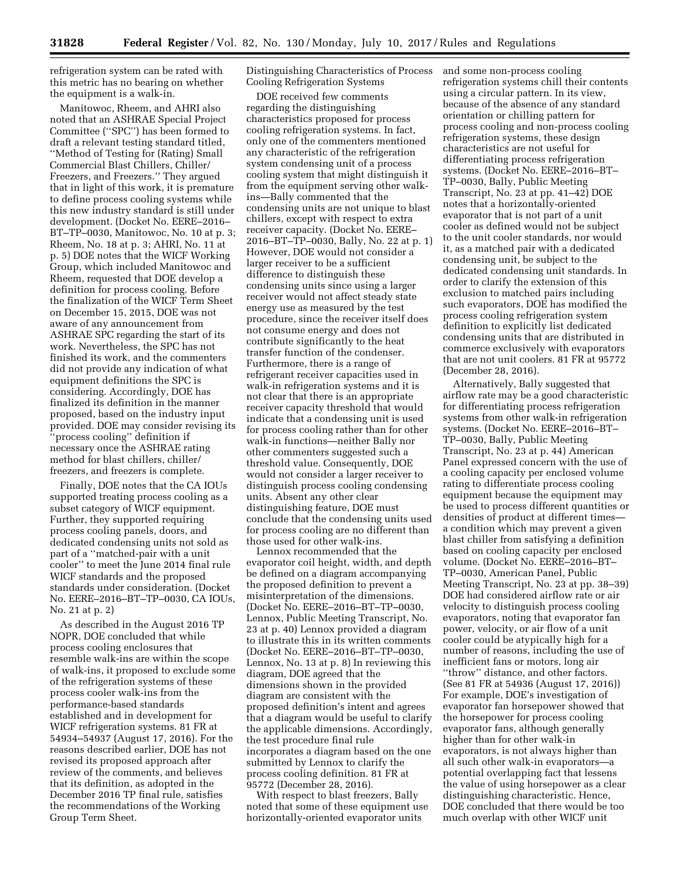refrigeration system can be rated with this metric has no bearing on whether the equipment is a walk-in.

Manitowoc, Rheem, and AHRI also noted that an ASHRAE Special Project Committee (''SPC'') has been formed to draft a relevant testing standard titled, ''Method of Testing for (Rating) Small Commercial Blast Chillers, Chiller/Freezers, and Freezers.'' They argued that in light of this work, it is premature to define process cooling systems while this new industry standard is still under development. (Docket No. EERE–2016–BT–TP–0030, Manitowoc, No. 10 at p. 3; Rheem, No. 18 at p. 3; AHRI, No. 11 at p. 5) DOE notes that the WICF Working Group, which included Manitowoc and Rheem, requested that DOE develop a definition for process cooling. Before the finalization of the WICF Term Sheet on December 15, 2015, DOE was not aware of any announcement from ASHRAE SPC regarding the start of its work. Nevertheless, the SPC has not finished its work, and the commenters did not provide any indication of what equipment definitions the SPC is considering. Accordingly, DOE has finalized its definition in the manner proposed, based on the industry input provided. DOE may consider revising its ''process cooling'' definition if necessary once the ASHRAE rating method for blast chillers, chiller/freezers, and freezers is complete.

Finally, DOE notes that the CA IOUs supported treating process cooling as a subset category of WICF equipment. Further, they supported requiring process cooling panels, doors, and dedicated condensing units not sold as part of a ''matched-pair with a unit cooler'' to meet the June 2014 final rule WICF standards and the proposed standards under consideration. (Docket No. EERE–2016–BT–TP–0030, CA IOUs, No. 21 at p. 2)

As described in the August 2016 TP NOPR, DOE concluded that while process cooling enclosures that resemble walk-ins are within the scope of walk-ins, it proposed to exclude some of the refrigeration systems of these process cooler walk-ins from the performance-based standards established and in development for WICF refrigeration systems. 81 FR at 54934–54937 (August 17, 2016). For the reasons described earlier, DOE has not revised its proposed approach after review of the comments, and believes that its definition, as adopted in the December 2016 TP final rule, satisfies the recommendations of the Working Group Term Sheet.

Distinguishing Characteristics of Process Cooling Refrigeration Systems

DOE received few comments regarding the distinguishing characteristics proposed for process cooling refrigeration systems. In fact, only one of the commenters mentioned any characteristic of the refrigeration system condensing unit of a process cooling system that might distinguish it from the equipment serving other walk-ins—Bally commented that the condensing units are not unique to blast chillers, except with respect to extra receiver capacity. (Docket No. EERE–2016–BT–TP–0030, Bally, No. 22 at p. 1) However, DOE would not consider a larger receiver to be a sufficient difference to distinguish these condensing units since using a larger receiver would not affect steady state energy use as measured by the test procedure, since the receiver itself does not consume energy and does not contribute significantly to the heat transfer function of the condenser. Furthermore, there is a range of refrigerant receiver capacities used in walk-in refrigeration systems and it is not clear that there is an appropriate receiver capacity threshold that would indicate that a condensing unit is used for process cooling rather than for other walk-in functions—neither Bally nor other commenters suggested such a threshold value. Consequently, DOE would not consider a larger receiver to distinguish process cooling condensing units. Absent any other clear distinguishing feature, DOE must conclude that the condensing units used for process cooling are no different than those used for other walk-ins.

Lennox recommended that the evaporator coil height, width, and depth be defined on a diagram accompanying the proposed definition to prevent a misinterpretation of the dimensions. (Docket No. EERE–2016–BT–TP–0030, Lennox, Public Meeting Transcript, No. 23 at p. 40) Lennox provided a diagram to illustrate this in its written comments (Docket No. EERE–2016–BT–TP–0030, Lennox, No. 13 at p. 8) In reviewing this diagram, DOE agreed that the dimensions shown in the provided diagram are consistent with the proposed definition's intent and agrees that a diagram would be useful to clarify the applicable dimensions. Accordingly, the test procedure final rule incorporates a diagram based on the one submitted by Lennox to clarify the process cooling definition. 81 FR at 95772 (December 28, 2016).

With respect to blast freezers, Bally noted that some of these equipment use horizontally-oriented evaporator units and some non-process cooling refrigeration systems chill their contents using a circular pattern. In its view, because of the absence of any standard orientation or chilling pattern for process cooling and non-process cooling refrigeration systems, these design characteristics are not useful for differentiating process refrigeration systems. (Docket No. EERE–2016–BT–TP–0030, Bally, Public Meeting Transcript, No. 23 at pp. 41–42) DOE notes that a horizontally-oriented evaporator that is not part of a unit cooler as defined would not be subject to the unit cooler standards, nor would it, as a matched pair with a dedicated condensing unit, be subject to the dedicated condensing unit standards. In order to clarify the extension of this exclusion to matched pairs including such evaporators, DOE has modified the process cooling refrigeration system definition to explicitly list dedicated condensing units that are distributed in commerce exclusively with evaporators that are not unit coolers. 81 FR at 95772 (December 28, 2016).

Alternatively, Bally suggested that airflow rate may be a good characteristic for differentiating process refrigeration systems from other walk-in refrigeration systems. (Docket No. EERE–2016–BT–TP–0030, Bally, Public Meeting Transcript, No. 23 at p. 44) American Panel expressed concern with the use of a cooling capacity per enclosed volume rating to differentiate process cooling equipment because the equipment may be used to process different quantities or densities of product at different times—a condition which may prevent a given blast chiller from satisfying a definition based on cooling capacity per enclosed volume. (Docket No. EERE–2016–BT–TP–0030, American Panel, Public Meeting Transcript, No. 23 at pp. 38–39) DOE had considered airflow rate or air velocity to distinguish process cooling evaporators, noting that evaporator fan power, velocity, or air flow of a unit cooler could be atypically high for a number of reasons, including the use of inefficient fans or motors, long air ''throw'' distance, and other factors. (See 81 FR at 54936 (August 17, 2016)) For example, DOE's investigation of evaporator fan horsepower showed that the horsepower for process cooling evaporator fans, although generally higher than for other walk-in evaporators, is not always higher than all such other walk-in evaporators—a potential overlapping fact that lessens the value of using horsepower as a clear distinguishing characteristic. Hence, DOE concluded that there would be too much overlap with other WICF unit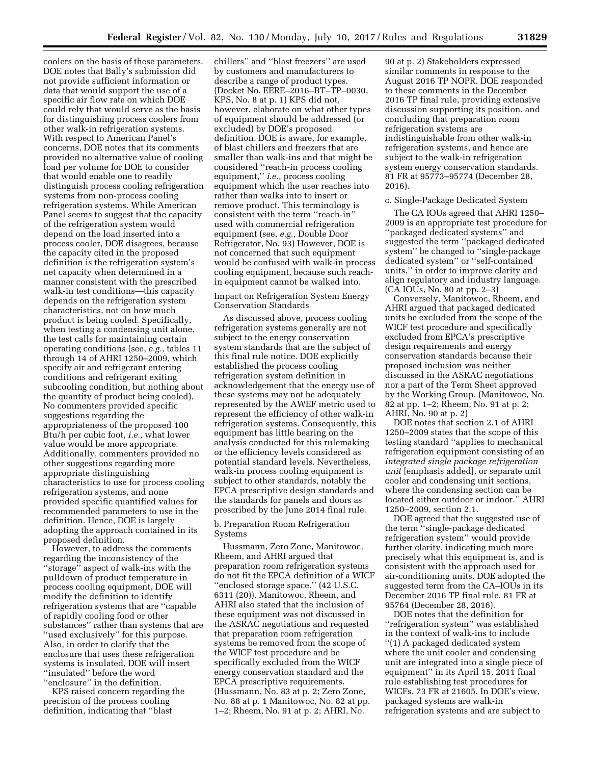coolers on the basis of these parameters. DOE notes that Bally's submission did not provide sufficient information or data that would support the use of a specific air flow rate on which DOE could rely that would serve as the basis for distinguishing process coolers from other walk-in refrigeration systems. With respect to American Panel's concerns, DOE notes that its comments provided no alternative value of cooling load per volume for DOE to consider that would enable one to readily distinguish process cooling refrigeration systems from non-process cooling refrigeration systems. While American Panel seems to suggest that the capacity of the refrigeration system would depend on the load inserted into a process cooler, DOE disagrees, because the capacity cited in the proposed definition is the refrigeration system's net capacity when determined in a manner consistent with the prescribed walk-in test conditions—this capacity depends on the refrigeration system characteristics, not on how much product is being cooled. Specifically, when testing a condensing unit alone, the test calls for maintaining certain operating conditions (see, *e.g.,* tables 11 through 14 of AHRI 1250–2009, which specify air and refrigerant entering conditions and refrigerant exiting subcooling condition, but nothing about the quantity of product being cooled). No commenters provided specific suggestions regarding the appropriateness of the proposed 100 Btu/h per cubic foot, *i.e.,* what lower value would be more appropriate. Additionally, commenters provided no other suggestions regarding more appropriate distinguishing characteristics to use for process cooling refrigeration systems, and none provided specific quantified values for recommended parameters to use in the definition. Hence, DOE is largely adopting the approach contained in its proposed definition.

However, to address the comments regarding the inconsistency of the ''storage'' aspect of walk-ins with the pulldown of product temperature in process cooling equipment, DOE will modify the definition to identify refrigeration systems that are ''capable of rapidly cooling food or other substances'' rather than systems that are ''used exclusively'' for this purpose. Also, in order to clarify that the enclosure that uses these refrigeration systems is insulated, DOE will insert ''insulated'' before the word ''enclosure'' in the definition.

KPS raised concern regarding the precision of the process cooling definition, indicating that ''blast chillers'' and ''blast freezers'' are used by customers and manufacturers to describe a range of product types. (Docket No. EERE–2016–BT–TP–0030, KPS, No. 8 at p. 1) KPS did not, however, elaborate on what other types of equipment should be addressed (or excluded) by DOE's proposed definition. DOE is aware, for example, of blast chillers and freezers that are smaller than walk-ins and that might be considered ''reach-in process cooling equipment,'' *i.e.,* process cooling equipment which the user reaches into rather than walks into to insert or remove product. This terminology is consistent with the term ''reach-in'' used with commercial refrigeration equipment (see, *e.g.,* Double Door Refrigerator, No. 93) However, DOE is not concerned that such equipment would be confused with walk-in process cooling equipment, because such reach-in equipment cannot be walked into.

Impact on Refrigeration System Energy Conservation Standards

As discussed above, process cooling refrigeration systems generally are not subject to the energy conservation system standards that are the subject of this final rule notice. DOE explicitly established the process cooling refrigeration system definition in acknowledgement that the energy use of these systems may not be adequately represented by the AWEF metric used to represent the efficiency of other walk-in refrigeration systems. Consequently, this equipment has little bearing on the analysis conducted for this rulemaking or the efficiency levels considered as potential standard levels. Nevertheless, walk-in process cooling equipment is subject to other standards, notably the EPCA prescriptive design standards and the standards for panels and doors as prescribed by the June 2014 final rule.

b. Preparation Room Refrigeration Systems

Hussmann, Zero Zone, Manitowoc, Rheem, and AHRI argued that preparation room refrigeration systems do not fit the EPCA definition of a WICF ''enclosed storage space.'' (42 U.S.C. 6311 (20)). Manitowoc, Rheem, and AHRI also stated that the inclusion of these equipment was not discussed in the ASRAC negotiations and requested that preparation room refrigeration systems be removed from the scope of the WICF test procedure and be specifically excluded from the WICF energy conservation standard and the EPCA prescriptive requirements. (Hussmann, No. 83 at p. 2; Zero Zone, No. 88 at p. 1 Manitowoc, No. 82 at pp. 1–2; Rheem, No. 91 at p. 2; AHRI, No. 90 at p. 2) Stakeholders expressed similar comments in response to the August 2016 TP NOPR. DOE responded to these comments in the December 2016 TP final rule, providing extensive discussion supporting its position, and concluding that preparation room refrigeration systems are indistinguishable from other walk-in refrigeration systems, and hence are subject to the walk-in refrigeration system energy conservation standards. 81 FR at 95773–95774 (December 28, 2016).

c. Single-Package Dedicated System

The CA IOUs agreed that AHRI 1250–2009 is an appropriate test procedure for ''packaged dedicated systems'' and suggested the term ''packaged dedicated system'' be changed to ''single-package dedicated system'' or ''self-contained units,'' in order to improve clarity and align regulatory and industry language. (CA IOUs, No. 80 at pp. 2–3)

Conversely, Manitowoc, Rheem, and AHRI argued that packaged dedicated units be excluded from the scope of the WICF test procedure and specifically excluded from EPCA's prescriptive design requirements and energy conservation standards because their proposed inclusion was neither discussed in the ASRAC negotiations nor a part of the Term Sheet approved by the Working Group. (Manitowoc, No. 82 at pp. 1–2; Rheem, No. 91 at p. 2; AHRI, No. 90 at p. 2)

DOE notes that section 2.1 of AHRI 1250–2009 states that the scope of this testing standard ''applies to mechanical refrigeration equipment consisting of an *integrated single package refrigeration unit* [emphasis added], or separate unit cooler and condensing unit sections, where the condensing section can be located either outdoor or indoor.'' AHRI 1250–2009, section 2.1.

DOE agreed that the suggested use of the term ''single-package dedicated refrigeration system'' would provide further clarity, indicating much more precisely what this equipment is, and is consistent with the approach used for air-conditioning units. DOE adopted the suggested term from the CA–IOUs in its December 2016 TP final rule. 81 FR at 95764 (December 28, 2016).

DOE notes that the definition for ''refrigeration system'' was established in the context of walk-ins to include ''(1) A packaged dedicated system where the unit cooler and condensing unit are integrated into a single piece of equipment'' in its April 15, 2011 final rule establishing test procedures for WICFs. 73 FR at 21605. In DOE's view, packaged systems are walk-in refrigeration systems and are subject to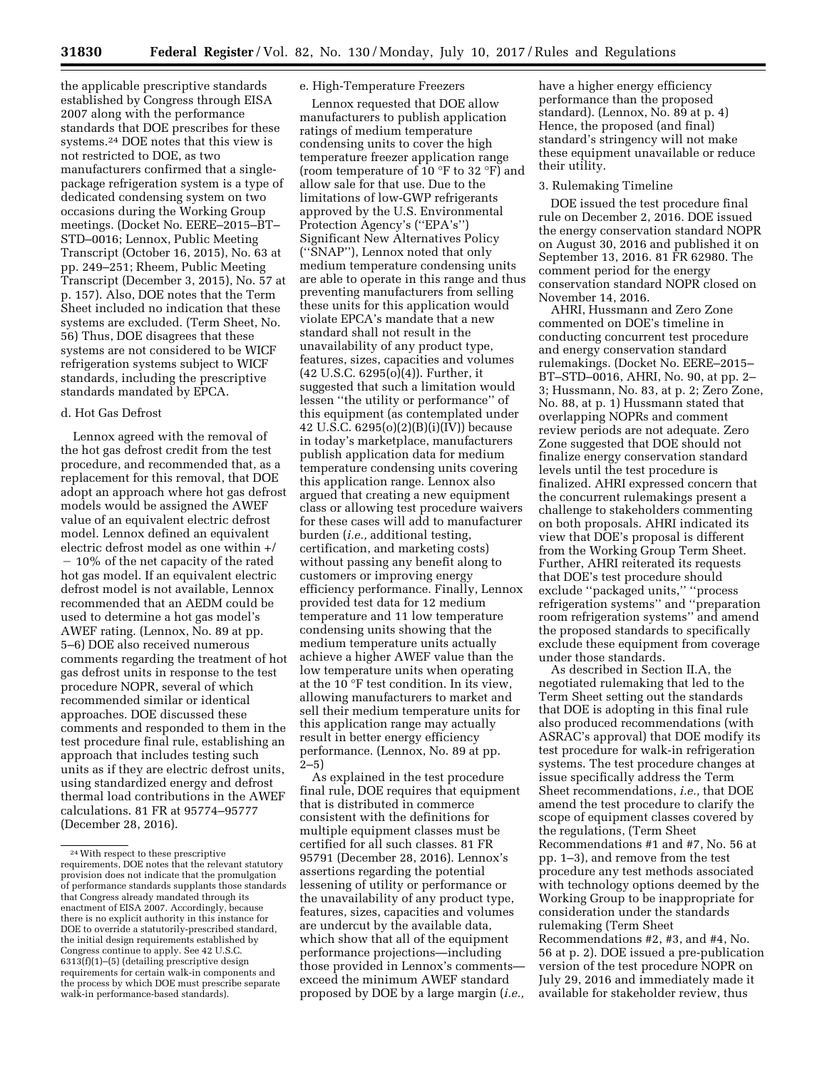the applicable prescriptive standards established by Congress through EISA 2007 along with the performance standards that DOE prescribes for these systems.[24] DOE notes that this view is not restricted to DOE, as two manufacturers confirmed that a single-package refrigeration system is a type of dedicated condensing system on two occasions during the Working Group meetings. (Docket No. EERE–2015–BT–STD–0016; Lennox, Public Meeting Transcript (October 16, 2015), No. 63 at pp. 249–251; Rheem, Public Meeting Transcript (December 3, 2015), No. 57 at p. 157). Also, DOE notes that the Term Sheet included no indication that these systems are excluded. (Term Sheet, No. 56) Thus, DOE disagrees that these systems are not considered to be WICF refrigeration systems subject to WICF standards, including the prescriptive standards mandated by EPCA.

#### d. Hot Gas Defrost

Lennox agreed with the removal of the hot gas defrost credit from the test procedure, and recommended that, as a replacement for this removal, that DOE adopt an approach where hot gas defrost models would be assigned the AWEF value of an equivalent electric defrost model. Lennox defined an equivalent electric defrost model as one within +/− 10% of the net capacity of the rated hot gas model. If an equivalent electric defrost model is not available, Lennox recommended that an AEDM could be used to determine a hot gas model's AWEF rating. (Lennox, No. 89 at pp. 5–6) DOE also received numerous comments regarding the treatment of hot gas defrost units in response to the test procedure NOPR, several of which recommended similar or identical approaches. DOE discussed these comments and responded to them in the test procedure final rule, establishing an approach that includes testing such units as if they are electric defrost units, using standardized energy and defrost thermal load contributions in the AWEF calculations. 81 FR at 95774–95777 (December 28, 2016).

#### e. High-Temperature Freezers

Lennox requested that DOE allow manufacturers to publish application ratings of medium temperature condensing units to cover the high temperature freezer application range (room temperature of 10 °F to 32 °F) and allow sale for that use. Due to the limitations of low-GWP refrigerants approved by the U.S. Environmental Protection Agency's ("EPA's") Significant New Alternatives Policy ("SNAP"), Lennox noted that only medium temperature condensing units are able to operate in this range and thus preventing manufacturers from selling these units for this application would violate EPCA's mandate that a new standard shall not result in the unavailability of any product type, features, sizes, capacities and volumes (42 U.S.C. 6295(o)(4)). Further, it suggested that such a limitation would lessen "the utility or performance" of this equipment (as contemplated under 42 U.S.C. 6295(o)(2)(B)(i)(IV)) because in today's marketplace, manufacturers publish application data for medium temperature condensing units covering this application range. Lennox also argued that creating a new equipment class or allowing test procedure waivers for these cases will add to manufacturer burden (*i.e.,* additional testing, certification, and marketing costs) without passing any benefit along to customers or improving energy efficiency performance. Finally, Lennox provided test data for 12 medium temperature and 11 low temperature condensing units showing that the medium temperature units actually achieve a higher AWEF value than the low temperature units when operating at the 10 °F test condition. In its view, allowing manufacturers to market and sell their medium temperature units for this application range may actually result in better energy efficiency performance. (Lennox, No. 89 at pp. 2–5)

As explained in the test procedure final rule, DOE requires that equipment that is distributed in commerce consistent with the definitions for multiple equipment classes must be certified for all such classes. 81 FR 95791 (December 28, 2016). Lennox's assertions regarding the potential lessening of utility or performance or the unavailability of any product type, features, sizes, capacities and volumes are undercut by the available data, which show that all of the equipment performance projections—including those provided in Lennox's comments—exceed the minimum AWEF standard proposed by DOE by a large margin (*i.e.,* have a higher energy efficiency performance than the proposed standard). (Lennox, No. 89 at p. 4) Hence, the proposed (and final) standard's stringency will not make these equipment unavailable or reduce their utility.

### 3. Rulemaking Timeline

DOE issued the test procedure final rule on December 2, 2016. DOE issued the energy conservation standard NOPR on August 30, 2016 and published it on September 13, 2016. 81 FR 62980. The comment period for the energy conservation standard NOPR closed on November 14, 2016.

AHRI, Hussmann and Zero Zone commented on DOE's timeline in conducting concurrent test procedure and energy conservation standard rulemakings. (Docket No. EERE–2015–BT–STD–0016, AHRI, No. 90, at pp. 2–3; Hussmann, No. 83, at p. 2; Zero Zone, No. 88, at p. 1) Hussmann stated that overlapping NOPRs and comment review periods are not adequate. Zero Zone suggested that DOE should not finalize energy conservation standard levels until the test procedure is finalized. AHRI expressed concern that the concurrent rulemakings present a challenge to stakeholders commenting on both proposals. AHRI indicated its view that DOE's proposal is different from the Working Group Term Sheet. Further, AHRI reiterated its requests that DOE's test procedure should exclude "packaged units," "process refrigeration systems" and "preparation room refrigeration systems" and amend the proposed standards to specifically exclude these equipment from coverage under those standards.

As described in Section II.A, the negotiated rulemaking that led to the Term Sheet setting out the standards that DOE is adopting in this final rule also produced recommendations (with ASRAC's approval) that DOE modify its test procedure for walk-in refrigeration systems. The test procedure changes at issue specifically address the Term Sheet recommendations, *i.e.,* that DOE amend the test procedure to clarify the scope of equipment classes covered by the regulations, (Term Sheet Recommendations #1 and #7, No. 56 at pp. 1–3), and remove from the test procedure any test methods associated with technology options deemed by the Working Group to be inappropriate for consideration under the standards rulemaking (Term Sheet Recommendations #2, #3, and #4, No. 56 at p. 2). DOE issued a pre-publication version of the test procedure NOPR on July 29, 2016 and immediately made it available for stakeholder review, thus

---

[24] With respect to these prescriptive requirements, DOE notes that the relevant statutory provision does not indicate that the promulgation of performance standards supplants those standards that Congress already mandated through its enactment of EISA 2007. Accordingly, because there is no explicit authority in this instance for DOE to override a statutorily-prescribed standard, the initial design requirements established by Congress continue to apply. See 42 U.S.C. 6313(f)(1)–(5) (detailing prescriptive design requirements for certain walk-in components and the process by which DOE must prescribe separate walk-in performance-based standards).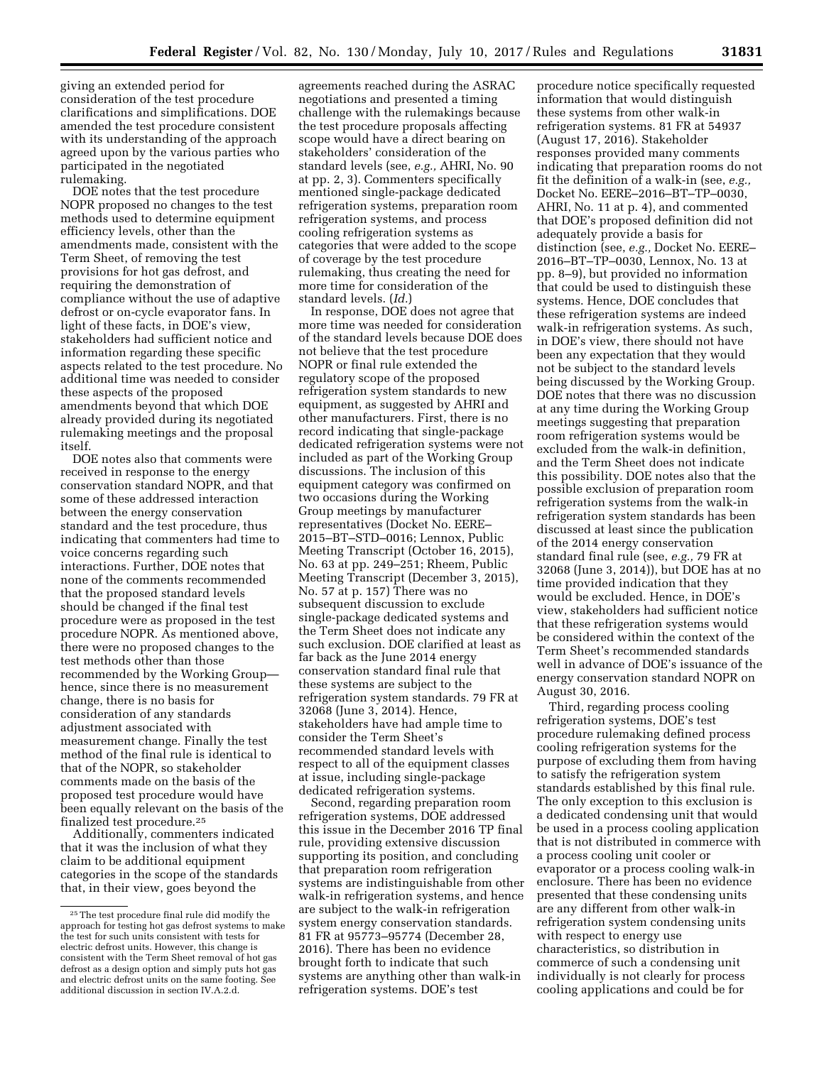giving an extended period for consideration of the test procedure clarifications and simplifications. DOE amended the test procedure consistent with its understanding of the approach agreed upon by the various parties who participated in the negotiated rulemaking.

DOE notes that the test procedure NOPR proposed no changes to the test methods used to determine equipment efficiency levels, other than the amendments made, consistent with the Term Sheet, of removing the test provisions for hot gas defrost, and requiring the demonstration of compliance without the use of adaptive defrost or on-cycle evaporator fans. In light of these facts, in DOE's view, stakeholders had sufficient notice and information regarding these specific aspects related to the test procedure. No additional time was needed to consider these aspects of the proposed amendments beyond that which DOE already provided during its negotiated rulemaking meetings and the proposal itself.

DOE notes also that comments were received in response to the energy conservation standard NOPR, and that some of these addressed interaction between the energy conservation standard and the test procedure, thus indicating that commenters had time to voice concerns regarding such interactions. Further, DOE notes that none of the comments recommended that the proposed standard levels should be changed if the final test procedure were as proposed in the test procedure NOPR. As mentioned above, there were no proposed changes to the test methods other than those recommended by the Working Group—hence, since there is no measurement change, there is no basis for consideration of any standards adjustment associated with measurement change. Finally the test method of the final rule is identical to that of the NOPR, so stakeholder comments made on the basis of the proposed test procedure would have been equally relevant on the basis of the finalized test procedure.[25]

Additionally, commenters indicated that it was the inclusion of what they claim to be additional equipment categories in the scope of the standards that, in their view, goes beyond the agreements reached during the ASRAC negotiations and presented a timing challenge with the rulemakings because the test procedure proposals affecting scope would have a direct bearing on stakeholders' consideration of the standard levels (see, *e.g.,* AHRI, No. 90 at pp. 2, 3). Commenters specifically mentioned single-package dedicated refrigeration systems, preparation room refrigeration systems, and process cooling refrigeration systems as categories that were added to the scope of coverage by the test procedure rulemaking, thus creating the need for more time for consideration of the standard levels. (*Id.*)

In response, DOE does not agree that more time was needed for consideration of the standard levels because DOE does not believe that the test procedure NOPR or final rule extended the regulatory scope of the proposed refrigeration system standards to new equipment, as suggested by AHRI and other manufacturers. First, there is no record indicating that single-package dedicated refrigeration systems were not included as part of the Working Group discussions. The inclusion of this equipment category was confirmed on two occasions during the Working Group meetings by manufacturer representatives (Docket No. EERE–2015–BT–STD–0016; Lennox, Public Meeting Transcript (October 16, 2015), No. 63 at pp. 249–251; Rheem, Public Meeting Transcript (December 3, 2015), No. 57 at p. 157) There was no subsequent discussion to exclude single-package dedicated systems and the Term Sheet does not indicate any such exclusion. DOE clarified at least as far back as the June 2014 energy conservation standard final rule that these systems are subject to the refrigeration system standards. 79 FR at 32068 (June 3, 2014). Hence, stakeholders have had ample time to consider the Term Sheet's recommended standard levels with respect to all of the equipment classes at issue, including single-package dedicated refrigeration systems.

Second, regarding preparation room refrigeration systems, DOE addressed this issue in the December 2016 TP final rule, providing extensive discussion supporting its position, and concluding that preparation room refrigeration systems are indistinguishable from other walk-in refrigeration systems, and hence are subject to the walk-in refrigeration system energy conservation standards. 81 FR at 95773–95774 (December 28, 2016). There has been no evidence brought forth to indicate that such systems are anything other than walk-in refrigeration systems. DOE's test procedure notice specifically requested information that would distinguish these systems from other walk-in refrigeration systems. 81 FR at 54937 (August 17, 2016). Stakeholder responses provided many comments indicating that preparation rooms do not fit the definition of a walk-in (see, *e.g.,* Docket No. EERE–2016–BT–TP–0030, AHRI, No. 11 at p. 4), and commented that DOE's proposed definition did not adequately provide a basis for distinction (see, *e.g.,* Docket No. EERE–2016–BT–TP–0030, Lennox, No. 13 at pp. 8–9), but provided no information that could be used to distinguish these systems. Hence, DOE concludes that these refrigeration systems are indeed walk-in refrigeration systems. As such, in DOE's view, there should not have been any expectation that they would not be subject to the standard levels being discussed by the Working Group. DOE notes that there was no discussion at any time during the Working Group meetings suggesting that preparation room refrigeration systems would be excluded from the walk-in definition, and the Term Sheet does not indicate this possibility. DOE notes also that the possible exclusion of preparation room refrigeration systems from the walk-in refrigeration system standards has been discussed at least since the publication of the 2014 energy conservation standard final rule (see, *e.g.,* 79 FR at 32068 (June 3, 2014)), but DOE has at no time provided indication that they would be excluded. Hence, in DOE's view, stakeholders had sufficient notice that these refrigeration systems would be considered within the context of the Term Sheet's recommended standards well in advance of DOE's issuance of the energy conservation standard NOPR on August 30, 2016.

Third, regarding process cooling refrigeration systems, DOE's test procedure rulemaking defined process cooling refrigeration systems for the purpose of excluding them from having to satisfy the refrigeration system standards established by this final rule. The only exception to this exclusion is a dedicated condensing unit that would be used in a process cooling application that is not distributed in commerce with a process cooling unit cooler or evaporator or a process cooling walk-in enclosure. There has been no evidence presented that these condensing units are any different from other walk-in refrigeration system condensing units with respect to energy use characteristics, so distribution in commerce of such a condensing unit individually is not clearly for process cooling applications and could be for

---

[25] The test procedure final rule did modify the approach for testing hot gas defrost systems to make the test for such units consistent with tests for electric defrost units. However, this change is consistent with the Term Sheet removal of hot gas defrost as a design option and simply puts hot gas and electric defrost units on the same footing. See additional discussion in section IV.A.2.d.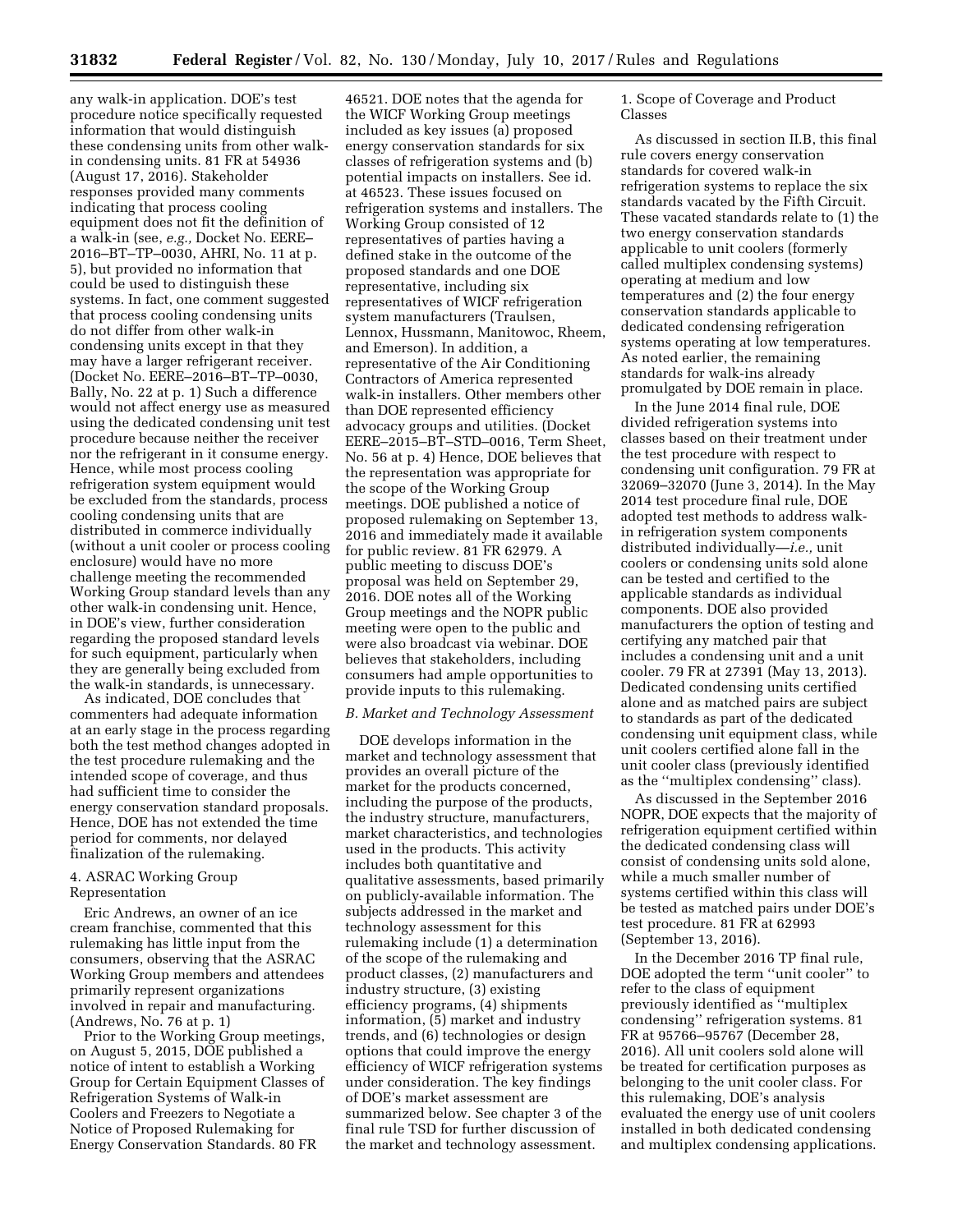any walk-in application. DOE's test procedure notice specifically requested information that would distinguish these condensing units from other walk-in condensing units. 81 FR at 54936 (August 17, 2016). Stakeholder responses provided many comments indicating that process cooling equipment does not fit the definition of a walk-in (see, *e.g.,* Docket No. EERE–2016–BT–TP–0030, AHRI, No. 11 at p. 5), but provided no information that could be used to distinguish these systems. In fact, one comment suggested that process cooling condensing units do not differ from other walk-in condensing units except in that they may have a larger refrigerant receiver. (Docket No. EERE–2016–BT–TP–0030, Bally, No. 22 at p. 1) Such a difference would not affect energy use as measured using the dedicated condensing unit test procedure because neither the receiver nor the refrigerant in it consume energy. Hence, while most process cooling refrigeration system equipment would be excluded from the standards, process cooling condensing units that are distributed in commerce individually (without a unit cooler or process cooling enclosure) would have no more challenge meeting the recommended Working Group standard levels than any other walk-in condensing unit. Hence, in DOE's view, further consideration regarding the proposed standard levels for such equipment, particularly when they are generally being excluded from the walk-in standards, is unnecessary.

As indicated, DOE concludes that commenters had adequate information at an early stage in the process regarding both the test method changes adopted in the test procedure rulemaking and the intended scope of coverage, and thus had sufficient time to consider the energy conservation standard proposals. Hence, DOE has not extended the time period for comments, nor delayed finalization of the rulemaking.

#### 4. ASRAC Working Group Representation

Eric Andrews, an owner of an ice cream franchise, commented that this rulemaking has little input from the consumers, observing that the ASRAC Working Group members and attendees primarily represent organizations involved in repair and manufacturing. (Andrews, No. 76 at p. 1)

Prior to the Working Group meetings, on August 5, 2015, DOE published a notice of intent to establish a Working Group for Certain Equipment Classes of Refrigeration Systems of Walk-in Coolers and Freezers to Negotiate a Notice of Proposed Rulemaking for Energy Conservation Standards. 80 FR 46521. DOE notes that the agenda for the WICF Working Group meetings included as key issues (a) proposed energy conservation standards for six classes of refrigeration systems and (b) potential impacts on installers. See id. at 46523. These issues focused on refrigeration systems and installers. The Working Group consisted of 12 representatives of parties having a defined stake in the outcome of the proposed standards and one DOE representative, including six representatives of WICF refrigeration system manufacturers (Traulsen, Lennox, Hussmann, Manitowoc, Rheem, and Emerson). In addition, a representative of the Air Conditioning Contractors of America represented walk-in installers. Other members other than DOE represented efficiency advocacy groups and utilities. (Docket EERE–2015–BT–STD–0016, Term Sheet, No. 56 at p. 4) Hence, DOE believes that the representation was appropriate for the scope of the Working Group meetings. DOE published a notice of proposed rulemaking on September 13, 2016 and immediately made it available for public review. 81 FR 62979. A public meeting to discuss DOE's proposal was held on September 29, 2016. DOE notes all of the Working Group meetings and the NOPR public meeting were open to the public and were also broadcast via webinar. DOE believes that stakeholders, including consumers had ample opportunities to provide inputs to this rulemaking.

### *B. Market and Technology Assessment*

DOE develops information in the market and technology assessment that provides an overall picture of the market for the products concerned, including the purpose of the products, the industry structure, manufacturers, market characteristics, and technologies used in the products. This activity includes both quantitative and qualitative assessments, based primarily on publicly-available information. The subjects addressed in the market and technology assessment for this rulemaking include (1) a determination of the scope of the rulemaking and product classes, (2) manufacturers and industry structure, (3) existing efficiency programs, (4) shipments information, (5) market and industry trends, and (6) technologies or design options that could improve the energy efficiency of WICF refrigeration systems under consideration. The key findings of DOE's market assessment are summarized below. See chapter 3 of the final rule TSD for further discussion of the market and technology assessment.

#### 1. Scope of Coverage and Product Classes

As discussed in section II.B, this final rule covers energy conservation standards for covered walk-in refrigeration systems to replace the six standards vacated by the Fifth Circuit. These vacated standards relate to (1) the two energy conservation standards applicable to unit coolers (formerly called multiplex condensing systems) operating at medium and low temperatures and (2) the four energy conservation standards applicable to dedicated condensing refrigeration systems operating at low temperatures. As noted earlier, the remaining standards for walk-ins already promulgated by DOE remain in place.

In the June 2014 final rule, DOE divided refrigeration systems into classes based on their treatment under the test procedure with respect to condensing unit configuration. 79 FR at 32069–32070 (June 3, 2014). In the May 2014 test procedure final rule, DOE adopted test methods to address walk-in refrigeration system components distributed individually—*i.e.,* unit coolers or condensing units sold alone can be tested and certified to the applicable standards as individual components. DOE also provided manufacturers the option of testing and certifying any matched pair that includes a condensing unit and a unit cooler. 79 FR at 27391 (May 13, 2013). Dedicated condensing units certified alone and as matched pairs are subject to standards as part of the dedicated condensing unit equipment class, while unit coolers certified alone fall in the unit cooler class (previously identified as the ''multiplex condensing'' class).

As discussed in the September 2016 NOPR, DOE expects that the majority of refrigeration equipment certified within the dedicated condensing class will consist of condensing units sold alone, while a much smaller number of systems certified within this class will be tested as matched pairs under DOE's test procedure. 81 FR at 62993 (September 13, 2016).

In the December 2016 TP final rule, DOE adopted the term ''unit cooler'' to refer to the class of equipment previously identified as ''multiplex condensing'' refrigeration systems. 81 FR at 95766–95767 (December 28, 2016). All unit coolers sold alone will be treated for certification purposes as belonging to the unit cooler class. For this rulemaking, DOE's analysis evaluated the energy use of unit coolers installed in both dedicated condensing and multiplex condensing applications.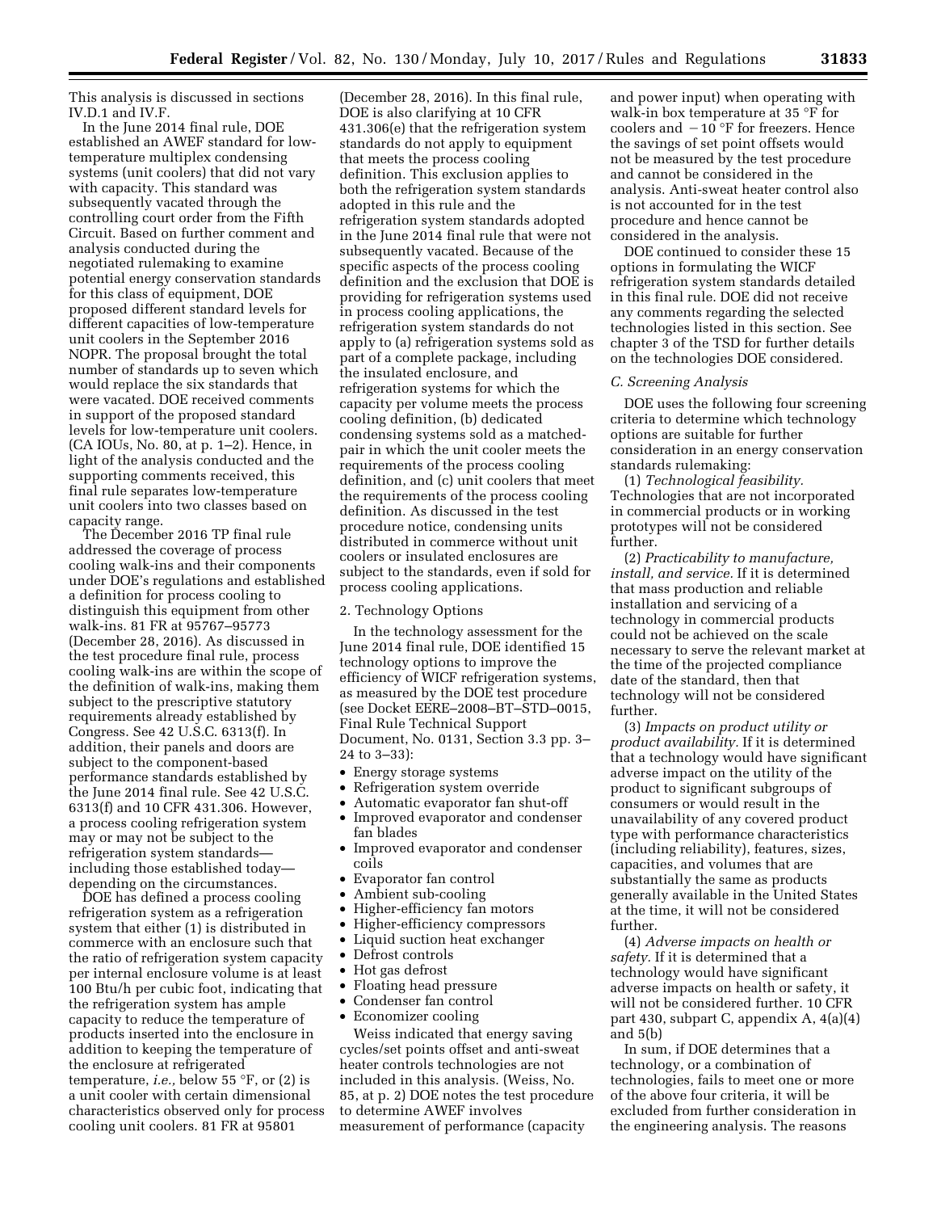This analysis is discussed in sections IV.D.1 and IV.F.

In the June 2014 final rule, DOE established an AWEF standard for low-temperature multiplex condensing systems (unit coolers) that did not vary with capacity. This standard was subsequently vacated through the controlling court order from the Fifth Circuit. Based on further comment and analysis conducted during the negotiated rulemaking to examine potential energy conservation standards for this class of equipment, DOE proposed different standard levels for different capacities of low-temperature unit coolers in the September 2016 NOPR. The proposal brought the total number of standards up to seven which would replace the six standards that were vacated. DOE received comments in support of the proposed standard levels for low-temperature unit coolers. (CA IOUs, No. 80, at p. 1–2). Hence, in light of the analysis conducted and the supporting comments received, this final rule separates low-temperature unit coolers into two classes based on capacity range.

The December 2016 TP final rule addressed the coverage of process cooling walk-ins and their components under DOE's regulations and established a definition for process cooling to distinguish this equipment from other walk-ins. 81 FR at 95767–95773 (December 28, 2016). As discussed in the test procedure final rule, process cooling walk-ins are within the scope of the definition of walk-ins, making them subject to the prescriptive statutory requirements already established by Congress. See 42 U.S.C. 6313(f). In addition, their panels and doors are subject to the component-based performance standards established by the June 2014 final rule. See 42 U.S.C. 6313(f) and 10 CFR 431.306. However, a process cooling refrigeration system may or may not be subject to the refrigeration system standards—including those established today—depending on the circumstances.

DOE has defined a process cooling refrigeration system as a refrigeration system that either (1) is distributed in commerce with an enclosure such that the ratio of refrigeration system capacity per internal enclosure volume is at least 100 Btu/h per cubic foot, indicating that the refrigeration system has ample capacity to reduce the temperature of products inserted into the enclosure in addition to keeping the temperature of the enclosure at refrigerated temperature, *i.e.,* below 55 °F, or (2) is a unit cooler with certain dimensional characteristics observed only for process cooling unit coolers. 81 FR at 95801 (December 28, 2016). In this final rule, DOE is also clarifying at 10 CFR 431.306(e) that the refrigeration system standards do not apply to equipment that meets the process cooling definition. This exclusion applies to both the refrigeration system standards adopted in this rule and the refrigeration system standards adopted in the June 2014 final rule that were not subsequently vacated. Because of the specific aspects of the process cooling definition and the exclusion that DOE is providing for refrigeration systems used in process cooling applications, the refrigeration system standards do not apply to (a) refrigeration systems sold as part of a complete package, including the insulated enclosure, and refrigeration systems for which the capacity per volume meets the process cooling definition, (b) dedicated condensing systems sold as a matched-pair in which the unit cooler meets the requirements of the process cooling definition, and (c) unit coolers that meet the requirements of the process cooling definition. As discussed in the test procedure notice, condensing units distributed in commerce without unit coolers or insulated enclosures are subject to the standards, even if sold for process cooling applications.

2. Technology Options

In the technology assessment for the June 2014 final rule, DOE identified 15 technology options to improve the efficiency of WICF refrigeration systems, as measured by the DOE test procedure (see Docket EERE–2008–BT–STD–0015, Final Rule Technical Support Document, No. 0131, Section 3.3 pp. 3–24 to 3–33):

- Energy storage systems
- Refrigeration system override
- Automatic evaporator fan shut-off
- Improved evaporator and condenser fan blades
- Improved evaporator and condenser coils
- Evaporator fan control
- Ambient sub-cooling
- Higher-efficiency fan motors
- Higher-efficiency compressors
- Liquid suction heat exchanger
- Defrost controls
- Hot gas defrost
- Floating head pressure
- Condenser fan control
- Economizer cooling

Weiss indicated that energy saving cycles/set points offset and anti-sweat heater controls technologies are not included in this analysis. (Weiss, No. 85, at p. 2) DOE notes the test procedure to determine AWEF involves measurement of performance (capacity and power input) when operating with walk-in box temperature at 35 °F for coolers and −10 °F for freezers. Hence the savings of set point offsets would not be measured by the test procedure and cannot be considered in the analysis. Anti-sweat heater control also is not accounted for in the test procedure and hence cannot be considered in the analysis.

DOE continued to consider these 15 options in formulating the WICF refrigeration system standards detailed in this final rule. DOE did not receive any comments regarding the selected technologies listed in this section. See chapter 3 of the TSD for further details on the technologies DOE considered.

*C. Screening Analysis*

DOE uses the following four screening criteria to determine which technology options are suitable for further consideration in an energy conservation standards rulemaking:

(1) *Technological feasibility.* Technologies that are not incorporated in commercial products or in working prototypes will not be considered further.

(2) *Practicability to manufacture, install, and service.* If it is determined that mass production and reliable installation and servicing of a technology in commercial products could not be achieved on the scale necessary to serve the relevant market at the time of the projected compliance date of the standard, then that technology will not be considered further.

(3) *Impacts on product utility or product availability.* If it is determined that a technology would have significant adverse impact on the utility of the product to significant subgroups of consumers or would result in the unavailability of any covered product type with performance characteristics (including reliability), features, sizes, capacities, and volumes that are substantially the same as products generally available in the United States at the time, it will not be considered further.

(4) *Adverse impacts on health or safety.* If it is determined that a technology would have significant adverse impacts on health or safety, it will not be considered further. 10 CFR part 430, subpart C, appendix A, 4(a)(4) and 5(b)

In sum, if DOE determines that a technology, or a combination of technologies, fails to meet one or more of the above four criteria, it will be excluded from further consideration in the engineering analysis. The reasons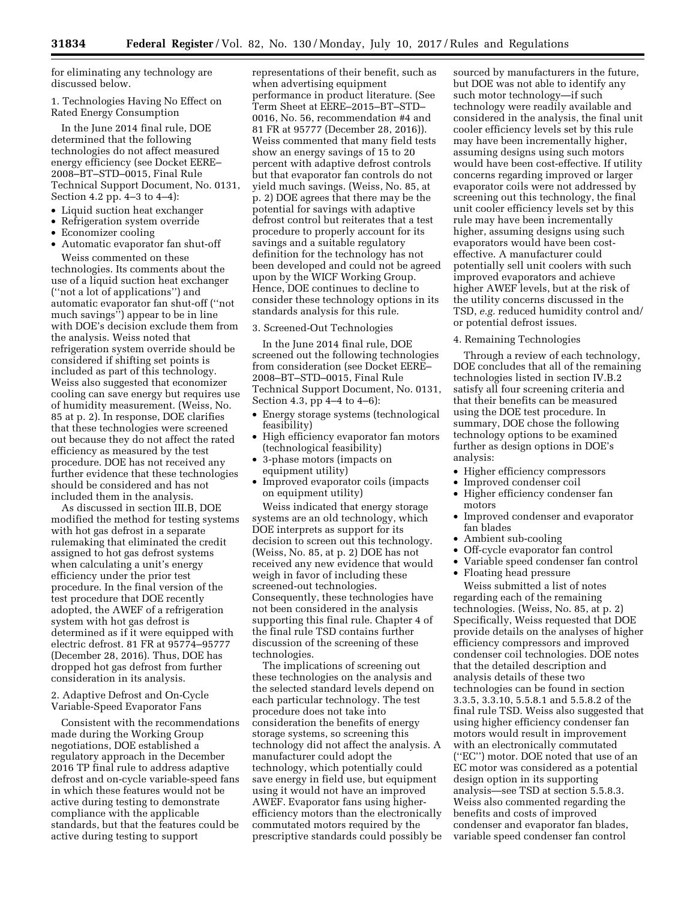for eliminating any technology are discussed below.

### 1. Technologies Having No Effect on Rated Energy Consumption

In the June 2014 final rule, DOE determined that the following technologies do not affect measured energy efficiency (see Docket EERE–2008–BT–STD–0015, Final Rule Technical Support Document, No. 0131, Section 4.2 pp. 4–3 to 4–4):

- Liquid suction heat exchanger
- Refrigeration system override
- Economizer cooling
- Automatic evaporator fan shut-off

Weiss commented on these technologies. Its comments about the use of a liquid suction heat exchanger (''not a lot of applications'') and automatic evaporator fan shut-off (''not much savings'') appear to be in line with DOE's decision exclude them from the analysis. Weiss noted that refrigeration system override should be considered if shifting set points is included as part of this technology. Weiss also suggested that economizer cooling can save energy but requires use of humidity measurement. (Weiss, No. 85 at p. 2). In response, DOE clarifies that these technologies were screened out because they do not affect the rated efficiency as measured by the test procedure. DOE has not received any further evidence that these technologies should be considered and has not included them in the analysis.

As discussed in section III.B, DOE modified the method for testing systems with hot gas defrost in a separate rulemaking that eliminated the credit assigned to hot gas defrost systems when calculating a unit's energy efficiency under the prior test procedure. In the final version of the test procedure that DOE recently adopted, the AWEF of a refrigeration system with hot gas defrost is determined as if it were equipped with electric defrost. 81 FR at 95774–95777 (December 28, 2016). Thus, DOE has dropped hot gas defrost from further consideration in its analysis.

### 2. Adaptive Defrost and On-Cycle Variable-Speed Evaporator Fans

Consistent with the recommendations made during the Working Group negotiations, DOE established a regulatory approach in the December 2016 TP final rule to address adaptive defrost and on-cycle variable-speed fans in which these features would not be active during testing to demonstrate compliance with the applicable standards, but that the features could be active during testing to support representations of their benefit, such as when advertising equipment performance in product literature. (See Term Sheet at EERE–2015–BT–STD–0016, No. 56, recommendation #4 and 81 FR at 95777 (December 28, 2016)). Weiss commented that many field tests show an energy savings of 15 to 20 percent with adaptive defrost controls but that evaporator fan controls do not yield much savings. (Weiss, No. 85, at p. 2) DOE agrees that there may be the potential for savings with adaptive defrost control but reiterates that a test procedure to properly account for its savings and a suitable regulatory definition for the technology has not been developed and could not be agreed upon by the WICF Working Group. Hence, DOE continues to decline to consider these technology options in its standards analysis for this rule.

### 3. Screened-Out Technologies

In the June 2014 final rule, DOE screened out the following technologies from consideration (see Docket EERE–2008–BT–STD–0015, Final Rule Technical Support Document, No. 0131, Section 4.3, pp 4–4 to 4–6):

- Energy storage systems (technological feasibility)
- High efficiency evaporator fan motors (technological feasibility)
- 3-phase motors (impacts on equipment utility)
- Improved evaporator coils (impacts on equipment utility)

Weiss indicated that energy storage systems are an old technology, which DOE interprets as support for its decision to screen out this technology. (Weiss, No. 85, at p. 2) DOE has not received any new evidence that would weigh in favor of including these screened-out technologies. Consequently, these technologies have not been considered in the analysis supporting this final rule. Chapter 4 of the final rule TSD contains further discussion of the screening of these technologies.

The implications of screening out these technologies on the analysis and the selected standard levels depend on each particular technology. The test procedure does not take into consideration the benefits of energy storage systems, so screening this technology did not affect the analysis. A manufacturer could adopt the technology, which potentially could save energy in field use, but equipment using it would not have an improved AWEF. Evaporator fans using higher-efficiency motors than the electronically commutated motors required by the prescriptive standards could possibly be sourced by manufacturers in the future, but DOE was not able to identify any such motor technology—if such technology were readily available and considered in the analysis, the final unit cooler efficiency levels set by this rule may have been incrementally higher, assuming designs using such motors would have been cost-effective. If utility concerns regarding improved or larger evaporator coils were not addressed by screening out this technology, the final unit cooler efficiency levels set by this rule may have been incrementally higher, assuming designs using such evaporators would have been cost-effective. A manufacturer could potentially sell unit coolers with such improved evaporators and achieve higher AWEF levels, but at the risk of the utility concerns discussed in the TSD, *e.g.* reduced humidity control and/or potential defrost issues.

### 4. Remaining Technologies

Through a review of each technology, DOE concludes that all of the remaining technologies listed in section IV.B.2 satisfy all four screening criteria and that their benefits can be measured using the DOE test procedure. In summary, DOE chose the following technology options to be examined further as design options in DOE's analysis:

- Higher efficiency compressors
- Improved condenser coil
- Higher efficiency condenser fan motors
- Improved condenser and evaporator fan blades
- Ambient sub-cooling
- Off-cycle evaporator fan control
- Variable speed condenser fan control
- Floating head pressure

Weiss submitted a list of notes regarding each of the remaining technologies. (Weiss, No. 85, at p. 2) Specifically, Weiss requested that DOE provide details on the analyses of higher efficiency compressors and improved condenser coil technologies. DOE notes that the detailed description and analysis details of these two technologies can be found in section 3.3.5, 3.3.10, 5.5.8.1 and 5.5.8.2 of the final rule TSD. Weiss also suggested that using higher efficiency condenser fan motors would result in improvement with an electronically commutated (''EC'') motor. DOE noted that use of an EC motor was considered as a potential design option in its supporting analysis—see TSD at section 5.5.8.3. Weiss also commented regarding the benefits and costs of improved condenser and evaporator fan blades, variable speed condenser fan control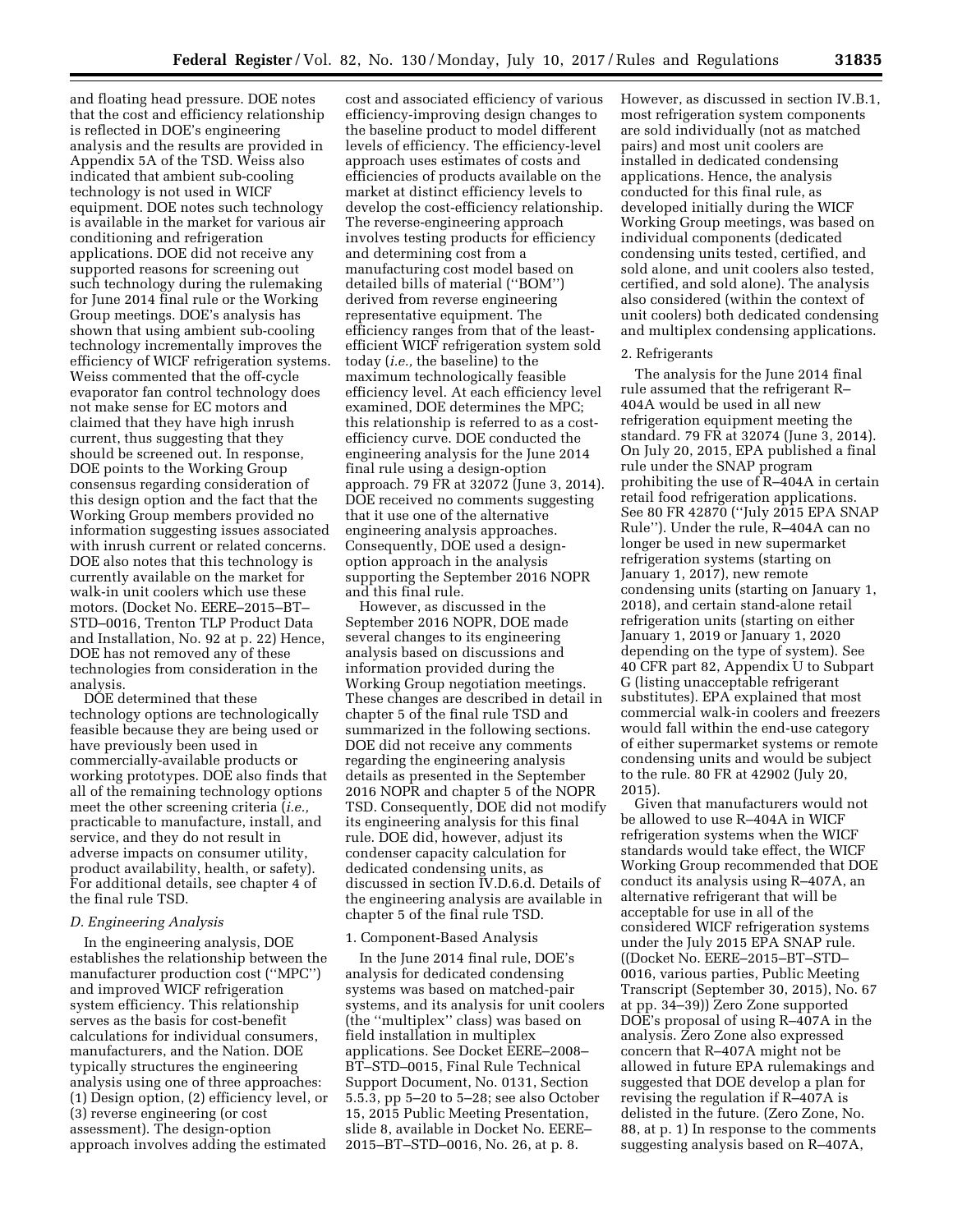and floating head pressure. DOE notes that the cost and efficiency relationship is reflected in DOE's engineering analysis and the results are provided in Appendix 5A of the TSD. Weiss also indicated that ambient sub-cooling technology is not used in WICF equipment. DOE notes such technology is available in the market for various air conditioning and refrigeration applications. DOE did not receive any supported reasons for screening out such technology during the rulemaking for June 2014 final rule or the Working Group meetings. DOE's analysis has shown that using ambient sub-cooling technology incrementally improves the efficiency of WICF refrigeration systems. Weiss commented that the off-cycle evaporator fan control technology does not make sense for EC motors and claimed that they have high inrush current, thus suggesting that they should be screened out. In response, DOE points to the Working Group consensus regarding consideration of this design option and the fact that the Working Group members provided no information suggesting issues associated with inrush current or related concerns. DOE also notes that this technology is currently available on the market for walk-in unit coolers which use these motors. (Docket No. EERE–2015–BT–STD–0016, Trenton TLP Product Data and Installation, No. 92 at p. 22) Hence, DOE has not removed any of these technologies from consideration in the analysis.

DOE determined that these technology options are technologically feasible because they are being used or have previously been used in commercially-available products or working prototypes. DOE also finds that all of the remaining technology options meet the other screening criteria (*i.e.,* practicable to manufacture, install, and service, and they do not result in adverse impacts on consumer utility, product availability, health, or safety). For additional details, see chapter 4 of the final rule TSD.

### *D. Engineering Analysis*

In the engineering analysis, DOE establishes the relationship between the manufacturer production cost (''MPC'') and improved WICF refrigeration system efficiency. This relationship serves as the basis for cost-benefit calculations for individual consumers, manufacturers, and the Nation. DOE typically structures the engineering analysis using one of three approaches: (1) Design option, (2) efficiency level, or (3) reverse engineering (or cost assessment). The design-option approach involves adding the estimated cost and associated efficiency of various efficiency-improving design changes to the baseline product to model different levels of efficiency. The efficiency-level approach uses estimates of costs and efficiencies of products available on the market at distinct efficiency levels to develop the cost-efficiency relationship. The reverse-engineering approach involves testing products for efficiency and determining cost from a manufacturing cost model based on detailed bills of material (''BOM'') derived from reverse engineering representative equipment. The efficiency ranges from that of the least-efficient WICF refrigeration system sold today (*i.e.,* the baseline) to the maximum technologically feasible efficiency level. At each efficiency level examined, DOE determines the MPC; this relationship is referred to as a cost-efficiency curve. DOE conducted the engineering analysis for the June 2014 final rule using a design-option approach. 79 FR at 32072 (June 3, 2014). DOE received no comments suggesting that it use one of the alternative engineering analysis approaches. Consequently, DOE used a design-option approach in the analysis supporting the September 2016 NOPR and this final rule.

However, as discussed in the September 2016 NOPR, DOE made several changes to its engineering analysis based on discussions and information provided during the Working Group negotiation meetings. These changes are described in detail in chapter 5 of the final rule TSD and summarized in the following sections. DOE did not receive any comments regarding the engineering analysis details as presented in the September 2016 NOPR and chapter 5 of the NOPR TSD. Consequently, DOE did not modify its engineering analysis for this final rule. DOE did, however, adjust its condenser capacity calculation for dedicated condensing units, as discussed in section IV.D.6.d. Details of the engineering analysis are available in chapter 5 of the final rule TSD.

#### 1. Component-Based Analysis

In the June 2014 final rule, DOE's analysis for dedicated condensing systems was based on matched-pair systems, and its analysis for unit coolers (the ''multiplex'' class) was based on field installation in multiplex applications. See Docket EERE–2008–BT–STD–0015, Final Rule Technical Support Document, No. 0131, Section 5.5.3, pp 5–20 to 5–28; see also October 15, 2015 Public Meeting Presentation, slide 8, available in Docket No. EERE–2015–BT–STD–0016, No. 26, at p. 8. However, as discussed in section IV.B.1, most refrigeration system components are sold individually (not as matched pairs) and most unit coolers are installed in dedicated condensing applications. Hence, the analysis conducted for this final rule, as developed initially during the WICF Working Group meetings, was based on individual components (dedicated condensing units tested, certified, and sold alone, and unit coolers also tested, certified, and sold alone). The analysis also considered (within the context of unit coolers) both dedicated condensing and multiplex condensing applications.

#### 2. Refrigerants

The analysis for the June 2014 final rule assumed that the refrigerant R–404A would be used in all new refrigeration equipment meeting the standard. 79 FR at 32074 (June 3, 2014). On July 20, 2015, EPA published a final rule under the SNAP program prohibiting the use of R–404A in certain retail food refrigeration applications. See 80 FR 42870 (''July 2015 EPA SNAP Rule''). Under the rule, R–404A can no longer be used in new supermarket refrigeration systems (starting on January 1, 2017), new remote condensing units (starting on January 1, 2018), and certain stand-alone retail refrigeration units (starting on either January 1, 2019 or January 1, 2020 depending on the type of system). See 40 CFR part 82, Appendix U to Subpart G (listing unacceptable refrigerant substitutes). EPA explained that most commercial walk-in coolers and freezers would fall within the end-use category of either supermarket systems or remote condensing units and would be subject to the rule. 80 FR at 42902 (July 20, 2015).

Given that manufacturers would not be allowed to use R–404A in WICF refrigeration systems when the WICF standards would take effect, the WICF Working Group recommended that DOE conduct its analysis using R–407A, an alternative refrigerant that will be acceptable for use in all of the considered WICF refrigeration systems under the July 2015 EPA SNAP rule. ((Docket No. EERE–2015–BT–STD–0016, various parties, Public Meeting Transcript (September 30, 2015), No. 67 at pp. 34–39)) Zero Zone supported DOE's proposal of using R–407A in the analysis. Zero Zone also expressed concern that R–407A might not be allowed in future EPA rulemakings and suggested that DOE develop a plan for revising the regulation if R–407A is delisted in the future. (Zero Zone, No. 88, at p. 1) In response to the comments suggesting analysis based on R–407A,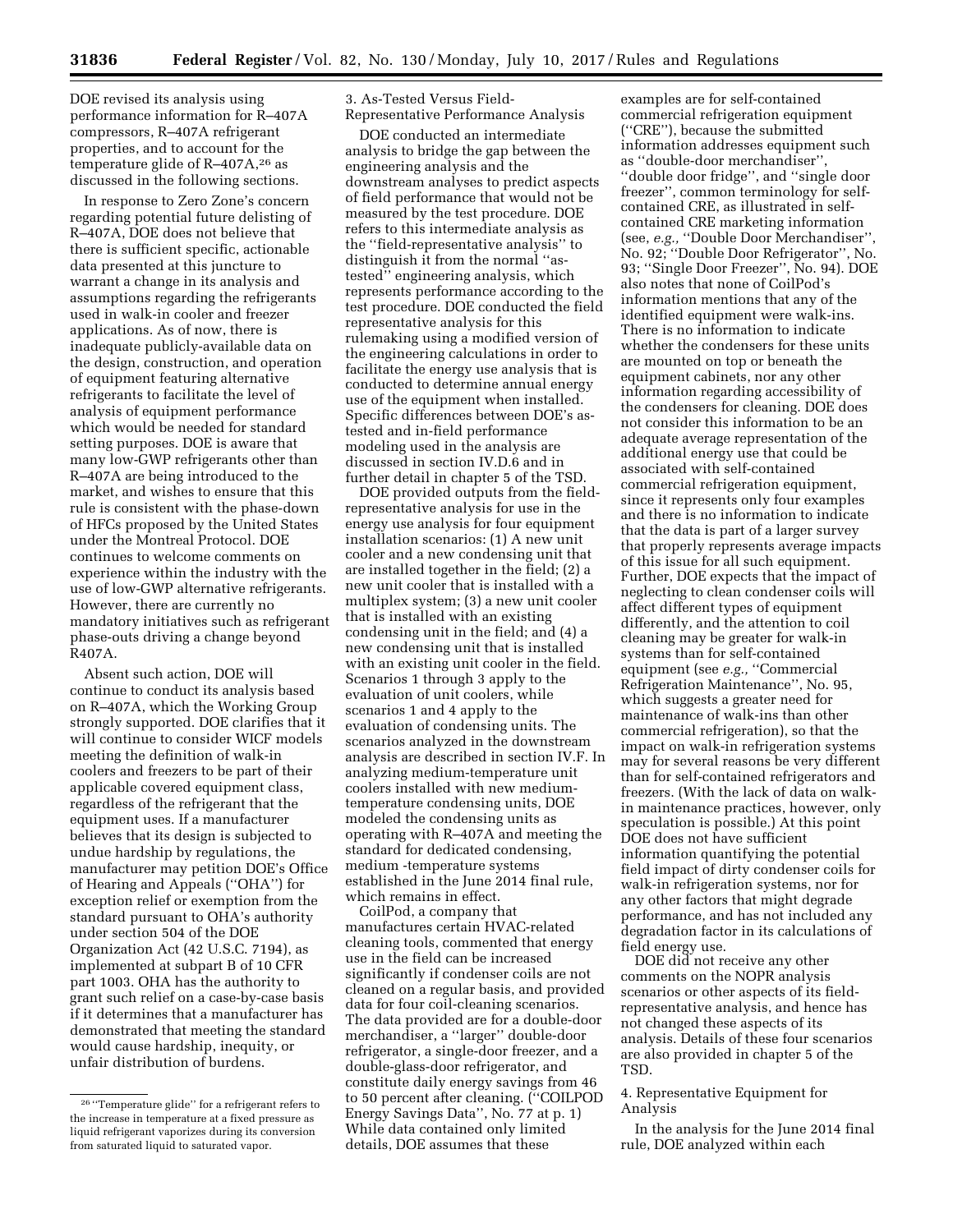DOE revised its analysis using performance information for R–407A compressors, R–407A refrigerant properties, and to account for the temperature glide of R–407A,[26] as discussed in the following sections.

In response to Zero Zone's concern regarding potential future delisting of R–407A, DOE does not believe that there is sufficient specific, actionable data presented at this juncture to warrant a change in its analysis and assumptions regarding the refrigerants used in walk-in cooler and freezer applications. As of now, there is inadequate publicly-available data on the design, construction, and operation of equipment featuring alternative refrigerants to facilitate the level of analysis of equipment performance which would be needed for standard setting purposes. DOE is aware that many low-GWP refrigerants other than R–407A are being introduced to the market, and wishes to ensure that this rule is consistent with the phase-down of HFCs proposed by the United States under the Montreal Protocol. DOE continues to welcome comments on experience within the industry with the use of low-GWP alternative refrigerants. However, there are currently no mandatory initiatives such as refrigerant phase-outs driving a change beyond R407A.

Absent such action, DOE will continue to conduct its analysis based on R–407A, which the Working Group strongly supported. DOE clarifies that it will continue to consider WICF models meeting the definition of walk-in coolers and freezers to be part of their applicable covered equipment class, regardless of the refrigerant that the equipment uses. If a manufacturer believes that its design is subjected to undue hardship by regulations, the manufacturer may petition DOE's Office of Hearing and Appeals (''OHA'') for exception relief or exemption from the standard pursuant to OHA's authority under section 504 of the DOE Organization Act (42 U.S.C. 7194), as implemented at subpart B of 10 CFR part 1003. OHA has the authority to grant such relief on a case-by-case basis if it determines that a manufacturer has demonstrated that meeting the standard would cause hardship, inequity, or unfair distribution of burdens.

### 3. As-Tested Versus Field-Representative Performance Analysis

DOE conducted an intermediate analysis to bridge the gap between the engineering analysis and the downstream analyses to predict aspects of field performance that would not be measured by the test procedure. DOE refers to this intermediate analysis as the ''field-representative analysis'' to distinguish it from the normal ''as-tested'' engineering analysis, which represents performance according to the test procedure. DOE conducted the field representative analysis for this rulemaking using a modified version of the engineering calculations in order to facilitate the energy use analysis that is conducted to determine annual energy use of the equipment when installed. Specific differences between DOE's as-tested and in-field performance modeling used in the analysis are discussed in section IV.D.6 and in further detail in chapter 5 of the TSD.

DOE provided outputs from the field-representative analysis for use in the energy use analysis for four equipment installation scenarios: (1) A new unit cooler and a new condensing unit that are installed together in the field; (2) a new unit cooler that is installed with a multiplex system; (3) a new unit cooler that is installed with an existing condensing unit in the field; and (4) a new condensing unit that is installed with an existing unit cooler in the field. Scenarios 1 through 3 apply to the evaluation of unit coolers, while scenarios 1 and 4 apply to the evaluation of condensing units. The scenarios analyzed in the downstream analysis are described in section IV.F. In analyzing medium-temperature unit coolers installed with new medium-temperature condensing units, DOE modeled the condensing units as operating with R–407A and meeting the standard for dedicated condensing, medium -temperature systems established in the June 2014 final rule, which remains in effect.

CoilPod, a company that manufactures certain HVAC-related cleaning tools, commented that energy use in the field can be increased significantly if condenser coils are not cleaned on a regular basis, and provided data for four coil-cleaning scenarios. The data provided are for a double-door merchandiser, a ''larger'' double-door refrigerator, a single-door freezer, and a double-glass-door refrigerator, and constitute daily energy savings from 46 to 50 percent after cleaning. (''COILPOD Energy Savings Data'', No. 77 at p. 1) While data contained only limited details, DOE assumes that these examples are for self-contained commercial refrigeration equipment (''CRE''), because the submitted information addresses equipment such as ''double-door merchandiser'', ''double door fridge'', and ''single door freezer'', common terminology for self-contained CRE, as illustrated in self-contained CRE marketing information (see, *e.g.,* ''Double Door Merchandiser'', No. 92; ''Double Door Refrigerator'', No. 93; ''Single Door Freezer'', No. 94). DOE also notes that none of CoilPod's information mentions that any of the identified equipment were walk-ins. There is no information to indicate whether the condensers for these units are mounted on top or beneath the equipment cabinets, nor any other information regarding accessibility of the condensers for cleaning. DOE does not consider this information to be an adequate average representation of the additional energy use that could be associated with self-contained commercial refrigeration equipment, since it represents only four examples and there is no information to indicate that the data is part of a larger survey that properly represents average impacts of this issue for all such equipment. Further, DOE expects that the impact of neglecting to clean condenser coils will affect different types of equipment differently, and the attention to coil cleaning may be greater for walk-in systems than for self-contained equipment (see *e.g.,* ''Commercial Refrigeration Maintenance'', No. 95, which suggests a greater need for maintenance of walk-ins than other commercial refrigeration), so that the impact on walk-in refrigeration systems may for several reasons be very different than for self-contained refrigerators and freezers. (With the lack of data on walk-in maintenance practices, however, only speculation is possible.) At this point DOE does not have sufficient information quantifying the potential field impact of dirty condenser coils for walk-in refrigeration systems, nor for any other factors that might degrade performance, and has not included any degradation factor in its calculations of field energy use.

DOE did not receive any other comments on the NOPR analysis scenarios or other aspects of its field-representative analysis, and hence has not changed these aspects of its analysis. Details of these four scenarios are also provided in chapter 5 of the TSD.

### 4. Representative Equipment for Analysis

In the analysis for the June 2014 final rule, DOE analyzed within each

[26] ''Temperature glide'' for a refrigerant refers to the increase in temperature at a fixed pressure as liquid refrigerant vaporizes during its conversion from saturated liquid to saturated vapor.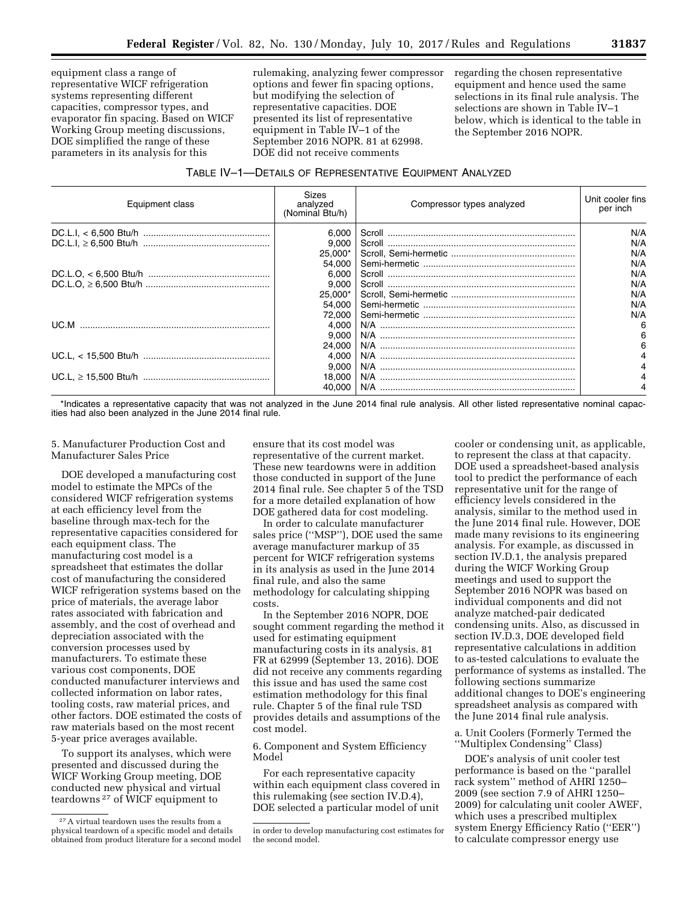equipment class a range of representative WICF refrigeration systems representing different capacities, compressor types, and evaporator fin spacing. Based on WICF Working Group meeting discussions, DOE simplified the range of these parameters in its analysis for this rulemaking, analyzing fewer compressor options and fewer fin spacing options, but modifying the selection of representative capacities. DOE presented its list of representative equipment in Table IV–1 of the September 2016 NOPR. 81 at 62998. DOE did not receive comments regarding the chosen representative equipment and hence used the same selections in its final rule analysis. The selections are shown in Table IV–1 below, which is identical to the table in the September 2016 NOPR.

TABLE IV–1—DETAILS OF REPRESENTATIVE EQUIPMENT ANALYZED

| Equipment class | Sizes analyzed (Nominal Btu/h) | Compressor types analyzed | Unit cooler fins per inch |
|---|---|---|---|
| DC.L.I, < 6,500 Btu/h | 6,000 | Scroll | N/A |
| DC.L.I, ≥ 6,500 Btu/h | 9,000 | Scroll | N/A |
| | 25,000* | Scroll, Semi-hermetic | N/A |
| | 54,000 | Semi-hermetic | N/A |
| DC.L.O, < 6,500 Btu/h | 6,000 | Scroll | N/A |
| DC.L.O, ≥ 6,500 Btu/h | 9,000 | Scroll | N/A |
| | 25,000* | Scroll, Semi-hermetic | N/A |
| | 54,000 | Semi-hermetic | N/A |
| | 72,000 | Semi-hermetic | N/A |
| UC.M | 4,000 | N/A | 6 |
| | 9,000 | N/A | 6 |
| | 24,000 | N/A | 6 |
| UC.L, < 15,500 Btu/h | 4,000 | N/A | 4 |
| | 9,000 | N/A | 4 |
| UC.L, ≥ 15,500 Btu/h | 18,000 | N/A | 4 |
| | 40,000 | N/A | 4 |

*Indicates a representative capacity that was not analyzed in the June 2014 final rule analysis. All other listed representative nominal capacities had also been analyzed in the June 2014 final rule.

5. Manufacturer Production Cost and Manufacturer Sales Price

DOE developed a manufacturing cost model to estimate the MPCs of the considered WICF refrigeration systems at each efficiency level from the baseline through max-tech for the representative capacities considered for each equipment class. The manufacturing cost model is a spreadsheet that estimates the dollar cost of manufacturing the considered WICF refrigeration systems based on the price of materials, the average labor rates associated with fabrication and assembly, and the cost of overhead and depreciation associated with the conversion processes used by manufacturers. To estimate these various cost components, DOE conducted manufacturer interviews and collected information on labor rates, tooling costs, raw material prices, and other factors. DOE estimated the costs of raw materials based on the most recent 5-year price averages available.

To support its analyses, which were presented and discussed during the WICF Working Group meeting, DOE conducted new physical and virtual teardowns[27] of WICF equipment to ensure that its cost model was representative of the current market. These new teardowns were in addition those conducted in support of the June 2014 final rule. See chapter 5 of the TSD for a more detailed explanation of how DOE gathered data for cost modeling.

In order to calculate manufacturer sales price (''MSP''), DOE used the same average manufacturer markup of 35 percent for WICF refrigeration systems in its analysis as used in the June 2014 final rule, and also the same methodology for calculating shipping costs.

In the September 2016 NOPR, DOE sought comment regarding the method it used for estimating equipment manufacturing costs in its analysis. 81 FR at 62999 (September 13, 2016). DOE did not receive any comments regarding this issue and has used the same cost estimation methodology for this final rule. Chapter 5 of the final rule TSD provides details and assumptions of the cost model.

6. Component and System Efficiency Model

For each representative capacity within each equipment class covered in this rulemaking (see section IV.D.4), DOE selected a particular model of unit cooler or condensing unit, as applicable, to represent the class at that capacity. DOE used a spreadsheet-based analysis tool to predict the performance of each representative unit for the range of efficiency levels considered in the analysis, similar to the method used in the June 2014 final rule. However, DOE made many revisions to its engineering analysis. For example, as discussed in section IV.D.1, the analysis prepared during the WICF Working Group meetings and used to support the September 2016 NOPR was based on individual components and did not analyze matched-pair dedicated condensing units. Also, as discussed in section IV.D.3, DOE developed field representative calculations in addition to as-tested calculations to evaluate the performance of systems as installed. The following sections summarize additional changes to DOE's engineering spreadsheet analysis as compared with the June 2014 final rule analysis.

a. Unit Coolers (Formerly Termed the ''Multiplex Condensing'' Class)

DOE's analysis of unit cooler test performance is based on the ''parallel rack system'' method of AHRI 1250–2009 (see section 7.9 of AHRI 1250–2009) for calculating unit cooler AWEF, which uses a prescribed multiplex system Energy Efficiency Ratio (''EER'') to calculate compressor energy use

[27] A virtual teardown uses the results from a physical teardown of a specific model and details obtained from product literature for a second model in order to develop manufacturing cost estimates for the second model.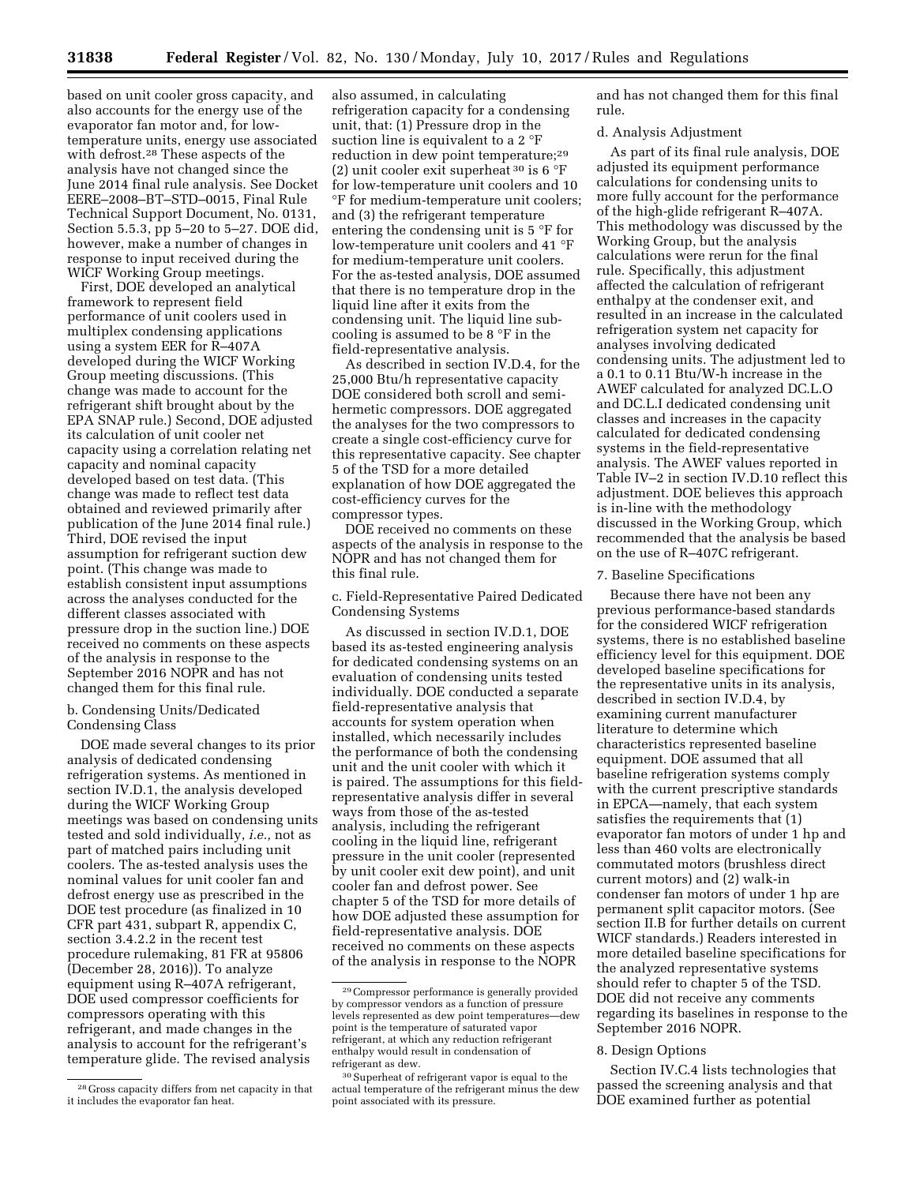based on unit cooler gross capacity, and also accounts for the energy use of the evaporator fan motor and, for low-temperature units, energy use associated with defrost.[28] These aspects of the analysis have not changed since the June 2014 final rule analysis. See Docket EERE–2008–BT–STD–0015, Final Rule Technical Support Document, No. 0131, Section 5.5.3, pp 5–20 to 5–27. DOE did, however, make a number of changes in response to input received during the WICF Working Group meetings.

First, DOE developed an analytical framework to represent field performance of unit coolers used in multiplex condensing applications using a system EER for R–407A developed during the WICF Working Group meeting discussions. (This change was made to account for the refrigerant shift brought about by the EPA SNAP rule.) Second, DOE adjusted its calculation of unit cooler net capacity using a correlation relating net capacity and nominal capacity developed based on test data. (This change was made to reflect test data obtained and reviewed primarily after publication of the June 2014 final rule.) Third, DOE revised the input assumption for refrigerant suction dew point. (This change was made to establish consistent input assumptions across the analyses conducted for the different classes associated with pressure drop in the suction line.) DOE received no comments on these aspects of the analysis in response to the September 2016 NOPR and has not changed them for this final rule.

b. Condensing Units/Dedicated Condensing Class

DOE made several changes to its prior analysis of dedicated condensing refrigeration systems. As mentioned in section IV.D.1, the analysis developed during the WICF Working Group meetings was based on condensing units tested and sold individually, *i.e.,* not as part of matched pairs including unit coolers. The as-tested analysis uses the nominal values for unit cooler fan and defrost energy use as prescribed in the DOE test procedure (as finalized in 10 CFR part 431, subpart R, appendix C, section 3.4.2.2 in the recent test procedure rulemaking, 81 FR at 95806 (December 28, 2016)). To analyze equipment using R–407A refrigerant, DOE used compressor coefficients for compressors operating with this refrigerant, and made changes in the analysis to account for the refrigerant's temperature glide. The revised analysis also assumed, in calculating refrigeration capacity for a condensing unit, that: (1) Pressure drop in the suction line is equivalent to a 2 °F reduction in dew point temperature;[29] (2) unit cooler exit superheat[30] is 6 °F for low-temperature unit coolers and 10 °F for medium-temperature unit coolers; and (3) the refrigerant temperature entering the condensing unit is 5 °F for low-temperature unit coolers and 41 °F for medium-temperature unit coolers. For the as-tested analysis, DOE assumed that there is no temperature drop in the liquid line after it exits from the condensing unit. The liquid line sub-cooling is assumed to be 8 °F in the field-representative analysis.

As described in section IV.D.4, for the 25,000 Btu/h representative capacity DOE considered both scroll and semi-hermetic compressors. DOE aggregated the analyses for the two compressors to create a single cost-efficiency curve for this representative capacity. See chapter 5 of the TSD for a more detailed explanation of how DOE aggregated the cost-efficiency curves for the compressor types.

DOE received no comments on these aspects of the analysis in response to the NOPR and has not changed them for this final rule.

c. Field-Representative Paired Dedicated Condensing Systems

As discussed in section IV.D.1, DOE based its as-tested engineering analysis for dedicated condensing systems on an evaluation of condensing units tested individually. DOE conducted a separate field-representative analysis that accounts for system operation when installed, which necessarily includes the performance of both the condensing unit and the unit cooler with which it is paired. The assumptions for this field-representative analysis differ in several ways from those of the as-tested analysis, including the refrigerant cooling in the liquid line, refrigerant pressure in the unit cooler (represented by unit cooler exit dew point), and unit cooler fan and defrost power. See chapter 5 of the TSD for more details of how DOE adjusted these assumption for field-representative analysis. DOE received no comments on these aspects of the analysis in response to the NOPR and has not changed them for this final rule.

d. Analysis Adjustment

As part of its final rule analysis, DOE adjusted its equipment performance calculations for condensing units to more fully account for the performance of the high-glide refrigerant R–407A. This methodology was discussed by the Working Group, but the analysis calculations were rerun for the final rule. Specifically, this adjustment affected the calculation of refrigerant enthalpy at the condenser exit, and resulted in an increase in the calculated refrigeration system net capacity for analyses involving dedicated condensing units. The adjustment led to a 0.1 to 0.11 Btu/W-h increase in the AWEF calculated for analyzed DC.L.O and DC.L.I dedicated condensing unit classes and increases in the capacity calculated for dedicated condensing systems in the field-representative analysis. The AWEF values reported in Table IV–2 in section IV.D.10 reflect this adjustment. DOE believes this approach is in-line with the methodology discussed in the Working Group, which recommended that the analysis be based on the use of R–407C refrigerant.

7. Baseline Specifications

Because there have not been any previous performance-based standards for the considered WICF refrigeration systems, there is no established baseline efficiency level for this equipment. DOE developed baseline specifications for the representative units in its analysis, described in section IV.D.4, by examining current manufacturer literature to determine which characteristics represented baseline equipment. DOE assumed that all baseline refrigeration systems comply with the current prescriptive standards in EPCA—namely, that each system satisfies the requirements that (1) evaporator fan motors of under 1 hp and less than 460 volts are electronically commutated motors (brushless direct current motors) and (2) walk-in condenser fan motors of under 1 hp are permanent split capacitor motors. (See section II.B for further details on current WICF standards.) Readers interested in more detailed baseline specifications for the analyzed representative systems should refer to chapter 5 of the TSD. DOE did not receive any comments regarding its baselines in response to the September 2016 NOPR.

8. Design Options

Section IV.C.4 lists technologies that passed the screening analysis and that DOE examined further as potential

---

[28] Gross capacity differs from net capacity in that it includes the evaporator fan heat.

[29] Compressor performance is generally provided by compressor vendors as a function of pressure levels represented as dew point temperatures—dew point is the temperature of saturated vapor refrigerant, at which any reduction refrigerant enthalpy would result in condensation of refrigerant as dew.

[30] Superheat of refrigerant vapor is equal to the actual temperature of the refrigerant minus the dew point associated with its pressure.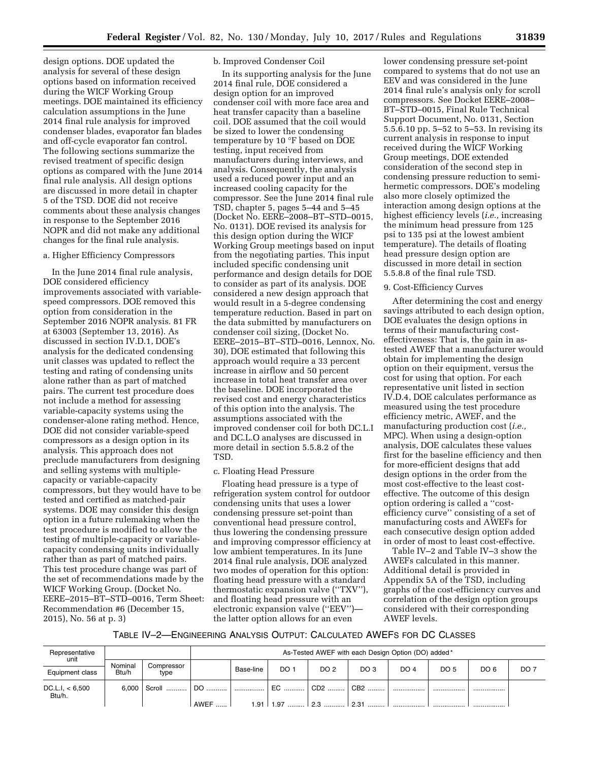design options. DOE updated the analysis for several of these design options based on information received during the WICF Working Group meetings. DOE maintained its efficiency calculation assumptions in the June 2014 final rule analysis for improved condenser blades, evaporator fan blades and off-cycle evaporator fan control. The following sections summarize the revised treatment of specific design options as compared with the June 2014 final rule analysis. All design options are discussed in more detail in chapter 5 of the TSD. DOE did not receive comments about these analysis changes in response to the September 2016 NOPR and did not make any additional changes for the final rule analysis.

a. Higher Efficiency Compressors

In the June 2014 final rule analysis, DOE considered efficiency improvements associated with variable-speed compressors. DOE removed this option from consideration in the September 2016 NOPR analysis. 81 FR at 63003 (September 13, 2016). As discussed in section IV.D.1, DOE's analysis for the dedicated condensing unit classes was updated to reflect the testing and rating of condensing units alone rather than as part of matched pairs. The current test procedure does not include a method for assessing variable-capacity systems using the condenser-alone rating method. Hence, DOE did not consider variable-speed compressors as a design option in its analysis. This approach does not preclude manufacturers from designing and selling systems with multiple-capacity or variable-capacity compressors, but they would have to be tested and certified as matched-pair systems. DOE may consider this design option in a future rulemaking when the test procedure is modified to allow the testing of multiple-capacity or variable-capacity condensing units individually rather than as part of matched pairs. This test procedure change was part of the set of recommendations made by the WICF Working Group. (Docket No. EERE–2015–BT–STD–0016, Term Sheet: Recommendation #6 (December 15, 2015), No. 56 at p. 3)

b. Improved Condenser Coil

In its supporting analysis for the June 2014 final rule, DOE considered a design option for an improved condenser coil with more face area and heat transfer capacity than a baseline coil. DOE assumed that the coil would be sized to lower the condensing temperature by 10 °F based on DOE testing, input received from manufacturers during interviews, and analysis. Consequently, the analysis used a reduced power input and an increased cooling capacity for the compressor. See the June 2014 final rule TSD, chapter 5, pages 5–44 and 5–45 (Docket No. EERE–2008–BT–STD–0015, No. 0131). DOE revised its analysis for this design option during the WICF Working Group meetings based on input from the negotiating parties. This input included specific condensing unit performance and design details for DOE to consider as part of its analysis. DOE considered a new design approach that would result in a 5-degree condensing temperature reduction. Based in part on the data submitted by manufacturers on condenser coil sizing, (Docket No. EERE–2015–BT–STD–0016, Lennox, No. 30), DOE estimated that following this approach would require a 33 percent increase in airflow and 50 percent increase in total heat transfer area over the baseline. DOE incorporated the revised cost and energy characteristics of this option into the analysis. The assumptions associated with the improved condenser coil for both DC.L.I and DC.L.O analyses are discussed in more detail in section 5.5.8.2 of the TSD.

c. Floating Head Pressure

Floating head pressure is a type of refrigeration system control for outdoor condensing units that uses a lower condensing pressure set-point than conventional head pressure control, thus lowering the condensing pressure and improving compressor efficiency at low ambient temperatures. In its June 2014 final rule analysis, DOE analyzed two modes of operation for this option: floating head pressure with a standard thermostatic expansion valve (''TXV''), and floating head pressure with an electronic expansion valve (''EEV'')—the latter option allows for an even lower condensing pressure set-point compared to systems that do not use an EEV and was considered in the June 2014 final rule's analysis only for scroll compressors. See Docket EERE–2008–BT–STD–0015, Final Rule Technical Support Document, No. 0131, Section 5.5.6.10 pp. 5–52 to 5–53. In revising its current analysis in response to input received during the WICF Working Group meetings, DOE extended consideration of the second step in condensing pressure reduction to semi-hermetic compressors. DOE's modeling also more closely optimized the interaction among design options at the highest efficiency levels (*i.e.,* increasing the minimum head pressure from 125 psi to 135 psi at the lowest ambient temperature). The details of floating head pressure design option are discussed in more detail in section 5.5.8.8 of the final rule TSD.

9. Cost-Efficiency Curves

After determining the cost and energy savings attributed to each design option, DOE evaluates the design options in terms of their manufacturing cost-effectiveness: That is, the gain in as-tested AWEF that a manufacturer would obtain for implementing the design option on their equipment, versus the cost for using that option. For each representative unit listed in section IV.D.4, DOE calculates performance as measured using the test procedure efficiency metric, AWEF, and the manufacturing production cost (*i.e.,* MPC). When using a design-option analysis, DOE calculates these values first for the baseline efficiency and then for more-efficient designs that add design options in the order from the most cost-effective to the least cost-effective. The outcome of this design option ordering is called a ''cost-efficiency curve'' consisting of a set of manufacturing costs and AWEFs for each consecutive design option added in order of most to least cost-effective.

Table IV–2 and Table IV–3 show the AWEFs calculated in this manner. Additional detail is provided in Appendix 5A of the TSD, including graphs of the cost-efficiency curves and correlation of the design option groups considered with their corresponding AWEF levels.

TABLE IV–2—ENGINEERING ANALYSIS OUTPUT: CALCULATED AWEFS FOR DC CLASSES

| Representative unit | | | As-Tested AWEF with each Design Option (DO) added* | | | | | | | | |
|---|---|---|---|---|---|---|---|---|---|---|---|
| Equipment class | Nominal Btu/h | Compressor type | | Base-line | DO 1 | DO 2 | DO 3 | DO 4 | DO 5 | DO 6 | DO 7 |
| DC.L.I, < 6,500 Btu/h. | 6,000 | Scroll | DO | ................ | EC | CD2 | CB2 | ................ | ................ | ................ | |
| | | | AWEF | 1.91 | 1.97 | 2.3 | 2.31 | ................ | ................ | ................ | |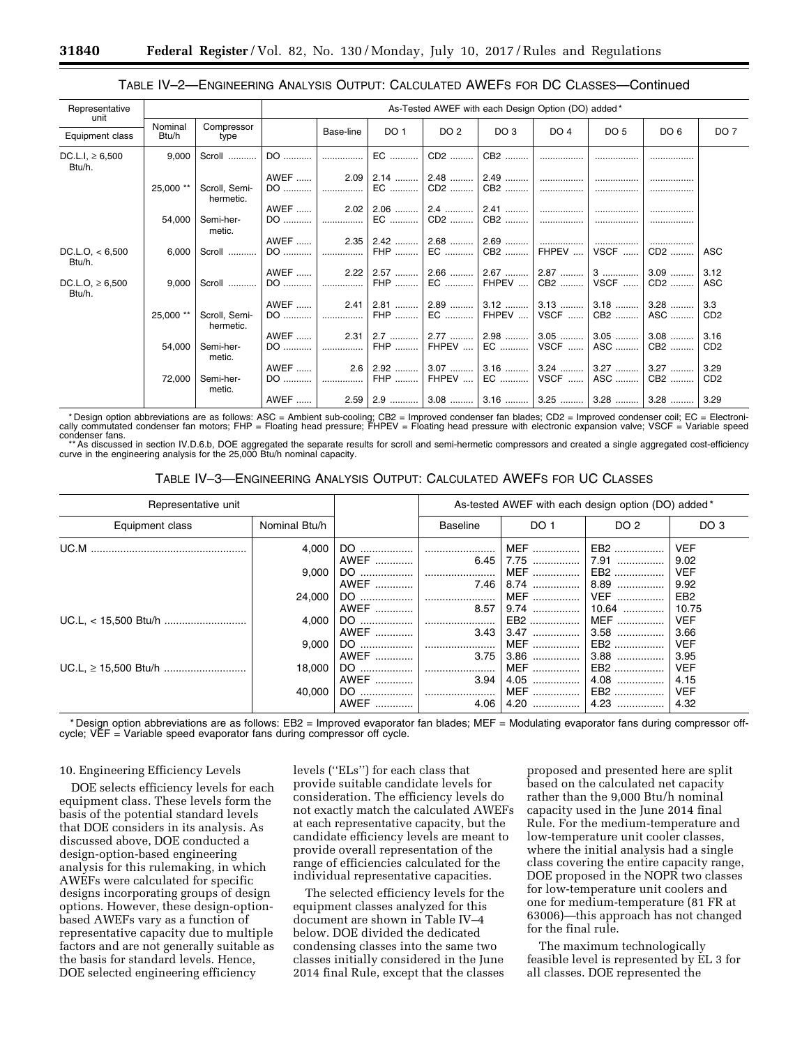TABLE IV–2—ENGINEERING ANALYSIS OUTPUT: CALCULATED AWEFS FOR DC CLASSES—Continued

| Representative unit | | | As-Tested AWEF with each Design Option (DO) added* | | | | | | | | |
|---|---|---|---|---|---|---|---|---|---|---|---|
| Equipment class | Nominal Btu/h | Compressor type | | Base-line | DO 1 | DO 2 | DO 3 | DO 4 | DO 5 | DO 6 | DO 7 |
| DC.L.I, ≥ 6,500 Btu/h. | 9,000 | Scroll | DO | | EC | CD2 | CB2 | | | | |
| | | | AWEF | 2.09 | 2.14 | 2.48 | 2.49 | | | | |
| | 25,000 ** | Scroll, Semi-hermetic. | DO | | EC | CD2 | CB2 | | | | |
| | | | AWEF | 2.02 | 2.06 | 2.4 | 2.41 | | | | |
| | 54,000 | Semi-hermetic. | DO | | EC | CD2 | CB2 | | | | |
| | | | AWEF | 2.35 | 2.42 | 2.68 | 2.69 | | | | |
| DC.L.O, < 6,500 Btu/h. | 6,000 | Scroll | DO | | FHP | EC | CB2 | FHPEV | VSCF | CD2 | ASC |
| | | | AWEF | 2.22 | 2.57 | 2.66 | 2.67 | 2.87 | 3 | 3.09 | 3.12 |
| DC.L.O, ≥ 6,500 Btu/h. | 9,000 | Scroll | DO | | FHP | EC | FHPEV | CB2 | VSCF | CD2 | ASC |
| | | | AWEF | 2.41 | 2.81 | 2.89 | 3.12 | 3.13 | 3.18 | 3.28 | 3.3 |
| | 25,000 ** | Scroll, Semi-hermetic. | DO | | FHP | EC | FHPEV | VSCF | CB2 | ASC | CD2 |
| | | | AWEF | 2.31 | 2.7 | 2.77 | 2.98 | 3.05 | 3.05 | 3.08 | 3.16 |
| | 54,000 | Semi-hermetic. | DO | | FHP | FHPEV | EC | VSCF | ASC | CB2 | CD2 |
| | | | AWEF | 2.6 | 2.92 | 3.07 | 3.16 | 3.24 | 3.27 | 3.27 | 3.29 |
| | 72,000 | Semi-hermetic. | DO | | FHP | FHPEV | EC | VSCF | ASC | CB2 | CD2 |
| | | | AWEF | 2.59 | 2.9 | 3.08 | 3.16 | 3.25 | 3.28 | 3.28 | 3.29 |

* Design option abbreviations are as follows: ASC = Ambient sub-cooling; CB2 = Improved condenser fan blades; CD2 = Improved condenser coil; EC = Electronically commutated condenser fan motors; FHP = Floating head pressure; FHPEV = Floating head pressure with electronic expansion valve; VSCF = Variable speed condenser fans.

** As discussed in section IV.D.6.b, DOE aggregated the separate results for scroll and semi-hermetic compressors and created a single aggregated cost-efficiency curve in the engineering analysis for the 25,000 Btu/h nominal capacity.

TABLE IV–3—ENGINEERING ANALYSIS OUTPUT: CALCULATED AWEFS FOR UC CLASSES

| Representative unit | | | As-tested AWEF with each design option (DO) added* | | | |
|---|---|---|---|---|---|---|
| Equipment class | Nominal Btu/h | | Baseline | DO 1 | DO 2 | DO 3 |
| UC.M | 4,000 | DO | | MEF | EB2 | VEF |
| | | AWEF | 6.45 | 7.75 | 7.91 | 9.02 |
| | 9,000 | DO | | MEF | EB2 | VEF |
| | | AWEF | 7.46 | 8.74 | 8.89 | 9.92 |
| | 24,000 | DO | | MEF | VEF | EB2 |
| | | AWEF | 8.57 | 9.74 | 10.64 | 10.75 |
| UC.L, < 15,500 Btu/h | 4,000 | DO | | EB2 | MEF | VEF |
| | | AWEF | 3.43 | 3.47 | 3.58 | 3.66 |
| | 9,000 | DO | | MEF | EB2 | VEF |
| | | AWEF | 3.75 | 3.86 | 3.88 | 3.95 |
| UC.L, ≥ 15,500 Btu/h | 18,000 | DO | | MEF | EB2 | VEF |
| | | AWEF | 3.94 | 4.05 | 4.08 | 4.15 |
| | 40,000 | DO | | MEF | EB2 | VEF |
| | | AWEF | 4.06 | 4.20 | 4.23 | 4.32 |

* Design option abbreviations are as follows: EB2 = Improved evaporator fan blades; MEF = Modulating evaporator fans during compressor off-cycle; VEF = Variable speed evaporator fans during compressor off cycle.

10. Engineering Efficiency Levels

DOE selects efficiency levels for each equipment class. These levels form the basis of the potential standard levels that DOE considers in its analysis. As discussed above, DOE conducted a design-option-based engineering analysis for this rulemaking, in which AWEFs were calculated for specific designs incorporating groups of design options. However, these design-option-based AWEFs vary as a function of representative capacity due to multiple factors and are not generally suitable as the basis for standard levels. Hence, DOE selected engineering efficiency levels (''ELs'') for each class that provide suitable candidate levels for consideration. The efficiency levels do not exactly match the calculated AWEFs at each representative capacity, but the candidate efficiency levels are meant to provide overall representation of the range of efficiencies calculated for the individual representative capacities.

The selected efficiency levels for the equipment classes analyzed for this document are shown in Table IV–4 below. DOE divided the dedicated condensing classes into the same two classes initially considered in the June 2014 final Rule, except that the classes proposed and presented here are split based on the calculated net capacity rather than the 9,000 Btu/h nominal capacity used in the June 2014 final Rule. For the medium-temperature and low-temperature unit cooler classes, where the initial analysis had a single class covering the entire capacity range, DOE proposed in the NOPR two classes for low-temperature unit coolers and one for medium-temperature (81 FR at 63006)—this approach has not changed for the final rule.

The maximum technologically feasible level is represented by EL 3 for all classes. DOE represented the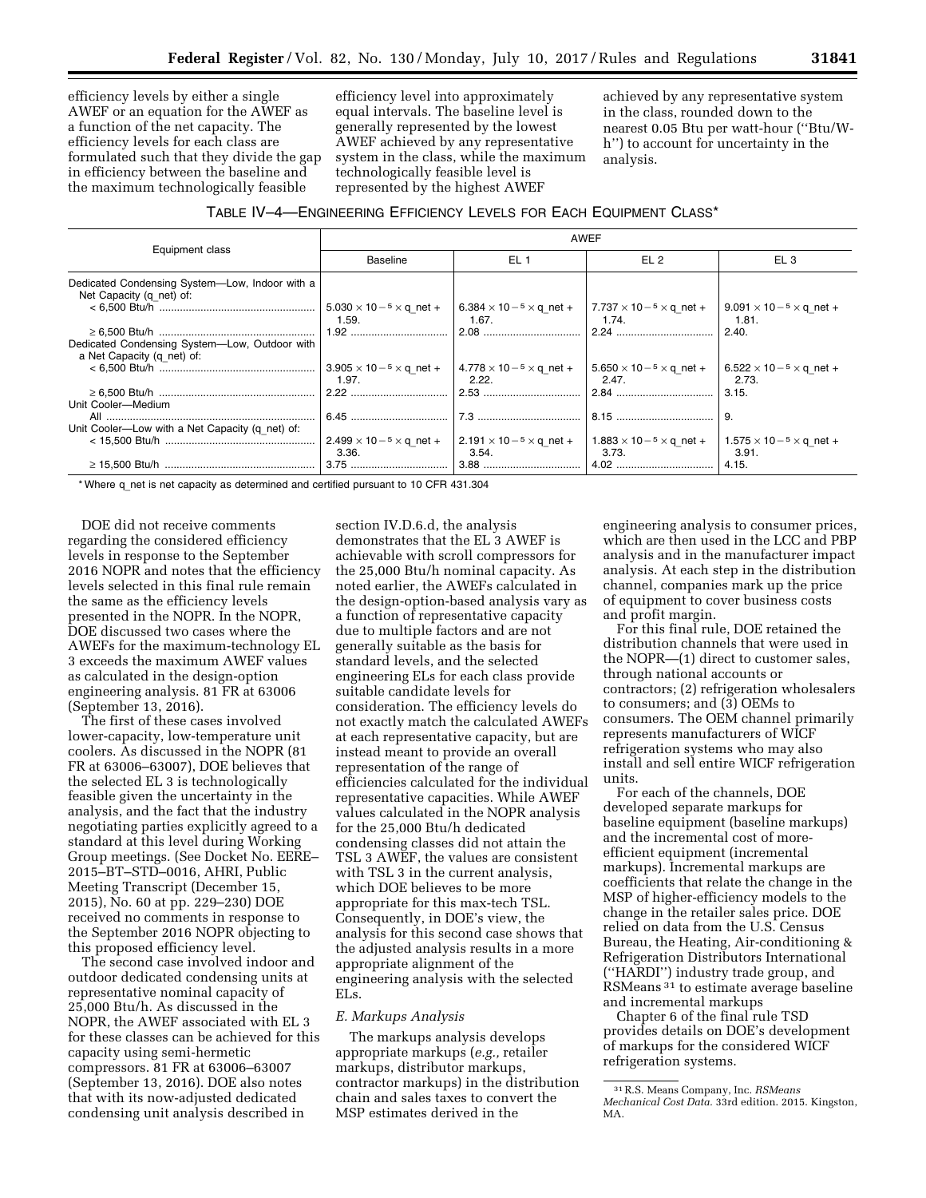efficiency levels by either a single AWEF or an equation for the AWEF as a function of the net capacity. The efficiency levels for each class are formulated such that they divide the gap in efficiency between the baseline and the maximum technologically feasible efficiency level into approximately equal intervals. The baseline level is generally represented by the lowest AWEF achieved by any representative system in the class, while the maximum technologically feasible level is represented by the highest AWEF achieved by any representative system in the class, rounded down to the nearest 0.05 Btu per watt-hour (''Btu/W-h'') to account for uncertainty in the analysis.

TABLE IV–4—ENGINEERING EFFICIENCY LEVELS FOR EACH EQUIPMENT CLASS*

| Equipment class | AWEF | | | |
|---|---|---|---|---|
| | Baseline | EL 1 | EL 2 | EL 3 |
| Dedicated Condensing System—Low, Indoor with a Net Capacity (q_net) of: | | | | |
| < 6,500 Btu/h | $5.030 \times 10^{-5} \times$ q_net + 1.59. | $6.384 \times 10^{-5} \times$ q_net + 1.67. | $7.737 \times 10^{-5} \times$ q_net + 1.74. | $9.091 \times 10^{-5} \times$ q_net + 1.81. |
| ≥ 6,500 Btu/h | 1.92 | 2.08 | 2.24 | 2.40. |
| Dedicated Condensing System—Low, Outdoor with a Net Capacity (q_net) of: | | | | |
| < 6,500 Btu/h | $3.905 \times 10^{-5} \times$ q_net + 1.97. | $4.778 \times 10^{-5} \times$ q_net + 2.22. | $5.650 \times 10^{-5} \times$ q_net + 2.47. | $6.522 \times 10^{-5} \times$ q_net + 2.73. |
| ≥ 6,500 Btu/h | 2.22 | 2.53 | 2.84 | 3.15. |
| Unit Cooler—Medium | | | | |
| All | 6.45 | 7.3 | 8.15 | 9. |
| Unit Cooler—Low with a Net Capacity (q_net) of: | | | | |
| < 15,500 Btu/h | $2.499 \times 10^{-5} \times$ q_net + 3.36. | $2.191 \times 10^{-5} \times$ q_net + 3.54. | $1.883 \times 10^{-5} \times$ q_net + 3.73. | $1.575 \times 10^{-5} \times$ q_net + 3.91. |
| ≥ 15,500 Btu/h | 3.75 | 3.88 | 4.02 | 4.15. |

* Where q_net is net capacity as determined and certified pursuant to 10 CFR 431.304

DOE did not receive comments regarding the considered efficiency levels in response to the September 2016 NOPR and notes that the efficiency levels selected in this final rule remain the same as the efficiency levels presented in the NOPR. In the NOPR, DOE discussed two cases where the AWEFs for the maximum-technology EL 3 exceeds the maximum AWEF values as calculated in the design-option engineering analysis. 81 FR at 63006 (September 13, 2016).

The first of these cases involved lower-capacity, low-temperature unit coolers. As discussed in the NOPR (81 FR at 63006–63007), DOE believes that the selected EL 3 is technologically feasible given the uncertainty in the analysis, and the fact that the industry negotiating parties explicitly agreed to a standard at this level during Working Group meetings. (See Docket No. EERE–2015–BT–STD–0016, AHRI, Public Meeting Transcript (December 15, 2015), No. 60 at pp. 229–230) DOE received no comments in response to the September 2016 NOPR objecting to this proposed efficiency level.

The second case involved indoor and outdoor dedicated condensing units at representative nominal capacity of 25,000 Btu/h. As discussed in the NOPR, the AWEF associated with EL 3 for these classes can be achieved for this capacity using semi-hermetic compressors. 81 FR at 63006–63007 (September 13, 2016). DOE also notes that with its now-adjusted dedicated condensing unit analysis described in section IV.D.6.d, the analysis demonstrates that the EL 3 AWEF is achievable with scroll compressors for the 25,000 Btu/h nominal capacity. As noted earlier, the AWEFs calculated in the design-option-based analysis vary as a function of representative capacity due to multiple factors and are not generally suitable as the basis for standard levels, and the selected engineering ELs for each class provide suitable candidate levels for consideration. The efficiency levels do not exactly match the calculated AWEFs at each representative capacity, but are instead meant to provide an overall representation of the range of efficiencies calculated for the individual representative capacities. While AWEF values calculated in the NOPR analysis for the 25,000 Btu/h dedicated condensing classes did not attain the TSL 3 AWEF, the values are consistent with TSL 3 in the current analysis, which DOE believes to be more appropriate for this max-tech TSL. Consequently, in DOE's view, the analysis for this second case shows that the adjusted analysis results in a more appropriate alignment of the engineering analysis with the selected ELs.

### E. Markups Analysis

The markups analysis develops appropriate markups (*e.g.,* retailer markups, distributor markups, contractor markups) in the distribution chain and sales taxes to convert the MSP estimates derived in the engineering analysis to consumer prices, which are then used in the LCC and PBP analysis and in the manufacturer impact analysis. At each step in the distribution channel, companies mark up the price of equipment to cover business costs and profit margin.

For this final rule, DOE retained the distribution channels that were used in the NOPR—(1) direct to customer sales, through national accounts or contractors; (2) refrigeration wholesalers to consumers; and (3) OEMs to consumers. The OEM channel primarily represents manufacturers of WICF refrigeration systems who may also install and sell entire WICF refrigeration units.

For each of the channels, DOE developed separate markups for baseline equipment (baseline markups) and the incremental cost of more-efficient equipment (incremental markups). Incremental markups are coefficients that relate the change in the MSP of higher-efficiency models to the change in the retailer sales price. DOE relied on data from the U.S. Census Bureau, the Heating, Air-conditioning & Refrigeration Distributors International (''HARDI'') industry trade group, and RSMeans[31] to estimate average baseline and incremental markups

Chapter 6 of the final rule TSD provides details on DOE's development of markups for the considered WICF refrigeration systems.

[31] R.S. Means Company, Inc. *RSMeans Mechanical Cost Data.* 33rd edition. 2015. Kingston, MA.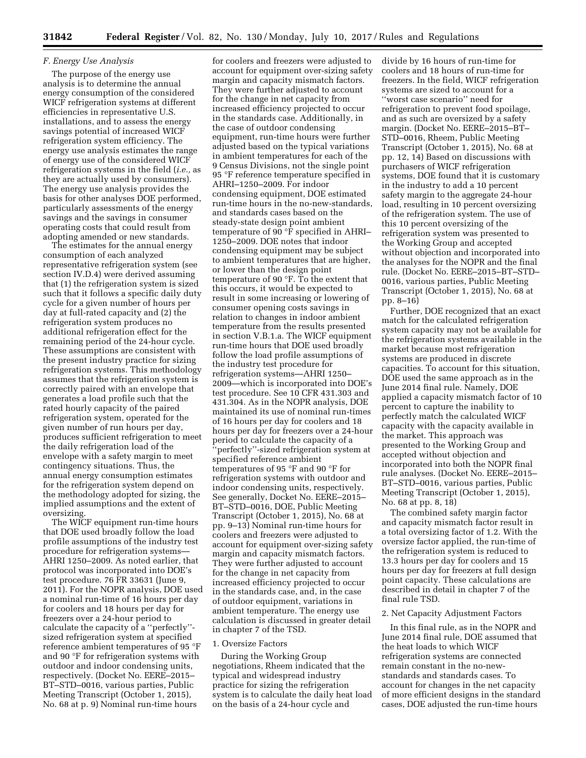### F. Energy Use Analysis

The purpose of the energy use analysis is to determine the annual energy consumption of the considered WICF refrigeration systems at different efficiencies in representative U.S. installations, and to assess the energy savings potential of increased WICF refrigeration system efficiency. The energy use analysis estimates the range of energy use of the considered WICF refrigeration systems in the field (*i.e.,* as they are actually used by consumers). The energy use analysis provides the basis for other analyses DOE performed, particularly assessments of the energy savings and the savings in consumer operating costs that could result from adopting amended or new standards.

The estimates for the annual energy consumption of each analyzed representative refrigeration system (see section IV.D.4) were derived assuming that (1) the refrigeration system is sized such that it follows a specific daily duty cycle for a given number of hours per day at full-rated capacity and (2) the refrigeration system produces no additional refrigeration effect for the remaining period of the 24-hour cycle. These assumptions are consistent with the present industry practice for sizing refrigeration systems. This methodology assumes that the refrigeration system is correctly paired with an envelope that generates a load profile such that the rated hourly capacity of the paired refrigeration system, operated for the given number of run hours per day, produces sufficient refrigeration to meet the daily refrigeration load of the envelope with a safety margin to meet contingency situations. Thus, the annual energy consumption estimates for the refrigeration system depend on the methodology adopted for sizing, the implied assumptions and the extent of oversizing.

The WICF equipment run-time hours that DOE used broadly follow the load profile assumptions of the industry test procedure for refrigeration systems—AHRI 1250–2009. As noted earlier, that protocol was incorporated into DOE's test procedure. 76 FR 33631 (June 9, 2011). For the NOPR analysis, DOE used a nominal run-time of 16 hours per day for coolers and 18 hours per day for freezers over a 24-hour period to calculate the capacity of a ''perfectly''-sized refrigeration system at specified reference ambient temperatures of 95 °F and 90 °F for refrigeration systems with outdoor and indoor condensing units, respectively. (Docket No. EERE–2015–BT–STD–0016, various parties, Public Meeting Transcript (October 1, 2015), No. 68 at p. 9) Nominal run-time hours for coolers and freezers were adjusted to account for equipment over-sizing safety margin and capacity mismatch factors. They were further adjusted to account for the change in net capacity from increased efficiency projected to occur in the standards case. Additionally, in the case of outdoor condensing equipment, run-time hours were further adjusted based on the typical variations in ambient temperatures for each of the 9 Census Divisions, not the single point 95 °F reference temperature specified in AHRI–1250–2009. For indoor condensing equipment, DOE estimated run-time hours in the no-new-standards, and standards cases based on the steady-state design point ambient temperature of 90 °F specified in AHRI–1250–2009. DOE notes that indoor condensing equipment may be subject to ambient temperatures that are higher, or lower than the design point temperature of 90 °F. To the extent that this occurs, it would be expected to result in some increasing or lowering of consumer opening costs savings in relation to changes in indoor ambient temperature from the results presented in section V.B.1.a. The WICF equipment run-time hours that DOE used broadly follow the load profile assumptions of the industry test procedure for refrigeration systems—AHRI 1250–2009—which is incorporated into DOE's test procedure. See 10 CFR 431.303 and 431.304. As in the NOPR analysis, DOE maintained its use of nominal run-times of 16 hours per day for coolers and 18 hours per day for freezers over a 24-hour period to calculate the capacity of a ''perfectly''-sized refrigeration system at specified reference ambient temperatures of 95 °F and 90 °F for refrigeration systems with outdoor and indoor condensing units, respectively. See generally, Docket No. EERE–2015–BT–STD–0016, DOE, Public Meeting Transcript (October 1, 2015), No. 68 at pp. 9–13) Nominal run-time hours for coolers and freezers were adjusted to account for equipment over-sizing safety margin and capacity mismatch factors. They were further adjusted to account for the change in net capacity from increased efficiency projected to occur in the standards case, and, in the case of outdoor equipment, variations in ambient temperature. The energy use calculation is discussed in greater detail in chapter 7 of the TSD.

#### 1. Oversize Factors

During the Working Group negotiations, Rheem indicated that the typical and widespread industry practice for sizing the refrigeration system is to calculate the daily heat load on the basis of a 24-hour cycle and divide by 16 hours of run-time for coolers and 18 hours of run-time for freezers. In the field, WICF refrigeration systems are sized to account for a ''worst case scenario'' need for refrigeration to prevent food spoilage, and as such are oversized by a safety margin. (Docket No. EERE–2015–BT–STD–0016, Rheem, Public Meeting Transcript (October 1, 2015), No. 68 at pp. 12, 14) Based on discussions with purchasers of WICF refrigeration systems, DOE found that it is customary in the industry to add a 10 percent safety margin to the aggregate 24-hour load, resulting in 10 percent oversizing of the refrigeration system. The use of this 10 percent oversizing of the refrigeration system was presented to the Working Group and accepted without objection and incorporated into the analyses for the NOPR and the final rule. (Docket No. EERE–2015–BT–STD–0016, various parties, Public Meeting Transcript (October 1, 2015), No. 68 at pp. 8–16)

Further, DOE recognized that an exact match for the calculated refrigeration system capacity may not be available for the refrigeration systems available in the market because most refrigeration systems are produced in discrete capacities. To account for this situation, DOE used the same approach as in the June 2014 final rule. Namely, DOE applied a capacity mismatch factor of 10 percent to capture the inability to perfectly match the calculated WICF capacity with the capacity available in the market. This approach was presented to the Working Group and accepted without objection and incorporated into both the NOPR final rule analyses. (Docket No. EERE–2015–BT–STD–0016, various parties, Public Meeting Transcript (October 1, 2015), No. 68 at pp. 8, 18)

The combined safety margin factor and capacity mismatch factor result in a total oversizing factor of 1.2. With the oversize factor applied, the run-time of the refrigeration system is reduced to 13.3 hours per day for coolers and 15 hours per day for freezers at full design point capacity. These calculations are described in detail in chapter 7 of the final rule TSD.

#### 2. Net Capacity Adjustment Factors

In this final rule, as in the NOPR and June 2014 final rule, DOE assumed that the heat loads to which WICF refrigeration systems are connected remain constant in the no-new-standards and standards cases. To account for changes in the net capacity of more efficient designs in the standard cases, DOE adjusted the run-time hours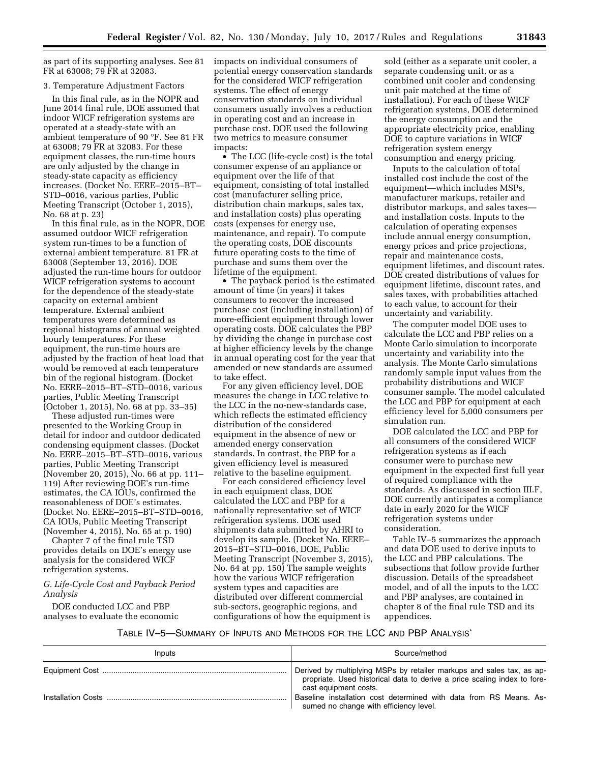as part of its supporting analyses. See 81 FR at 63008; 79 FR at 32083.

3. Temperature Adjustment Factors

In this final rule, as in the NOPR and June 2014 final rule, DOE assumed that indoor WICF refrigeration systems are operated at a steady-state with an ambient temperature of 90 °F. See 81 FR at 63008; 79 FR at 32083. For these equipment classes, the run-time hours are only adjusted by the change in steady-state capacity as efficiency increases. (Docket No. EERE–2015–BT–STD–0016, various parties, Public Meeting Transcript (October 1, 2015), No. 68 at p. 23)

In this final rule, as in the NOPR, DOE assumed outdoor WICF refrigeration system run-times to be a function of external ambient temperature. 81 FR at 63008 (September 13, 2016). DOE adjusted the run-time hours for outdoor WICF refrigeration systems to account for the dependence of the steady-state capacity on external ambient temperature. External ambient temperatures were determined as regional histograms of annual weighted hourly temperatures. For these equipment, the run-time hours are adjusted by the fraction of heat load that would be removed at each temperature bin of the regional histogram. (Docket No. EERE–2015–BT–STD–0016, various parties, Public Meeting Transcript (October 1, 2015), No. 68 at pp. 33–35)

These adjusted run-times were presented to the Working Group in detail for indoor and outdoor dedicated condensing equipment classes. (Docket No. EERE–2015–BT–STD–0016, various parties, Public Meeting Transcript (November 20, 2015), No. 66 at pp. 111–119) After reviewing DOE's run-time estimates, the CA IOUs, confirmed the reasonableness of DOE's estimates. (Docket No. EERE–2015–BT–STD–0016, CA IOUs, Public Meeting Transcript (November 4, 2015), No. 65 at p. 190)

Chapter 7 of the final rule TSD provides details on DOE's energy use analysis for the considered WICF refrigeration systems.

*G. Life-Cycle Cost and Payback Period Analysis*

DOE conducted LCC and PBP analyses to evaluate the economic impacts on individual consumers of potential energy conservation standards for the considered WICF refrigeration systems. The effect of energy conservation standards on individual consumers usually involves a reduction in operating cost and an increase in purchase cost. DOE used the following two metrics to measure consumer impacts:

- The LCC (life-cycle cost) is the total consumer expense of an appliance or equipment over the life of that equipment, consisting of total installed cost (manufacturer selling price, distribution chain markups, sales tax, and installation costs) plus operating costs (expenses for energy use, maintenance, and repair). To compute the operating costs, DOE discounts future operating costs to the time of purchase and sums them over the lifetime of the equipment.
- The payback period is the estimated amount of time (in years) it takes consumers to recover the increased purchase cost (including installation) of more-efficient equipment through lower operating costs. DOE calculates the PBP by dividing the change in purchase cost at higher efficiency levels by the change in annual operating cost for the year that amended or new standards are assumed to take effect.

For any given efficiency level, DOE measures the change in LCC relative to the LCC in the no-new-standards case, which reflects the estimated efficiency distribution of the considered equipment in the absence of new or amended energy conservation standards. In contrast, the PBP for a given efficiency level is measured relative to the baseline equipment.

For each considered efficiency level in each equipment class, DOE calculated the LCC and PBP for a nationally representative set of WICF refrigeration systems. DOE used shipments data submitted by AHRI to develop its sample. (Docket No. EERE–2015–BT–STD–0016, DOE, Public Meeting Transcript (November 3, 2015), No. 64 at pp. 150) The sample weights how the various WICF refrigeration system types and capacities are distributed over different commercial sub-sectors, geographic regions, and configurations of how the equipment is sold (either as a separate unit cooler, a separate condensing unit, or as a combined unit cooler and condensing unit pair matched at the time of installation). For each of these WICF refrigeration systems, DOE determined the energy consumption and the appropriate electricity price, enabling DOE to capture variations in WICF refrigeration system energy consumption and energy pricing.

Inputs to the calculation of total installed cost include the cost of the equipment—which includes MSPs, manufacturer markups, retailer and distributor markups, and sales taxes—and installation costs. Inputs to the calculation of operating expenses include annual energy consumption, energy prices and price projections, repair and maintenance costs, equipment lifetimes, and discount rates. DOE created distributions of values for equipment lifetime, discount rates, and sales taxes, with probabilities attached to each value, to account for their uncertainty and variability.

The computer model DOE uses to calculate the LCC and PBP relies on a Monte Carlo simulation to incorporate uncertainty and variability into the analysis. The Monte Carlo simulations randomly sample input values from the probability distributions and WICF consumer sample. The model calculated the LCC and PBP for equipment at each efficiency level for 5,000 consumers per simulation run.

DOE calculated the LCC and PBP for all consumers of the considered WICF refrigeration systems as if each consumer were to purchase new equipment in the expected first full year of required compliance with the standards. As discussed in section III.F, DOE currently anticipates a compliance date in early 2020 for the WICF refrigeration systems under consideration.

Table IV–5 summarizes the approach and data DOE used to derive inputs to the LCC and PBP calculations. The subsections that follow provide further discussion. Details of the spreadsheet model, and of all the inputs to the LCC and PBP analyses, are contained in chapter 8 of the final rule TSD and its appendices.

TABLE IV–5—SUMMARY OF INPUTS AND METHODS FOR THE LCC AND PBP ANALYSIS*

| Inputs | Source/method |
|---|---|
| Equipment Cost | Derived by multiplying MSPs by retailer markups and sales tax, as appropriate. Used historical data to derive a price scaling index to forecast equipment costs. |
| Installation Costs | Baseline installation cost determined with data from RS Means. Assumed no change with efficiency level. |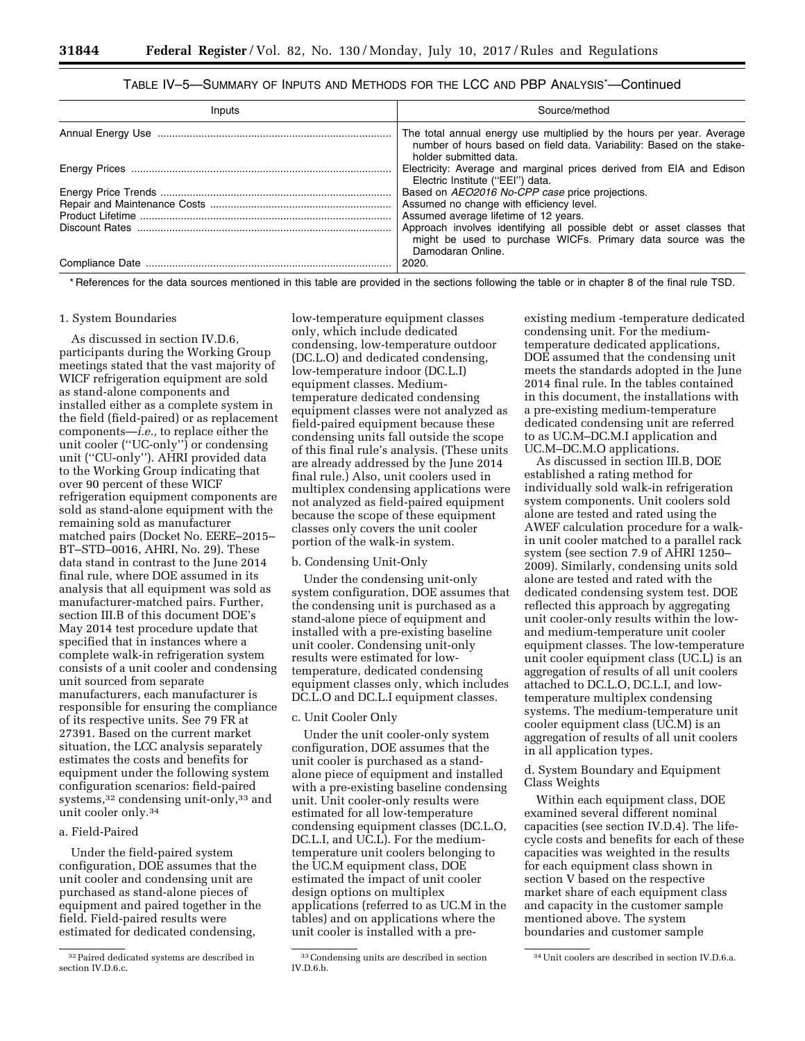TABLE IV–5—SUMMARY OF INPUTS AND METHODS FOR THE LCC AND PBP ANALYSIS*—Continued

| Inputs | Source/method |
| --- | --- |
| Annual Energy Use | The total annual energy use multiplied by the hours per year. Average number of hours based on field data. Variability: Based on the stakeholder submitted data. |
| Energy Prices | Electricity: Average and marginal prices derived from EIA and Edison Electric Institute ("EEI") data. |
| Energy Price Trends | Based on *AEO2016 No-CPP case* price projections. |
| Repair and Maintenance Costs | Assumed no change with efficiency level. |
| Product Lifetime | Assumed average lifetime of 12 years. |
| Discount Rates | Approach involves identifying all possible debt or asset classes that might be used to purchase WICFs. Primary data source was the Damodaran Online. |
| Compliance Date | 2020. |

\* References for the data sources mentioned in this table are provided in the sections following the table or in chapter 8 of the final rule TSD.

1. System Boundaries

As discussed in section IV.D.6, participants during the Working Group meetings stated that the vast majority of WICF refrigeration equipment are sold as stand-alone components and installed either as a complete system in the field (field-paired) or as replacement components—*i.e.,* to replace either the unit cooler ("UC-only") or condensing unit ("CU-only"). AHRI provided data to the Working Group indicating that over 90 percent of these WICF refrigeration equipment components are sold as stand-alone equipment with the remaining sold as manufacturer matched pairs (Docket No. EERE–2015–BT–STD–0016, AHRI, No. 29). These data stand in contrast to the June 2014 final rule, where DOE assumed in its analysis that all equipment was sold as manufacturer-matched pairs. Further, section III.B of this document DOE's May 2014 test procedure update that specified that in instances where a complete walk-in refrigeration system consists of a unit cooler and condensing unit sourced from separate manufacturers, each manufacturer is responsible for ensuring the compliance of its respective units. See 79 FR at 27391. Based on the current market situation, the LCC analysis separately estimates the costs and benefits for equipment under the following system configuration scenarios: field-paired systems,[32] condensing unit-only,[33] and unit cooler only.[34]

a. Field-Paired

Under the field-paired system configuration, DOE assumes that the unit cooler and condensing unit are purchased as stand-alone pieces of equipment and paired together in the field. Field-paired results were estimated for dedicated condensing, low-temperature equipment classes only, which include dedicated condensing, low-temperature outdoor (DC.L.O) and dedicated condensing, low-temperature indoor (DC.L.I) equipment classes. Medium-temperature dedicated condensing equipment classes were not analyzed as field-paired equipment because these condensing units fall outside the scope of this final rule's analysis. (These units are already addressed by the June 2014 final rule.) Also, unit coolers used in multiplex condensing applications were not analyzed as field-paired equipment because the scope of these equipment classes only covers the unit cooler portion of the walk-in system.

b. Condensing Unit-Only

Under the condensing unit-only system configuration, DOE assumes that the condensing unit is purchased as a stand-alone piece of equipment and installed with a pre-existing baseline unit cooler. Condensing unit-only results were estimated for low-temperature, dedicated condensing equipment classes only, which includes DC.L.O and DC.L.I equipment classes.

c. Unit Cooler Only

Under the unit cooler-only system configuration, DOE assumes that the unit cooler is purchased as a stand-alone piece of equipment and installed with a pre-existing baseline condensing unit. Unit cooler-only results were estimated for all low-temperature condensing equipment classes (DC.L.O, DC.L.I, and UC.L). For the medium-temperature unit coolers belonging to the UC.M equipment class, DOE estimated the impact of unit cooler design options on multiplex applications (referred to as UC.M in the tables) and on applications where the unit cooler is installed with a pre-existing medium -temperature dedicated condensing unit. For the medium-temperature dedicated applications, DOE assumed that the condensing unit meets the standards adopted in the June 2014 final rule. In the tables contained in this document, the installations with a pre-existing medium-temperature dedicated condensing unit are referred to as UC.M–DC.M.I application and UC.M–DC.M.O applications.

As discussed in section III.B, DOE established a rating method for individually sold walk-in refrigeration system components. Unit coolers sold alone are tested and rated using the AWEF calculation procedure for a walk-in unit cooler matched to a parallel rack system (see section 7.9 of AHRI 1250–2009). Similarly, condensing units sold alone are tested and rated with the dedicated condensing system test. DOE reflected this approach by aggregating unit cooler-only results within the low- and medium-temperature unit cooler equipment classes. The low-temperature unit cooler equipment class (UC.L) is an aggregation of results of all unit coolers attached to DC.L.O, DC.L.I, and low-temperature multiplex condensing systems. The medium-temperature unit cooler equipment class (UC.M) is an aggregation of results of all unit coolers in all application types.

d. System Boundary and Equipment Class Weights

Within each equipment class, DOE examined several different nominal capacities (see section IV.D.4). The life-cycle costs and benefits for each of these capacities was weighted in the results for each equipment class shown in section V based on the respective market share of each equipment class and capacity in the customer sample mentioned above. The system boundaries and customer sample

[32] Paired dedicated systems are described in section IV.D.6.c.

[33] Condensing units are described in section IV.D.6.b.

[34] Unit coolers are described in section IV.D.6.a.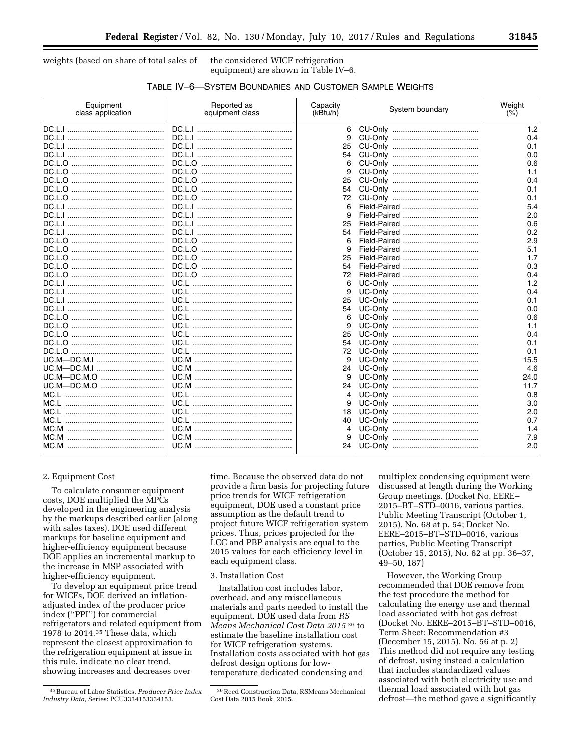weights (based on share of total sales of the considered WICF refrigeration equipment) are shown in Table IV–6.

TABLE IV–6—SYSTEM BOUNDARIES AND CUSTOMER SAMPLE WEIGHTS

| Equipment class application | Reported as equipment class | Capacity (kBtu/h) | System boundary | Weight (%) |
|---|---|---|---|---|
| DC.L.I | DC.L.I | 6 | CU-Only | 1.2 |
| DC.L.I | DC.L.I | 9 | CU-Only | 0.4 |
| DC.L.I | DC.L.I | 25 | CU-Only | 0.1 |
| DC.L.I | DC.L.I | 54 | CU-Only | 0.0 |
| DC.L.O | DC.L.O | 6 | CU-Only | 0.6 |
| DC.L.O | DC.L.O | 9 | CU-Only | 1.1 |
| DC.L.O | DC.L.O | 25 | CU-Only | 0.4 |
| DC.L.O | DC.L.O | 54 | CU-Only | 0.1 |
| DC.L.O | DC.L.O | 72 | CU-Only | 0.1 |
| DC.L.I | DC.L.I | 6 | Field-Paired | 5.4 |
| DC.L.I | DC.L.I | 9 | Field-Paired | 2.0 |
| DC.L.I | DC.L.I | 25 | Field-Paired | 0.6 |
| DC.L.I | DC.L.I | 54 | Field-Paired | 0.2 |
| DC.L.O | DC.L.O | 6 | Field-Paired | 2.9 |
| DC.L.O | DC.L.O | 9 | Field-Paired | 5.1 |
| DC.L.O | DC.L.O | 25 | Field-Paired | 1.7 |
| DC.L.O | DC.L.O | 54 | Field-Paired | 0.3 |
| DC.L.O | DC.L.O | 72 | Field-Paired | 0.4 |
| DC.L.I | UC.L | 6 | UC-Only | 1.2 |
| DC.L.I | UC.L | 9 | UC-Only | 0.4 |
| DC.L.I | UC.L | 25 | UC-Only | 0.1 |
| DC.L.I | UC.L | 54 | UC-Only | 0.0 |
| DC.L.O | UC.L | 6 | UC-Only | 0.6 |
| DC.L.O | UC.L | 9 | UC-Only | 1.1 |
| DC.L.O | UC.L | 25 | UC-Only | 0.4 |
| DC.L.O | UC.L | 54 | UC-Only | 0.1 |
| DC.L.O | UC.L | 72 | UC-Only | 0.1 |
| UC.M—DC.M.I | UC.M | 9 | UC-Only | 15.5 |
| UC.M—DC.M.I | UC.M | 24 | UC-Only | 4.6 |
| UC.M—DC.M.O | UC.M | 9 | UC-Only | 24.0 |
| UC.M—DC.M.O | UC.M | 24 | UC-Only | 11.7 |
| MC.L | UC.L | 4 | UC-Only | 0.8 |
| MC.L | UC.L | 9 | UC-Only | 3.0 |
| MC.L | UC.L | 18 | UC-Only | 2.0 |
| MC.L | UC.L | 40 | UC-Only | 0.7 |
| MC.M | UC.M | 4 | UC-Only | 1.4 |
| MC.M | UC.M | 9 | UC-Only | 7.9 |
| MC.M | UC.M | 24 | UC-Only | 2.0 |

2. Equipment Cost

To calculate consumer equipment costs, DOE multiplied the MPCs developed in the engineering analysis by the markups described earlier (along with sales taxes). DOE used different markups for baseline equipment and higher-efficiency equipment because DOE applies an incremental markup to the increase in MSP associated with higher-efficiency equipment.

To develop an equipment price trend for WICFs, DOE derived an inflation-adjusted index of the producer price index (''PPI'') for commercial refrigerators and related equipment from 1978 to 2014.[35] These data, which represent the closest approximation to the refrigeration equipment at issue in this rule, indicate no clear trend, showing increases and decreases over time. Because the observed data do not provide a firm basis for projecting future price trends for WICF refrigeration equipment, DOE used a constant price assumption as the default trend to project future WICF refrigeration system prices. Thus, prices projected for the LCC and PBP analysis are equal to the 2015 values for each efficiency level in each equipment class.

3. Installation Cost

Installation cost includes labor, overhead, and any miscellaneous materials and parts needed to install the equipment. DOE used data from *RS Means Mechanical Cost Data 2015*[36] to estimate the baseline installation cost for WICF refrigeration systems. Installation costs associated with hot gas defrost design options for low-temperature dedicated condensing and multiplex condensing equipment were discussed at length during the Working Group meetings. (Docket No. EERE–2015–BT–STD–0016, various parties, Public Meeting Transcript (October 1, 2015), No. 68 at p. 54; Docket No. EERE–2015–BT–STD–0016, various parties, Public Meeting Transcript (October 15, 2015), No. 62 at pp. 36–37, 49–50, 187)

However, the Working Group recommended that DOE remove from the test procedure the method for calculating the energy use and thermal load associated with hot gas defrost (Docket No. EERE–2015–BT–STD–0016, Term Sheet: Recommendation #3 (December 15, 2015), No. 56 at p. 2) This method did not require any testing of defrost, using instead a calculation that includes standardized values associated with both electricity use and thermal load associated with hot gas defrost—the method gave a significantly

[35] Bureau of Labor Statistics, *Producer Price Index Industry Data,* Series: PCU3334153334153.

[36] Reed Construction Data, RSMeans Mechanical Cost Data 2015 Book, 2015.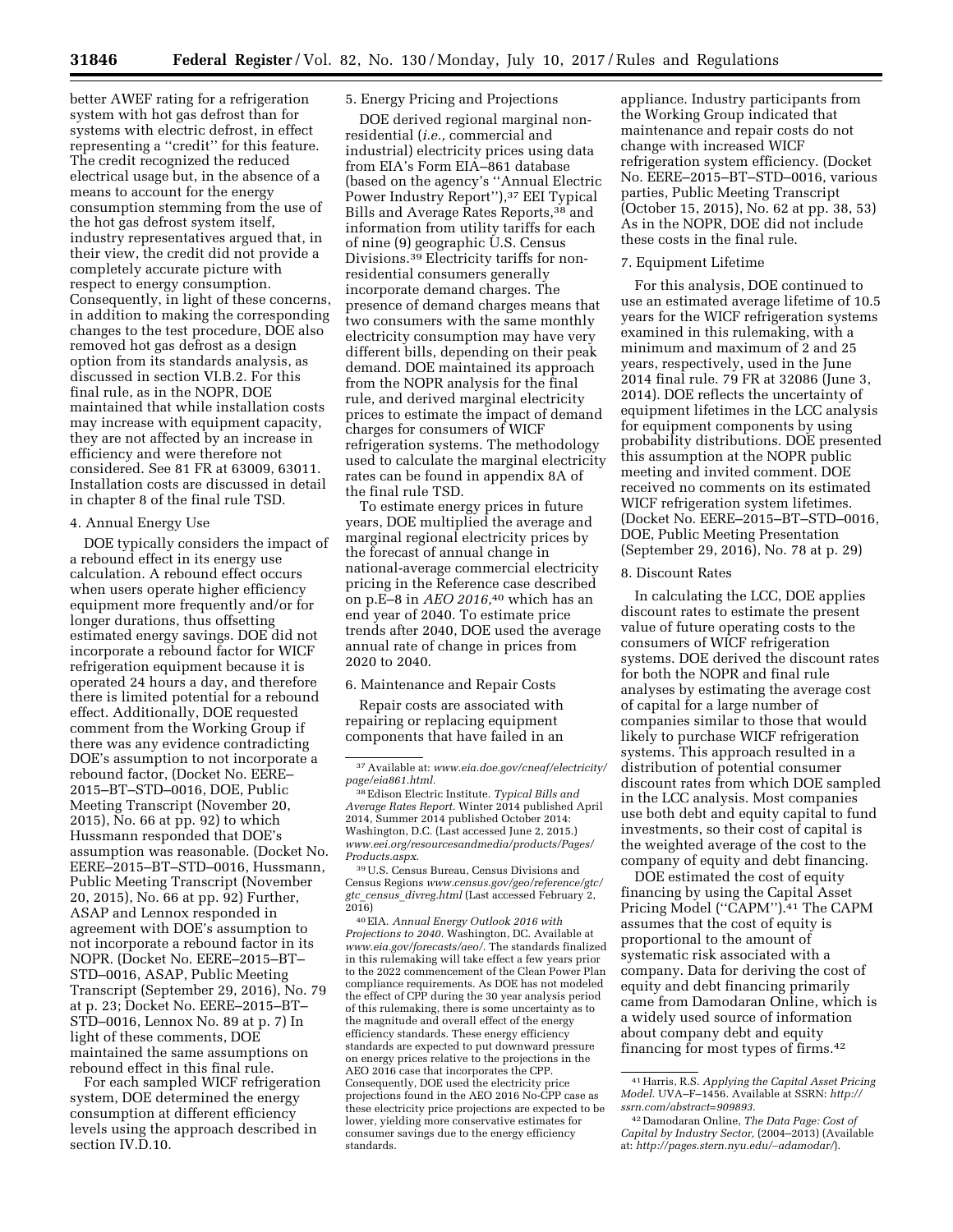better AWEF rating for a refrigeration system with hot gas defrost than for systems with electric defrost, in effect representing a ''credit'' for this feature. The credit recognized the reduced electrical usage but, in the absence of a means to account for the energy consumption stemming from the use of the hot gas defrost system itself, industry representatives argued that, in their view, the credit did not provide a completely accurate picture with respect to energy consumption. Consequently, in light of these concerns, in addition to making the corresponding changes to the test procedure, DOE also removed hot gas defrost as a design option from its standards analysis, as discussed in section VI.B.2. For this final rule, as in the NOPR, DOE maintained that while installation costs may increase with equipment capacity, they are not affected by an increase in efficiency and were therefore not considered. See 81 FR at 63009, 63011. Installation costs are discussed in detail in chapter 8 of the final rule TSD.

4. Annual Energy Use

DOE typically considers the impact of a rebound effect in its energy use calculation. A rebound effect occurs when users operate higher efficiency equipment more frequently and/or for longer durations, thus offsetting estimated energy savings. DOE did not incorporate a rebound factor for WICF refrigeration equipment because it is operated 24 hours a day, and therefore there is limited potential for a rebound effect. Additionally, DOE requested comment from the Working Group if there was any evidence contradicting DOE's assumption to not incorporate a rebound factor, (Docket No. EERE–2015–BT–STD–0016, DOE, Public Meeting Transcript (November 20, 2015), No. 66 at pp. 92) to which Hussmann responded that DOE's assumption was reasonable. (Docket No. EERE–2015–BT–STD–0016, Hussmann, Public Meeting Transcript (November 20, 2015), No. 66 at pp. 92) Further, ASAP and Lennox responded in agreement with DOE's assumption to not incorporate a rebound factor in its NOPR. (Docket No. EERE–2015–BT–STD–0016, ASAP, Public Meeting Transcript (September 29, 2016), No. 79 at p. 23; Docket No. EERE–2015–BT–STD–0016, Lennox No. 89 at p. 7) In light of these comments, DOE maintained the same assumptions on rebound effect in this final rule.

For each sampled WICF refrigeration system, DOE determined the energy consumption at different efficiency levels using the approach described in section IV.D.10.

5. Energy Pricing and Projections

DOE derived regional marginal non-residential (*i.e.,* commercial and industrial) electricity prices using data from EIA's Form EIA–861 database (based on the agency's ''Annual Electric Power Industry Report''),[37] EEI Typical Bills and Average Rates Reports,[38] and information from utility tariffs for each of nine (9) geographic U.S. Census Divisions.[39] Electricity tariffs for non-residential consumers generally incorporate demand charges. The presence of demand charges means that two consumers with the same monthly electricity consumption may have very different bills, depending on their peak demand. DOE maintained its approach from the NOPR analysis for the final rule, and derived marginal electricity prices to estimate the impact of demand charges for consumers of WICF refrigeration systems. The methodology used to calculate the marginal electricity rates can be found in appendix 8A of the final rule TSD.

To estimate energy prices in future years, DOE multiplied the average and marginal regional electricity prices by the forecast of annual change in national-average commercial electricity pricing in the Reference case described on p.E–8 in *AEO 2016*,[40] which has an end year of 2040. To estimate price trends after 2040, DOE used the average annual rate of change in prices from 2020 to 2040.

6. Maintenance and Repair Costs

Repair costs are associated with repairing or replacing equipment components that have failed in an appliance. Industry participants from the Working Group indicated that maintenance and repair costs do not change with increased WICF refrigeration system efficiency. (Docket No. EERE–2015–BT–STD–0016, various parties, Public Meeting Transcript (October 15, 2015), No. 62 at pp. 38, 53) As in the NOPR, DOE did not include these costs in the final rule.

7. Equipment Lifetime

For this analysis, DOE continued to use an estimated average lifetime of 10.5 years for the WICF refrigeration systems examined in this rulemaking, with a minimum and maximum of 2 and 25 years, respectively, used in the June 2014 final rule. 79 FR at 32086 (June 3, 2014). DOE reflects the uncertainty of equipment lifetimes in the LCC analysis for equipment components by using probability distributions. DOE presented this assumption at the NOPR public meeting and invited comment. DOE received no comments on its estimated WICF refrigeration system lifetimes. (Docket No. EERE–2015–BT–STD–0016, DOE, Public Meeting Presentation (September 29, 2016), No. 78 at p. 29)

8. Discount Rates

In calculating the LCC, DOE applies discount rates to estimate the present value of future operating costs to the consumers of WICF refrigeration systems. DOE derived the discount rates for both the NOPR and final rule analyses by estimating the average cost of capital for a large number of companies similar to those that would likely to purchase WICF refrigeration systems. This approach resulted in a distribution of potential consumer discount rates from which DOE sampled in the LCC analysis. Most companies use both debt and equity capital to fund investments, so their cost of capital is the weighted average of the cost to the company of equity and debt financing.

DOE estimated the cost of equity financing by using the Capital Asset Pricing Model (''CAPM'').[41] The CAPM assumes that the cost of equity is proportional to the amount of systematic risk associated with a company. Data for deriving the cost of equity and debt financing primarily came from Damodaran Online, which is a widely used source of information about company debt and equity financing for most types of firms.[42]

---

[37] Available at: *www.eia.doe.gov/cneaf/electricity/page/eia861.html*.

[38] Edison Electric Institute. *Typical Bills and Average Rates Report*. Winter 2014 published April 2014, Summer 2014 published October 2014: Washington, D.C. (Last accessed June 2, 2015.) *www.eei.org/resourcesandmedia/products/Pages/Products.aspx*.

[39] U.S. Census Bureau, Census Divisions and Census Regions *www.census.gov/geo/reference/gtc/gtc_census_divreg.html* (Last accessed February 2, 2016)

[40] EIA. *Annual Energy Outlook 2016 with Projections to 2040*. Washington, DC. Available at *www.eia.gov/forecasts/aeo/*. The standards finalized in this rulemaking will take effect a few years prior to the 2022 commencement of the Clean Power Plan compliance requirements. As DOE has not modeled the effect of CPP during the 30 year analysis period of this rulemaking, there is some uncertainty as to the magnitude and overall effect of the energy efficiency standards. These energy efficiency standards are expected to put downward pressure on energy prices relative to the projections in the AEO 2016 case that incorporates the CPP. Consequently, DOE used the electricity price projections found in the AEO 2016 No-CPP case as these electricity price projections are expected to be lower, yielding more conservative estimates for consumer savings due to the energy efficiency standards.

[41] Harris, R.S. *Applying the Capital Asset Pricing Model*. UVA–F–1456. Available at SSRN: *http://ssrn.com/abstract=909893*.

[42] Damodaran Online, *The Data Page: Cost of Capital by Industry Sector*, (2004–2013) (Available at: *http://pages.stern.nyu.edu/~adamodar/*).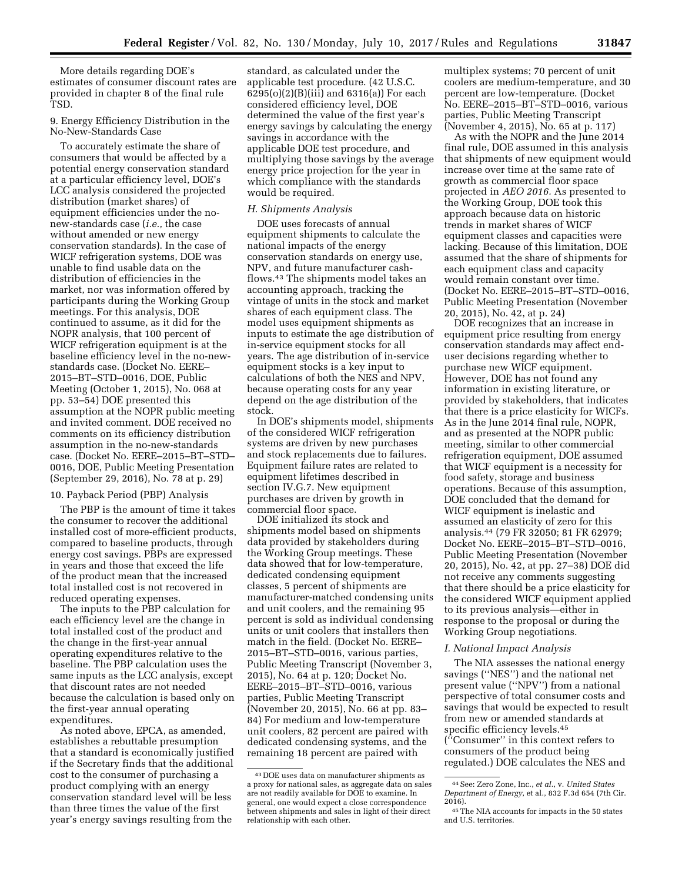More details regarding DOE's estimates of consumer discount rates are provided in chapter 8 of the final rule TSD.

9. Energy Efficiency Distribution in the No-New-Standards Case

To accurately estimate the share of consumers that would be affected by a potential energy conservation standard at a particular efficiency level, DOE's LCC analysis considered the projected distribution (market shares) of equipment efficiencies under the no-new-standards case (*i.e.,* the case without amended or new energy conservation standards). In the case of WICF refrigeration systems, DOE was unable to find usable data on the distribution of efficiencies in the market, nor was information offered by participants during the Working Group meetings. For this analysis, DOE continued to assume, as it did for the NOPR analysis, that 100 percent of WICF refrigeration equipment is at the baseline efficiency level in the no-new-standards case. (Docket No. EERE–2015–BT–STD–0016, DOE, Public Meeting (October 1, 2015), No. 068 at pp. 53–54) DOE presented this assumption at the NOPR public meeting and invited comment. DOE received no comments on its efficiency distribution assumption in the no-new-standards case. (Docket No. EERE–2015–BT–STD–0016, DOE, Public Meeting Presentation (September 29, 2016), No. 78 at p. 29)

10. Payback Period (PBP) Analysis

The PBP is the amount of time it takes the consumer to recover the additional installed cost of more-efficient products, compared to baseline products, through energy cost savings. PBPs are expressed in years and those that exceed the life of the product mean that the increased total installed cost is not recovered in reduced operating expenses.

The inputs to the PBP calculation for each efficiency level are the change in total installed cost of the product and the change in the first-year annual operating expenditures relative to the baseline. The PBP calculation uses the same inputs as the LCC analysis, except that discount rates are not needed because the calculation is based only on the first-year annual operating expenditures.

As noted above, EPCA, as amended, establishes a rebuttable presumption that a standard is economically justified if the Secretary finds that the additional cost to the consumer of purchasing a product complying with an energy conservation standard level will be less than three times the value of the first year's energy savings resulting from the standard, as calculated under the applicable test procedure. (42 U.S.C. 6295(o)(2)(B)(iii) and 6316(a)) For each considered efficiency level, DOE determined the value of the first year's energy savings by calculating the energy savings in accordance with the applicable DOE test procedure, and multiplying those savings by the average energy price projection for the year in which compliance with the standards would be required.

### H. Shipments Analysis

DOE uses forecasts of annual equipment shipments to calculate the national impacts of the energy conservation standards on energy use, NPV, and future manufacturer cash-flows.[43] The shipments model takes an accounting approach, tracking the vintage of units in the stock and market shares of each equipment class. The model uses equipment shipments as inputs to estimate the age distribution of in-service equipment stocks for all years. The age distribution of in-service equipment stocks is a key input to calculations of both the NES and NPV, because operating costs for any year depend on the age distribution of the stock.

In DOE's shipments model, shipments of the considered WICF refrigeration systems are driven by new purchases and stock replacements due to failures. Equipment failure rates are related to equipment lifetimes described in section IV.G.7. New equipment purchases are driven by growth in commercial floor space.

DOE initialized its stock and shipments model based on shipments data provided by stakeholders during the Working Group meetings. These data showed that for low-temperature, dedicated condensing equipment classes, 5 percent of shipments are manufacturer-matched condensing units and unit coolers, and the remaining 95 percent is sold as individual condensing units or unit coolers that installers then match in the field. (Docket No. EERE–2015–BT–STD–0016, various parties, Public Meeting Transcript (November 3, 2015), No. 64 at p. 120; Docket No. EERE–2015–BT–STD–0016, various parties, Public Meeting Transcript (November 20, 2015), No. 66 at pp. 83–84) For medium and low-temperature unit coolers, 82 percent are paired with dedicated condensing systems, and the remaining 18 percent are paired with multiplex systems; 70 percent of unit coolers are medium-temperature, and 30 percent are low-temperature. (Docket No. EERE–2015–BT–STD–0016, various parties, Public Meeting Transcript (November 4, 2015), No. 65 at p. 117)

As with the NOPR and the June 2014 final rule, DOE assumed in this analysis that shipments of new equipment would increase over time at the same rate of growth as commercial floor space projected in *AEO 2016.* As presented to the Working Group, DOE took this approach because data on historic trends in market shares of WICF equipment classes and capacities were lacking. Because of this limitation, DOE assumed that the share of shipments for each equipment class and capacity would remain constant over time. (Docket No. EERE–2015–BT–STD–0016, Public Meeting Presentation (November 20, 2015), No. 42, at p. 24)

DOE recognizes that an increase in equipment price resulting from energy conservation standards may affect end-user decisions regarding whether to purchase new WICF equipment. However, DOE has not found any information in existing literature, or provided by stakeholders, that indicates that there is a price elasticity for WICFs. As in the June 2014 final rule, NOPR, and as presented at the NOPR public meeting, similar to other commercial refrigeration equipment, DOE assumed that WICF equipment is a necessity for food safety, storage and business operations. Because of this assumption, DOE concluded that the demand for WICF equipment is inelastic and assumed an elasticity of zero for this analysis.[44] (79 FR 32050; 81 FR 62979; Docket No. EERE–2015–BT–STD–0016, Public Meeting Presentation (November 20, 2015), No. 42, at pp. 27–38) DOE did not receive any comments suggesting that there should be a price elasticity for the considered WICF equipment applied to its previous analysis—either in response to the proposal or during the Working Group negotiations.

### I. National Impact Analysis

The NIA assesses the national energy savings ("NES") and the national net present value ("NPV") from a national perspective of total consumer costs and savings that would be expected to result from new or amended standards at specific efficiency levels.[45] ("Consumer" in this context refers to consumers of the product being regulated.) DOE calculates the NES and

---

[43] DOE uses data on manufacturer shipments as a proxy for national sales, as aggregate data on sales are not readily available for DOE to examine. In general, one would expect a close correspondence between shipments and sales in light of their direct relationship with each other.

[44] See: Zero Zone, Inc., *et al.*, v. *United States Department of Energy*, et al., 832 F.3d 654 (7th Cir. 2016).

[45] The NIA accounts for impacts in the 50 states and U.S. territories.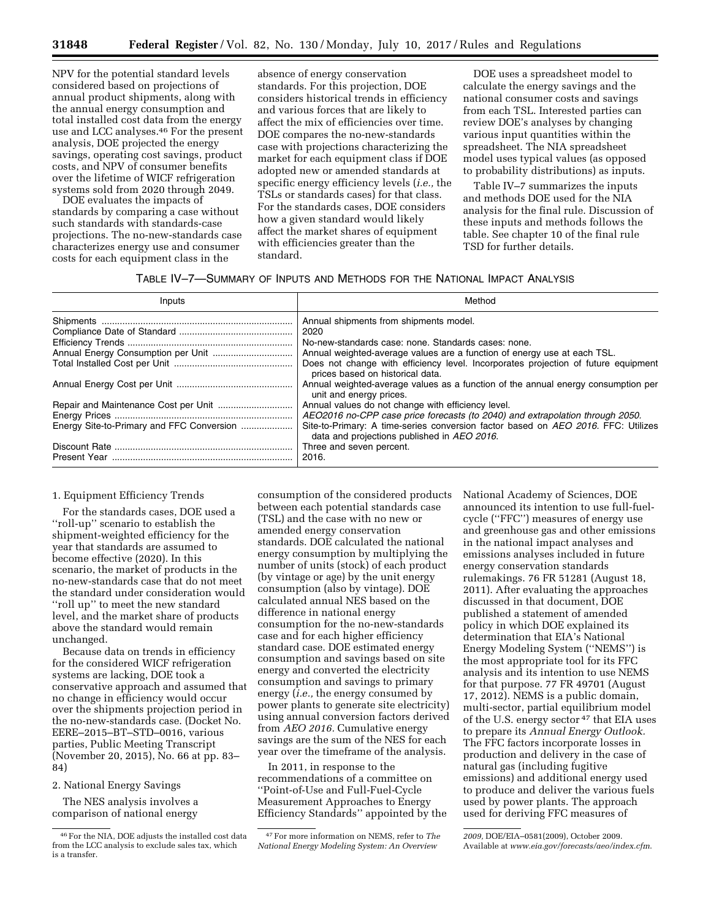NPV for the potential standard levels considered based on projections of annual product shipments, along with the annual energy consumption and total installed cost data from the energy use and LCC analyses.[46] For the present analysis, DOE projected the energy savings, operating cost savings, product costs, and NPV of consumer benefits over the lifetime of WICF refrigeration systems sold from 2020 through 2049.

DOE evaluates the impacts of standards by comparing a case without such standards with standards-case projections. The no-new-standards case characterizes energy use and consumer costs for each equipment class in the absence of energy conservation standards. For this projection, DOE considers historical trends in efficiency and various forces that are likely to affect the mix of efficiencies over time. DOE compares the no-new-standards case with projections characterizing the market for each equipment class if DOE adopted new or amended standards at specific energy efficiency levels (*i.e.,* the TSLs or standards cases) for that class. For the standards cases, DOE considers how a given standard would likely affect the market shares of equipment with efficiencies greater than the standard.

DOE uses a spreadsheet model to calculate the energy savings and the national consumer costs and savings from each TSL. Interested parties can review DOE's analyses by changing various input quantities within the spreadsheet. The NIA spreadsheet model uses typical values (as opposed to probability distributions) as inputs.

Table IV–7 summarizes the inputs and methods DOE used for the NIA analysis for the final rule. Discussion of these inputs and methods follows the table. See chapter 10 of the final rule TSD for further details.

TABLE IV–7—SUMMARY OF INPUTS AND METHODS FOR THE NATIONAL IMPACT ANALYSIS

| Inputs | Method |
|---|---|
| Shipments | Annual shipments from shipments model. |
| Compliance Date of Standard | 2020 |
| Efficiency Trends | No-new-standards case: none. Standards cases: none. |
| Annual Energy Consumption per Unit | Annual weighted-average values are a function of energy use at each TSL. |
| Total Installed Cost per Unit | Does not change with efficiency level. Incorporates projection of future equipment prices based on historical data. |
| Annual Energy Cost per Unit | Annual weighted-average values as a function of the annual energy consumption per unit and energy prices. |
| Repair and Maintenance Cost per Unit | Annual values do not change with efficiency level. |
| Energy Prices | *AEO2016 no-CPP case price forecasts (to 2040) and extrapolation through 2050.* |
| Energy Site-to-Primary and FFC Conversion | Site-to-Primary: A time-series conversion factor based on *AEO 2016.* FFC: Utilizes data and projections published in *AEO 2016.* |
| Discount Rate | Three and seven percent. |
| Present Year | 2016. |

1. Equipment Efficiency Trends

For the standards cases, DOE used a "roll-up" scenario to establish the shipment-weighted efficiency for the year that standards are assumed to become effective (2020). In this scenario, the market of products in the no-new-standards case that do not meet the standard under consideration would "roll up" to meet the new standard level, and the market share of products above the standard would remain unchanged.

Because data on trends in efficiency for the considered WICF refrigeration systems are lacking, DOE took a conservative approach and assumed that no change in efficiency would occur over the shipments projection period in the no-new-standards case. (Docket No. EERE–2015–BT–STD–0016, various parties, Public Meeting Transcript (November 20, 2015), No. 66 at pp. 83–84)

2. National Energy Savings

The NES analysis involves a comparison of national energy consumption of the considered products between each potential standards case (TSL) and the case with no new or amended energy conservation standards. DOE calculated the national energy consumption by multiplying the number of units (stock) of each product (by vintage or age) by the unit energy consumption (also by vintage). DOE calculated annual NES based on the difference in national energy consumption for the no-new-standards case and for each higher efficiency standard case. DOE estimated energy consumption and savings based on site energy and converted the electricity consumption and savings to primary energy (*i.e.,* the energy consumed by power plants to generate site electricity) using annual conversion factors derived from *AEO 2016.* Cumulative energy savings are the sum of the NES for each year over the timeframe of the analysis.

In 2011, in response to the recommendations of a committee on "Point-of-Use and Full-Fuel-Cycle Measurement Approaches to Energy Efficiency Standards" appointed by the National Academy of Sciences, DOE announced its intention to use full-fuel-cycle ("FFC") measures of energy use and greenhouse gas and other emissions in the national impact analyses and emissions analyses included in future energy conservation standards rulemakings. 76 FR 51281 (August 18, 2011). After evaluating the approaches discussed in that document, DOE published a statement of amended policy in which DOE explained its determination that EIA's National Energy Modeling System ("NEMS") is the most appropriate tool for its FFC analysis and its intention to use NEMS for that purpose. 77 FR 49701 (August 17, 2012). NEMS is a public domain, multi-sector, partial equilibrium model of the U.S. energy sector[47] that EIA uses to prepare its *Annual Energy Outlook.* The FFC factors incorporate losses in production and delivery in the case of natural gas (including fugitive emissions) and additional energy used to produce and deliver the various fuels used by power plants. The approach used for deriving FFC measures of

[46] For the NIA, DOE adjusts the installed cost data from the LCC analysis to exclude sales tax, which is a transfer.

[47] For more information on NEMS, refer to *The National Energy Modeling System: An Overview 2009,* DOE/EIA–0581(2009), October 2009. Available at *www.eia.gov/forecasts/aeo/index.cfm.*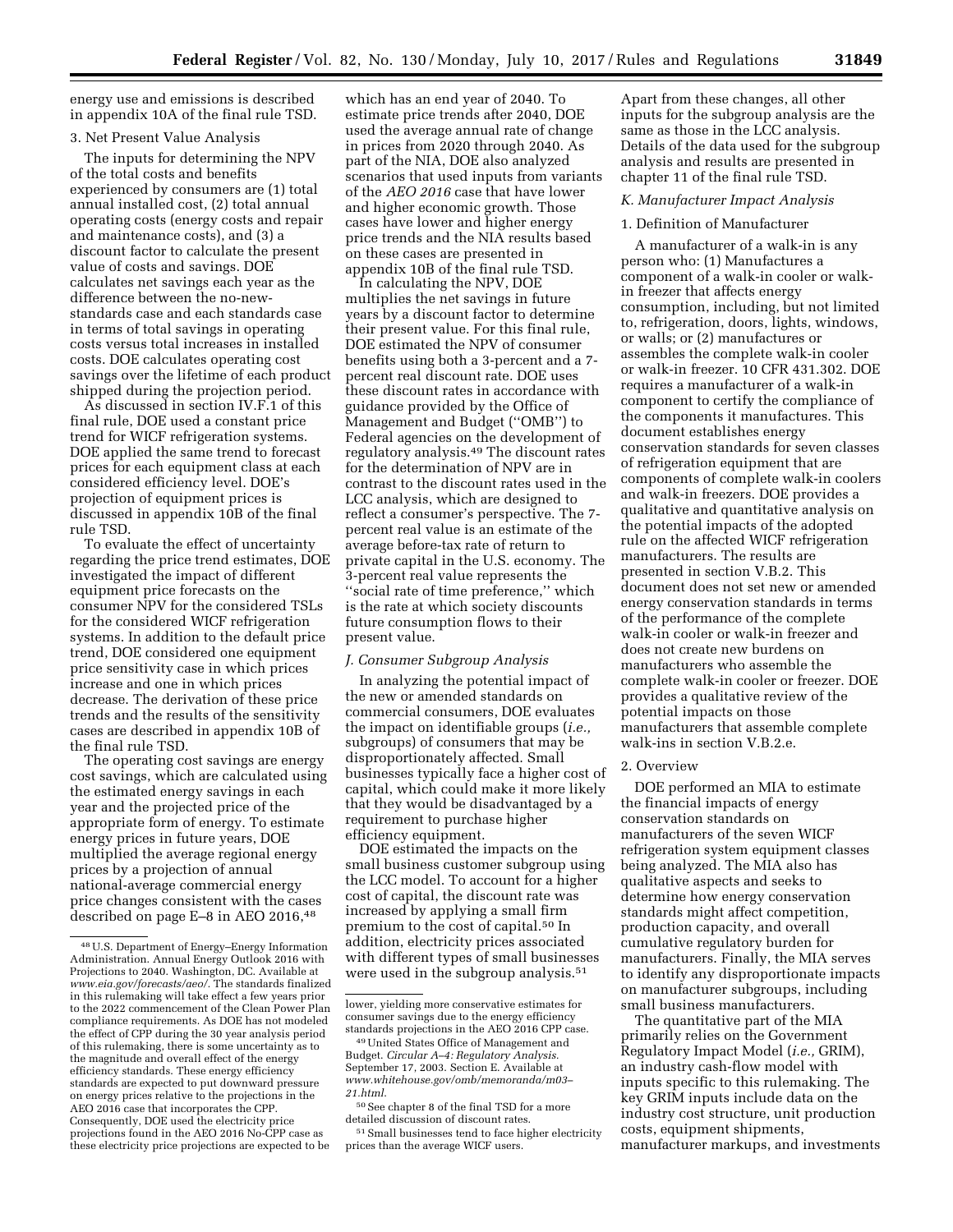energy use and emissions is described in appendix 10A of the final rule TSD.

3. Net Present Value Analysis

The inputs for determining the NPV of the total costs and benefits experienced by consumers are (1) total annual installed cost, (2) total annual operating costs (energy costs and repair and maintenance costs), and (3) a discount factor to calculate the present value of costs and savings. DOE calculates net savings each year as the difference between the no-new-standards case and each standards case in terms of total savings in operating costs versus total increases in installed costs. DOE calculates operating cost savings over the lifetime of each product shipped during the projection period.

As discussed in section IV.F.1 of this final rule, DOE used a constant price trend for WICF refrigeration systems. DOE applied the same trend to forecast prices for each equipment class at each considered efficiency level. DOE's projection of equipment prices is discussed in appendix 10B of the final rule TSD.

To evaluate the effect of uncertainty regarding the price trend estimates, DOE investigated the impact of different equipment price forecasts on the consumer NPV for the considered TSLs for the considered WICF refrigeration systems. In addition to the default price trend, DOE considered one equipment price sensitivity case in which prices increase and one in which prices decrease. The derivation of these price trends and the results of the sensitivity cases are described in appendix 10B of the final rule TSD.

The operating cost savings are energy cost savings, which are calculated using the estimated energy savings in each year and the projected price of the appropriate form of energy. To estimate energy prices in future years, DOE multiplied the average regional energy prices by a projection of annual national-average commercial energy price changes consistent with the cases described on page E–8 in AEO 2016,[48] which has an end year of 2040. To estimate price trends after 2040, DOE used the average annual rate of change in prices from 2020 through 2040. As part of the NIA, DOE also analyzed scenarios that used inputs from variants of the *AEO 2016* case that have lower and higher economic growth. Those cases have lower and higher energy price trends and the NIA results based on these cases are presented in appendix 10B of the final rule TSD.

In calculating the NPV, DOE multiplies the net savings in future years by a discount factor to determine their present value. For this final rule, DOE estimated the NPV of consumer benefits using both a 3-percent and a 7-percent real discount rate. DOE uses these discount rates in accordance with guidance provided by the Office of Management and Budget ("OMB") to Federal agencies on the development of regulatory analysis.[49] The discount rates for the determination of NPV are in contrast to the discount rates used in the LCC analysis, which are designed to reflect a consumer's perspective. The 7-percent real value is an estimate of the average before-tax rate of return to private capital in the U.S. economy. The 3-percent real value represents the "social rate of time preference," which is the rate at which society discounts future consumption flows to their present value.

*J. Consumer Subgroup Analysis*

In analyzing the potential impact of the new or amended standards on commercial consumers, DOE evaluates the impact on identifiable groups (*i.e.,* subgroups) of consumers that may be disproportionately affected. Small businesses typically face a higher cost of capital, which could make it more likely that they would be disadvantaged by a requirement to purchase higher efficiency equipment.

DOE estimated the impacts on the small business customer subgroup using the LCC model. To account for a higher cost of capital, the discount rate was increased by applying a small firm premium to the cost of capital.[50] In addition, electricity prices associated with different types of small businesses were used in the subgroup analysis.[51]

Apart from these changes, all other inputs for the subgroup analysis are the same as those in the LCC analysis. Details of the data used for the subgroup analysis and results are presented in chapter 11 of the final rule TSD.

*K. Manufacturer Impact Analysis*

1. Definition of Manufacturer

A manufacturer of a walk-in is any person who: (1) Manufactures a component of a walk-in cooler or walk-in freezer that affects energy consumption, including, but not limited to, refrigeration, doors, lights, windows, or walls; or (2) manufactures or assembles the complete walk-in cooler or walk-in freezer. 10 CFR 431.302. DOE requires a manufacturer of a walk-in component to certify the compliance of the components it manufactures. This document establishes energy conservation standards for seven classes of refrigeration equipment that are components of complete walk-in coolers and walk-in freezers. DOE provides a qualitative and quantitative analysis on the potential impacts of the adopted rule on the affected WICF refrigeration manufacturers. The results are presented in section V.B.2. This document does not set new or amended energy conservation standards in terms of the performance of the complete walk-in cooler or walk-in freezer and does not create new burdens on manufacturers who assemble the complete walk-in cooler or freezer. DOE provides a qualitative review of the potential impacts on those manufacturers that assemble complete walk-ins in section V.B.2.e.

2. Overview

DOE performed an MIA to estimate the financial impacts of energy conservation standards on manufacturers of the seven WICF refrigeration system equipment classes being analyzed. The MIA also has qualitative aspects and seeks to determine how energy conservation standards might affect competition, production capacity, and overall cumulative regulatory burden for manufacturers. Finally, the MIA serves to identify any disproportionate impacts on manufacturer subgroups, including small business manufacturers.

The quantitative part of the MIA primarily relies on the Government Regulatory Impact Model (*i.e.,* GRIM), an industry cash-flow model with inputs specific to this rulemaking. The key GRIM inputs include data on the industry cost structure, unit production costs, equipment shipments, manufacturer markups, and investments

---

[48] U.S. Department of Energy–Energy Information Administration. Annual Energy Outlook 2016 with Projections to 2040. Washington, DC. Available at *www.eia.gov/forecasts/aeo/*. The standards finalized in this rulemaking will take effect a few years prior to the 2022 commencement of the Clean Power Plan compliance requirements. As DOE has not modeled the effect of CPP during the 30 year analysis period of this rulemaking, there is some uncertainty as to the magnitude and overall effect of the energy efficiency standards. These energy efficiency standards are expected to put downward pressure on energy prices relative to the projections in the AEO 2016 case that incorporates the CPP. Consequently, DOE used the electricity price projections found in the AEO 2016 No-CPP case as these electricity price projections are expected to be lower, yielding more conservative estimates for consumer savings due to the energy efficiency standards projections in the AEO 2016 CPP case.

[49] United States Office of Management and Budget. *Circular A–4: Regulatory Analysis.* September 17, 2003. Section E. Available at *www.whitehouse.gov/omb/memoranda/m03–21.html*.

[50] See chapter 8 of the final TSD for a more detailed discussion of discount rates.

[51] Small businesses tend to face higher electricity prices than the average WICF users.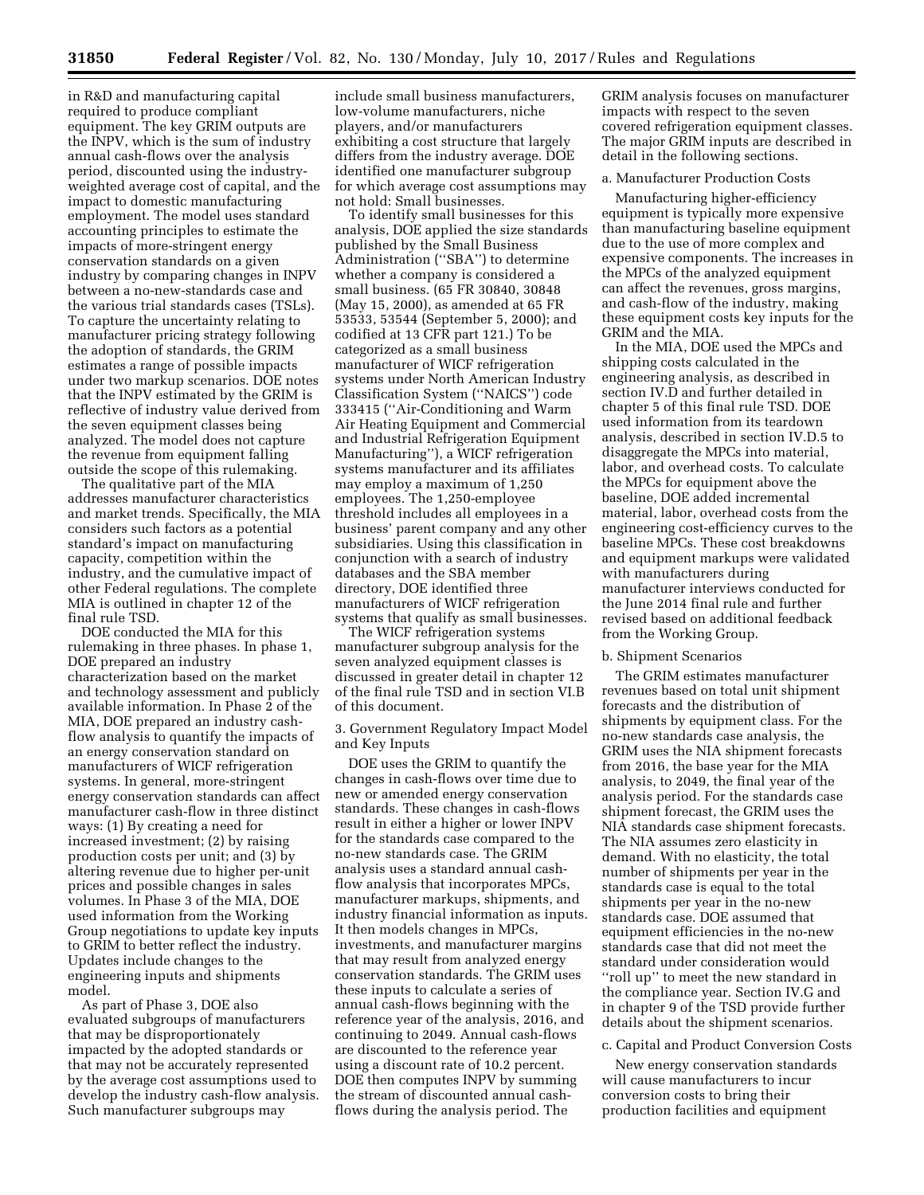in R&D and manufacturing capital required to produce compliant equipment. The key GRIM outputs are the INPV, which is the sum of industry annual cash-flows over the analysis period, discounted using the industry-weighted average cost of capital, and the impact to domestic manufacturing employment. The model uses standard accounting principles to estimate the impacts of more-stringent energy conservation standards on a given industry by comparing changes in INPV between a no-new-standards case and the various trial standards cases (TSLs). To capture the uncertainty relating to manufacturer pricing strategy following the adoption of standards, the GRIM estimates a range of possible impacts under two markup scenarios. DOE notes that the INPV estimated by the GRIM is reflective of industry value derived from the seven equipment classes being analyzed. The model does not capture the revenue from equipment falling outside the scope of this rulemaking.

The qualitative part of the MIA addresses manufacturer characteristics and market trends. Specifically, the MIA considers such factors as a potential standard's impact on manufacturing capacity, competition within the industry, and the cumulative impact of other Federal regulations. The complete MIA is outlined in chapter 12 of the final rule TSD.

DOE conducted the MIA for this rulemaking in three phases. In phase 1, DOE prepared an industry characterization based on the market and technology assessment and publicly available information. In Phase 2 of the MIA, DOE prepared an industry cash-flow analysis to quantify the impacts of an energy conservation standard on manufacturers of WICF refrigeration systems. In general, more-stringent energy conservation standards can affect manufacturer cash-flow in three distinct ways: (1) By creating a need for increased investment; (2) by raising production costs per unit; and (3) by altering revenue due to higher per-unit prices and possible changes in sales volumes. In Phase 3 of the MIA, DOE used information from the Working Group negotiations to update key inputs to GRIM to better reflect the industry. Updates include changes to the engineering inputs and shipments model.

As part of Phase 3, DOE also evaluated subgroups of manufacturers that may be disproportionately impacted by the adopted standards or that may not be accurately represented by the average cost assumptions used to develop the industry cash-flow analysis. Such manufacturer subgroups may include small business manufacturers, low-volume manufacturers, niche players, and/or manufacturers exhibiting a cost structure that largely differs from the industry average. DOE identified one manufacturer subgroup for which average cost assumptions may not hold: Small businesses.

To identify small businesses for this analysis, DOE applied the size standards published by the Small Business Administration (''SBA'') to determine whether a company is considered a small business. (65 FR 30840, 30848 (May 15, 2000), as amended at 65 FR 53533, 53544 (September 5, 2000); and codified at 13 CFR part 121.) To be categorized as a small business manufacturer of WICF refrigeration systems under North American Industry Classification System (''NAICS'') code 333415 (''Air-Conditioning and Warm Air Heating Equipment and Commercial and Industrial Refrigeration Equipment Manufacturing''), a WICF refrigeration systems manufacturer and its affiliates may employ a maximum of 1,250 employees. The 1,250-employee threshold includes all employees in a business' parent company and any other subsidiaries. Using this classification in conjunction with a search of industry databases and the SBA member directory, DOE identified three manufacturers of WICF refrigeration systems that qualify as small businesses.

The WICF refrigeration systems manufacturer subgroup analysis for the seven analyzed equipment classes is discussed in greater detail in chapter 12 of the final rule TSD and in section VI.B of this document.

3. Government Regulatory Impact Model and Key Inputs

DOE uses the GRIM to quantify the changes in cash-flows over time due to new or amended energy conservation standards. These changes in cash-flows result in either a higher or lower INPV for the standards case compared to the no-new standards case. The GRIM analysis uses a standard annual cash-flow analysis that incorporates MPCs, manufacturer markups, shipments, and industry financial information as inputs. It then models changes in MPCs, investments, and manufacturer margins that may result from analyzed energy conservation standards. The GRIM uses these inputs to calculate a series of annual cash-flows beginning with the reference year of the analysis, 2016, and continuing to 2049. Annual cash-flows are discounted to the reference year using a discount rate of 10.2 percent. DOE then computes INPV by summing the stream of discounted annual cash-flows during the analysis period. The GRIM analysis focuses on manufacturer impacts with respect to the seven covered refrigeration equipment classes. The major GRIM inputs are described in detail in the following sections.

a. Manufacturer Production Costs

Manufacturing higher-efficiency equipment is typically more expensive than manufacturing baseline equipment due to the use of more complex and expensive components. The increases in the MPCs of the analyzed equipment can affect the revenues, gross margins, and cash-flow of the industry, making these equipment costs key inputs for the GRIM and the MIA.

In the MIA, DOE used the MPCs and shipping costs calculated in the engineering analysis, as described in section IV.D and further detailed in chapter 5 of this final rule TSD. DOE used information from its teardown analysis, described in section IV.D.5 to disaggregate the MPCs into material, labor, and overhead costs. To calculate the MPCs for equipment above the baseline, DOE added incremental material, labor, overhead costs from the engineering cost-efficiency curves to the baseline MPCs. These cost breakdowns and equipment markups were validated with manufacturers during manufacturer interviews conducted for the June 2014 final rule and further revised based on additional feedback from the Working Group.

b. Shipment Scenarios

The GRIM estimates manufacturer revenues based on total unit shipment forecasts and the distribution of shipments by equipment class. For the no-new standards case analysis, the GRIM uses the NIA shipment forecasts from 2016, the base year for the MIA analysis, to 2049, the final year of the analysis period. For the standards case shipment forecast, the GRIM uses the NIA standards case shipment forecasts. The NIA assumes zero elasticity in demand. With no elasticity, the total number of shipments per year in the standards case is equal to the total shipments per year in the no-new standards case. DOE assumed that equipment efficiencies in the no-new standards case that did not meet the standard under consideration would ''roll up'' to meet the new standard in the compliance year. Section IV.G and in chapter 9 of the TSD provide further details about the shipment scenarios.

c. Capital and Product Conversion Costs

New energy conservation standards will cause manufacturers to incur conversion costs to bring their production facilities and equipment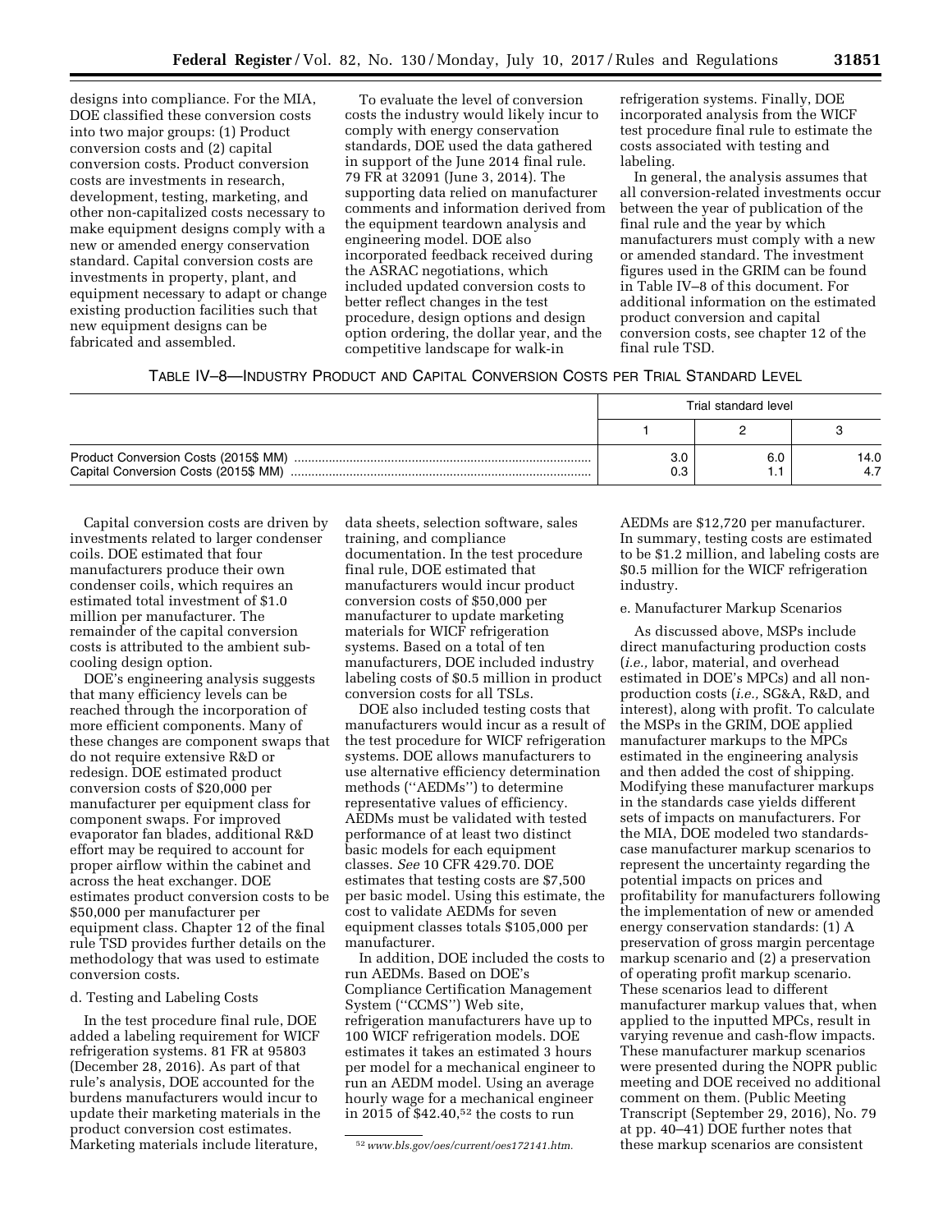designs into compliance. For the MIA, DOE classified these conversion costs into two major groups: (1) Product conversion costs and (2) capital conversion costs. Product conversion costs are investments in research, development, testing, marketing, and other non-capitalized costs necessary to make equipment designs comply with a new or amended energy conservation standard. Capital conversion costs are investments in property, plant, and equipment necessary to adapt or change existing production facilities such that new equipment designs can be fabricated and assembled.

To evaluate the level of conversion costs the industry would likely incur to comply with energy conservation standards, DOE used the data gathered in support of the June 2014 final rule. 79 FR at 32091 (June 3, 2014). The supporting data relied on manufacturer comments and information derived from the equipment teardown analysis and engineering model. DOE also incorporated feedback received during the ASRAC negotiations, which included updated conversion costs to better reflect changes in the test procedure, design options and design option ordering, the dollar year, and the competitive landscape for walk-in refrigeration systems. Finally, DOE incorporated analysis from the WICF test procedure final rule to estimate the costs associated with testing and labeling.

In general, the analysis assumes that all conversion-related investments occur between the year of publication of the final rule and the year by which manufacturers must comply with a new or amended standard. The investment figures used in the GRIM can be found in Table IV–8 of this document. For additional information on the estimated product conversion and capital conversion costs, see chapter 12 of the final rule TSD.

TABLE IV–8—INDUSTRY PRODUCT AND CAPITAL CONVERSION COSTS PER TRIAL STANDARD LEVEL

| | Trial standard level | | |
|---|---|---|---|
| | 1 | 2 | 3 |
| Product Conversion Costs (2015$ MM) | 3.0 | 6.0 | 14.0 |
| Capital Conversion Costs (2015$ MM) | 0.3 | 1.1 | 4.7 |

Capital conversion costs are driven by investments related to larger condenser coils. DOE estimated that four manufacturers produce their own condenser coils, which requires an estimated total investment of $1.0 million per manufacturer. The remainder of the capital conversion costs is attributed to the ambient sub-cooling design option.

DOE's engineering analysis suggests that many efficiency levels can be reached through the incorporation of more efficient components. Many of these changes are component swaps that do not require extensive R&D or redesign. DOE estimated product conversion costs of $20,000 per manufacturer per equipment class for component swaps. For improved evaporator fan blades, additional R&D effort may be required to account for proper airflow within the cabinet and across the heat exchanger. DOE estimates product conversion costs to be $50,000 per manufacturer per equipment class. Chapter 12 of the final rule TSD provides further details on the methodology that was used to estimate conversion costs.

d. Testing and Labeling Costs

In the test procedure final rule, DOE added a labeling requirement for WICF refrigeration systems. 81 FR at 95803 (December 28, 2016). As part of that rule's analysis, DOE accounted for the burdens manufacturers would incur to update their marketing materials in the product conversion cost estimates. Marketing materials include literature, data sheets, selection software, sales training, and compliance documentation. In the test procedure final rule, DOE estimated that manufacturers would incur product conversion costs of $50,000 per manufacturer to update marketing materials for WICF refrigeration systems. Based on a total of ten manufacturers, DOE included industry labeling costs of $0.5 million in product conversion costs for all TSLs.

DOE also included testing costs that manufacturers would incur as a result of the test procedure for WICF refrigeration systems. DOE allows manufacturers to use alternative efficiency determination methods ("AEDMs") to determine representative values of efficiency. AEDMs must be validated with tested performance of at least two distinct basic models for each equipment classes. *See* 10 CFR 429.70. DOE estimates that testing costs are $7,500 per basic model. Using this estimate, the cost to validate AEDMs for seven equipment classes totals $105,000 per manufacturer.

In addition, DOE included the costs to run AEDMs. Based on DOE's Compliance Certification Management System ("CCMS") Web site, refrigeration manufacturers have up to 100 WICF refrigeration models. DOE estimates it takes an estimated 3 hours per model for a mechanical engineer to run an AEDM model. Using an average hourly wage for a mechanical engineer in 2015 of $42.40,[52] the costs to run AEDMs are $12,720 per manufacturer. In summary, testing costs are estimated to be $1.2 million, and labeling costs are $0.5 million for the WICF refrigeration industry.

[52] *www.bls.gov/oes/current/oes172141.htm.*

e. Manufacturer Markup Scenarios

As discussed above, MSPs include direct manufacturing production costs (*i.e.,* labor, material, and overhead estimated in DOE's MPCs) and all non-production costs (*i.e.,* SG&A, R&D, and interest), along with profit. To calculate the MSPs in the GRIM, DOE applied manufacturer markups to the MPCs estimated in the engineering analysis and then added the cost of shipping. Modifying these manufacturer markups in the standards case yields different sets of impacts on manufacturers. For the MIA, DOE modeled two standards-case manufacturer markup scenarios to represent the uncertainty regarding the potential impacts on prices and profitability for manufacturers following the implementation of new or amended energy conservation standards: (1) A preservation of gross margin percentage markup scenario and (2) a preservation of operating profit markup scenario. These scenarios lead to different manufacturer markup values that, when applied to the inputted MPCs, result in varying revenue and cash-flow impacts. These manufacturer markup scenarios were presented during the NOPR public meeting and DOE received no additional comment on them. (Public Meeting Transcript (September 29, 2016), No. 79 at pp. 40–41) DOE further notes that these markup scenarios are consistent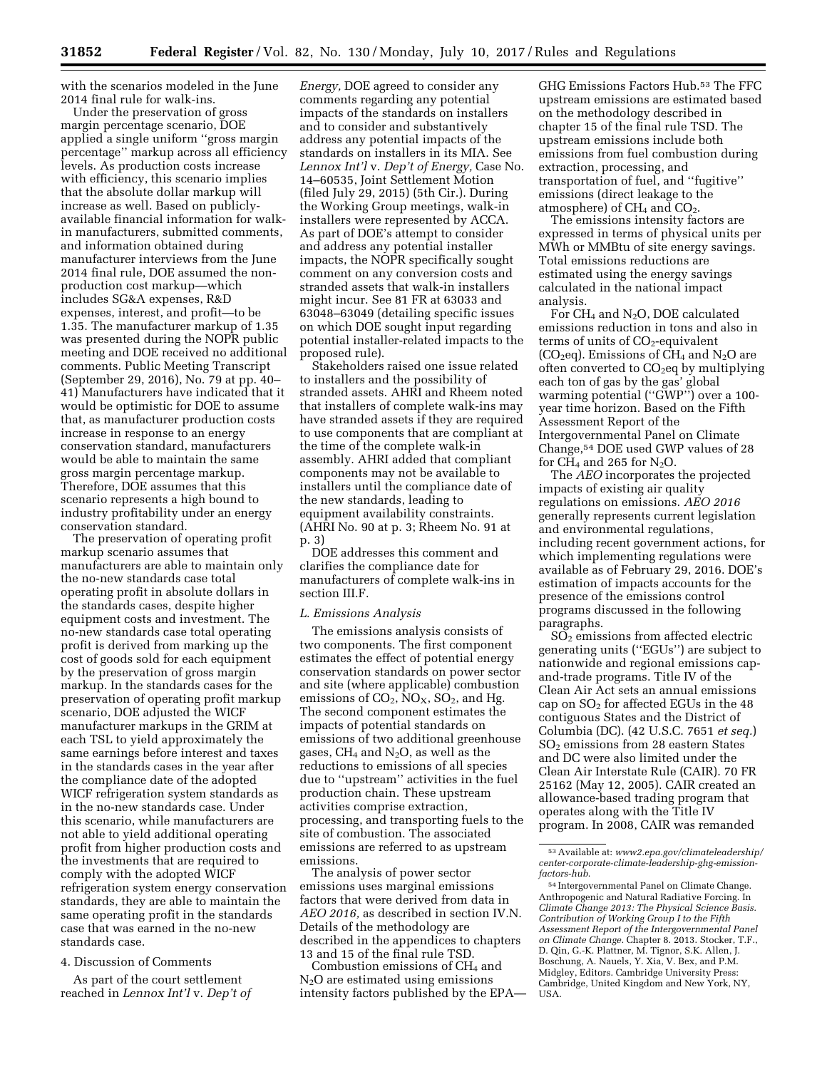with the scenarios modeled in the June 2014 final rule for walk-ins.

Under the preservation of gross margin percentage scenario, DOE applied a single uniform ''gross margin percentage'' markup across all efficiency levels. As production costs increase with efficiency, this scenario implies that the absolute dollar markup will increase as well. Based on publicly-available financial information for walk-in manufacturers, submitted comments, and information obtained during manufacturer interviews from the June 2014 final rule, DOE assumed the non-production cost markup—which includes SG&A expenses, R&D expenses, interest, and profit—to be 1.35. The manufacturer markup of 1.35 was presented during the NOPR public meeting and DOE received no additional comments. Public Meeting Transcript (September 29, 2016), No. 79 at pp. 40–41) Manufacturers have indicated that it would be optimistic for DOE to assume that, as manufacturer production costs increase in response to an energy conservation standard, manufacturers would be able to maintain the same gross margin percentage markup. Therefore, DOE assumes that this scenario represents a high bound to industry profitability under an energy conservation standard.

The preservation of operating profit markup scenario assumes that manufacturers are able to maintain only the no-new standards case total operating profit in absolute dollars in the standards cases, despite higher equipment costs and investment. The no-new standards case total operating profit is derived from marking up the cost of goods sold for each equipment by the preservation of gross margin markup. In the standards cases for the preservation of operating profit markup scenario, DOE adjusted the WICF manufacturer markups in the GRIM at each TSL to yield approximately the same earnings before interest and taxes in the standards cases in the year after the compliance date of the adopted WICF refrigeration system standards as in the no-new standards case. Under this scenario, while manufacturers are not able to yield additional operating profit from higher production costs and the investments that are required to comply with the adopted WICF refrigeration system energy conservation standards, they are able to maintain the same operating profit in the standards case that was earned in the no-new standards case.

4. Discussion of Comments

As part of the court settlement reached in *Lennox Int'l* v. *Dep't of Energy,* DOE agreed to consider any comments regarding any potential impacts of the standards on installers and to consider and substantively address any potential impacts of the standards on installers in its MIA. See *Lennox Int'l* v. *Dep't of Energy,* Case No. 14–60535, Joint Settlement Motion (filed July 29, 2015) (5th Cir.). During the Working Group meetings, walk-in installers were represented by ACCA. As part of DOE's attempt to consider and address any potential installer impacts, the NOPR specifically sought comment on any conversion costs and stranded assets that walk-in installers might incur. See 81 FR at 63033 and 63048–63049 (detailing specific issues on which DOE sought input regarding potential installer-related impacts to the proposed rule).

Stakeholders raised one issue related to installers and the possibility of stranded assets. AHRI and Rheem noted that installers of complete walk-ins may have stranded assets if they are required to use components that are compliant at the time of the complete walk-in assembly. AHRI added that compliant components may not be available to installers until the compliance date of the new standards, leading to equipment availability constraints. (AHRI No. 90 at p. 3; Rheem No. 91 at p. 3)

DOE addresses this comment and clarifies the compliance date for manufacturers of complete walk-ins in section III.F.

*L. Emissions Analysis*

The emissions analysis consists of two components. The first component estimates the effect of potential energy conservation standards on power sector and site (where applicable) combustion emissions of $CO_2$, $NO_X$, $SO_2$, and Hg. The second component estimates the impacts of potential standards on emissions of two additional greenhouse gases, $CH_4$ and $N_2O$, as well as the reductions to emissions of all species due to ''upstream'' activities in the fuel production chain. These upstream activities comprise extraction, processing, and transporting fuels to the site of combustion. The associated emissions are referred to as upstream emissions.

The analysis of power sector emissions uses marginal emissions factors that were derived from data in *AEO 2016,* as described in section IV.N. Details of the methodology are described in the appendices to chapters 13 and 15 of the final rule TSD.

Combustion emissions of $CH_4$ and $N_2O$ are estimated using emissions intensity factors published by the EPA—GHG Emissions Factors Hub.[53] The FFC upstream emissions are estimated based on the methodology described in chapter 15 of the final rule TSD. The upstream emissions include both emissions from fuel combustion during extraction, processing, and transportation of fuel, and ''fugitive'' emissions (direct leakage to the atmosphere) of $CH_4$ and $CO_2$.

The emissions intensity factors are expressed in terms of physical units per MWh or MMBtu of site energy savings. Total emissions reductions are estimated using the energy savings calculated in the national impact analysis.

For $CH_4$ and $N_2O$, DOE calculated emissions reduction in tons and also in terms of units of $CO_2$-equivalent ($CO_2$eq). Emissions of $CH_4$ and $N_2O$ are often converted to $CO_2$eq by multiplying each ton of gas by the gas' global warming potential (''GWP'') over a 100-year time horizon. Based on the Fifth Assessment Report of the Intergovernmental Panel on Climate Change,[54] DOE used GWP values of 28 for $CH_4$ and 265 for $N_2O$.

The *AEO* incorporates the projected impacts of existing air quality regulations on emissions. *AEO 2016* generally represents current legislation and environmental regulations, including recent government actions, for which implementing regulations were available as of February 29, 2016. DOE's estimation of impacts accounts for the presence of the emissions control programs discussed in the following paragraphs.

$SO_2$ emissions from affected electric generating units (''EGUs'') are subject to nationwide and regional emissions cap-and-trade programs. Title IV of the Clean Air Act sets an annual emissions cap on $SO_2$ for affected EGUs in the 48 contiguous States and the District of Columbia (DC). (42 U.S.C. 7651 *et seq.*) $SO_2$ emissions from 28 eastern States and DC were also limited under the Clean Air Interstate Rule (CAIR). 70 FR 25162 (May 12, 2005). CAIR created an allowance-based trading program that operates along with the Title IV program. In 2008, CAIR was remanded

[53] Available at: *www2.epa.gov/climateleadership/center-corporate-climate-leadership-ghg-emission-factors-hub*.

[54] Intergovernmental Panel on Climate Change. Anthropogenic and Natural Radiative Forcing. In *Climate Change 2013: The Physical Science Basis. Contribution of Working Group I to the Fifth Assessment Report of the Intergovernmental Panel on Climate Change.* Chapter 8. 2013. Stocker, T.F., D. Qin, G.-K. Plattner, M. Tignor, S.K. Allen, J. Boschung, A. Nauels, Y. Xia, V. Bex, and P.M. Midgley, Editors. Cambridge University Press: Cambridge, United Kingdom and New York, NY, USA.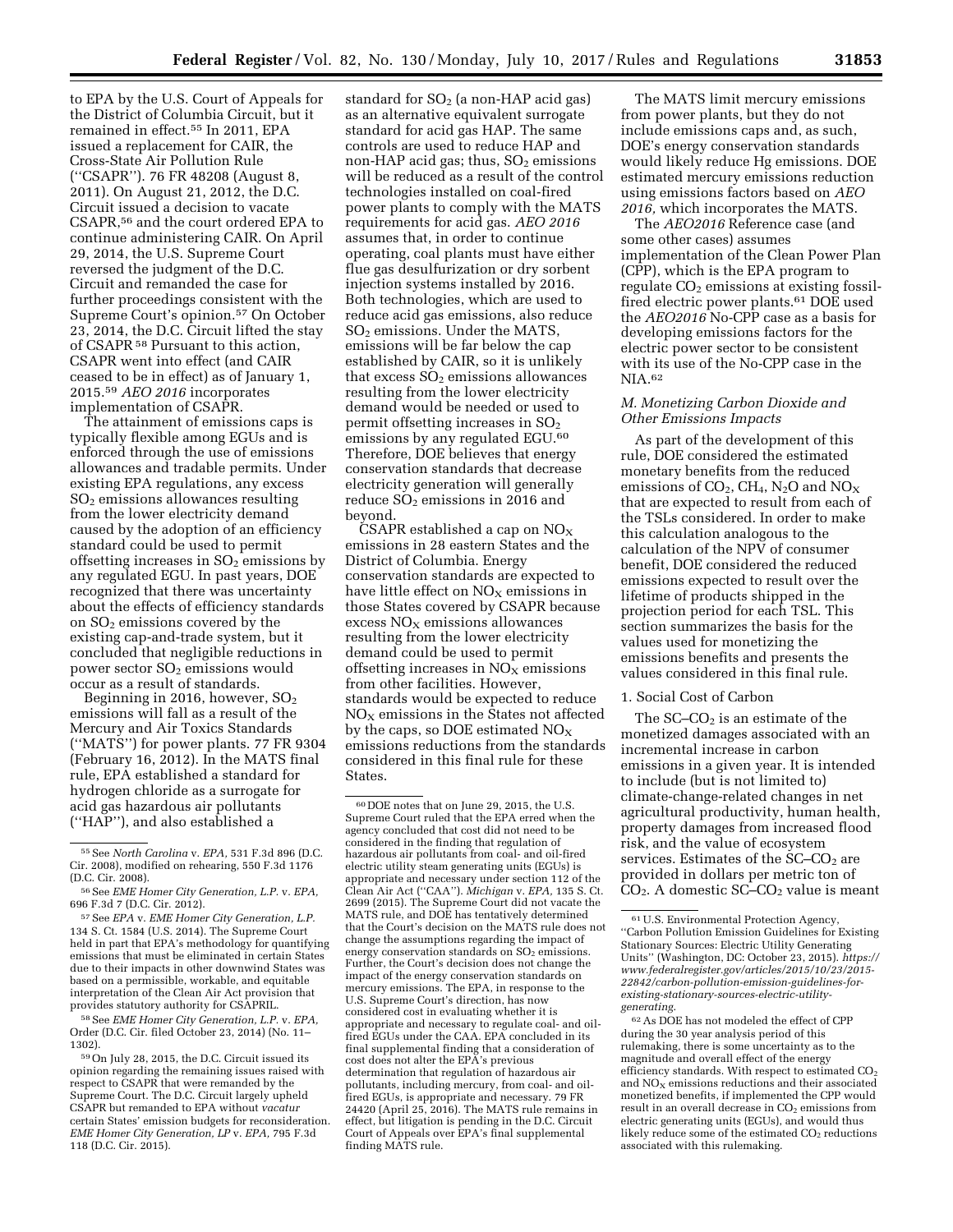to EPA by the U.S. Court of Appeals for the District of Columbia Circuit, but it remained in effect.[55] In 2011, EPA issued a replacement for CAIR, the Cross-State Air Pollution Rule (''CSAPR''). 76 FR 48208 (August 8, 2011). On August 21, 2012, the D.C. Circuit issued a decision to vacate CSAPR,[56] and the court ordered EPA to continue administering CAIR. On April 29, 2014, the U.S. Supreme Court reversed the judgment of the D.C. Circuit and remanded the case for further proceedings consistent with the Supreme Court's opinion.[57] On October 23, 2014, the D.C. Circuit lifted the stay of CSAPR [58] Pursuant to this action, CSAPR went into effect (and CAIR ceased to be in effect) as of January 1, 2015.[59] *AEO 2016* incorporates implementation of CSAPR.

The attainment of emissions caps is typically flexible among EGUs and is enforced through the use of emissions allowances and tradable permits. Under existing EPA regulations, any excess $SO_2$ emissions allowances resulting from the lower electricity demand caused by the adoption of an efficiency standard could be used to permit offsetting increases in $SO_2$ emissions by any regulated EGU. In past years, DOE recognized that there was uncertainty about the effects of efficiency standards on $SO_2$ emissions covered by the existing cap-and-trade system, but it concluded that negligible reductions in power sector $SO_2$ emissions would occur as a result of standards.

Beginning in 2016, however, $SO_2$ emissions will fall as a result of the Mercury and Air Toxics Standards (''MATS'') for power plants. 77 FR 9304 (February 16, 2012). In the MATS final rule, EPA established a standard for hydrogen chloride as a surrogate for acid gas hazardous air pollutants (''HAP''), and also established a standard for $SO_2$ (a non-HAP acid gas) as an alternative equivalent surrogate standard for acid gas HAP. The same controls are used to reduce HAP and non-HAP acid gas; thus, $SO_2$ emissions will be reduced as a result of the control technologies installed on coal-fired power plants to comply with the MATS requirements for acid gas. *AEO 2016* assumes that, in order to continue operating, coal plants must have either flue gas desulfurization or dry sorbent injection systems installed by 2016. Both technologies, which are used to reduce acid gas emissions, also reduce $SO_2$ emissions. Under the MATS, emissions will be far below the cap established by CAIR, so it is unlikely that excess $SO_2$ emissions allowances resulting from the lower electricity demand would be needed or used to permit offsetting increases in $SO_2$ emissions by any regulated EGU.[60] Therefore, DOE believes that energy conservation standards that decrease electricity generation will generally reduce $SO_2$ emissions in 2016 and beyond.

CSAPR established a cap on $NO_X$ emissions in 28 eastern States and the District of Columbia. Energy conservation standards are expected to have little effect on $NO_X$ emissions in those States covered by CSAPR because excess $NO_X$ emissions allowances resulting from the lower electricity demand could be used to permit offsetting increases in $NO_X$ emissions from other facilities. However, standards would be expected to reduce $NO_X$ emissions in the States not affected by the caps, so DOE estimated $NO_X$ emissions reductions from the standards considered in this final rule for these States.

The MATS limit mercury emissions from power plants, but they do not include emissions caps and, as such, DOE's energy conservation standards would likely reduce Hg emissions. DOE estimated mercury emissions reduction using emissions factors based on *AEO 2016*, which incorporates the MATS.

The *AEO2016* Reference case (and some other cases) assumes implementation of the Clean Power Plan (CPP), which is the EPA program to regulate $CO_2$ emissions at existing fossil-fired electric power plants.[61] DOE used the *AEO2016* No-CPP case as a basis for developing emissions factors for the electric power sector to be consistent with its use of the No-CPP case in the NIA.[62]

### *M. Monetizing Carbon Dioxide and Other Emissions Impacts*

As part of the development of this rule, DOE considered the estimated monetary benefits from the reduced emissions of $CO_2$, $CH_4$, $N_2O$ and $NO_X$ that are expected to result from each of the TSLs considered. In order to make this calculation analogous to the calculation of the NPV of consumer benefit, DOE considered the reduced emissions expected to result over the lifetime of products shipped in the projection period for each TSL. This section summarizes the basis for the values used for monetizing the emissions benefits and presents the values considered in this final rule.

#### 1. Social Cost of Carbon

The SC–$CO_2$ is an estimate of the monetized damages associated with an incremental increase in carbon emissions in a given year. It is intended to include (but is not limited to) climate-change-related changes in net agricultural productivity, human health, property damages from increased flood risk, and the value of ecosystem services. Estimates of the SC–$CO_2$ are provided in dollars per metric ton of $CO_2$. A domestic SC–$CO_2$ value is meant

---

[55] See *North Carolina* v. *EPA,* 531 F.3d 896 (D.C. Cir. 2008), modified on rehearing, 550 F.3d 1176 (D.C. Cir. 2008).

[56] See *EME Homer City Generation, L.P.* v. *EPA,* 696 F.3d 7 (D.C. Cir. 2012).

[57] See *EPA* v. *EME Homer City Generation, L.P.* 134 S. Ct. 1584 (U.S. 2014). The Supreme Court held in part that EPA's methodology for quantifying emissions that must be eliminated in certain States due to their impacts in other downwind States was based on a permissible, workable, and equitable interpretation of the Clean Air Act provision that provides statutory authority for CSAPRIL.

[58] See *EME Homer City Generation, L.P.* v. *EPA,* Order (D.C. Cir. filed October 23, 2014) (No. 11–1302).

[59] On July 28, 2015, the D.C. Circuit issued its opinion regarding the remaining issues raised with respect to CSAPR that were remanded by the Supreme Court. The D.C. Circuit largely upheld CSAPR but remanded to EPA without *vacatur* certain States' emission budgets for reconsideration. *EME Homer City Generation, LP* v. *EPA,* 795 F.3d 118 (D.C. Cir. 2015).

[60] DOE notes that on June 29, 2015, the U.S. Supreme Court ruled that the EPA erred when the agency concluded that cost did not need to be considered in the finding that regulation of hazardous air pollutants from coal- and oil-fired electric utility steam generating units (EGUs) is appropriate and necessary under section 112 of the Clean Air Act (''CAA''). *Michigan* v. *EPA,* 135 S. Ct. 2699 (2015). The Supreme Court did not vacate the MATS rule, and DOE has tentatively determined that the Court's decision on the MATS rule does not change the assumptions regarding the impact of energy conservation standards on $SO_2$ emissions. Further, the Court's decision does not change the impact of the energy conservation standards on mercury emissions. The EPA, in response to the U.S. Supreme Court's direction, has now considered cost in evaluating whether it is appropriate and necessary to regulate coal- and oil-fired EGUs under the CAA. EPA concluded in its final supplemental finding that a consideration of cost does not alter the EPA's previous determination that regulation of hazardous air pollutants, including mercury, from coal- and oil-fired EGUs, is appropriate and necessary. 79 FR 24420 (April 25, 2016). The MATS rule remains in effect, but litigation is pending in the D.C. Circuit Court of Appeals over EPA's final supplemental finding MATS rule.

[61] U.S. Environmental Protection Agency, ''Carbon Pollution Emission Guidelines for Existing Stationary Sources: Electric Utility Generating Units'' (Washington, DC: October 23, 2015). *https://www.federalregister.gov/articles/2015/10/23/2015-22842/carbon-pollution-emission-guidelines-for-existing-stationary-sources-electric-utility-generating.*

[62] As DOE has not modeled the effect of CPP during the 30 year analysis period of this rulemaking, there is some uncertainty as to the magnitude and overall effect of the energy efficiency standards. With respect to estimated $CO_2$ and $NO_X$ emissions reductions and their associated monetized benefits, if implemented the CPP would result in an overall decrease in $CO_2$ emissions from electric generating units (EGUs), and would thus likely reduce some of the estimated $CO_2$ reductions associated with this rulemaking.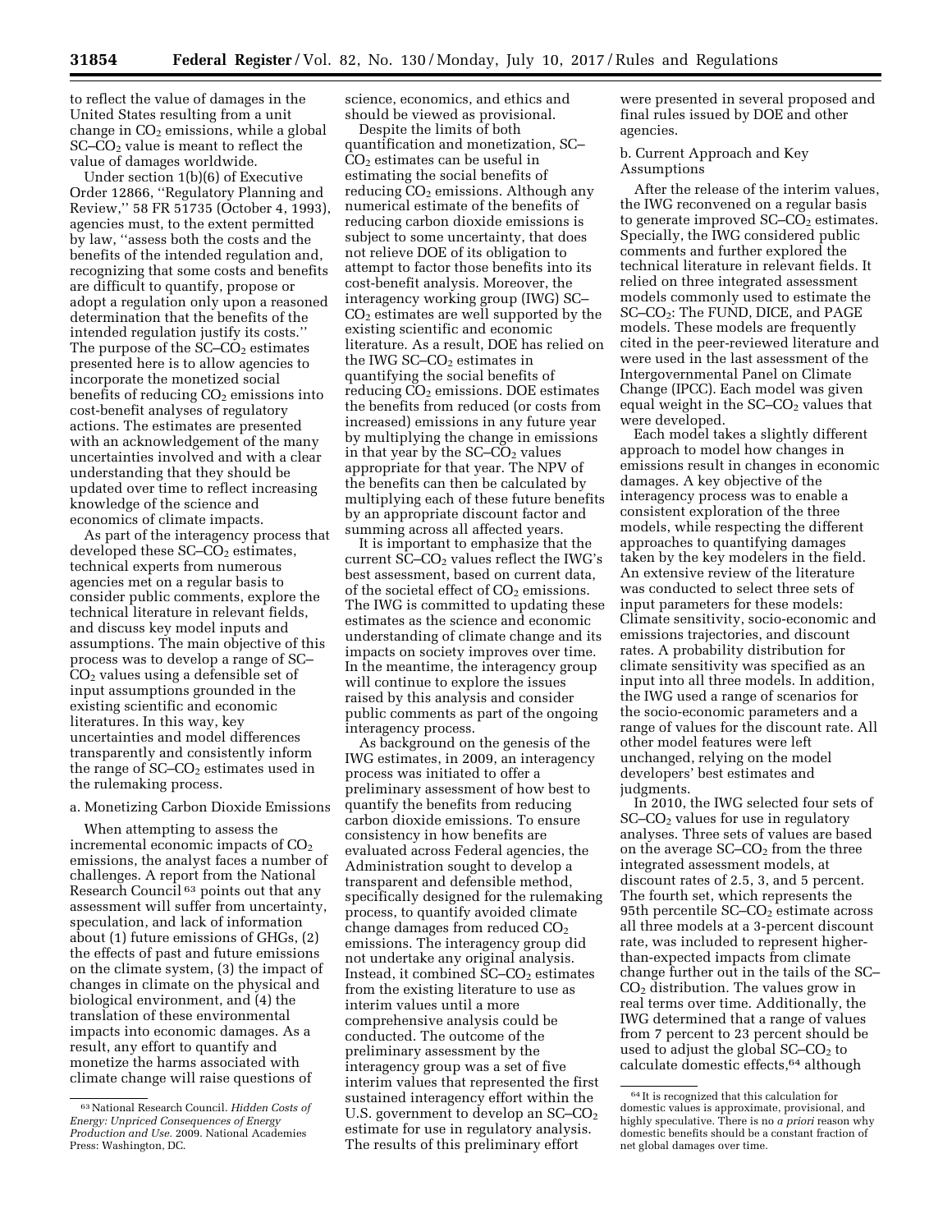to reflect the value of damages in the United States resulting from a unit change in $CO_2$ emissions, while a global SC–$CO_2$ value is meant to reflect the value of damages worldwide.

Under section 1(b)(6) of Executive Order 12866, ''Regulatory Planning and Review,'' 58 FR 51735 (October 4, 1993), agencies must, to the extent permitted by law, ''assess both the costs and the benefits of the intended regulation and, recognizing that some costs and benefits are difficult to quantify, propose or adopt a regulation only upon a reasoned determination that the benefits of the intended regulation justify its costs.'' The purpose of the SC–$CO_2$ estimates presented here is to allow agencies to incorporate the monetized social benefits of reducing $CO_2$ emissions into cost-benefit analyses of regulatory actions. The estimates are presented with an acknowledgement of the many uncertainties involved and with a clear understanding that they should be updated over time to reflect increasing knowledge of the science and economics of climate impacts.

As part of the interagency process that developed these SC–$CO_2$ estimates, technical experts from numerous agencies met on a regular basis to consider public comments, explore the technical literature in relevant fields, and discuss key model inputs and assumptions. The main objective of this process was to develop a range of SC–$CO_2$ values using a defensible set of input assumptions grounded in the existing scientific and economic literatures. In this way, key uncertainties and model differences transparently and consistently inform the range of SC–$CO_2$ estimates used in the rulemaking process.

a. Monetizing Carbon Dioxide Emissions

When attempting to assess the incremental economic impacts of $CO_2$ emissions, the analyst faces a number of challenges. A report from the National Research Council [63] points out that any assessment will suffer from uncertainty, speculation, and lack of information about (1) future emissions of GHGs, (2) the effects of past and future emissions on the climate system, (3) the impact of changes in climate on the physical and biological environment, and (4) the translation of these environmental impacts into economic damages. As a result, any effort to quantify and monetize the harms associated with climate change will raise questions of science, economics, and ethics and should be viewed as provisional.

Despite the limits of both quantification and monetization, SC–$CO_2$ estimates can be useful in estimating the social benefits of reducing $CO_2$ emissions. Although any numerical estimate of the benefits of reducing carbon dioxide emissions is subject to some uncertainty, that does not relieve DOE of its obligation to attempt to factor those benefits into its cost-benefit analysis. Moreover, the interagency working group (IWG) SC–$CO_2$ estimates are well supported by the existing scientific and economic literature. As a result, DOE has relied on the IWG SC–$CO_2$ estimates in quantifying the social benefits of reducing $CO_2$ emissions. DOE estimates the benefits from reduced (or costs from increased) emissions in any future year by multiplying the change in emissions in that year by the SC–$CO_2$ values appropriate for that year. The NPV of the benefits can then be calculated by multiplying each of these future benefits by an appropriate discount factor and summing across all affected years.

It is important to emphasize that the current SC–$CO_2$ values reflect the IWG's best assessment, based on current data, of the societal effect of $CO_2$ emissions. The IWG is committed to updating these estimates as the science and economic understanding of climate change and its impacts on society improves over time. In the meantime, the interagency group will continue to explore the issues raised by this analysis and consider public comments as part of the ongoing interagency process.

As background on the genesis of the IWG estimates, in 2009, an interagency process was initiated to offer a preliminary assessment of how best to quantify the benefits from reducing carbon dioxide emissions. To ensure consistency in how benefits are evaluated across Federal agencies, the Administration sought to develop a transparent and defensible method, specifically designed for the rulemaking process, to quantify avoided climate change damages from reduced $CO_2$ emissions. The interagency group did not undertake any original analysis. Instead, it combined SC–$CO_2$ estimates from the existing literature to use as interim values until a more comprehensive analysis could be conducted. The outcome of the preliminary assessment by the interagency group was a set of five interim values that represented the first sustained interagency effort within the U.S. government to develop an SC–$CO_2$ estimate for use in regulatory analysis. The results of this preliminary effort were presented in several proposed and final rules issued by DOE and other agencies.

b. Current Approach and Key Assumptions

After the release of the interim values, the IWG reconvened on a regular basis to generate improved SC–$CO_2$ estimates. Specially, the IWG considered public comments and further explored the technical literature in relevant fields. It relied on three integrated assessment models commonly used to estimate the SC–$CO_2$: The FUND, DICE, and PAGE models. These models are frequently cited in the peer-reviewed literature and were used in the last assessment of the Intergovernmental Panel on Climate Change (IPCC). Each model was given equal weight in the SC–$CO_2$ values that were developed.

Each model takes a slightly different approach to model how changes in emissions result in changes in economic damages. A key objective of the interagency process was to enable a consistent exploration of the three models, while respecting the different approaches to quantifying damages taken by the key modelers in the field. An extensive review of the literature was conducted to select three sets of input parameters for these models: Climate sensitivity, socio-economic and emissions trajectories, and discount rates. A probability distribution for climate sensitivity was specified as an input into all three models. In addition, the IWG used a range of scenarios for the socio-economic parameters and a range of values for the discount rate. All other model features were left unchanged, relying on the model developers' best estimates and judgments.

In 2010, the IWG selected four sets of SC–$CO_2$ values for use in regulatory analyses. Three sets of values are based on the average SC–$CO_2$ from the three integrated assessment models, at discount rates of 2.5, 3, and 5 percent. The fourth set, which represents the 95th percentile SC–$CO_2$ estimate across all three models at a 3-percent discount rate, was included to represent higher-than-expected impacts from climate change further out in the tails of the SC–$CO_2$ distribution. The values grow in real terms over time. Additionally, the IWG determined that a range of values from 7 percent to 23 percent should be used to adjust the global SC–$CO_2$ to calculate domestic effects,[64] although

[63] National Research Council. *Hidden Costs of Energy: Unpriced Consequences of Energy Production and Use.* 2009. National Academies Press: Washington, DC.

[64] It is recognized that this calculation for domestic values is approximate, provisional, and highly speculative. There is no *a priori* reason why domestic benefits should be a constant fraction of net global damages over time.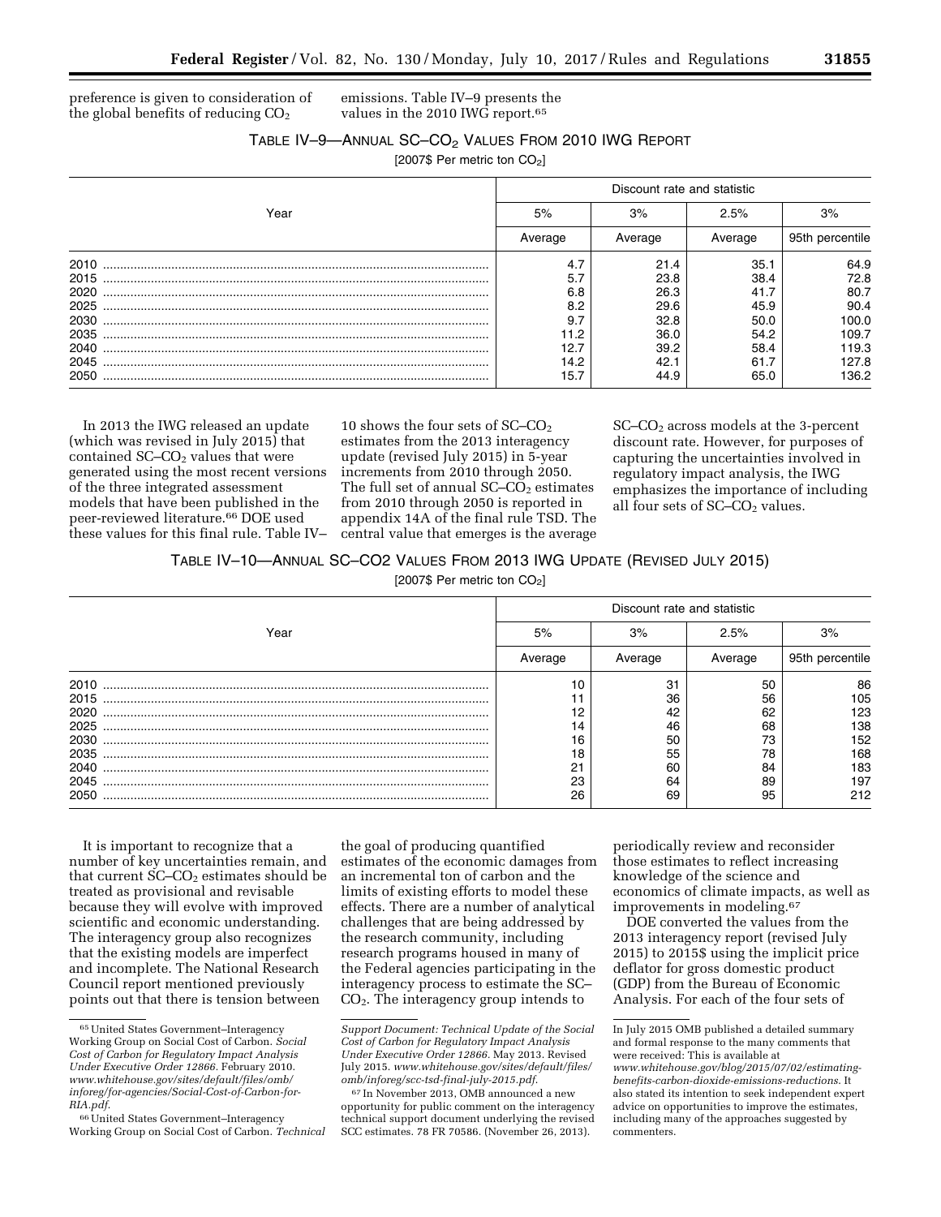preference is given to consideration of the global benefits of reducing $CO_2$ emissions. Table IV–9 presents the values in the 2010 IWG report.[65]

TABLE IV–9—ANNUAL SC–$CO_2$ VALUES FROM 2010 IWG REPORT

[2007$ Per metric ton $CO_2$]

| Year | Discount rate and statistic | | | |
|---|---|---|---|---|
| | 5% | 3% | 2.5% | 3% |
| | Average | Average | Average | 95th percentile |
| 2010 | 4.7 | 21.4 | 35.1 | 64.9 |
| 2015 | 5.7 | 23.8 | 38.4 | 72.8 |
| 2020 | 6.8 | 26.3 | 41.7 | 80.7 |
| 2025 | 8.2 | 29.6 | 45.9 | 90.4 |
| 2030 | 9.7 | 32.8 | 50.0 | 100.0 |
| 2035 | 11.2 | 36.0 | 54.2 | 109.7 |
| 2040 | 12.7 | 39.2 | 58.4 | 119.3 |
| 2045 | 14.2 | 42.1 | 61.7 | 127.8 |
| 2050 | 15.7 | 44.9 | 65.0 | 136.2 |

In 2013 the IWG released an update (which was revised in July 2015) that contained SC–$CO_2$ values that were generated using the most recent versions of the three integrated assessment models that have been published in the peer-reviewed literature.[66] DOE used these values for this final rule. Table IV–10 shows the four sets of SC–$CO_2$ estimates from the 2013 interagency update (revised July 2015) in 5-year increments from 2010 through 2050. The full set of annual SC–$CO_2$ estimates from 2010 through 2050 is reported in appendix 14A of the final rule TSD. The central value that emerges is the average SC–$CO_2$ across models at the 3-percent discount rate. However, for purposes of capturing the uncertainties involved in regulatory impact analysis, the IWG emphasizes the importance of including all four sets of SC–$CO_2$ values.

TABLE IV–10—ANNUAL SC–CO2 VALUES FROM 2013 IWG UPDATE (REVISED JULY 2015)

[2007$ Per metric ton $CO_2$]

| Year | Discount rate and statistic | | | |
|---|---|---|---|---|
| | 5% | 3% | 2.5% | 3% |
| | Average | Average | Average | 95th percentile |
| 2010 | 10 | 31 | 50 | 86 |
| 2015 | 11 | 36 | 56 | 105 |
| 2020 | 12 | 42 | 62 | 123 |
| 2025 | 14 | 46 | 68 | 138 |
| 2030 | 16 | 50 | 73 | 152 |
| 2035 | 18 | 55 | 78 | 168 |
| 2040 | 21 | 60 | 84 | 183 |
| 2045 | 23 | 64 | 89 | 197 |
| 2050 | 26 | 69 | 95 | 212 |

It is important to recognize that a number of key uncertainties remain, and that current SC–$CO_2$ estimates should be treated as provisional and revisable because they will evolve with improved scientific and economic understanding. The interagency group also recognizes that the existing models are imperfect and incomplete. The National Research Council report mentioned previously points out that there is tension between the goal of producing quantified estimates of the economic damages from an incremental ton of carbon and the limits of existing efforts to model these effects. There are a number of analytical challenges that are being addressed by the research community, including research programs housed in many of the Federal agencies participating in the interagency process to estimate the SC–$CO_2$. The interagency group intends to periodically review and reconsider those estimates to reflect increasing knowledge of the science and economics of climate impacts, as well as improvements in modeling.[67]

DOE converted the values from the 2013 interagency report (revised July 2015) to 2015$ using the implicit price deflator for gross domestic product (GDP) from the Bureau of Economic Analysis. For each of the four sets of

---

[65] United States Government–Interagency Working Group on Social Cost of Carbon. *Social Cost of Carbon for Regulatory Impact Analysis Under Executive Order 12866*. February 2010. *www.whitehouse.gov/sites/default/files/omb/inforeg/for-agencies/Social-Cost-of-Carbon-for-RIA.pdf*.

[66] United States Government–Interagency Working Group on Social Cost of Carbon. *Technical Support Document: Technical Update of the Social Cost of Carbon for Regulatory Impact Analysis Under Executive Order 12866*. May 2013. Revised July 2015. *www.whitehouse.gov/sites/default/files/omb/inforeg/scc-tsd-final-july-2015.pdf*.

[67] In November 2013, OMB announced a new opportunity for public comment on the interagency technical support document underlying the revised SCC estimates. 78 FR 70586. (November 26, 2013). In July 2015 OMB published a detailed summary and formal response to the many comments that were received: This is available at *www.whitehouse.gov/blog/2015/07/02/estimating-benefits-carbon-dioxide-emissions-reductions*. It also stated its intention to seek independent expert advice on opportunities to improve the estimates, including many of the approaches suggested by commenters.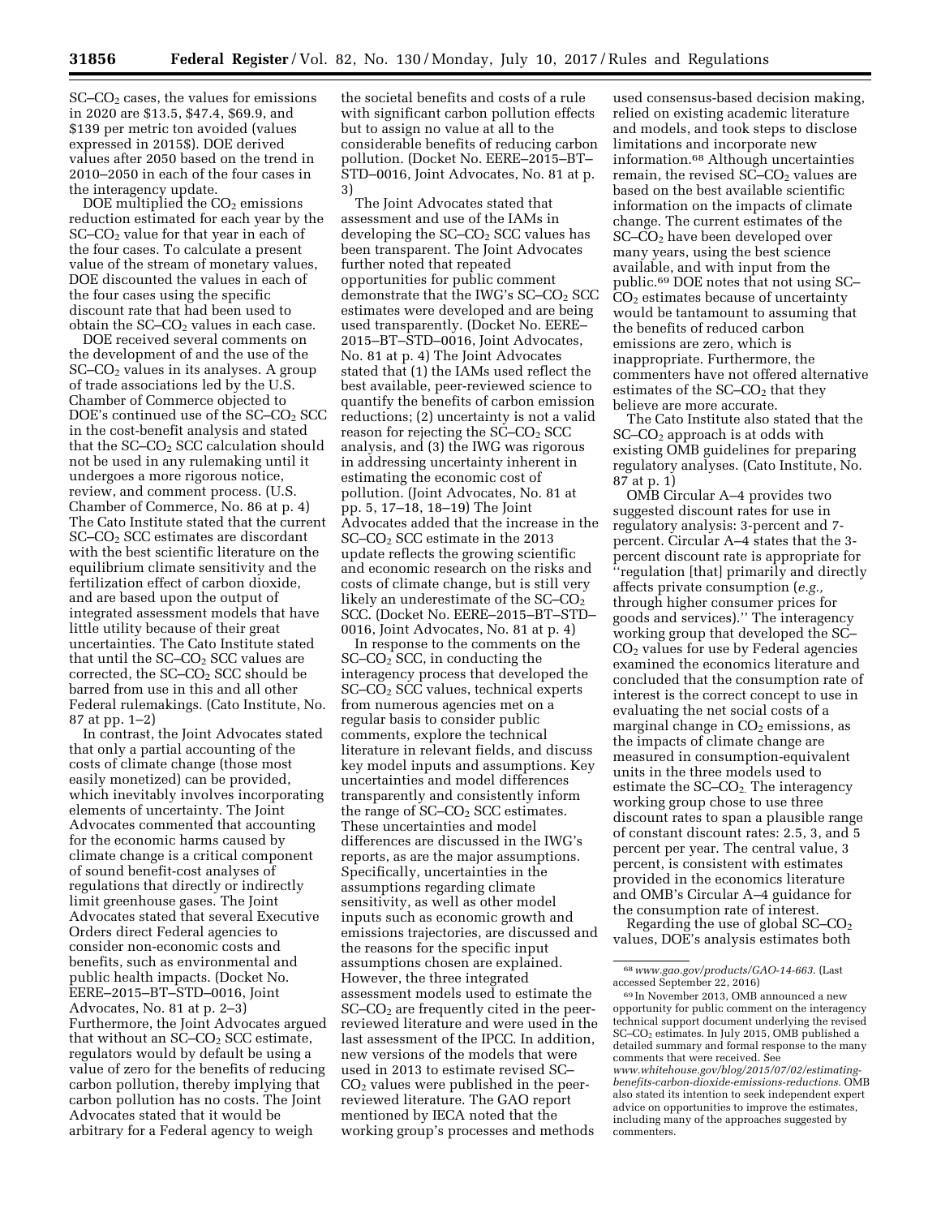$SC–CO_2$ cases, the values for emissions in 2020 are \$13.5, \$47.4, \$69.9, and \$139 per metric ton avoided (values expressed in 2015\$). DOE derived values after 2050 based on the trend in 2010–2050 in each of the four cases in the interagency update.

DOE multiplied the $CO_2$ emissions reduction estimated for each year by the $SC–CO_2$ value for that year in each of the four cases. To calculate a present value of the stream of monetary values, DOE discounted the values in each of the four cases using the specific discount rate that had been used to obtain the $SC–CO_2$ values in each case.

DOE received several comments on the development of and the use of the $SC–CO_2$ values in its analyses. A group of trade associations led by the U.S. Chamber of Commerce objected to DOE's continued use of the $SC–CO_2$ SCC in the cost-benefit analysis and stated that the $SC–CO_2$ SCC calculation should not be used in any rulemaking until it undergoes a more rigorous notice, review, and comment process. (U.S. Chamber of Commerce, No. 86 at p. 4) The Cato Institute stated that the current $SC–CO_2$ SCC estimates are discordant with the best scientific literature on the equilibrium climate sensitivity and the fertilization effect of carbon dioxide, and are based upon the output of integrated assessment models that have little utility because of their great uncertainties. The Cato Institute stated that until the $SC–CO_2$ SCC values are corrected, the $SC–CO_2$ SCC should be barred from use in this and all other Federal rulemakings. (Cato Institute, No. 87 at pp. 1–2)

In contrast, the Joint Advocates stated that only a partial accounting of the costs of climate change (those most easily monetized) can be provided, which inevitably involves incorporating elements of uncertainty. The Joint Advocates commented that accounting for the economic harms caused by climate change is a critical component of sound benefit-cost analyses of regulations that directly or indirectly limit greenhouse gases. The Joint Advocates stated that several Executive Orders direct Federal agencies to consider non-economic costs and benefits, such as environmental and public health impacts. (Docket No. EERE–2015–BT–STD–0016, Joint Advocates, No. 81 at p. 2–3) Furthermore, the Joint Advocates argued that without an $SC–CO_2$ SCC estimate, regulators would by default be using a value of zero for the benefits of reducing carbon pollution, thereby implying that carbon pollution has no costs. The Joint Advocates stated that it would be arbitrary for a Federal agency to weigh the societal benefits and costs of a rule with significant carbon pollution effects but to assign no value at all to the considerable benefits of reducing carbon pollution. (Docket No. EERE–2015–BT–STD–0016, Joint Advocates, No. 81 at p. 3)

The Joint Advocates stated that assessment and use of the IAMs in developing the $SC–CO_2$ SCC values has been transparent. The Joint Advocates further noted that repeated opportunities for public comment demonstrate that the IWG's $SC–CO_2$ SCC estimates were developed and are being used transparently. (Docket No. EERE–2015–BT–STD–0016, Joint Advocates, No. 81 at p. 4) The Joint Advocates stated that (1) the IAMs used reflect the best available, peer-reviewed science to quantify the benefits of carbon emission reductions; (2) uncertainty is not a valid reason for rejecting the $SC–CO_2$ SCC analysis, and (3) the IWG was rigorous in addressing uncertainty inherent in estimating the economic cost of pollution. (Joint Advocates, No. 81 at pp. 5, 17–18, 18–19) The Joint Advocates added that the increase in the $SC–CO_2$ SCC estimate in the 2013 update reflects the growing scientific and economic research on the risks and costs of climate change, but is still very likely an underestimate of the $SC–CO_2$ SCC. (Docket No. EERE–2015–BT–STD–0016, Joint Advocates, No. 81 at p. 4)

In response to the comments on the $SC–CO_2$ SCC, in conducting the interagency process that developed the $SC–CO_2$ SCC values, technical experts from numerous agencies met on a regular basis to consider public comments, explore the technical literature in relevant fields, and discuss key model inputs and assumptions. Key uncertainties and model differences transparently and consistently inform the range of $SC–CO_2$ SCC estimates. These uncertainties and model differences are discussed in the IWG's reports, as are the major assumptions. Specifically, uncertainties in the assumptions regarding climate sensitivity, as well as other model inputs such as economic growth and emissions trajectories, are discussed and the reasons for the specific input assumptions chosen are explained. However, the three integrated assessment models used to estimate the $SC–CO_2$ are frequently cited in the peer-reviewed literature and were used in the last assessment of the IPCC. In addition, new versions of the models that were used in 2013 to estimate revised $SC–CO_2$ values were published in the peer-reviewed literature. The GAO report mentioned by IECA noted that the working group's processes and methods used consensus-based decision making, relied on existing academic literature and models, and took steps to disclose limitations and incorporate new information.[68] Although uncertainties remain, the revised $SC–CO_2$ values are based on the best available scientific information on the impacts of climate change. The current estimates of the $SC–CO_2$ have been developed over many years, using the best science available, and with input from the public.[69] DOE notes that not using $SC–CO_2$ estimates because of uncertainty would be tantamount to assuming that the benefits of reduced carbon emissions are zero, which is inappropriate. Furthermore, the commenters have not offered alternative estimates of the $SC–CO_2$ that they believe are more accurate.

The Cato Institute also stated that the $SC–CO_2$ approach is at odds with existing OMB guidelines for preparing regulatory analyses. (Cato Institute, No. 87 at p. 1)

OMB Circular A–4 provides two suggested discount rates for use in regulatory analysis: 3-percent and 7-percent. Circular A–4 states that the 3-percent discount rate is appropriate for ''regulation [that] primarily and directly affects private consumption (*e.g.,* through higher consumer prices for goods and services).'' The interagency working group that developed the $SC–CO_2$ values for use by Federal agencies examined the economics literature and concluded that the consumption rate of interest is the correct concept to use in evaluating the net social costs of a marginal change in $CO_2$ emissions, as the impacts of climate change are measured in consumption-equivalent units in the three models used to estimate the $SC–CO_2$. The interagency working group chose to use three discount rates to span a plausible range of constant discount rates: 2.5, 3, and 5 percent per year. The central value, 3 percent, is consistent with estimates provided in the economics literature and OMB's Circular A–4 guidance for the consumption rate of interest.

Regarding the use of global $SC–CO_2$ values, DOE's analysis estimates both

---

[68] *www.gao.gov/products/GAO-14-663.* (Last accessed September 22, 2016)

[69] In November 2013, OMB announced a new opportunity for public comment on the interagency technical support document underlying the revised $SC–CO_2$ estimates. In July 2015, OMB published a detailed summary and formal response to the many comments that were received. See *www.whitehouse.gov/blog/2015/07/02/estimating-benefits-carbon-dioxide-emissions-reductions.* OMB also stated its intention to seek independent expert advice on opportunities to improve the estimates, including many of the approaches suggested by commenters.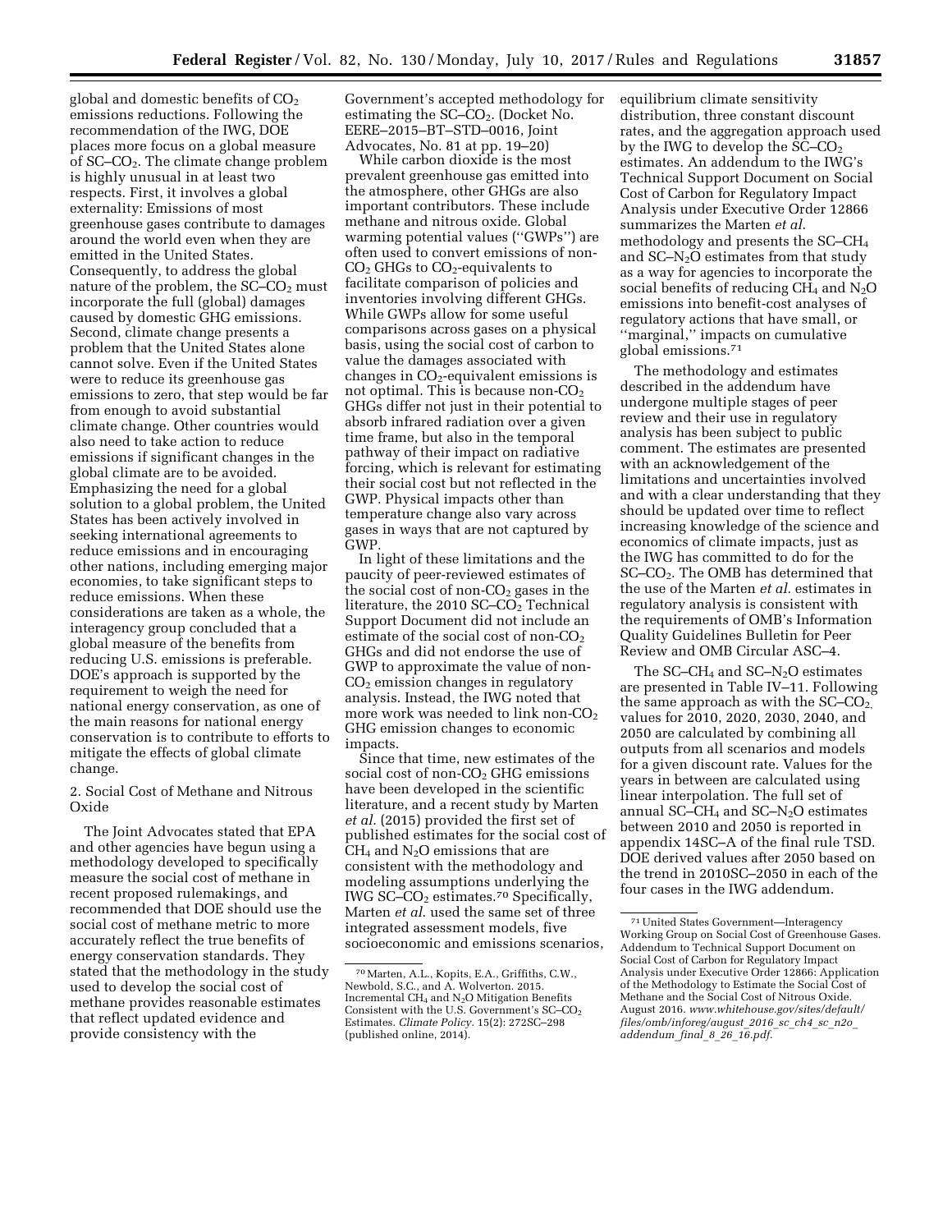global and domestic benefits of $CO_2$ emissions reductions. Following the recommendation of the IWG, DOE places more focus on a global measure of SC–$CO_2$. The climate change problem is highly unusual in at least two respects. First, it involves a global externality: Emissions of most greenhouse gases contribute to damages around the world even when they are emitted in the United States. Consequently, to address the global nature of the problem, the SC–$CO_2$ must incorporate the full (global) damages caused by domestic GHG emissions. Second, climate change presents a problem that the United States alone cannot solve. Even if the United States were to reduce its greenhouse gas emissions to zero, that step would be far from enough to avoid substantial climate change. Other countries would also need to take action to reduce emissions if significant changes in the global climate are to be avoided. Emphasizing the need for a global solution to a global problem, the United States has been actively involved in seeking international agreements to reduce emissions and in encouraging other nations, including emerging major economies, to take significant steps to reduce emissions. When these considerations are taken as a whole, the interagency group concluded that a global measure of the benefits from reducing U.S. emissions is preferable. DOE's approach is supported by the requirement to weigh the need for national energy conservation, as one of the main reasons for national energy conservation is to contribute to efforts to mitigate the effects of global climate change.

2. Social Cost of Methane and Nitrous Oxide

The Joint Advocates stated that EPA and other agencies have begun using a methodology developed to specifically measure the social cost of methane in recent proposed rulemakings, and recommended that DOE should use the social cost of methane metric to more accurately reflect the true benefits of energy conservation standards. They stated that the methodology in the study used to develop the social cost of methane provides reasonable estimates that reflect updated evidence and provide consistency with the Government's accepted methodology for estimating the SC–$CO_2$. (Docket No. EERE–2015–BT–STD–0016, Joint Advocates, No. 81 at pp. 19–20)

While carbon dioxide is the most prevalent greenhouse gas emitted into the atmosphere, other GHGs are also important contributors. These include methane and nitrous oxide. Global warming potential values (''GWPs'') are often used to convert emissions of non-$CO_2$ GHGs to $CO_2$-equivalents to facilitate comparison of policies and inventories involving different GHGs. While GWPs allow for some useful comparisons across gases on a physical basis, using the social cost of carbon to value the damages associated with changes in $CO_2$-equivalent emissions is not optimal. This is because non-$CO_2$ GHGs differ not just in their potential to absorb infrared radiation over a given time frame, but also in the temporal pathway of their impact on radiative forcing, which is relevant for estimating their social cost but not reflected in the GWP. Physical impacts other than temperature change also vary across gases in ways that are not captured by GWP.

In light of these limitations and the paucity of peer-reviewed estimates of the social cost of non-$CO_2$ gases in the literature, the 2010 SC–$CO_2$ Technical Support Document did not include an estimate of the social cost of non-$CO_2$ GHGs and did not endorse the use of GWP to approximate the value of non-$CO_2$ emission changes in regulatory analysis. Instead, the IWG noted that more work was needed to link non-$CO_2$ GHG emission changes to economic impacts.

Since that time, new estimates of the social cost of non-$CO_2$ GHG emissions have been developed in the scientific literature, and a recent study by Marten *et al.* (2015) provided the first set of published estimates for the social cost of $CH_4$ and $N_2O$ emissions that are consistent with the methodology and modeling assumptions underlying the IWG SC–$CO_2$ estimates.[70] Specifically, Marten *et al.* used the same set of three integrated assessment models, five socioeconomic and emissions scenarios, equilibrium climate sensitivity distribution, three constant discount rates, and the aggregation approach used by the IWG to develop the SC–$CO_2$ estimates. An addendum to the IWG's Technical Support Document on Social Cost of Carbon for Regulatory Impact Analysis under Executive Order 12866 summarizes the Marten *et al.* methodology and presents the SC–$CH_4$ and SC–$N_2O$ estimates from that study as a way for agencies to incorporate the social benefits of reducing $CH_4$ and $N_2O$ emissions into benefit-cost analyses of regulatory actions that have small, or ''marginal,'' impacts on cumulative global emissions.[71]

The methodology and estimates described in the addendum have undergone multiple stages of peer review and their use in regulatory analysis has been subject to public comment. The estimates are presented with an acknowledgement of the limitations and uncertainties involved and with a clear understanding that they should be updated over time to reflect increasing knowledge of the science and economics of climate impacts, just as the IWG has committed to do for the SC–$CO_2$. The OMB has determined that the use of the Marten *et al.* estimates in regulatory analysis is consistent with the requirements of OMB's Information Quality Guidelines Bulletin for Peer Review and OMB Circular ASC–4.

The SC–$CH_4$ and SC–$N_2O$ estimates are presented in Table IV–11. Following the same approach as with the SC–$CO_2$, values for 2010, 2020, 2030, 2040, and 2050 are calculated by combining all outputs from all scenarios and models for a given discount rate. Values for the years in between are calculated using linear interpolation. The full set of annual SC–$CH_4$ and SC–$N_2O$ estimates between 2010 and 2050 is reported in appendix 14SC–A of the final rule TSD. DOE derived values after 2050 based on the trend in 2010SC–2050 in each of the four cases in the IWG addendum.

[70] Marten, A.L., Kopits, E.A., Griffiths, C.W., Newbold, S.C., and A. Wolverton. 2015. Incremental $CH_4$ and $N_2O$ Mitigation Benefits Consistent with the U.S. Government's SC–$CO_2$ Estimates. *Climate Policy*. 15(2): 272SC–298 (published online, 2014).

[71] United States Government—Interagency Working Group on Social Cost of Greenhouse Gases. Addendum to Technical Support Document on Social Cost of Carbon for Regulatory Impact Analysis under Executive Order 12866: Application of the Methodology to Estimate the Social Cost of Methane and the Social Cost of Nitrous Oxide. August 2016. *www.whitehouse.gov/sites/default/files/omb/inforeg/august_2016_sc_ch4_sc_n2o_addendum_final_8_26_16.pdf*.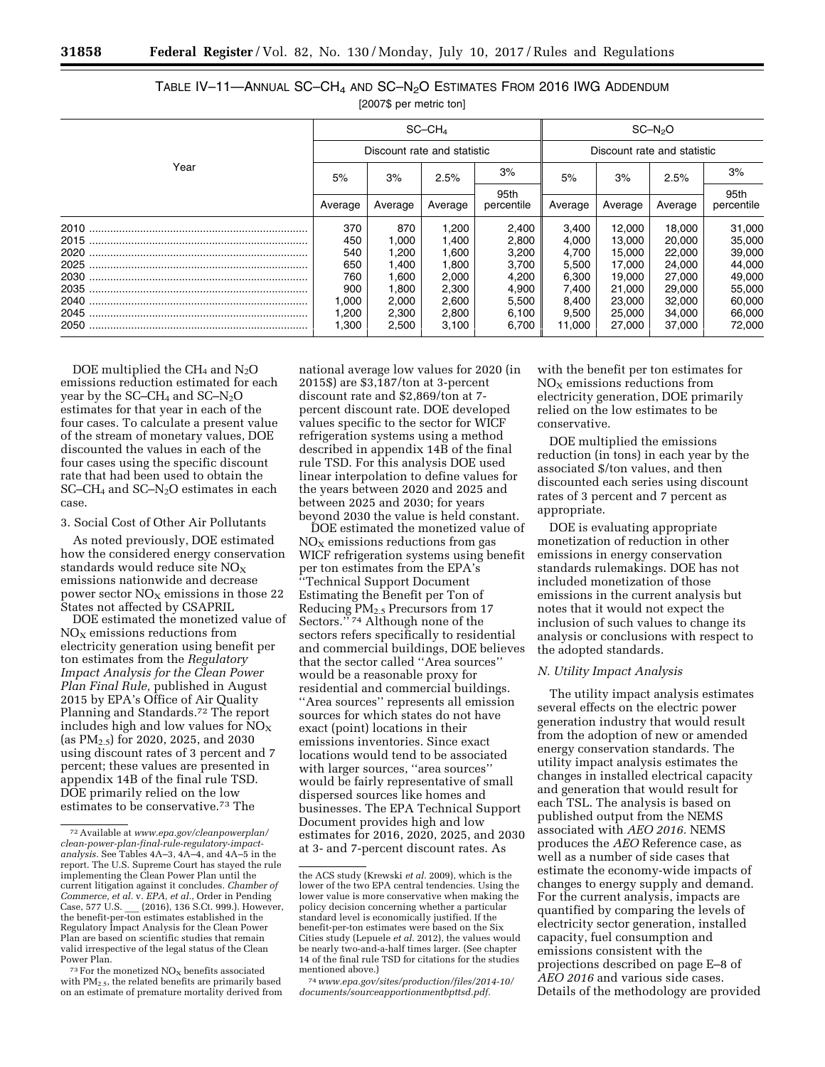TABLE IV–11—ANNUAL SC–$CH_4$ AND SC–$N_2O$ ESTIMATES FROM 2016 IWG ADDENDUM

[2007$ per metric ton]

| Year | SC–$CH_4$ | | | | SC–$N_2O$ | | | |
|---|---|---|---|---|---|---|---|---|
| | Discount rate and statistic | | | | Discount rate and statistic | | | |
| | 5% | 3% | 2.5% | 3% | 5% | 3% | 2.5% | 3% |
| | Average | Average | Average | 95th percentile | Average | Average | Average | 95th percentile |
| 2010 | 370 | 870 | 1,200 | 2,400 | 3,400 | 12,000 | 18,000 | 31,000 |
| 2015 | 450 | 1,000 | 1,400 | 2,800 | 4,000 | 13,000 | 20,000 | 35,000 |
| 2020 | 540 | 1,200 | 1,600 | 3,200 | 4,700 | 15,000 | 22,000 | 39,000 |
| 2025 | 650 | 1,400 | 1,800 | 3,700 | 5,500 | 17,000 | 24,000 | 44,000 |
| 2030 | 760 | 1,600 | 2,000 | 4,200 | 6,300 | 19,000 | 27,000 | 49,000 |
| 2035 | 900 | 1,800 | 2,300 | 4,900 | 7,400 | 21,000 | 29,000 | 55,000 |
| 2040 | 1,000 | 2,000 | 2,600 | 5,500 | 8,400 | 23,000 | 32,000 | 60,000 |
| 2045 | 1,200 | 2,300 | 2,800 | 6,100 | 9,500 | 25,000 | 34,000 | 66,000 |
| 2050 | 1,300 | 2,500 | 3,100 | 6,700 | 11,000 | 27,000 | 37,000 | 72,000 |

DOE multiplied the $CH_4$ and $N_2O$ emissions reduction estimated for each year by the SC–$CH_4$ and SC–$N_2O$ estimates for that year in each of the four cases. To calculate a present value of the stream of monetary values, DOE discounted the values in each of the four cases using the specific discount rate that had been used to obtain the SC–$CH_4$ and SC–$N_2O$ estimates in each case.

3. Social Cost of Other Air Pollutants

As noted previously, DOE estimated how the considered energy conservation standards would reduce site $NO_X$ emissions nationwide and decrease power sector $NO_X$ emissions in those 22 States not affected by CSAPRIL

DOE estimated the monetized value of $NO_X$ emissions reductions from electricity generation using benefit per ton estimates from the *Regulatory Impact Analysis for the Clean Power Plan Final Rule,* published in August 2015 by EPA's Office of Air Quality Planning and Standards.[72] The report includes high and low values for $NO_X$ (as $PM_{2.5}$) for 2020, 2025, and 2030 using discount rates of 3 percent and 7 percent; these values are presented in appendix 14B of the final rule TSD. DOE primarily relied on the low estimates to be conservative.[73] The national average low values for 2020 (in 2015$) are $3,187/ton at 3-percent discount rate and $2,869/ton at 7-percent discount rate. DOE developed values specific to the sector for WICF refrigeration systems using a method described in appendix 14B of the final rule TSD. For this analysis DOE used linear interpolation to define values for the years between 2020 and 2025 and between 2025 and 2030; for years beyond 2030 the value is held constant.

DOE estimated the monetized value of $NO_X$ emissions reductions from gas WICF refrigeration systems using benefit per ton estimates from the EPA's "Technical Support Document Estimating the Benefit per Ton of Reducing $PM_{2.5}$ Precursors from 17 Sectors."[74] Although none of the sectors refers specifically to residential and commercial buildings, DOE believes that the sector called "Area sources" would be a reasonable proxy for residential and commercial buildings. "Area sources" represents all emission sources for which states do not have exact (point) locations in their emissions inventories. Since exact locations would tend to be associated with larger sources, "area sources" would be fairly representative of small dispersed sources like homes and businesses. The EPA Technical Support Document provides high and low estimates for 2016, 2020, 2025, and 2030 at 3- and 7-percent discount rates. As with the benefit per ton estimates for $NO_X$ emissions reductions from electricity generation, DOE primarily relied on the low estimates to be conservative.

DOE multiplied the emissions reduction (in tons) in each year by the associated $/ton values, and then discounted each series using discount rates of 3 percent and 7 percent as appropriate.

DOE is evaluating appropriate monetization of reduction in other emissions in energy conservation standards rulemakings. DOE has not included monetization of those emissions in the current analysis but notes that it would not expect the inclusion of such values to change its analysis or conclusions with respect to the adopted standards.

*N. Utility Impact Analysis*

The utility impact analysis estimates several effects on the electric power generation industry that would result from the adoption of new or amended energy conservation standards. The utility impact analysis estimates the changes in installed electrical capacity and generation that would result for each TSL. The analysis is based on published output from the NEMS associated with *AEO 2016.* NEMS produces the *AEO* Reference case, as well as a number of side cases that estimate the economy-wide impacts of changes to energy supply and demand. For the current analysis, impacts are quantified by comparing the levels of electricity sector generation, installed capacity, fuel consumption and emissions consistent with the projections described on page E–8 of *AEO 2016* and various side cases. Details of the methodology are provided

---

[72] Available at *www.epa.gov/cleanpowerplan/clean-power-plan-final-rule-regulatory-impact-analysis.* See Tables 4A–3, 4A–4, and 4A–5 in the report. The U.S. Supreme Court has stayed the rule implementing the Clean Power Plan until the current litigation against it concludes. *Chamber of Commerce, et al.* v. *EPA, et al.*, Order in Pending Case, 577 U.S. ___ (2016), 136 S.Ct. 999.). However, the benefit-per-ton estimates established in the Regulatory Impact Analysis for the Clean Power Plan are based on scientific studies that remain valid irrespective of the legal status of the Clean Power Plan.

[73] For the monetized $NO_X$ benefits associated with $PM_{2.5}$, the related benefits are primarily based on an estimate of premature mortality derived from the ACS study (Krewski *et al.* 2009), which is the lower of the two EPA central tendencies. Using the lower value is more conservative when making the policy decision concerning whether a particular standard level is economically justified. If the benefit-per-ton estimates were based on the Six Cities study (Lepuele *et al.* 2012), the values would be nearly two-and-a-half times larger. (See chapter 14 of the final rule TSD for citations for the studies mentioned above.)

[74] *www.epa.gov/sites/production/files/2014-10/documents/sourceapportionmentbpttsd.pdf.*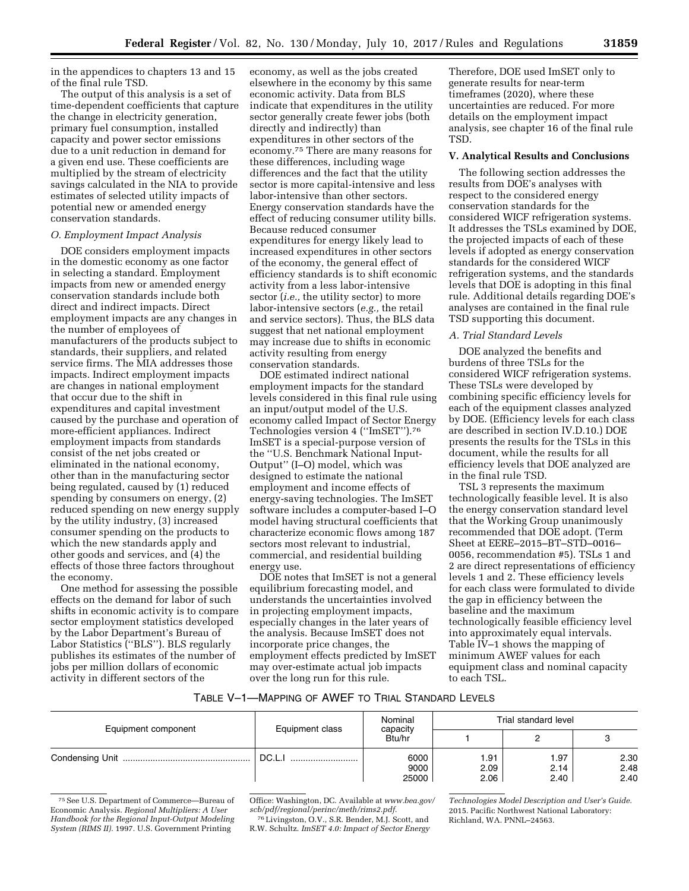in the appendices to chapters 13 and 15 of the final rule TSD.

The output of this analysis is a set of time-dependent coefficients that capture the change in electricity generation, primary fuel consumption, installed capacity and power sector emissions due to a unit reduction in demand for a given end use. These coefficients are multiplied by the stream of electricity savings calculated in the NIA to provide estimates of selected utility impacts of potential new or amended energy conservation standards.

### *O. Employment Impact Analysis*

DOE considers employment impacts in the domestic economy as one factor in selecting a standard. Employment impacts from new or amended energy conservation standards include both direct and indirect impacts. Direct employment impacts are any changes in the number of employees of manufacturers of the products subject to standards, their suppliers, and related service firms. The MIA addresses those impacts. Indirect employment impacts are changes in national employment that occur due to the shift in expenditures and capital investment caused by the purchase and operation of more-efficient appliances. Indirect employment impacts from standards consist of the net jobs created or eliminated in the national economy, other than in the manufacturing sector being regulated, caused by (1) reduced spending by consumers on energy, (2) reduced spending on new energy supply by the utility industry, (3) increased consumer spending on the products to which the new standards apply and other goods and services, and (4) the effects of those three factors throughout the economy.

One method for assessing the possible effects on the demand for labor of such shifts in economic activity is to compare sector employment statistics developed by the Labor Department's Bureau of Labor Statistics (''BLS''). BLS regularly publishes its estimates of the number of jobs per million dollars of economic activity in different sectors of the economy, as well as the jobs created elsewhere in the economy by this same economic activity. Data from BLS indicate that expenditures in the utility sector generally create fewer jobs (both directly and indirectly) than expenditures in other sectors of the economy.[75] There are many reasons for these differences, including wage differences and the fact that the utility sector is more capital-intensive and less labor-intensive than other sectors. Energy conservation standards have the effect of reducing consumer utility bills. Because reduced consumer expenditures for energy likely lead to increased expenditures in other sectors of the economy, the general effect of efficiency standards is to shift economic activity from a less labor-intensive sector (*i.e.,* the utility sector) to more labor-intensive sectors (*e.g.,* the retail and service sectors). Thus, the BLS data suggest that net national employment may increase due to shifts in economic activity resulting from energy conservation standards.

DOE estimated indirect national employment impacts for the standard levels considered in this final rule using an input/output model of the U.S. economy called Impact of Sector Energy Technologies version 4 (''ImSET'').[76] ImSET is a special-purpose version of the ''U.S. Benchmark National Input-Output'' (I–O) model, which was designed to estimate the national employment and income effects of energy-saving technologies. The ImSET software includes a computer-based I–O model having structural coefficients that characterize economic flows among 187 sectors most relevant to industrial, commercial, and residential building energy use.

DOE notes that ImSET is not a general equilibrium forecasting model, and understands the uncertainties involved in projecting employment impacts, especially changes in the later years of the analysis. Because ImSET does not incorporate price changes, the employment effects predicted by ImSET may over-estimate actual job impacts over the long run for this rule. Therefore, DOE used ImSET only to generate results for near-term timeframes (2020), where these uncertainties are reduced. For more details on the employment impact analysis, see chapter 16 of the final rule TSD.

## V. Analytical Results and Conclusions

The following section addresses the results from DOE's analyses with respect to the considered energy conservation standards for the considered WICF refrigeration systems. It addresses the TSLs examined by DOE, the projected impacts of each of these levels if adopted as energy conservation standards for the considered WICF refrigeration systems, and the standards levels that DOE is adopting in this final rule. Additional details regarding DOE's analyses are contained in the final rule TSD supporting this document.

### *A. Trial Standard Levels*

DOE analyzed the benefits and burdens of three TSLs for the considered WICF refrigeration systems. These TSLs were developed by combining specific efficiency levels for each of the equipment classes analyzed by DOE. (Efficiency levels for each class are described in section IV.D.10.) DOE presents the results for the TSLs in this document, while the results for all efficiency levels that DOE analyzed are in the final rule TSD.

TSL 3 represents the maximum technologically feasible level. It is also the energy conservation standard level that the Working Group unanimously recommended that DOE adopt. (Term Sheet at EERE–2015–BT–STD–0016–0056, recommendation #5). TSLs 1 and 2 are direct representations of efficiency levels 1 and 2. These efficiency levels for each class were formulated to divide the gap in efficiency between the baseline and the maximum technologically feasible efficiency level into approximately equal intervals. Table IV–1 shows the mapping of minimum AWEF values for each equipment class and nominal capacity to each TSL.

TABLE V–1—MAPPING OF AWEF TO TRIAL STANDARD LEVELS

| Equipment component | Equipment class | Nominal capacity Btu/hr | Trial standard level | | |
|---|---|---|---|---|---|
| | | | 1 | 2 | 3 |
| Condensing Unit | DC.L.I | 6000 | 1.91 | 1.97 | 2.30 |
| | | 9000 | 2.09 | 2.14 | 2.48 |
| | | 25000 | 2.06 | 2.40 | 2.40 |

[75] See U.S. Department of Commerce—Bureau of Economic Analysis. *Regional Multipliers: A User Handbook for the Regional Input-Output Modeling System (RIMS II).* 1997. U.S. Government Printing Office: Washington, DC. Available at *www.bea.gov/scb/pdf/regional/perinc/meth/rims2.pdf.*

[76] Livingston, O.V., S.R. Bender, M.J. Scott, and R.W. Schultz. *ImSET 4.0: Impact of Sector Energy Technologies Model Description and User's Guide.* 2015. Pacific Northwest National Laboratory: Richland, WA. PNNL–24563.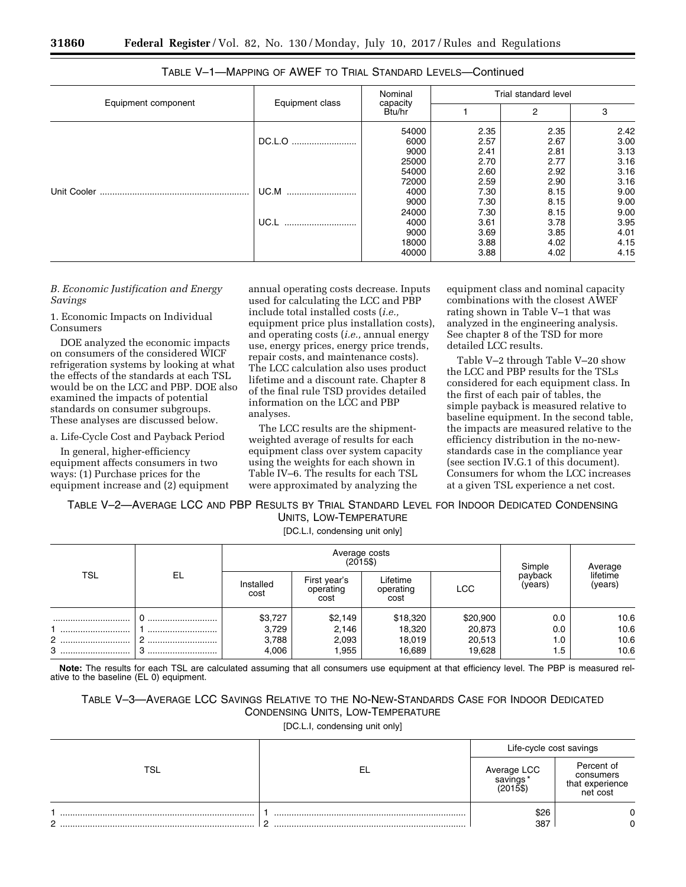TABLE V–1—MAPPING OF AWEF TO TRIAL STANDARD LEVELS—Continued

| Equipment component | Equipment class | Nominal capacity Btu/hr | Trial standard level | | |
|---|---|---|---|---|---|
| | | | 1 | 2 | 3 |
| | | 54000 | 2.35 | 2.35 | 2.42 |
| | DC.L.O | 6000 | 2.57 | 2.67 | 3.00 |
| | | 9000 | 2.41 | 2.81 | 3.13 |
| | | 25000 | 2.70 | 2.77 | 3.16 |
| | | 54000 | 2.60 | 2.92 | 3.16 |
| | | 72000 | 2.59 | 2.90 | 3.16 |
| Unit Cooler | UC.M | 4000 | 7.30 | 8.15 | 9.00 |
| | | 9000 | 7.30 | 8.15 | 9.00 |
| | | 24000 | 7.30 | 8.15 | 9.00 |
| | UC.L | 4000 | 3.61 | 3.78 | 3.95 |
| | | 9000 | 3.69 | 3.85 | 4.01 |
| | | 18000 | 3.88 | 4.02 | 4.15 |
| | | 40000 | 3.88 | 4.02 | 4.15 |

*B. Economic Justification and Energy Savings*

1. Economic Impacts on Individual Consumers

DOE analyzed the economic impacts on consumers of the considered WICF refrigeration systems by looking at what the effects of the standards at each TSL would be on the LCC and PBP. DOE also examined the impacts of potential standards on consumer subgroups. These analyses are discussed below.

a. Life-Cycle Cost and Payback Period

In general, higher-efficiency equipment affects consumers in two ways: (1) Purchase prices for the equipment increase and (2) equipment annual operating costs decrease. Inputs used for calculating the LCC and PBP include total installed costs (*i.e.,* equipment price plus installation costs), and operating costs (*i.e.,* annual energy use, energy prices, energy price trends, repair costs, and maintenance costs). The LCC calculation also uses product lifetime and a discount rate. Chapter 8 of the final rule TSD provides detailed information on the LCC and PBP analyses.

The LCC results are the shipment-weighted average of results for each equipment class over system capacity using the weights for each shown in Table IV–6. The results for each TSL were approximated by analyzing the equipment class and nominal capacity combinations with the closest AWEF rating shown in Table V–1 that was analyzed in the engineering analysis. See chapter 8 of the TSD for more detailed LCC results.

Table V–2 through Table V–20 show the LCC and PBP results for the TSLs considered for each equipment class. In the first of each pair of tables, the simple payback is measured relative to baseline equipment. In the second table, the impacts are measured relative to the efficiency distribution in the no-new-standards case in the compliance year (see section IV.G.1 of this document). Consumers for whom the LCC increases at a given TSL experience a net cost.

TABLE V–2—AVERAGE LCC AND PBP RESULTS BY TRIAL STANDARD LEVEL FOR INDOOR DEDICATED CONDENSING UNITS, LOW-TEMPERATURE

[DC.L.I, condensing unit only]

| TSL | EL | Average costs (2015$) | | | | Simple payback (years) | Average lifetime (years) |
|---|---|---|---|---|---|---|---|
| | | Installed cost | First year's operating cost | Lifetime operating cost | LCC | | |
| | 0 | $3,727 | $2,149 | $18,320 | $20,900 | 0.0 | 10.6 |
| 1 | 1 | 3,729 | 2,146 | 18,320 | 20,873 | 0.0 | 10.6 |
| 2 | 2 | 3,788 | 2,093 | 18,019 | 20,513 | 1.0 | 10.6 |
| 3 | 3 | 4,006 | 1,955 | 16,689 | 19,628 | 1.5 | 10.6 |

**Note:** The results for each TSL are calculated assuming that all consumers use equipment at that efficiency level. The PBP is measured relative to the baseline (EL 0) equipment.

TABLE V–3—AVERAGE LCC SAVINGS RELATIVE TO THE NO-NEW-STANDARDS CASE FOR INDOOR DEDICATED CONDENSING UNITS, LOW-TEMPERATURE

[DC.L.I, condensing unit only]

| TSL | EL | Life-cycle cost savings | |
|---|---|---|---|
| | | Average LCC savings* (2015$) | Percent of consumers that experience net cost |
| 1 | 1 | $26 | 0 |
| 2 | 2 | 387 | 0 |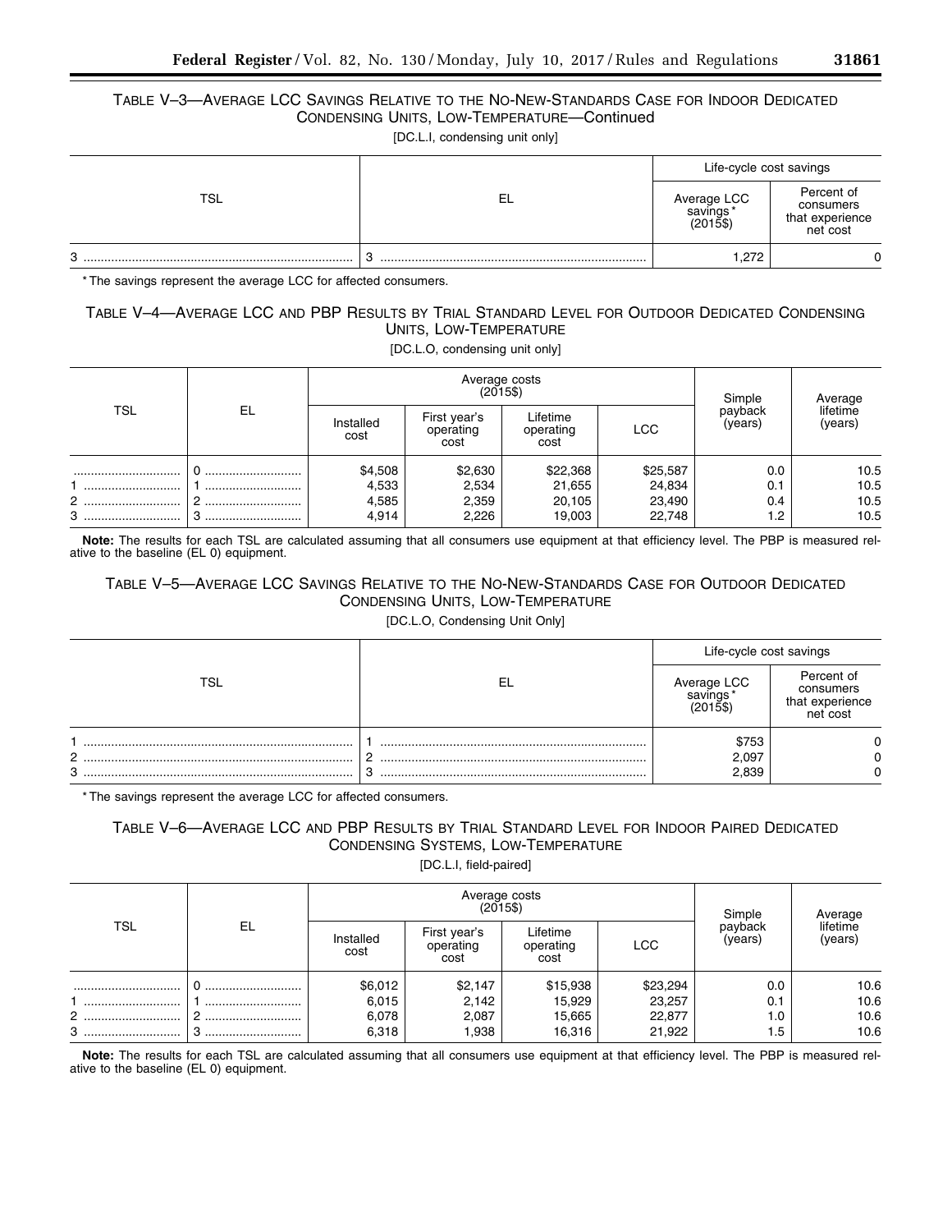### TABLE V–3—AVERAGE LCC SAVINGS RELATIVE TO THE NO-NEW-STANDARDS CASE FOR INDOOR DEDICATED CONDENSING UNITS, LOW-TEMPERATURE—Continued

[DC.L.I, condensing unit only]

| TSL | EL | Life-cycle cost savings | |
|---|---|---|---|
| | | Average LCC savings* (2015$) | Percent of consumers that experience net cost |
| 3 | 3 | 1,272 | 0 |

* The savings represent the average LCC for affected consumers.

### TABLE V–4—AVERAGE LCC AND PBP RESULTS BY TRIAL STANDARD LEVEL FOR OUTDOOR DEDICATED CONDENSING UNITS, LOW-TEMPERATURE

[DC.L.O, condensing unit only]

| TSL | EL | Average costs (2015$) | | | | Simple payback (years) | Average lifetime (years) |
|---|---|---|---|---|---|---|---|
| | | Installed cost | First year's operating cost | Lifetime operating cost | LCC | | |
| | 0 | $4,508 | $2,630 | $22,368 | $25,587 | 0.0 | 10.5 |
| 1 | 1 | 4,533 | 2,534 | 21,655 | 24,834 | 0.1 | 10.5 |
| 2 | 2 | 4,585 | 2,359 | 20,105 | 23,490 | 0.4 | 10.5 |
| 3 | 3 | 4,914 | 2,226 | 19,003 | 22,748 | 1.2 | 10.5 |

**Note:** The results for each TSL are calculated assuming that all consumers use equipment at that efficiency level. The PBP is measured relative to the baseline (EL 0) equipment.

### TABLE V–5—AVERAGE LCC SAVINGS RELATIVE TO THE NO-NEW-STANDARDS CASE FOR OUTDOOR DEDICATED CONDENSING UNITS, LOW-TEMPERATURE

[DC.L.O, Condensing Unit Only]

| TSL | EL | Life-cycle cost savings | |
|---|---|---|---|
| | | Average LCC savings* (2015$) | Percent of consumers that experience net cost |
| 1 | 1 | $753 | 0 |
| 2 | 2 | 2,097 | 0 |
| 3 | 3 | 2,839 | 0 |

* The savings represent the average LCC for affected consumers.

### TABLE V–6—AVERAGE LCC AND PBP RESULTS BY TRIAL STANDARD LEVEL FOR INDOOR PAIRED DEDICATED CONDENSING SYSTEMS, LOW-TEMPERATURE

[DC.L.I, field-paired]

| TSL | EL | Average costs (2015$) | | | | Simple payback (years) | Average lifetime (years) |
|---|---|---|---|---|---|---|---|
| | | Installed cost | First year's operating cost | Lifetime operating cost | LCC | | |
| | 0 | $6,012 | $2,147 | $15,938 | $23,294 | 0.0 | 10.6 |
| 1 | 1 | 6,015 | 2,142 | 15,929 | 23,257 | 0.1 | 10.6 |
| 2 | 2 | 6,078 | 2,087 | 15,665 | 22,877 | 1.0 | 10.6 |
| 3 | 3 | 6,318 | 1,938 | 16,316 | 21,922 | 1.5 | 10.6 |

**Note:** The results for each TSL are calculated assuming that all consumers use equipment at that efficiency level. The PBP is measured relative to the baseline (EL 0) equipment.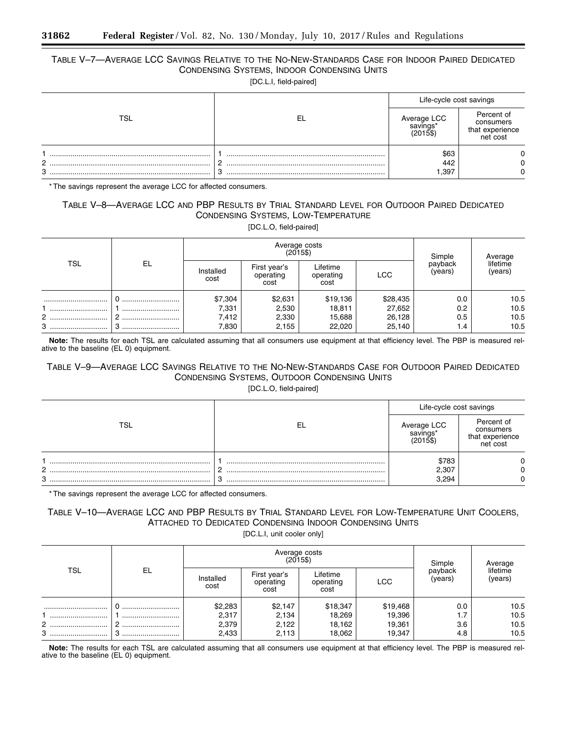TABLE V–7—AVERAGE LCC SAVINGS RELATIVE TO THE NO-NEW-STANDARDS CASE FOR INDOOR PAIRED DEDICATED CONDENSING SYSTEMS, INDOOR CONDENSING UNITS

[DC.L.I, field-paired]

| TSL | EL | Life-cycle cost savings | |
|---|---|---|---|
| | | Average LCC savings* (2015$) | Percent of consumers that experience net cost |
| 1 | 1 | $63 | 0 |
| 2 | 2 | 442 | 0 |
| 3 | 3 | 1,397 | 0 |

* The savings represent the average LCC for affected consumers.

TABLE V–8—AVERAGE LCC AND PBP RESULTS BY TRIAL STANDARD LEVEL FOR OUTDOOR PAIRED DEDICATED CONDENSING SYSTEMS, LOW-TEMPERATURE

[DC.L.O, field-paired]

| TSL | EL | Average costs (2015$) | | | | Simple payback (years) | Average lifetime (years) |
|---|---|---|---|---|---|---|---|
| | | Installed cost | First year's operating cost | Lifetime operating cost | LCC | | |
| | 0 | $7,304 | $2,631 | $19,136 | $28,435 | 0.0 | 10.5 |
| 1 | 1 | 7,331 | 2,530 | 18,811 | 27,652 | 0.2 | 10.5 |
| 2 | 2 | 7,412 | 2,330 | 15,688 | 26,128 | 0.5 | 10.5 |
| 3 | 3 | 7,830 | 2,155 | 22,020 | 25,140 | 1.4 | 10.5 |

**Note:** The results for each TSL are calculated assuming that all consumers use equipment at that efficiency level. The PBP is measured relative to the baseline (EL 0) equipment.

TABLE V–9—AVERAGE LCC SAVINGS RELATIVE TO THE NO-NEW-STANDARDS CASE FOR OUTDOOR PAIRED DEDICATED CONDENSING SYSTEMS, OUTDOOR CONDENSING UNITS

[DC.L.O, field-paired]

| TSL | EL | Life-cycle cost savings | |
|---|---|---|---|
| | | Average LCC savings* (2015$) | Percent of consumers that experience net cost |
| 1 | 1 | $783 | 0 |
| 2 | 2 | 2,307 | 0 |
| 3 | 3 | 3,294 | 0 |

* The savings represent the average LCC for affected consumers.

TABLE V–10—AVERAGE LCC AND PBP RESULTS BY TRIAL STANDARD LEVEL FOR LOW-TEMPERATURE UNIT COOLERS, ATTACHED TO DEDICATED CONDENSING INDOOR CONDENSING UNITS

[DC.L.I, unit cooler only]

| TSL | EL | Average costs (2015$) | | | | Simple payback (years) | Average lifetime (years) |
|---|---|---|---|---|---|---|---|
| | | Installed cost | First year's operating cost | Lifetime operating cost | LCC | | |
| | 0 | $2,283 | $2,147 | $18,347 | $19,468 | 0.0 | 10.5 |
| 1 | 1 | 2,317 | 2,134 | 18,269 | 19,396 | 1.7 | 10.5 |
| 2 | 2 | 2,379 | 2,122 | 18,162 | 19,361 | 3.6 | 10.5 |
| 3 | 3 | 2,433 | 2,113 | 18,062 | 19,347 | 4.8 | 10.5 |

**Note:** The results for each TSL are calculated assuming that all consumers use equipment at that efficiency level. The PBP is measured relative to the baseline (EL 0) equipment.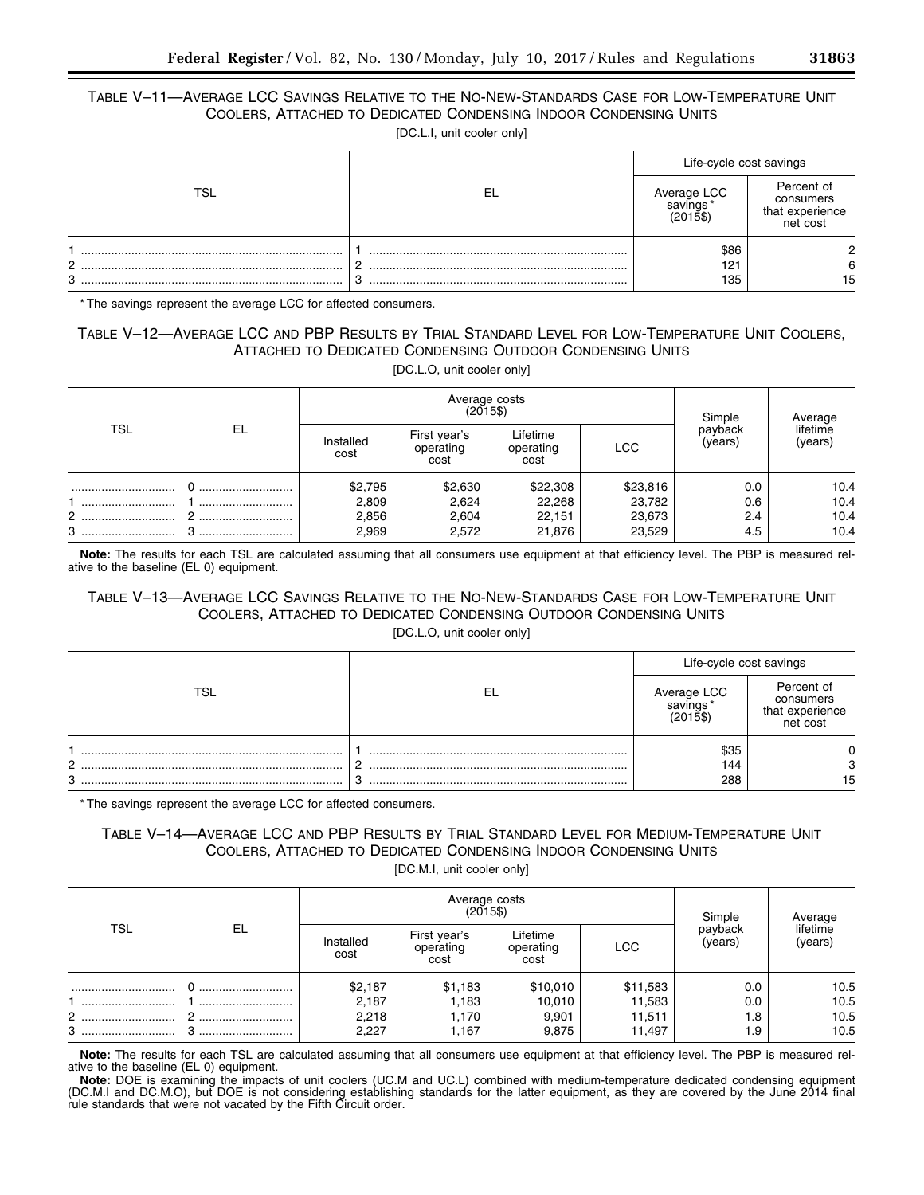TABLE V–11—AVERAGE LCC SAVINGS RELATIVE TO THE NO-NEW-STANDARDS CASE FOR LOW-TEMPERATURE UNIT COOLERS, ATTACHED TO DEDICATED CONDENSING INDOOR CONDENSING UNITS

[DC.L.I, unit cooler only]

| TSL | EL | Life-cycle cost savings | |
|---|---|---|---|
| | | Average LCC savings* (2015$) | Percent of consumers that experience net cost |
| 1 | 1 | $86 | 2 |
| 2 | 2 | 121 | 6 |
| 3 | 3 | 135 | 15 |

* The savings represent the average LCC for affected consumers.

TABLE V–12—AVERAGE LCC AND PBP RESULTS BY TRIAL STANDARD LEVEL FOR LOW-TEMPERATURE UNIT COOLERS, ATTACHED TO DEDICATED CONDENSING OUTDOOR CONDENSING UNITS

[DC.L.O, unit cooler only]

| TSL | EL | Average costs (2015$) | | | | Simple payback (years) | Average lifetime (years) |
|---|---|---|---|---|---|---|---|
| | | Installed cost | First year's operating cost | Lifetime operating cost | LCC | | |
| | 0 | $2,795 | $2,630 | $22,308 | $23,816 | 0.0 | 10.4 |
| 1 | 1 | 2,809 | 2,624 | 22,268 | 23,782 | 0.6 | 10.4 |
| 2 | 2 | 2,856 | 2,604 | 22,151 | 23,673 | 2.4 | 10.4 |
| 3 | 3 | 2,969 | 2,572 | 21,876 | 23,529 | 4.5 | 10.4 |

**Note:** The results for each TSL are calculated assuming that all consumers use equipment at that efficiency level. The PBP is measured relative to the baseline (EL 0) equipment.

TABLE V–13—AVERAGE LCC SAVINGS RELATIVE TO THE NO-NEW-STANDARDS CASE FOR LOW-TEMPERATURE UNIT COOLERS, ATTACHED TO DEDICATED CONDENSING OUTDOOR CONDENSING UNITS

[DC.L.O, unit cooler only]

| TSL | EL | Life-cycle cost savings | |
|---|---|---|---|
| | | Average LCC savings* (2015$) | Percent of consumers that experience net cost |
| 1 | 1 | $35 | 0 |
| 2 | 2 | 144 | 3 |
| 3 | 3 | 288 | 15 |

* The savings represent the average LCC for affected consumers.

TABLE V–14—AVERAGE LCC AND PBP RESULTS BY TRIAL STANDARD LEVEL FOR MEDIUM-TEMPERATURE UNIT COOLERS, ATTACHED TO DEDICATED CONDENSING INDOOR CONDENSING UNITS

[DC.M.I, unit cooler only]

| TSL | EL | Average costs (2015$) | | | | Simple payback (years) | Average lifetime (years) |
|---|---|---|---|---|---|---|---|
| | | Installed cost | First year's operating cost | Lifetime operating cost | LCC | | |
| | 0 | $2,187 | $1,183 | $10,010 | $11,583 | 0.0 | 10.5 |
| 1 | 1 | 2,187 | 1,183 | 10,010 | 11,583 | 0.0 | 10.5 |
| 2 | 2 | 2,218 | 1,170 | 9,901 | 11,511 | 1.8 | 10.5 |
| 3 | 3 | 2,227 | 1,167 | 9,875 | 11,497 | 1.9 | 10.5 |

**Note:** The results for each TSL are calculated assuming that all consumers use equipment at that efficiency level. The PBP is measured relative to the baseline (EL 0) equipment.

**Note:** DOE is examining the impacts of unit coolers (UC.M and UC.L) combined with medium-temperature dedicated condensing equipment (DC.M.I and DC.M.O), but DOE is not considering establishing standards for the latter equipment, as they are covered by the June 2014 final rule standards that were not vacated by the Fifth Circuit order.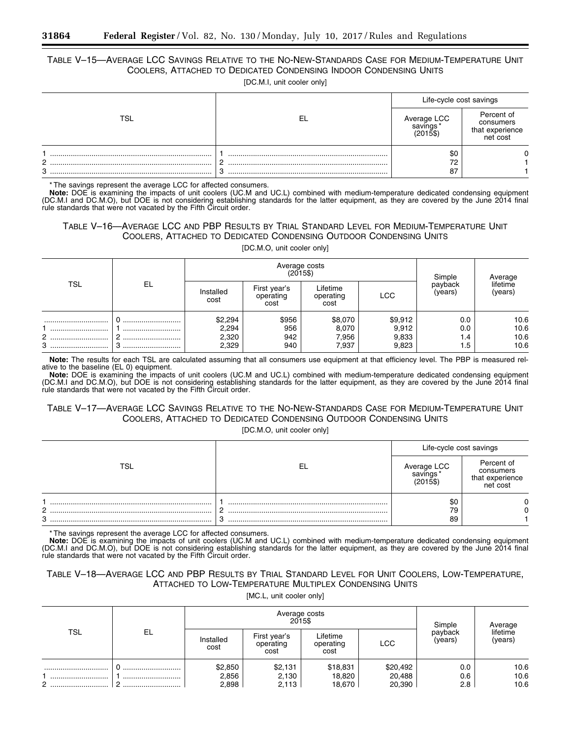TABLE V–15—AVERAGE LCC SAVINGS RELATIVE TO THE NO-NEW-STANDARDS CASE FOR MEDIUM-TEMPERATURE UNIT COOLERS, ATTACHED TO DEDICATED CONDENSING INDOOR CONDENSING UNITS

[DC.M.I, unit cooler only]

| TSL | EL | Life-cycle cost savings | |
|---|---|---|---|
| | | Average LCC savings* (2015$) | Percent of consumers that experience net cost |
| 1 | 1 | $0 | 0 |
| 2 | 2 | 72 | 1 |
| 3 | 3 | 87 | 1 |

* The savings represent the average LCC for affected consumers.

**Note:** DOE is examining the impacts of unit coolers (UC.M and UC.L) combined with medium-temperature dedicated condensing equipment (DC.M.I and DC.M.O), but DOE is not considering establishing standards for the latter equipment, as they are covered by the June 2014 final rule standards that were not vacated by the Fifth Circuit order.

TABLE V–16—AVERAGE LCC AND PBP RESULTS BY TRIAL STANDARD LEVEL FOR MEDIUM-TEMPERATURE UNIT COOLERS, ATTACHED TO DEDICATED CONDENSING OUTDOOR CONDENSING UNITS

[DC.M.O, unit cooler only]

| TSL | EL | Average costs (2015$) | | | | Simple payback (years) | Average lifetime (years) |
|---|---|---|---|---|---|---|---|
| | | Installed cost | First year's operating cost | Lifetime operating cost | LCC | | |
| | 0 | $2,294 | $956 | $8,070 | $9,912 | 0.0 | 10.6 |
| 1 | 1 | 2,294 | 956 | 8,070 | 9,912 | 0.0 | 10.6 |
| 2 | 2 | 2,320 | 942 | 7,956 | 9,833 | 1.4 | 10.6 |
| 3 | 3 | 2,329 | 940 | 7,937 | 9,823 | 1.5 | 10.6 |

**Note:** The results for each TSL are calculated assuming that all consumers use equipment at that efficiency level. The PBP is measured relative to the baseline (EL 0) equipment.

**Note:** DOE is examining the impacts of unit coolers (UC.M and UC.L) combined with medium-temperature dedicated condensing equipment (DC.M.I and DC.M.O), but DOE is not considering establishing standards for the latter equipment, as they are covered by the June 2014 final rule standards that were not vacated by the Fifth Circuit order.

TABLE V–17—AVERAGE LCC SAVINGS RELATIVE TO THE NO-NEW-STANDARDS CASE FOR MEDIUM-TEMPERATURE UNIT COOLERS, ATTACHED TO DEDICATED CONDENSING OUTDOOR CONDENSING UNITS

[DC.M.O, unit cooler only]

| TSL | EL | Life-cycle cost savings | |
|---|---|---|---|
| | | Average LCC savings* (2015$) | Percent of consumers that experience net cost |
| 1 | 1 | $0 | 0 |
| 2 | 2 | 79 | 0 |
| 3 | 3 | 89 | 1 |

* The savings represent the average LCC for affected consumers.

**Note:** DOE is examining the impacts of unit coolers (UC.M and UC.L) combined with medium-temperature dedicated condensing equipment (DC.M.I and DC.M.O), but DOE is not considering establishing standards for the latter equipment, as they are covered by the June 2014 final rule standards that were not vacated by the Fifth Circuit order.

TABLE V–18—AVERAGE LCC AND PBP RESULTS BY TRIAL STANDARD LEVEL FOR UNIT COOLERS, LOW-TEMPERATURE, ATTACHED TO LOW-TEMPERATURE MULTIPLEX CONDENSING UNITS

[MC.L, unit cooler only]

| TSL | EL | Average costs 2015$ | | | | Simple payback (years) | Average lifetime (years) |
|---|---|---|---|---|---|---|---|
| | | Installed cost | First year's operating cost | Lifetime operating cost | LCC | | |
| | 0 | $2,850 | $2,131 | $18,831 | $20,492 | 0.0 | 10.6 |
| 1 | 1 | 2,856 | 2,130 | 18,820 | 20,488 | 0.6 | 10.6 |
| 2 | 2 | 2,898 | 2,113 | 18,670 | 20,390 | 2.8 | 10.6 |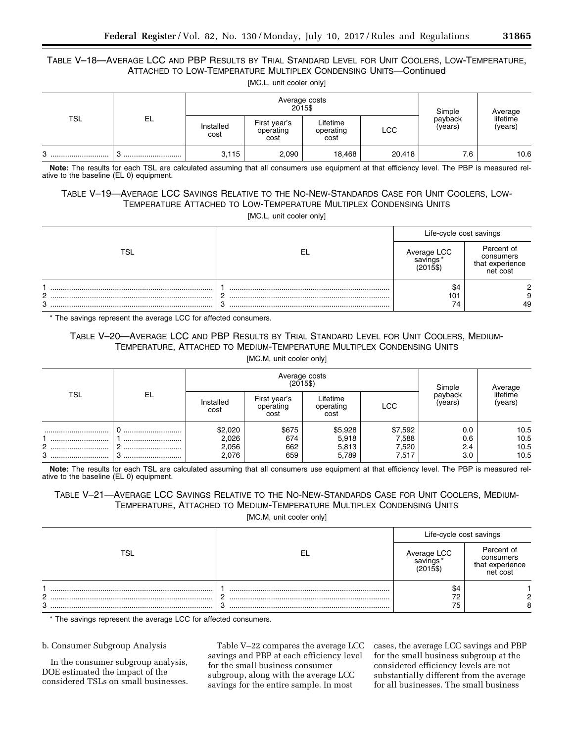TABLE V–18—AVERAGE LCC AND PBP RESULTS BY TRIAL STANDARD LEVEL FOR UNIT COOLERS, LOW-TEMPERATURE, ATTACHED TO LOW-TEMPERATURE MULTIPLEX CONDENSING UNITS—Continued

[MC.L, unit cooler only]

| TSL | EL | Average costs 2015$ | | | | Simple payback (years) | Average lifetime (years) |
|---|---|---|---|---|---|---|---|
| | | Installed cost | First year's operating cost | Lifetime operating cost | LCC | | |
| 3 | 3 | 3,115 | 2,090 | 18,468 | 20,418 | 7.6 | 10.6 |

**Note:** The results for each TSL are calculated assuming that all consumers use equipment at that efficiency level. The PBP is measured relative to the baseline (EL 0) equipment.

TABLE V–19—AVERAGE LCC SAVINGS RELATIVE TO THE NO-NEW-STANDARDS CASE FOR UNIT COOLERS, LOW-TEMPERATURE ATTACHED TO LOW-TEMPERATURE MULTIPLEX CONDENSING UNITS

[MC.L, unit cooler only]

| TSL | EL | Life-cycle cost savings | |
|---|---|---|---|
| | | Average LCC savings* (2015$) | Percent of consumers that experience net cost |
| 1 | 1 | $4 | 2 |
| 2 | 2 | 101 | 9 |
| 3 | 3 | 74 | 49 |

* The savings represent the average LCC for affected consumers.

TABLE V–20—AVERAGE LCC AND PBP RESULTS BY TRIAL STANDARD LEVEL FOR UNIT COOLERS, MEDIUM-TEMPERATURE, ATTACHED TO MEDIUM-TEMPERATURE MULTIPLEX CONDENSING UNITS

[MC.M, unit cooler only]

| TSL | EL | Average costs (2015$) | | | | Simple payback (years) | Average lifetime (years) |
|---|---|---|---|---|---|---|---|
| | | Installed cost | First year's operating cost | Lifetime operating cost | LCC | | |
| | 0 | $2,020 | $675 | $5,928 | $7,592 | 0.0 | 10.5 |
| 1 | 1 | 2,026 | 674 | 5,918 | 7,588 | 0.6 | 10.5 |
| 2 | 2 | 2,056 | 662 | 5,813 | 7,520 | 2.4 | 10.5 |
| 3 | 3 | 2,076 | 659 | 5,789 | 7,517 | 3.0 | 10.5 |

**Note:** The results for each TSL are calculated assuming that all consumers use equipment at that efficiency level. The PBP is measured relative to the baseline (EL 0) equipment.

TABLE V–21—AVERAGE LCC SAVINGS RELATIVE TO THE NO-NEW-STANDARDS CASE FOR UNIT COOLERS, MEDIUM-TEMPERATURE, ATTACHED TO MEDIUM-TEMPERATURE MULTIPLEX CONDENSING UNITS

[MC.M, unit cooler only]

| TSL | EL | Life-cycle cost savings | |
|---|---|---|---|
| | | Average LCC savings* (2015$) | Percent of consumers that experience net cost |
| 1 | 1 | $4 | 1 |
| 2 | 2 | 72 | 2 |
| 3 | 3 | 75 | 8 |

* The savings represent the average LCC for affected consumers.

b. Consumer Subgroup Analysis

In the consumer subgroup analysis, DOE estimated the impact of the considered TSLs on small businesses.

Table V–22 compares the average LCC savings and PBP at each efficiency level for the small business consumer subgroup, along with the average LCC savings for the entire sample. In most cases, the average LCC savings and PBP for the small business subgroup at the considered efficiency levels are not substantially different from the average for all businesses. The small business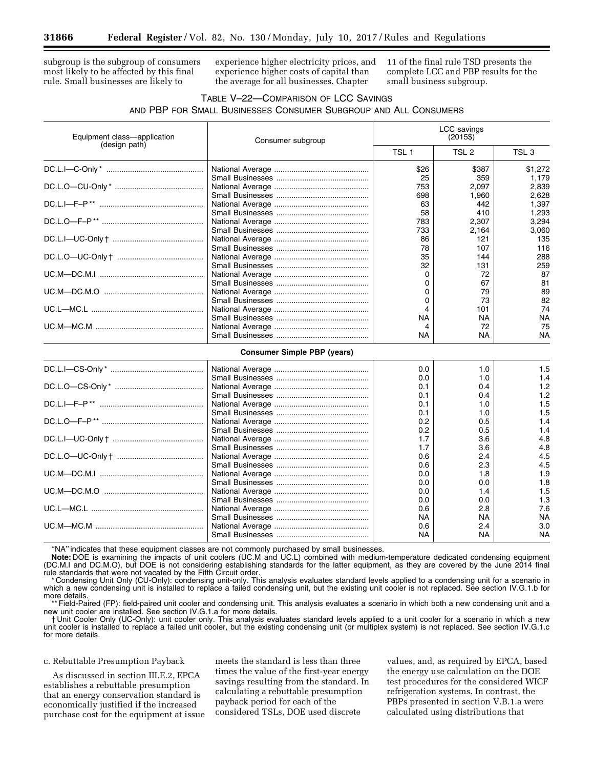subgroup is the subgroup of consumers most likely to be affected by this final rule. Small businesses are likely to experience higher electricity prices, and experience higher costs of capital than the average for all businesses. Chapter 11 of the final rule TSD presents the complete LCC and PBP results for the small business subgroup.

TABLE V–22—COMPARISON OF LCC SAVINGS AND PBP FOR SMALL BUSINESSES CONSUMER SUBGROUP AND ALL CONSUMERS

| Equipment class—application (design path) | Consumer subgroup | LCC savings (2015$) | | |
|---|---|---|---|---|
| | | TSL 1 | TSL 2 | TSL 3 |
| DC.L.I—C-Only * | National Average | $26 | $387 | $1,272 |
| | Small Businesses | 25 | 359 | 1,179 |
| DC.L.O—CU-Only * | National Average | 753 | 2,097 | 2,839 |
| | Small Businesses | 698 | 1,960 | 2,628 |
| DC.L.I—F–P ** | National Average | 63 | 442 | 1,397 |
| | Small Businesses | 58 | 410 | 1,293 |
| DC.L.O—F–P ** | National Average | 783 | 2,307 | 3,294 |
| | Small Businesses | 733 | 2,164 | 3,060 |
| DC.L.I—UC-Only † | National Average | 86 | 121 | 135 |
| | Small Businesses | 78 | 107 | 116 |
| DC.L.O—UC-Only † | National Average | 35 | 144 | 288 |
| | Small Businesses | 32 | 131 | 259 |
| UC.M—DC.M.I | National Average | 0 | 72 | 87 |
| | Small Businesses | 0 | 67 | 81 |
| UC.M—DC.M.O | National Average | 0 | 79 | 89 |
| | Small Businesses | 0 | 73 | 82 |
| UC.L—MC.L | National Average | 4 | 101 | 74 |
| | Small Businesses | NA | NA | NA |
| UC.M—MC.M | National Average | 4 | 72 | 75 |
| | Small Businesses | NA | NA | NA |
| **Consumer Simple PBP (years)** | | | | |
| DC.L.I—CS-Only * | National Average | 0.0 | 1.0 | 1.5 |
| | Small Businesses | 0.0 | 1.0 | 1.4 |
| DC.L.O—CS-Only * | National Average | 0.1 | 0.4 | 1.2 |
| | Small Businesses | 0.1 | 0.4 | 1.2 |
| DC.L.I—F–P ** | National Average | 0.1 | 1.0 | 1.5 |
| | Small Businesses | 0.1 | 1.0 | 1.5 |
| DC.L.O—F–P ** | National Average | 0.2 | 0.5 | 1.4 |
| | Small Businesses | 0.2 | 0.5 | 1.4 |
| DC.L.I—UC-Only † | National Average | 1.7 | 3.6 | 4.8 |
| | Small Businesses | 1.7 | 3.6 | 4.8 |
| DC.L.O—UC-Only † | National Average | 0.6 | 2.4 | 4.5 |
| | Small Businesses | 0.6 | 2.3 | 4.5 |
| UC.M—DC.M.I | National Average | 0.0 | 1.8 | 1.9 |
| | Small Businesses | 0.0 | 0.0 | 1.8 |
| UC.M—DC.M.O | National Average | 0.0 | 1.4 | 1.5 |
| | Small Businesses | 0.0 | 0.0 | 1.3 |
| UC.L—MC.L | National Average | 0.6 | 2.8 | 7.6 |
| | Small Businesses | NA | NA | NA |
| UC.M—MC.M | National Average | 0.6 | 2.4 | 3.0 |
| | Small Businesses | NA | NA | NA |

"NA" indicates that these equipment classes are not commonly purchased by small businesses.

**Note:** DOE is examining the impacts of unit coolers (UC.M and UC.L) combined with medium-temperature dedicated condensing equipment (DC.M.I and DC.M.O), but DOE is not considering establishing standards for the latter equipment, as they are covered by the June 2014 final rule standards that were not vacated by the Fifth Circuit order.

\* Condensing Unit Only (CU-Only): condensing unit-only. This analysis evaluates standard levels applied to a condensing unit for a scenario in which a new condensing unit is installed to replace a failed condensing unit, but the existing unit cooler is not replaced. See section IV.G.1.b for more details.

\*\* Field-Paired (FP): field-paired unit cooler and condensing unit. This analysis evaluates a scenario in which both a new condensing unit and a new unit cooler are installed. See section IV.G.1.a for more details.

† Unit Cooler Only (UC-Only): unit cooler only. This analysis evaluates standard levels applied to a unit cooler for a scenario in which a new unit cooler is installed to replace a failed unit cooler, but the existing condensing unit (or multiplex system) is not replaced. See section IV.G.1.c for more details.

c. Rebuttable Presumption Payback

As discussed in section III.E.2, EPCA establishes a rebuttable presumption that an energy conservation standard is economically justified if the increased purchase cost for the equipment at issue meets the standard is less than three times the value of the first-year energy savings resulting from the standard. In calculating a rebuttable presumption payback period for each of the considered TSLs, DOE used discrete values, and, as required by EPCA, based the energy use calculation on the DOE test procedures for the considered WICF refrigeration systems. In contrast, the PBPs presented in section V.B.1.a were calculated using distributions that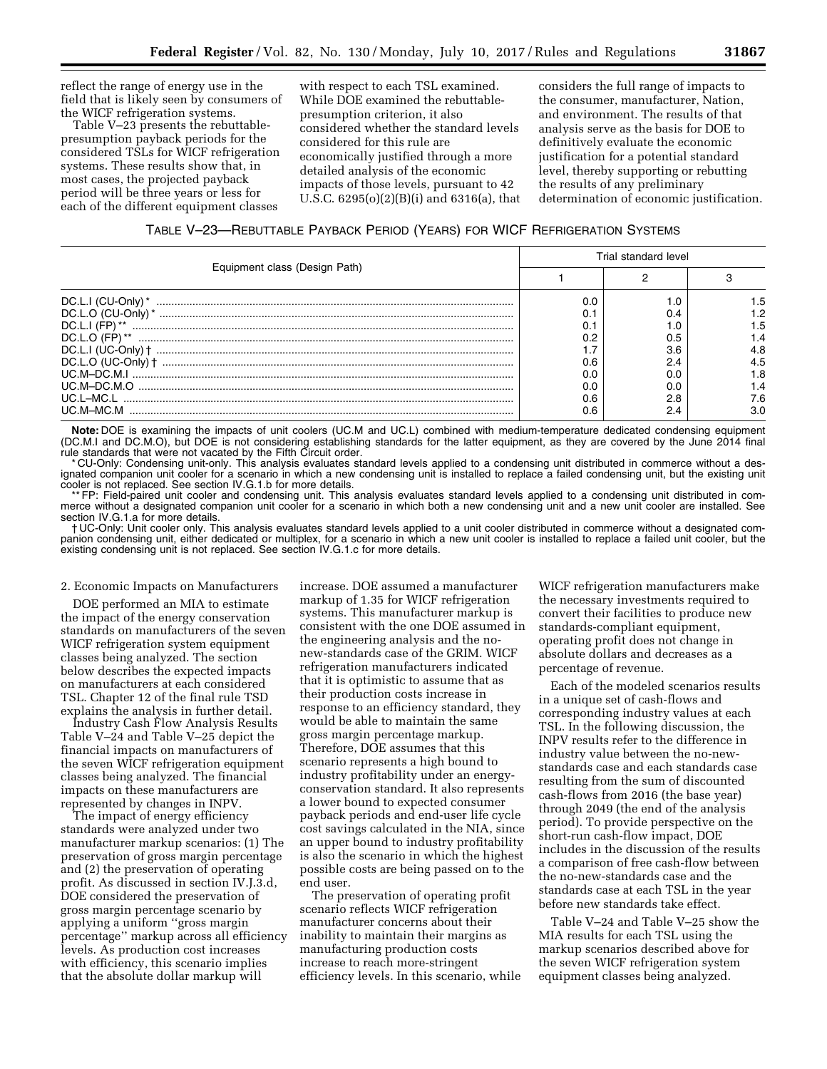reflect the range of energy use in the field that is likely seen by consumers of the WICF refrigeration systems.

Table V–23 presents the rebuttable-presumption payback periods for the considered TSLs for WICF refrigeration systems. These results show that, in most cases, the projected payback period will be three years or less for each of the different equipment classes with respect to each TSL examined. While DOE examined the rebuttable-presumption criterion, it also considered whether the standard levels considered for this rule are economically justified through a more detailed analysis of the economic impacts of those levels, pursuant to 42 U.S.C. 6295(o)(2)(B)(i) and 6316(a), that considers the full range of impacts to the consumer, manufacturer, Nation, and environment. The results of that analysis serve as the basis for DOE to definitively evaluate the economic justification for a potential standard level, thereby supporting or rebutting the results of any preliminary determination of economic justification.

TABLE V–23—REBUTTABLE PAYBACK PERIOD (YEARS) FOR WICF REFRIGERATION SYSTEMS

| Equipment class (Design Path) | Trial standard level | | |
|---|---|---|---|
| | 1 | 2 | 3 |
| DC.L.I (CU-Only) * | 0.0 | 1.0 | 1.5 |
| DC.L.O (CU-Only) * | 0.1 | 0.4 | 1.2 |
| DC.L.I (FP) ** | 0.1 | 1.0 | 1.5 |
| DC.L.O (FP) ** | 0.2 | 0.5 | 1.4 |
| DC.L.I (UC-Only) † | 1.7 | 3.6 | 4.8 |
| DC.L.O (UC-Only) † | 0.6 | 2.4 | 4.5 |
| UC.M–DC.M.I | 0.0 | 0.0 | 1.8 |
| UC.M–DC.M.O | 0.0 | 0.0 | 1.4 |
| UC.L–MC.L | 0.6 | 2.8 | 7.6 |
| UC.M–MC.M | 0.6 | 2.4 | 3.0 |

**Note:** DOE is examining the impacts of unit coolers (UC.M and UC.L) combined with medium-temperature dedicated condensing equipment (DC.M.I and DC.M.O), but DOE is not considering establishing standards for the latter equipment, as they are covered by the June 2014 final rule standards that were not vacated by the Fifth Circuit order.

* CU-Only: Condensing unit-only. This analysis evaluates standard levels applied to a condensing unit distributed in commerce without a designated companion unit cooler for a scenario in which a new condensing unit is installed to replace a failed condensing unit, but the existing unit cooler is not replaced. See section IV.G.1.b for more details.

** FP: Field-paired unit cooler and condensing unit. This analysis evaluates standard levels applied to a condensing unit distributed in commerce without a designated companion unit cooler for a scenario in which both a new condensing unit and a new unit cooler are installed. See section IV.G.1.a for more details.

† UC-Only: Unit cooler only. This analysis evaluates standard levels applied to a unit cooler distributed in commerce without a designated companion condensing unit, either dedicated or multiplex, for a scenario in which a new unit cooler is installed to replace a failed unit cooler, but the existing condensing unit is not replaced. See section IV.G.1.c for more details.

2. Economic Impacts on Manufacturers

DOE performed an MIA to estimate the impact of the energy conservation standards on manufacturers of the seven WICF refrigeration system equipment classes being analyzed. The section below describes the expected impacts on manufacturers at each considered TSL. Chapter 12 of the final rule TSD explains the analysis in further detail.

Industry Cash Flow Analysis Results

Table V–24 and Table V–25 depict the financial impacts on manufacturers of the seven WICF refrigeration equipment classes being analyzed. The financial impacts on these manufacturers are represented by changes in INPV.

The impact of energy efficiency standards were analyzed under two manufacturer markup scenarios: (1) The preservation of gross margin percentage and (2) the preservation of operating profit. As discussed in section IV.J.3.d, DOE considered the preservation of gross margin percentage scenario by applying a uniform "gross margin percentage" markup across all efficiency levels. As production cost increases with efficiency, this scenario implies that the absolute dollar markup will increase. DOE assumed a manufacturer markup of 1.35 for WICF refrigeration systems. This manufacturer markup is consistent with the one DOE assumed in the engineering analysis and the no-new-standards case of the GRIM. WICF refrigeration manufacturers indicated that it is optimistic to assume that as their production costs increase in response to an efficiency standard, they would be able to maintain the same gross margin percentage markup. Therefore, DOE assumes that this scenario represents a high bound to industry profitability under an energy-conservation standard. It also represents a lower bound to expected consumer payback periods and end-user life cycle cost savings calculated in the NIA, since an upper bound to industry profitability is also the scenario in which the highest possible costs are being passed on to the end user.

The preservation of operating profit scenario reflects WICF refrigeration manufacturer concerns about their inability to maintain their margins as manufacturing production costs increase to reach more-stringent efficiency levels. In this scenario, while WICF refrigeration manufacturers make the necessary investments required to convert their facilities to produce new standards-compliant equipment, operating profit does not change in absolute dollars and decreases as a percentage of revenue.

Each of the modeled scenarios results in a unique set of cash-flows and corresponding industry values at each TSL. In the following discussion, the INPV results refer to the difference in industry value between the no-new-standards case and each standards case resulting from the sum of discounted cash-flows from 2016 (the base year) through 2049 (the end of the analysis period). To provide perspective on the short-run cash-flow impact, DOE includes in the discussion of the results a comparison of free cash-flow between the no-new-standards case and the standards case at each TSL in the year before new standards take effect.

Table V–24 and Table V–25 show the MIA results for each TSL using the markup scenarios described above for the seven WICF refrigeration system equipment classes being analyzed.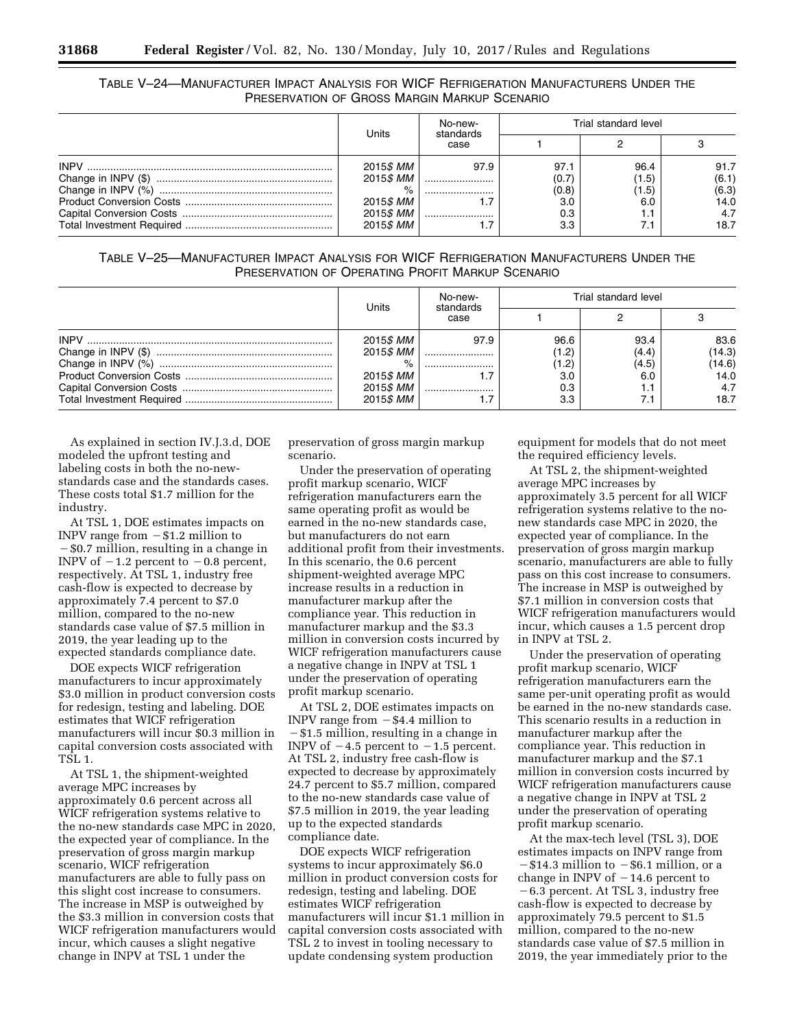TABLE V–24—MANUFACTURER IMPACT ANALYSIS FOR WICF REFRIGERATION MANUFACTURERS UNDER THE PRESERVATION OF GROSS MARGIN MARKUP SCENARIO

| | Units | No-new-standards case | Trial standard level | | |
|---|---|---|---|---|---|
| | | | 1 | 2 | 3 |
| INPV | 2015*$ MM* | 97.9 | 97.1 | 96.4 | 91.7 |
| Change in INPV ($) | 2015*$ MM* | | (0.7) | (1.5) | (6.1) |
| Change in INPV (%) | % | | (0.8) | (1.5) | (6.3) |
| Product Conversion Costs | 2015*$ MM* | 1.7 | 3.0 | 6.0 | 14.0 |
| Capital Conversion Costs | 2015*$ MM* | | 0.3 | 1.1 | 4.7 |
| Total Investment Required | 2015*$ MM* | 1.7 | 3.3 | 7.1 | 18.7 |

TABLE V–25—MANUFACTURER IMPACT ANALYSIS FOR WICF REFRIGERATION MANUFACTURERS UNDER THE PRESERVATION OF OPERATING PROFIT MARKUP SCENARIO

| | Units | No-new-standards case | Trial standard level | | |
|---|---|---|---|---|---|
| | | | 1 | 2 | 3 |
| INPV | 2015*$ MM* | 97.9 | 96.6 | 93.4 | 83.6 |
| Change in INPV ($) | 2015*$ MM* | | (1.2) | (4.4) | (14.3) |
| Change in INPV (%) | % | | (1.2) | (4.5) | (14.6) |
| Product Conversion Costs | 2015*$ MM* | 1.7 | 3.0 | 6.0 | 14.0 |
| Capital Conversion Costs | 2015*$ MM* | | 0.3 | 1.1 | 4.7 |
| Total Investment Required | 2015*$ MM* | 1.7 | 3.3 | 7.1 | 18.7 |

As explained in section IV.J.3.d, DOE modeled the upfront testing and labeling costs in both the no-new-standards case and the standards cases. These costs total $1.7 million for the industry.

At TSL 1, DOE estimates impacts on INPV range from −$1.2 million to −$0.7 million, resulting in a change in INPV of −1.2 percent to −0.8 percent, respectively. At TSL 1, industry free cash-flow is expected to decrease by approximately 7.4 percent to $7.0 million, compared to the no-new standards case value of $7.5 million in 2019, the year leading up to the expected standards compliance date.

DOE expects WICF refrigeration manufacturers to incur approximately $3.0 million in product conversion costs for redesign, testing and labeling. DOE estimates that WICF refrigeration manufacturers will incur $0.3 million in capital conversion costs associated with TSL 1.

At TSL 1, the shipment-weighted average MPC increases by approximately 0.6 percent across all WICF refrigeration systems relative to the no-new standards case MPC in 2020, the expected year of compliance. In the preservation of gross margin markup scenario, WICF refrigeration manufacturers are able to fully pass on this slight cost increase to consumers. The increase in MSP is outweighed by the $3.3 million in conversion costs that WICF refrigeration manufacturers would incur, which causes a slight negative change in INPV at TSL 1 under the preservation of gross margin markup scenario.

Under the preservation of operating profit markup scenario, WICF refrigeration manufacturers earn the same operating profit as would be earned in the no-new standards case, but manufacturers do not earn additional profit from their investments. In this scenario, the 0.6 percent shipment-weighted average MPC increase results in a reduction in manufacturer markup after the compliance year. This reduction in manufacturer markup and the $3.3 million in conversion costs incurred by WICF refrigeration manufacturers cause a negative change in INPV at TSL 1 under the preservation of operating profit markup scenario.

At TSL 2, DOE estimates impacts on INPV range from −$4.4 million to −$1.5 million, resulting in a change in INPV of −4.5 percent to −1.5 percent. At TSL 2, industry free cash-flow is expected to decrease by approximately 24.7 percent to $5.7 million, compared to the no-new standards case value of $7.5 million in 2019, the year leading up to the expected standards compliance date.

DOE expects WICF refrigeration systems to incur approximately $6.0 million in product conversion costs for redesign, testing and labeling. DOE estimates WICF refrigeration manufacturers will incur $1.1 million in capital conversion costs associated with TSL 2 to invest in tooling necessary to update condensing system production equipment for models that do not meet the required efficiency levels.

At TSL 2, the shipment-weighted average MPC increases by approximately 3.5 percent for all WICF refrigeration systems relative to the no-new standards case MPC in 2020, the expected year of compliance. In the preservation of gross margin markup scenario, manufacturers are able to fully pass on this cost increase to consumers. The increase in MSP is outweighed by $7.1 million in conversion costs that WICF refrigeration manufacturers would incur, which causes a 1.5 percent drop in INPV at TSL 2.

Under the preservation of operating profit markup scenario, WICF refrigeration manufacturers earn the same per-unit operating profit as would be earned in the no-new standards case. This scenario results in a reduction in manufacturer markup after the compliance year. This reduction in manufacturer markup and the $7.1 million in conversion costs incurred by WICF refrigeration manufacturers cause a negative change in INPV at TSL 2 under the preservation of operating profit markup scenario.

At the max-tech level (TSL 3), DOE estimates impacts on INPV range from −$14.3 million to −$6.1 million, or a change in INPV of −14.6 percent to −6.3 percent. At TSL 3, industry free cash-flow is expected to decrease by approximately 79.5 percent to $1.5 million, compared to the no-new standards case value of $7.5 million in 2019, the year immediately prior to the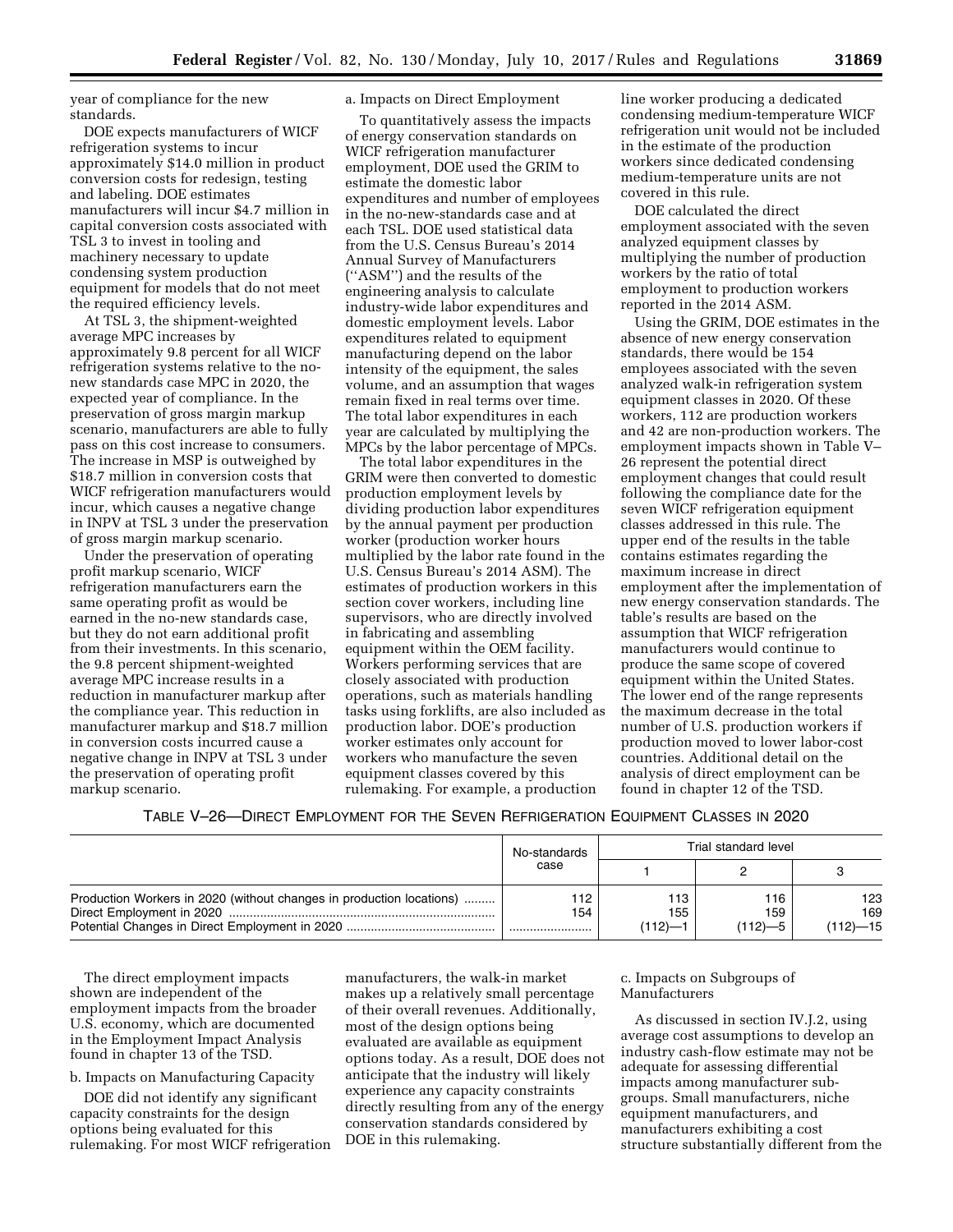year of compliance for the new standards.

DOE expects manufacturers of WICF refrigeration systems to incur approximately $14.0 million in product conversion costs for redesign, testing and labeling. DOE estimates manufacturers will incur $4.7 million in capital conversion costs associated with TSL 3 to invest in tooling and machinery necessary to update condensing system production equipment for models that do not meet the required efficiency levels.

At TSL 3, the shipment-weighted average MPC increases by approximately 9.8 percent for all WICF refrigeration systems relative to the no-new standards case MPC in 2020, the expected year of compliance. In the preservation of gross margin markup scenario, manufacturers are able to fully pass on this cost increase to consumers. The increase in MSP is outweighed by $18.7 million in conversion costs that WICF refrigeration manufacturers would incur, which causes a negative change in INPV at TSL 3 under the preservation of gross margin markup scenario.

Under the preservation of operating profit markup scenario, WICF refrigeration manufacturers earn the same operating profit as would be earned in the no-new standards case, but they do not earn additional profit from their investments. In this scenario, the 9.8 percent shipment-weighted average MPC increase results in a reduction in manufacturer markup after the compliance year. This reduction in manufacturer markup and $18.7 million in conversion costs incurred cause a negative change in INPV at TSL 3 under the preservation of operating profit markup scenario.

a. Impacts on Direct Employment

To quantitatively assess the impacts of energy conservation standards on WICF refrigeration manufacturer employment, DOE used the GRIM to estimate the domestic labor expenditures and number of employees in the no-new-standards case and at each TSL. DOE used statistical data from the U.S. Census Bureau's 2014 Annual Survey of Manufacturers (''ASM'') and the results of the engineering analysis to calculate industry-wide labor expenditures and domestic employment levels. Labor expenditures related to equipment manufacturing depend on the labor intensity of the equipment, the sales volume, and an assumption that wages remain fixed in real terms over time. The total labor expenditures in each year are calculated by multiplying the MPCs by the labor percentage of MPCs.

The total labor expenditures in the GRIM were then converted to domestic production employment levels by dividing production labor expenditures by the annual payment per production worker (production worker hours multiplied by the labor rate found in the U.S. Census Bureau's 2014 ASM). The estimates of production workers in this section cover workers, including line supervisors, who are directly involved in fabricating and assembling equipment within the OEM facility. Workers performing services that are closely associated with production operations, such as materials handling tasks using forklifts, are also included as production labor. DOE's production worker estimates only account for workers who manufacture the seven equipment classes covered by this rulemaking. For example, a production line worker producing a dedicated condensing medium-temperature WICF refrigeration unit would not be included in the estimate of the production workers since dedicated condensing medium-temperature units are not covered in this rule.

DOE calculated the direct employment associated with the seven analyzed equipment classes by multiplying the number of production workers by the ratio of total employment to production workers reported in the 2014 ASM.

Using the GRIM, DOE estimates in the absence of new energy conservation standards, there would be 154 employees associated with the seven analyzed walk-in refrigeration system equipment classes in 2020. Of these workers, 112 are production workers and 42 are non-production workers. The employment impacts shown in Table V–26 represent the potential direct employment changes that could result following the compliance date for the seven WICF refrigeration equipment classes addressed in this rule. The upper end of the results in the table contains estimates regarding the maximum increase in direct employment after the implementation of new energy conservation standards. The table's results are based on the assumption that WICF refrigeration manufacturers would continue to produce the same scope of covered equipment within the United States. The lower end of the range represents the maximum decrease in the total number of U.S. production workers if production moved to lower labor-cost countries. Additional detail on the analysis of direct employment can be found in chapter 12 of the TSD.

TABLE V–26—DIRECT EMPLOYMENT FOR THE SEVEN REFRIGERATION EQUIPMENT CLASSES IN 2020

| | No-standards case | Trial standard level | | |
|---|---|---|---|---|
| | | 1 | 2 | 3 |
| Production Workers in 2020 (without changes in production locations) | 112 | 113 | 116 | 123 |
| Direct Employment in 2020 | 154 | 155 | 159 | 169 |
| Potential Changes in Direct Employment in 2020 | | (112)—1 | (112)—5 | (112)—15 |

The direct employment impacts shown are independent of the employment impacts from the broader U.S. economy, which are documented in the Employment Impact Analysis found in chapter 13 of the TSD.

b. Impacts on Manufacturing Capacity

DOE did not identify any significant capacity constraints for the design options being evaluated for this rulemaking. For most WICF refrigeration manufacturers, the walk-in market makes up a relatively small percentage of their overall revenues. Additionally, most of the design options being evaluated are available as equipment options today. As a result, DOE does not anticipate that the industry will likely experience any capacity constraints directly resulting from any of the energy conservation standards considered by DOE in this rulemaking.

c. Impacts on Subgroups of Manufacturers

As discussed in section IV.J.2, using average cost assumptions to develop an industry cash-flow estimate may not be adequate for assessing differential impacts among manufacturer sub-groups. Small manufacturers, niche equipment manufacturers, and manufacturers exhibiting a cost structure substantially different from the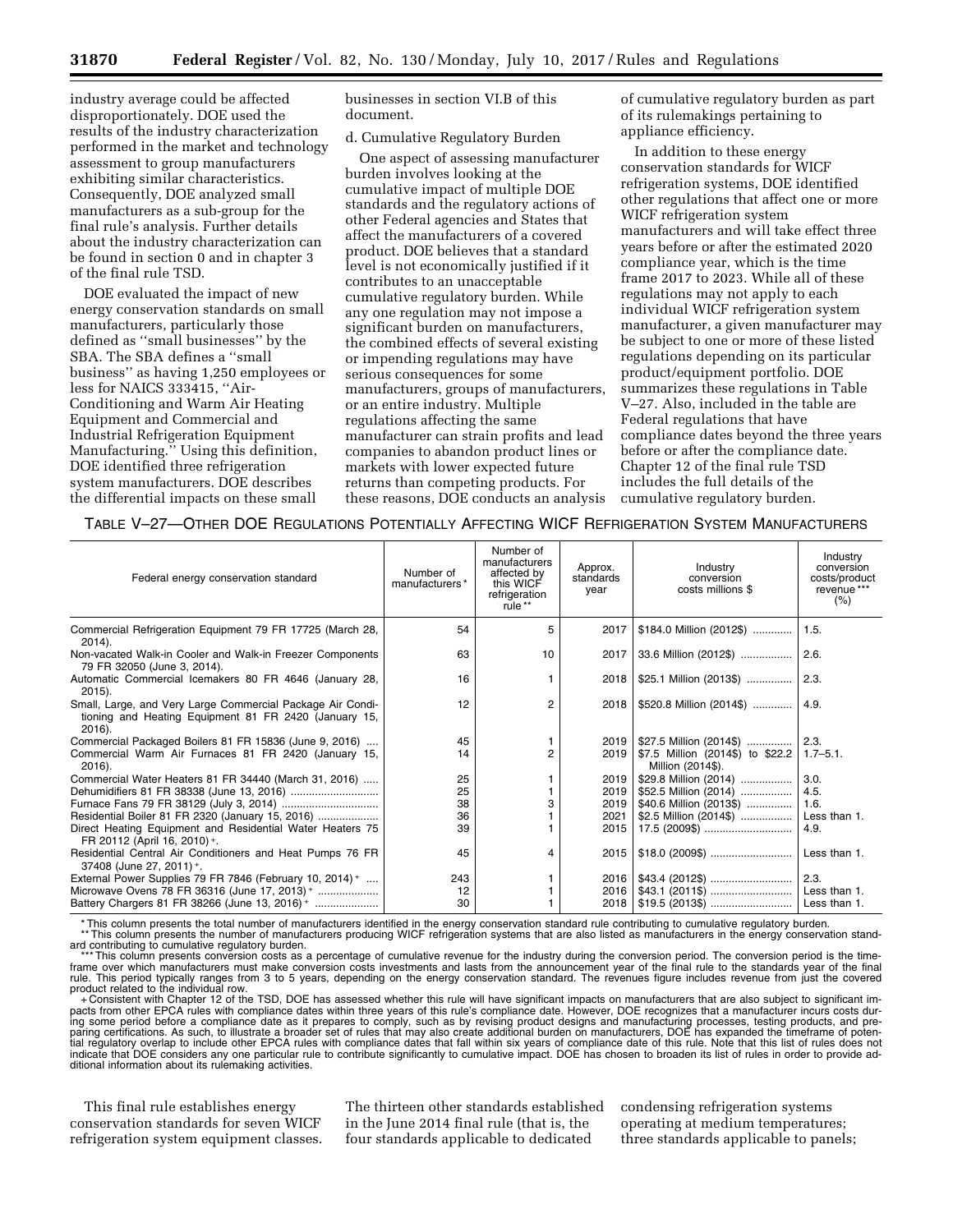industry average could be affected disproportionately. DOE used the results of the industry characterization performed in the market and technology assessment to group manufacturers exhibiting similar characteristics. Consequently, DOE analyzed small manufacturers as a sub-group for the final rule's analysis. Further details about the industry characterization can be found in section 0 and in chapter 3 of the final rule TSD.

DOE evaluated the impact of new energy conservation standards on small manufacturers, particularly those defined as ''small businesses'' by the SBA. The SBA defines a ''small business'' as having 1,250 employees or less for NAICS 333415, ''Air-Conditioning and Warm Air Heating Equipment and Commercial and Industrial Refrigeration Equipment Manufacturing.'' Using this definition, DOE identified three refrigeration system manufacturers. DOE describes the differential impacts on these small businesses in section VI.B of this document.

d. Cumulative Regulatory Burden

One aspect of assessing manufacturer burden involves looking at the cumulative impact of multiple DOE standards and the regulatory actions of other Federal agencies and States that affect the manufacturers of a covered product. DOE believes that a standard level is not economically justified if it contributes to an unacceptable cumulative regulatory burden. While any one regulation may not impose a significant burden on manufacturers, the combined effects of several existing or impending regulations may have serious consequences for some manufacturers, groups of manufacturers, or an entire industry. Multiple regulations affecting the same manufacturer can strain profits and lead companies to abandon product lines or markets with lower expected future returns than competing products. For these reasons, DOE conducts an analysis of cumulative regulatory burden as part of its rulemakings pertaining to appliance efficiency.

In addition to these energy conservation standards for WICF refrigeration systems, DOE identified other regulations that affect one or more WICF refrigeration system manufacturers and will take effect three years before or after the estimated 2020 compliance year, which is the time frame 2017 to 2023. While all of these regulations may not apply to each individual WICF refrigeration system manufacturer, a given manufacturer may be subject to one or more of these listed regulations depending on its particular product/equipment portfolio. DOE summarizes these regulations in Table V–27. Also, included in the table are Federal regulations that have compliance dates beyond the three years before or after the compliance date. Chapter 12 of the final rule TSD includes the full details of the cumulative regulatory burden.

TABLE V–27—OTHER DOE REGULATIONS POTENTIALLY AFFECTING WICF REFRIGERATION SYSTEM MANUFACTURERS

| Federal energy conservation standard | Number of manufacturers* | Number of manufacturers affected by this WICF refrigeration rule** | Approx. standards year | Industry conversion costs millions $ | Industry conversion costs/product revenue*** (%) |
|---|---|---|---|---|---|
| Commercial Refrigeration Equipment 79 FR 17725 (March 28, 2014). | 54 | 5 | 2017 | $184.0 Million (2012$) | 1.5. |
| Non-vacated Walk-in Cooler and Walk-in Freezer Components 79 FR 32050 (June 3, 2014). | 63 | 10 | 2017 | 33.6 Million (2012$) | 2.6. |
| Automatic Commercial Icemakers 80 FR 4646 (January 28, 2015). | 16 | 1 | 2018 | $25.1 Million (2013$) | 2.3. |
| Small, Large, and Very Large Commercial Package Air Conditioning and Heating Equipment 81 FR 2420 (January 15, 2016). | 12 | 2 | 2018 | $520.8 Million (2014$) | 4.9. |
| Commercial Packaged Boilers 81 FR 15836 (June 9, 2016) | 45 | 1 | 2019 | $27.5 Million (2014$) | 2.3. |
| Commercial Warm Air Furnaces 81 FR 2420 (January 15, 2016). | 14 | 2 | 2019 | $7.5 Million (2014$) to $22.2 Million (2014$). | 1.7–5.1. |
| Commercial Water Heaters 81 FR 34440 (March 31, 2016) | 25 | 1 | 2019 | $29.8 Million (2014) | 3.0. |
| Dehumidifiers 81 FR 38338 (June 13, 2016) | 25 | 1 | 2019 | $52.5 Million (2014) | 4.5. |
| Furnace Fans 79 FR 38129 (July 3, 2014) | 38 | 3 | 2019 | $40.6 Million (2013$) | 1.6. |
| Residential Boiler 81 FR 2320 (January 15, 2016) | 36 | 1 | 2021 | $2.5 Million (2014$) | Less than 1. |
| Direct Heating Equipment and Residential Water Heaters 75 FR 20112 (April 16, 2010)+. | 39 | 1 | 2015 | 17.5 (2009$) | 4.9. |
| Residential Central Air Conditioners and Heat Pumps 76 FR 37408 (June 27, 2011)+. | 45 | 4 | 2015 | $18.0 (2009$) | Less than 1. |
| External Power Supplies 79 FR 7846 (February 10, 2014)+ | 243 | 1 | 2016 | $43.4 (2012$) | 2.3. |
| Microwave Ovens 78 FR 36316 (June 17, 2013)+ | 12 | 1 | 2016 | $43.1 (2011$) | Less than 1. |
| Battery Chargers 81 FR 38266 (June 13, 2016)+ | 30 | 1 | 2018 | $19.5 (2013$) | Less than 1. |

*This column presents the total number of manufacturers identified in the energy conservation standard rule contributing to cumulative regulatory burden.
**This column presents the number of manufacturers producing WICF refrigeration systems that are also listed as manufacturers in the energy conservation standard contributing to cumulative regulatory burden.
***This column presents conversion costs as a percentage of cumulative revenue for the industry during the conversion period. The conversion period is the time-frame over which manufacturers must make conversion costs investments and lasts from the announcement year of the final rule to the standards year of the final rule. This period typically ranges from 3 to 5 years, depending on the energy conservation standard. The revenues figure includes revenue from just the covered product related to the individual row.
+Consistent with Chapter 12 of the TSD, DOE has assessed whether this rule will have significant impacts on manufacturers that are also subject to significant impacts from other EPCA rules with compliance dates within three years of this rule's compliance date. However, DOE recognizes that a manufacturer incurs costs during some period before a compliance date as it prepares to comply, such as by revising product designs and manufacturing processes, testing products, and preparing certifications. As such, to illustrate a broader set of rules that may also create additional burden on manufacturers, DOE has expanded the timeframe of potential regulatory overlap to include other EPCA rules with compliance dates that fall within six years of compliance date of this rule. Note that this list of rules does not indicate that DOE considers any one particular rule to contribute significantly to cumulative impact. DOE has chosen to broaden its list of rules in order to provide additional information about its rulemaking activities.

This final rule establishes energy conservation standards for seven WICF refrigeration system equipment classes. The thirteen other standards established in the June 2014 final rule (that is, the four standards applicable to dedicated condensing refrigeration systems operating at medium temperatures; three standards applicable to panels;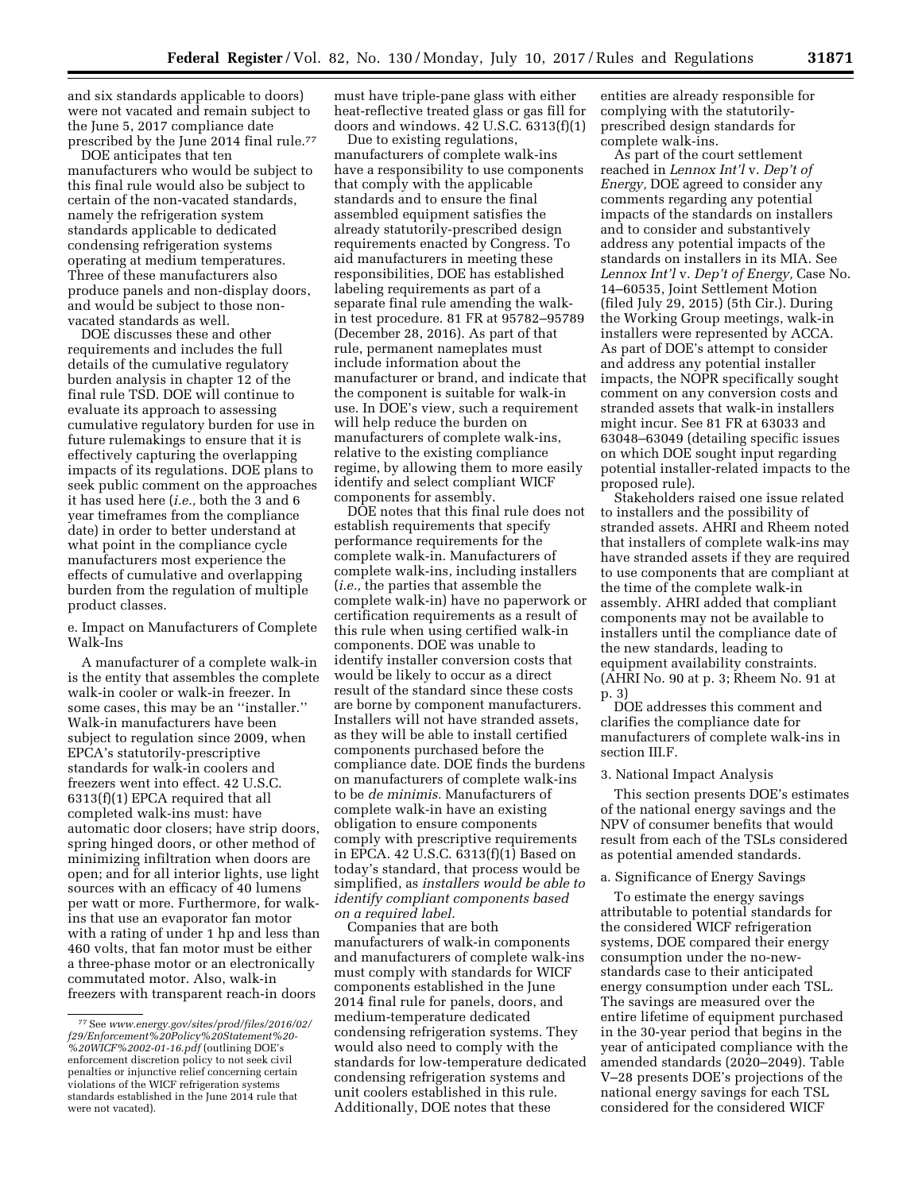and six standards applicable to doors) were not vacated and remain subject to the June 5, 2017 compliance date prescribed by the June 2014 final rule.[77]

DOE anticipates that ten manufacturers who would be subject to this final rule would also be subject to certain of the non-vacated standards, namely the refrigeration system standards applicable to dedicated condensing refrigeration systems operating at medium temperatures. Three of these manufacturers also produce panels and non-display doors, and would be subject to those non-vacated standards as well.

DOE discusses these and other requirements and includes the full details of the cumulative regulatory burden analysis in chapter 12 of the final rule TSD. DOE will continue to evaluate its approach to assessing cumulative regulatory burden for use in future rulemakings to ensure that it is effectively capturing the overlapping impacts of its regulations. DOE plans to seek public comment on the approaches it has used here (*i.e.,* both the 3 and 6 year timeframes from the compliance date) in order to better understand at what point in the compliance cycle manufacturers most experience the effects of cumulative and overlapping burden from the regulation of multiple product classes.

e. Impact on Manufacturers of Complete Walk-Ins

A manufacturer of a complete walk-in is the entity that assembles the complete walk-in cooler or walk-in freezer. In some cases, this may be an ''installer.'' Walk-in manufacturers have been subject to regulation since 2009, when EPCA's statutorily-prescriptive standards for walk-in coolers and freezers went into effect. 42 U.S.C. 6313(f)(1) EPCA required that all completed walk-ins must: have automatic door closers; have strip doors, spring hinged doors, or other method of minimizing infiltration when doors are open; and for all interior lights, use light sources with an efficacy of 40 lumens per watt or more. Furthermore, for walk-ins that use an evaporator fan motor with a rating of under 1 hp and less than 460 volts, that fan motor must be either a three-phase motor or an electronically commutated motor. Also, walk-in freezers with transparent reach-in doors must have triple-pane glass with either heat-reflective treated glass or gas fill for doors and windows. 42 U.S.C. 6313(f)(1)

Due to existing regulations, manufacturers of complete walk-ins have a responsibility to use components that comply with the applicable standards and to ensure the final assembled equipment satisfies the already statutorily-prescribed design requirements enacted by Congress. To aid manufacturers in meeting these responsibilities, DOE has established labeling requirements as part of a separate final rule amending the walk-in test procedure. 81 FR at 95782–95789 (December 28, 2016). As part of that rule, permanent nameplates must include information about the manufacturer or brand, and indicate that the component is suitable for walk-in use. In DOE's view, such a requirement will help reduce the burden on manufacturers of complete walk-ins, relative to the existing compliance regime, by allowing them to more easily identify and select compliant WICF components for assembly.

DOE notes that this final rule does not establish requirements that specify performance requirements for the complete walk-in. Manufacturers of complete walk-ins, including installers (*i.e.,* the parties that assemble the complete walk-in) have no paperwork or certification requirements as a result of this rule when using certified walk-in components. DOE was unable to identify installer conversion costs that would be likely to occur as a direct result of the standard since these costs are borne by component manufacturers. Installers will not have stranded assets, as they will be able to install certified components purchased before the compliance date. DOE finds the burdens on manufacturers of complete walk-ins to be *de minimis.* Manufacturers of complete walk-in have an existing obligation to ensure components comply with prescriptive requirements in EPCA. 42 U.S.C. 6313(f)(1) Based on today's standard, that process would be simplified, as *installers would be able to identify compliant components based on a required label.*

Companies that are both manufacturers of walk-in components and manufacturers of complete walk-ins must comply with standards for WICF components established in the June 2014 final rule for panels, doors, and medium-temperature dedicated condensing refrigeration systems. They would also need to comply with the standards for low-temperature dedicated condensing refrigeration systems and unit coolers established in this rule. Additionally, DOE notes that these entities are already responsible for complying with the statutorily-prescribed design standards for complete walk-ins.

As part of the court settlement reached in *Lennox Int'l* v. *Dep't of Energy,* DOE agreed to consider any comments regarding any potential impacts of the standards on installers and to consider and substantively address any potential impacts of the standards on installers in its MIA. See *Lennox Int'l* v. *Dep't of Energy,* Case No. 14–60535, Joint Settlement Motion (filed July 29, 2015) (5th Cir.). During the Working Group meetings, walk-in installers were represented by ACCA. As part of DOE's attempt to consider and address any potential installer impacts, the NOPR specifically sought comment on any conversion costs and stranded assets that walk-in installers might incur. See 81 FR at 63033 and 63048–63049 (detailing specific issues on which DOE sought input regarding potential installer-related impacts to the proposed rule).

Stakeholders raised one issue related to installers and the possibility of stranded assets. AHRI and Rheem noted that installers of complete walk-ins may have stranded assets if they are required to use components that are compliant at the time of the complete walk-in assembly. AHRI added that compliant components may not be available to installers until the compliance date of the new standards, leading to equipment availability constraints. (AHRI No. 90 at p. 3; Rheem No. 91 at p. 3)

DOE addresses this comment and clarifies the compliance date for manufacturers of complete walk-ins in section III.F.

3. National Impact Analysis

This section presents DOE's estimates of the national energy savings and the NPV of consumer benefits that would result from each of the TSLs considered as potential amended standards.

a. Significance of Energy Savings

To estimate the energy savings attributable to potential standards for the considered WICF refrigeration systems, DOE compared their energy consumption under the no-new-standards case to their anticipated energy consumption under each TSL. The savings are measured over the entire lifetime of equipment purchased in the 30-year period that begins in the year of anticipated compliance with the amended standards (2020–2049). Table V–28 presents DOE's projections of the national energy savings for each TSL considered for the considered WICF

---

[77] See *www.energy.gov/sites/prod/files/2016/02/f29/Enforcement%20Policy%20Statement%20-%20WICF%2002-01-16.pdf* (outlining DOE's enforcement discretion policy to not seek civil penalties or injunctive relief concerning certain violations of the WICF refrigeration systems standards established in the June 2014 rule that were not vacated).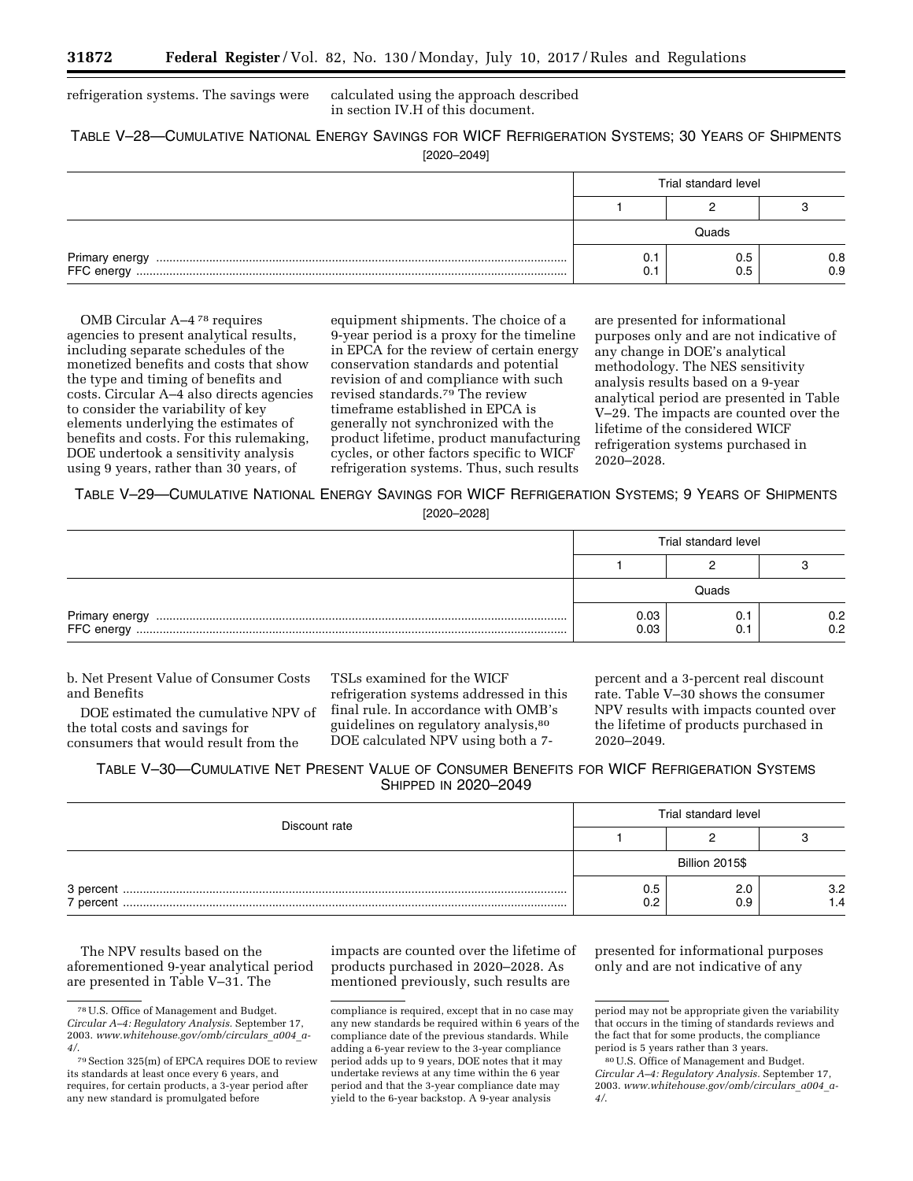refrigeration systems. The savings were calculated using the approach described in section IV.H of this document.

TABLE V–28—CUMULATIVE NATIONAL ENERGY SAVINGS FOR WICF REFRIGERATION SYSTEMS; 30 YEARS OF SHIPMENTS [2020–2049]

| | Trial standard level | | |
|---|---|---|---|
| | 1 | 2 | 3 |
| | Quads | | |
| Primary energy | 0.1 | 0.5 | 0.8 |
| FFC energy | 0.1 | 0.5 | 0.9 |

OMB Circular A–4[78] requires agencies to present analytical results, including separate schedules of the monetized benefits and costs that show the type and timing of benefits and costs. Circular A–4 also directs agencies to consider the variability of key elements underlying the estimates of benefits and costs. For this rulemaking, DOE undertook a sensitivity analysis using 9 years, rather than 30 years, of equipment shipments. The choice of a 9-year period is a proxy for the timeline in EPCA for the review of certain energy conservation standards and potential revision of and compliance with such revised standards.[79] The review timeframe established in EPCA is generally not synchronized with the product lifetime, product manufacturing cycles, or other factors specific to WICF refrigeration systems. Thus, such results are presented for informational purposes only and are not indicative of any change in DOE's analytical methodology. The NES sensitivity analysis results based on a 9-year analytical period are presented in Table V–29. The impacts are counted over the lifetime of the considered WICF refrigeration systems purchased in 2020–2028.

TABLE V–29—CUMULATIVE NATIONAL ENERGY SAVINGS FOR WICF REFRIGERATION SYSTEMS; 9 YEARS OF SHIPMENTS [2020–2028]

| | Trial standard level | | |
|---|---|---|---|
| | 1 | 2 | 3 |
| | Quads | | |
| Primary energy | 0.03 | 0.1 | 0.2 |
| FFC energy | 0.03 | 0.1 | 0.2 |

b. Net Present Value of Consumer Costs and Benefits

DOE estimated the cumulative NPV of the total costs and savings for consumers that would result from the TSLs examined for the WICF refrigeration systems addressed in this final rule. In accordance with OMB's guidelines on regulatory analysis,[80] DOE calculated NPV using both a 7-percent and a 3-percent real discount rate. Table V–30 shows the consumer NPV results with impacts counted over the lifetime of products purchased in 2020–2049.

TABLE V–30—CUMULATIVE NET PRESENT VALUE OF CONSUMER BENEFITS FOR WICF REFRIGERATION SYSTEMS SHIPPED IN 2020–2049

| Discount rate | Trial standard level | | |
|---|---|---|---|
| | 1 | 2 | 3 |
| | Billion 2015$ | | |
| 3 percent | 0.5 | 2.0 | 3.2 |
| 7 percent | 0.2 | 0.9 | 1.4 |

The NPV results based on the aforementioned 9-year analytical period are presented in Table V–31. The impacts are counted over the lifetime of products purchased in 2020–2028. As mentioned previously, such results are presented for informational purposes only and are not indicative of any

---

[78] U.S. Office of Management and Budget. *Circular A–4: Regulatory Analysis*. September 17, 2003. *www.whitehouse.gov/omb/circulars_a004_a-4/*.

[79] Section 325(m) of EPCA requires DOE to review its standards at least once every 6 years, and requires, for certain products, a 3-year period after any new standard is promulgated before compliance is required, except that in no case may any new standards be required within 6 years of the compliance date of the previous standards. While adding a 6-year review to the 3-year compliance period adds up to 9 years, DOE notes that it may undertake reviews at any time within the 6 year period and that the 3-year compliance date may yield to the 6-year backstop. A 9-year analysis period may not be appropriate given the variability that occurs in the timing of standards reviews and the fact that for some products, the compliance period is 5 years rather than 3 years.

[80] U.S. Office of Management and Budget. *Circular A–4: Regulatory Analysis*. September 17, 2003. *www.whitehouse.gov/omb/circulars_a004_a-4/*.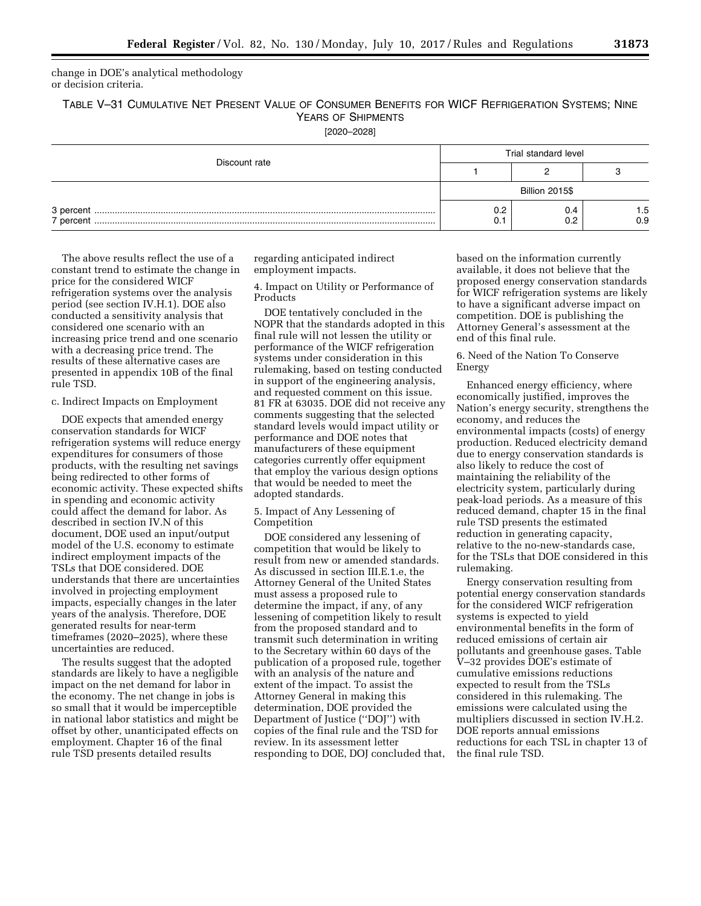change in DOE's analytical methodology or decision criteria.

TABLE V–31 CUMULATIVE NET PRESENT VALUE OF CONSUMER BENEFITS FOR WICF REFRIGERATION SYSTEMS; NINE YEARS OF SHIPMENTS

[2020–2028]

| Discount rate | Trial standard level | | |
|---|---|---|---|
| | 1 | 2 | 3 |
| | Billion 2015$ | | |
| 3 percent | 0.2 | 0.4 | 1.5 |
| 7 percent | 0.1 | 0.2 | 0.9 |

The above results reflect the use of a constant trend to estimate the change in price for the considered WICF refrigeration systems over the analysis period (see section IV.H.1). DOE also conducted a sensitivity analysis that considered one scenario with an increasing price trend and one scenario with a decreasing price trend. The results of these alternative cases are presented in appendix 10B of the final rule TSD.

c. Indirect Impacts on Employment

DOE expects that amended energy conservation standards for WICF refrigeration systems will reduce energy expenditures for consumers of those products, with the resulting net savings being redirected to other forms of economic activity. These expected shifts in spending and economic activity could affect the demand for labor. As described in section IV.N of this document, DOE used an input/output model of the U.S. economy to estimate indirect employment impacts of the TSLs that DOE considered. DOE understands that there are uncertainties involved in projecting employment impacts, especially changes in the later years of the analysis. Therefore, DOE generated results for near-term timeframes (2020–2025), where these uncertainties are reduced.

The results suggest that the adopted standards are likely to have a negligible impact on the net demand for labor in the economy. The net change in jobs is so small that it would be imperceptible in national labor statistics and might be offset by other, unanticipated effects on employment. Chapter 16 of the final rule TSD presents detailed results regarding anticipated indirect employment impacts.

4. Impact on Utility or Performance of Products

DOE tentatively concluded in the NOPR that the standards adopted in this final rule will not lessen the utility or performance of the WICF refrigeration systems under consideration in this rulemaking, based on testing conducted in support of the engineering analysis, and requested comment on this issue. 81 FR at 63035. DOE did not receive any comments suggesting that the selected standard levels would impact utility or performance and DOE notes that manufacturers of these equipment categories currently offer equipment that employ the various design options that would be needed to meet the adopted standards.

5. Impact of Any Lessening of Competition

DOE considered any lessening of competition that would be likely to result from new or amended standards. As discussed in section III.E.1.e, the Attorney General of the United States must assess a proposed rule to determine the impact, if any, of any lessening of competition likely to result from the proposed standard and to transmit such determination in writing to the Secretary within 60 days of the publication of a proposed rule, together with an analysis of the nature and extent of the impact. To assist the Attorney General in making this determination, DOE provided the Department of Justice (''DOJ'') with copies of the final rule and the TSD for review. In its assessment letter responding to DOE, DOJ concluded that, based on the information currently available, it does not believe that the proposed energy conservation standards for WICF refrigeration systems are likely to have a significant adverse impact on competition. DOE is publishing the Attorney General's assessment at the end of this final rule.

6. Need of the Nation To Conserve Energy

Enhanced energy efficiency, where economically justified, improves the Nation's energy security, strengthens the economy, and reduces the environmental impacts (costs) of energy production. Reduced electricity demand due to energy conservation standards is also likely to reduce the cost of maintaining the reliability of the electricity system, particularly during peak-load periods. As a measure of this reduced demand, chapter 15 in the final rule TSD presents the estimated reduction in generating capacity, relative to the no-new-standards case, for the TSLs that DOE considered in this rulemaking.

Energy conservation resulting from potential energy conservation standards for the considered WICF refrigeration systems is expected to yield environmental benefits in the form of reduced emissions of certain air pollutants and greenhouse gases. Table V–32 provides DOE's estimate of cumulative emissions reductions expected to result from the TSLs considered in this rulemaking. The emissions were calculated using the multipliers discussed in section IV.H.2. DOE reports annual emissions reductions for each TSL in chapter 13 of the final rule TSD.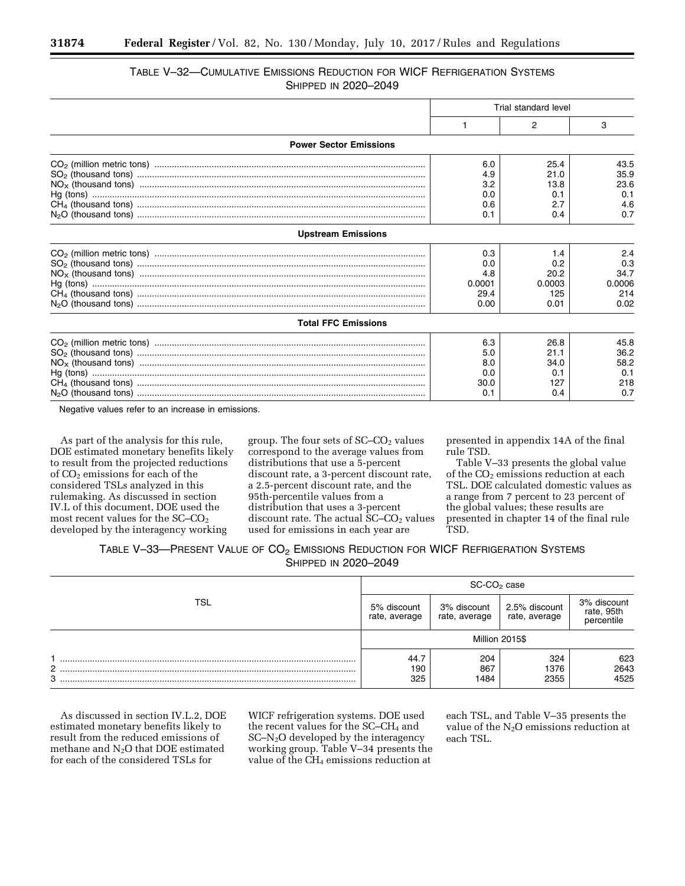### TABLE V–32—CUMULATIVE EMISSIONS REDUCTION FOR WICF REFRIGERATION SYSTEMS SHIPPED IN 2020–2049

| | Trial standard level | | |
|---|---|---|---|
| | 1 | 2 | 3 |
| **Power Sector Emissions** | | | |
| $CO_2$ (million metric tons) | 6.0 | 25.4 | 43.5 |
| $SO_2$ (thousand tons) | 4.9 | 21.0 | 35.9 |
| $NO_X$ (thousand tons) | 3.2 | 13.8 | 23.6 |
| Hg (tons) | 0.0 | 0.1 | 0.1 |
| $CH_4$ (thousand tons) | 0.6 | 2.7 | 4.6 |
| $N_2O$ (thousand tons) | 0.1 | 0.4 | 0.7 |
| **Upstream Emissions** | | | |
| $CO_2$ (million metric tons) | 0.3 | 1.4 | 2.4 |
| $SO_2$ (thousand tons) | 0.0 | 0.2 | 0.3 |
| $NO_X$ (thousand tons) | 4.8 | 20.2 | 34.7 |
| Hg (tons) | 0.0001 | 0.0003 | 0.0006 |
| $CH_4$ (thousand tons) | 29.4 | 125 | 214 |
| $N_2O$ (thousand tons) | 0.00 | 0.01 | 0.02 |
| **Total FFC Emissions** | | | |
| $CO_2$ (million metric tons) | 6.3 | 26.8 | 45.8 |
| $SO_2$ (thousand tons) | 5.0 | 21.1 | 36.2 |
| $NO_X$ (thousand tons) | 8.0 | 34.0 | 58.2 |
| Hg (tons) | 0.0 | 0.1 | 0.1 |
| $CH_4$ (thousand tons) | 30.0 | 127 | 218 |
| $N_2O$ (thousand tons) | 0.1 | 0.4 | 0.7 |

Negative values refer to an increase in emissions.

As part of the analysis for this rule, DOE estimated monetary benefits likely to result from the projected reductions of $CO_2$ emissions for each of the considered TSLs analyzed in this rulemaking. As discussed in section IV.L of this document, DOE used the most recent values for the SC–$CO_2$ developed by the interagency working group. The four sets of SC–$CO_2$ values correspond to the average values from distributions that use a 5-percent discount rate, a 3-percent discount rate, a 2.5-percent discount rate, and the 95th-percentile values from a distribution that uses a 3-percent discount rate. The actual SC–$CO_2$ values used for emissions in each year are presented in appendix 14A of the final rule TSD.

Table V–33 presents the global value of the $CO_2$ emissions reduction at each TSL. DOE calculated domestic values as a range from 7 percent to 23 percent of the global values; these results are presented in chapter 14 of the final rule TSD.

### TABLE V–33—PRESENT VALUE OF $CO_2$ EMISSIONS REDUCTION FOR WICF REFRIGERATION SYSTEMS SHIPPED IN 2020–2049

| TSL | SC-$CO_2$ case | | | |
|---|---|---|---|---|
| | 5% discount rate, average | 3% discount rate, average | 2.5% discount rate, average | 3% discount rate, 95th percentile |
| | Million 2015$ | | | |
| 1 | 44.7 | 204 | 324 | 623 |
| 2 | 190 | 867 | 1376 | 2643 |
| 3 | 325 | 1484 | 2355 | 4525 |

As discussed in section IV.L.2, DOE estimated monetary benefits likely to result from the reduced emissions of methane and $N_2O$ that DOE estimated for each of the considered TSLs for WICF refrigeration systems. DOE used the recent values for the SC–$CH_4$ and SC–$N_2O$ developed by the interagency working group. Table V–34 presents the value of the $CH_4$ emissions reduction at each TSL, and Table V–35 presents the value of the $N_2O$ emissions reduction at each TSL.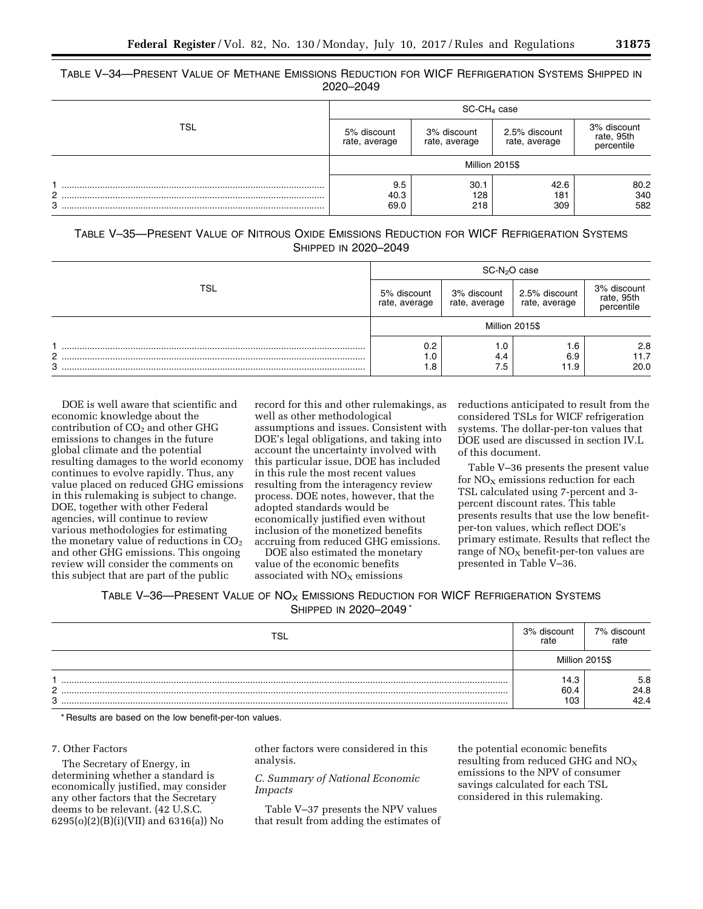TABLE V–34—PRESENT VALUE OF METHANE EMISSIONS REDUCTION FOR WICF REFRIGERATION SYSTEMS SHIPPED IN 2020–2049

| TSL | $SC\text{-}CH_4$ case | | | |
|---|---|---|---|---|
| | 5% discount rate, average | 3% discount rate, average | 2.5% discount rate, average | 3% discount rate, 95th percentile |
| | Million 2015$ | | | |
| 1 | 9.5 | 30.1 | 42.6 | 80.2 |
| 2 | 40.3 | 128 | 181 | 340 |
| 3 | 69.0 | 218 | 309 | 582 |

TABLE V–35—PRESENT VALUE OF NITROUS OXIDE EMISSIONS REDUCTION FOR WICF REFRIGERATION SYSTEMS SHIPPED IN 2020–2049

| TSL | $SC\text{-}N_2O$ case | | | |
|---|---|---|---|---|
| | 5% discount rate, average | 3% discount rate, average | 2.5% discount rate, average | 3% discount rate, 95th percentile |
| | Million 2015$ | | | |
| 1 | 0.2 | 1.0 | 1.6 | 2.8 |
| 2 | 1.0 | 4.4 | 6.9 | 11.7 |
| 3 | 1.8 | 7.5 | 11.9 | 20.0 |

DOE is well aware that scientific and economic knowledge about the contribution of $CO_2$ and other GHG emissions to changes in the future global climate and the potential resulting damages to the world economy continues to evolve rapidly. Thus, any value placed on reduced GHG emissions in this rulemaking is subject to change. DOE, together with other Federal agencies, will continue to review various methodologies for estimating the monetary value of reductions in $CO_2$ and other GHG emissions. This ongoing review will consider the comments on this subject that are part of the public record for this and other rulemakings, as well as other methodological assumptions and issues. Consistent with DOE's legal obligations, and taking into account the uncertainty involved with this particular issue, DOE has included in this rule the most recent values resulting from the interagency review process. DOE notes, however, that the adopted standards would be economically justified even without inclusion of the monetized benefits accruing from reduced GHG emissions.

DOE also estimated the monetary value of the economic benefits associated with $NO_X$ emissions reductions anticipated to result from the considered TSLs for WICF refrigeration systems. The dollar-per-ton values that DOE used are discussed in section IV.L of this document.

Table V–36 presents the present value for $NO_X$ emissions reduction for each TSL calculated using 7-percent and 3-percent discount rates. This table presents results that use the low benefit-per-ton values, which reflect DOE's primary estimate. Results that reflect the range of $NO_X$ benefit-per-ton values are presented in Table V–36.

TABLE V–36—PRESENT VALUE OF $NO_X$ EMISSIONS REDUCTION FOR WICF REFRIGERATION SYSTEMS SHIPPED IN 2020–2049 *

| TSL | 3% discount rate | 7% discount rate |
|---|---|---|
| | Million 2015$ | |
| 1 | 14.3 | 5.8 |
| 2 | 60.4 | 24.8 |
| 3 | 103 | 42.4 |

* Results are based on the low benefit-per-ton values.

7. Other Factors

The Secretary of Energy, in determining whether a standard is economically justified, may consider any other factors that the Secretary deems to be relevant. (42 U.S.C. 6295(o)(2)(B)(i)(VII) and 6316(a)) No other factors were considered in this analysis.

*C. Summary of National Economic Impacts*

Table V–37 presents the NPV values that result from adding the estimates of the potential economic benefits resulting from reduced GHG and $NO_X$ emissions to the NPV of consumer savings calculated for each TSL considered in this rulemaking.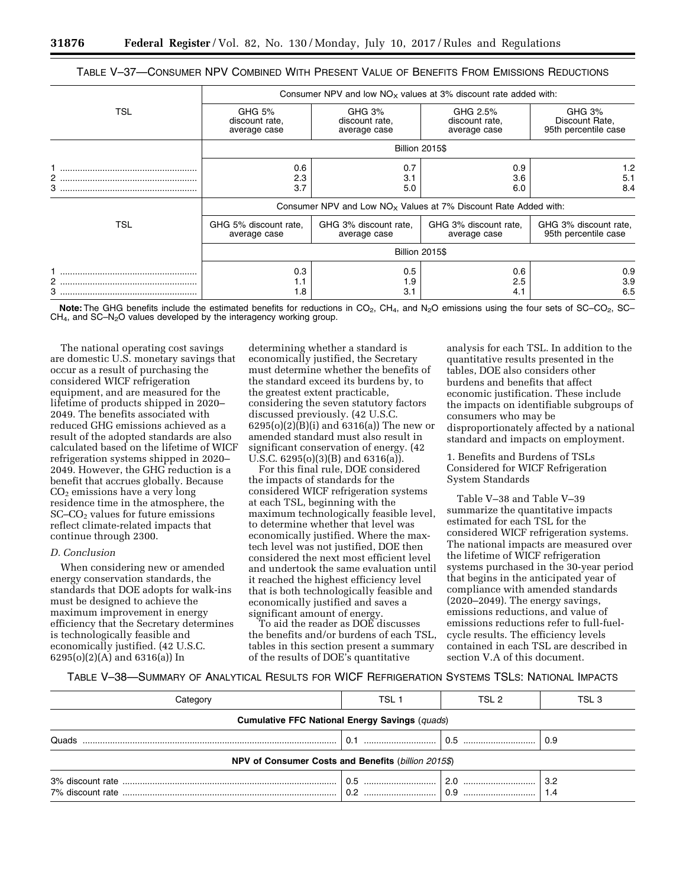TABLE V–37—CONSUMER NPV COMBINED WITH PRESENT VALUE OF BENEFITS FROM EMISSIONS REDUCTIONS

| TSL | Consumer NPV and low $NO_X$ values at 3% discount rate added with: | | | |
|---|---|---|---|---|
| | GHG 5% discount rate, average case | GHG 3% discount rate, average case | GHG 2.5% discount rate, average case | GHG 3% Discount Rate, 95th percentile case |
| | Billion 2015$ | | | |
| 1 | 0.6 | 0.7 | 0.9 | 1.2 |
| 2 | 2.3 | 3.1 | 3.6 | 5.1 |
| 3 | 3.7 | 5.0 | 6.0 | 8.4 |
| TSL | Consumer NPV and Low $NO_X$ Values at 7% Discount Rate Added with: | | | |
| | GHG 5% discount rate, average case | GHG 3% discount rate, average case | GHG 3% discount rate, average case | GHG 3% discount rate, 95th percentile case |
| | Billion 2015$ | | | |
| 1 | 0.3 | 0.5 | 0.6 | 0.9 |
| 2 | 1.1 | 1.9 | 2.5 | 3.9 |
| 3 | 1.8 | 3.1 | 4.1 | 6.5 |

**Note:** The GHG benefits include the estimated benefits for reductions in $CO_2$, $CH_4$, and $N_2O$ emissions using the four sets of SC–$CO_2$, SC–$CH_4$, and SC–$N_2O$ values developed by the interagency working group.

The national operating cost savings are domestic U.S. monetary savings that occur as a result of purchasing the considered WICF refrigeration equipment, and are measured for the lifetime of products shipped in 2020–2049. The benefits associated with reduced GHG emissions achieved as a result of the adopted standards are also calculated based on the lifetime of WICF refrigeration systems shipped in 2020–2049. However, the GHG reduction is a benefit that accrues globally. Because $CO_2$ emissions have a very long residence time in the atmosphere, the SC–$CO_2$ values for future emissions reflect climate-related impacts that continue through 2300.

*D. Conclusion*

When considering new or amended energy conservation standards, the standards that DOE adopts for walk-ins must be designed to achieve the maximum improvement in energy efficiency that the Secretary determines is technologically feasible and economically justified. (42 U.S.C. 6295(o)(2)(A) and 6316(a)) In determining whether a standard is economically justified, the Secretary must determine whether the benefits of the standard exceed its burdens by, to the greatest extent practicable, considering the seven statutory factors discussed previously. (42 U.S.C. 6295(o)(2)(B)(i) and 6316(a)) The new or amended standard must also result in significant conservation of energy. (42 U.S.C. 6295(o)(3)(B) and 6316(a)).

For this final rule, DOE considered the impacts of standards for the considered WICF refrigeration systems at each TSL, beginning with the maximum technologically feasible level, to determine whether that level was economically justified. Where the max-tech level was not justified, DOE then considered the next most efficient level and undertook the same evaluation until it reached the highest efficiency level that is both technologically feasible and economically justified and saves a significant amount of energy.

To aid the reader as DOE discusses the benefits and/or burdens of each TSL, tables in this section present a summary of the results of DOE's quantitative analysis for each TSL. In addition to the quantitative results presented in the tables, DOE also considers other burdens and benefits that affect economic justification. These include the impacts on identifiable subgroups of consumers who may be disproportionately affected by a national standard and impacts on employment.

1. Benefits and Burdens of TSLs Considered for WICF Refrigeration System Standards

Table V–38 and Table V–39 summarize the quantitative impacts estimated for each TSL for the considered WICF refrigeration systems. The national impacts are measured over the lifetime of WICF refrigeration systems purchased in the 30-year period that begins in the anticipated year of compliance with amended standards (2020–2049). The energy savings, emissions reductions, and value of emissions reductions refer to full-fuel-cycle results. The efficiency levels contained in each TSL are described in section V.A of this document.

TABLE V–38—SUMMARY OF ANALYTICAL RESULTS FOR WICF REFRIGERATION SYSTEMS TSLS: NATIONAL IMPACTS

| Category | TSL 1 | TSL 2 | TSL 3 |
|---|---|---|---|
| **Cumulative FFC National Energy Savings** (*quads*) | | | |
| Quads | 0.1 | 0.5 | 0.9 |
| **NPV of Consumer Costs and Benefits** (*billion 2015$*) | | | |
| 3% discount rate | 0.5 | 2.0 | 3.2 |
| 7% discount rate | 0.2 | 0.9 | 1.4 |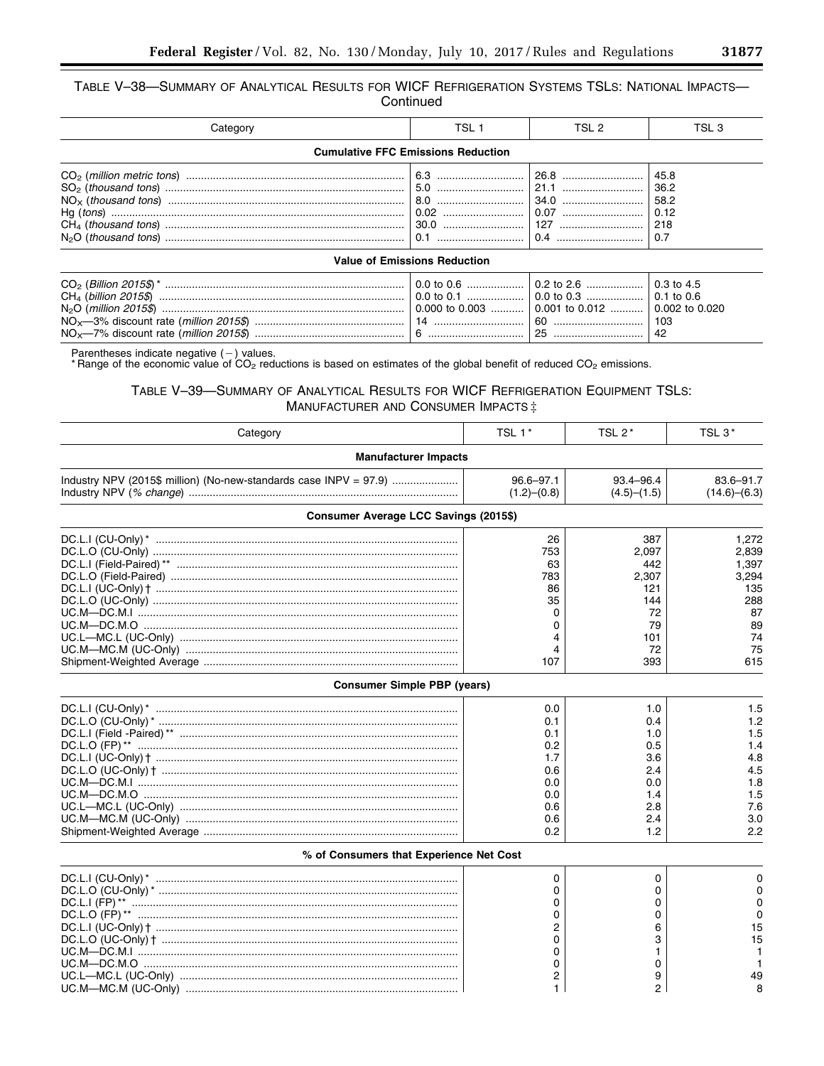TABLE V–38—SUMMARY OF ANALYTICAL RESULTS FOR WICF REFRIGERATION SYSTEMS TSLs: NATIONAL IMPACTS—Continued

| Category | TSL 1 | TSL 2 | TSL 3 |
|---|---|---|---|
| **Cumulative FFC Emissions Reduction** | | | |
| $CO_2$ (*million metric tons*) | 6.3 | 26.8 | 45.8 |
| $SO_2$ (*thousand tons*) | 5.0 | 21.1 | 36.2 |
| $NO_X$ (*thousand tons*) | 8.0 | 34.0 | 58.2 |
| Hg (*tons*) | 0.02 | 0.07 | 0.12 |
| $CH_4$ (*thousand tons*) | 30.0 | 127 | 218 |
| $N_2O$ (*thousand tons*) | 0.1 | 0.4 | 0.7 |
| **Value of Emissions Reduction** | | | |
| $CO_2$ (*Billion 2015$*) * | 0.0 to 0.6 | 0.2 to 2.6 | 0.3 to 4.5 |
| $CH_4$ (*billion 2015$*) | 0.0 to 0.1 | 0.0 to 0.3 | 0.1 to 0.6 |
| $N_2O$ (*million 2015$*) | 0.000 to 0.003 | 0.001 to 0.012 | 0.002 to 0.020 |
| $NO_X$—3% discount rate (*million 2015$*) | 14 | 60 | 103 |
| $NO_X$—7% discount rate (*million 2015$*) | 6 | 25 | 42 |

Parentheses indicate negative (−) values.
* Range of the economic value of $CO_2$ reductions is based on estimates of the global benefit of reduced $CO_2$ emissions.

TABLE V–39—SUMMARY OF ANALYTICAL RESULTS FOR WICF REFRIGERATION EQUIPMENT TSLs: MANUFACTURER AND CONSUMER IMPACTS ‡

| Category | TSL 1 * | TSL 2 * | TSL 3 * |
|---|---|---|---|
| **Manufacturer Impacts** | | | |
| Industry NPV (2015$ million) (No-new-standards case INPV = 97.9) | 96.6–97.1 | 93.4–96.4 | 83.6–91.7 |
| Industry NPV (*% change*) | (1.2)–(0.8) | (4.5)–(1.5) | (14.6)–(6.3) |
| **Consumer Average LCC Savings (2015$)** | | | |
| DC.L.I (CU-Only) * | 26 | 387 | 1,272 |
| DC.L.O (CU-Only) | 753 | 2,097 | 2,839 |
| DC.L.I (Field-Paired) ** | 63 | 442 | 1,397 |
| DC.L.O (Field-Paired) | 783 | 2,307 | 3,294 |
| DC.L.I (UC-Only) † | 86 | 121 | 135 |
| DC.L.O (UC-Only) | 35 | 144 | 288 |
| UC.M—DC.M.I | 0 | 72 | 87 |
| UC.M—DC.M.O | 0 | 79 | 89 |
| UC.L—MC.L (UC-Only) | 4 | 101 | 74 |
| UC.M—MC.M (UC-Only) | 4 | 72 | 75 |
| Shipment-Weighted Average | 107 | 393 | 615 |
| **Consumer Simple PBP (years)** | | | |
| DC.L.I (CU-Only) * | 0.0 | 1.0 | 1.5 |
| DC.L.O (CU-Only) * | 0.1 | 0.4 | 1.2 |
| DC.L.I (Field -Paired) ** | 0.1 | 1.0 | 1.5 |
| DC.L.O (FP) ** | 0.2 | 0.5 | 1.4 |
| DC.L.I (UC-Only) † | 1.7 | 3.6 | 4.8 |
| DC.L.O (UC-Only) † | 0.6 | 2.4 | 4.5 |
| UC.M—DC.M.I | 0.0 | 0.0 | 1.8 |
| UC.M—DC.M.O | 0.0 | 1.4 | 1.5 |
| UC.L—MC.L (UC-Only) | 0.6 | 2.8 | 7.6 |
| UC.M—MC.M (UC-Only) | 0.6 | 2.4 | 3.0 |
| Shipment-Weighted Average | 0.2 | 1.2 | 2.2 |
| **% of Consumers that Experience Net Cost** | | | |
| DC.L.I (CU-Only) * | 0 | 0 | 0 |
| DC.L.O (CU-Only) * | 0 | 0 | 0 |
| DC.L.I (FP) ** | 0 | 0 | 0 |
| DC.L.O (FP) ** | 0 | 0 | 0 |
| DC.L.I (UC-Only) † | 2 | 6 | 15 |
| DC.L.O (UC-Only) † | 0 | 3 | 15 |
| UC.M—DC.M.I | 0 | 1 | 1 |
| UC.M—DC.M.O | 0 | 0 | 1 |
| UC.L—MC.L (UC-Only) | 2 | 9 | 49 |
| UC.M—MC.M (UC-Only) | 1 | 2 | 8 |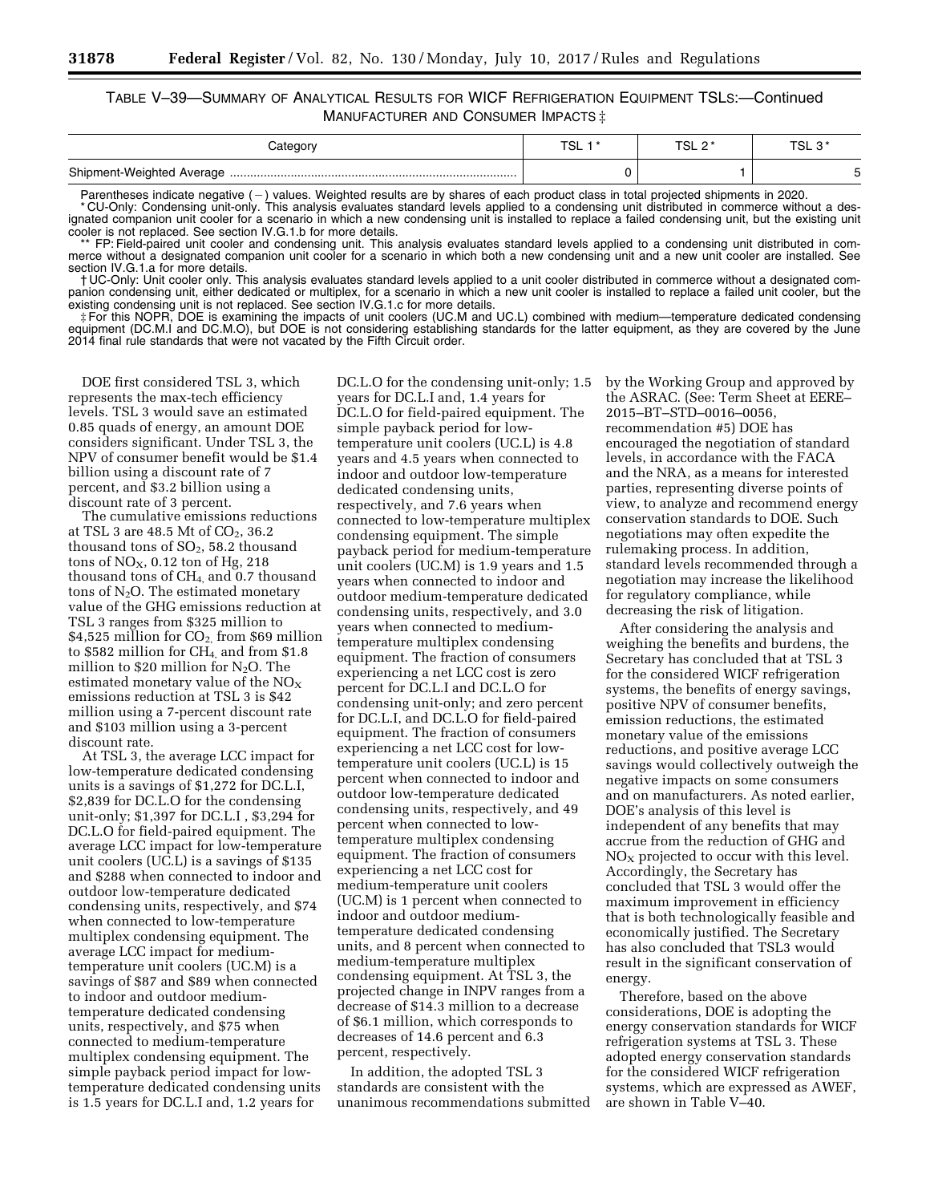TABLE V–39—SUMMARY OF ANALYTICAL RESULTS FOR WICF REFRIGERATION EQUIPMENT TSLS:—Continued MANUFACTURER AND CONSUMER IMPACTS ‡

| Category | TSL 1* | TSL 2* | TSL 3* |
|---|---|---|---|
| Shipment-Weighted Average | 0 | 1 | 5 |

Parentheses indicate negative (−) values. Weighted results are by shares of each product class in total projected shipments in 2020.

* CU-Only: Condensing unit-only. This analysis evaluates standard levels applied to a condensing unit distributed in commerce without a designated companion unit cooler for a scenario in which a new condensing unit is installed to replace a failed condensing unit, but the existing unit cooler is not replaced. See section IV.G.1.b for more details.

** FP: Field-paired unit cooler and condensing unit. This analysis evaluates standard levels applied to a condensing unit distributed in commerce without a designated companion unit cooler for a scenario in which both a new condensing unit and a new unit cooler are installed. See section IV.G.1.a for more details.

† UC-Only: Unit cooler only. This analysis evaluates standard levels applied to a unit cooler distributed in commerce without a designated companion condensing unit, either dedicated or multiplex, for a scenario in which a new unit cooler is installed to replace a failed unit cooler, but the existing condensing unit is not replaced. See section IV.G.1.c for more details.

‡ For this NOPR, DOE is examining the impacts of unit coolers (UC.M and UC.L) combined with medium—temperature dedicated condensing equipment (DC.M.I and DC.M.O), but DOE is not considering establishing standards for the latter equipment, as they are covered by the June 2014 final rule standards that were not vacated by the Fifth Circuit order.

DOE first considered TSL 3, which represents the max-tech efficiency levels. TSL 3 would save an estimated 0.85 quads of energy, an amount DOE considers significant. Under TSL 3, the NPV of consumer benefit would be $1.4 billion using a discount rate of 7 percent, and $3.2 billion using a discount rate of 3 percent.

The cumulative emissions reductions at TSL 3 are 48.5 Mt of $CO_2$, 36.2 thousand tons of $SO_2$, 58.2 thousand tons of $NO_X$, 0.12 ton of Hg, 218 thousand tons of $CH_4$, and 0.7 thousand tons of $N_2O$. The estimated monetary value of the GHG emissions reduction at TSL 3 ranges from $325 million to $4,525 million for $CO_2$, from $69 million to $582 million for $CH_4$, and from $1.8 million to $20 million for $N_2O$. The estimated monetary value of the $NO_X$ emissions reduction at TSL 3 is $42 million using a 7-percent discount rate and $103 million using a 3-percent discount rate.

At TSL 3, the average LCC impact for low-temperature dedicated condensing units is a savings of $1,272 for DC.L.I, $2,839 for DC.L.O for the condensing unit-only; $1,397 for DC.L.I , $3,294 for DC.L.O for field-paired equipment. The average LCC impact for low-temperature unit coolers (UC.L) is a savings of $135 and $288 when connected to indoor and outdoor low-temperature dedicated condensing units, respectively, and $74 when connected to low-temperature multiplex condensing equipment. The average LCC impact for medium-temperature unit coolers (UC.M) is a savings of $87 and $89 when connected to indoor and outdoor medium-temperature dedicated condensing units, respectively, and $75 when connected to medium-temperature multiplex condensing equipment. The simple payback period impact for low-temperature dedicated condensing units is 1.5 years for DC.L.I and, 1.2 years for DC.L.O for the condensing unit-only; 1.5 years for DC.L.I and, 1.4 years for DC.L.O for field-paired equipment. The simple payback period for low-temperature unit coolers (UC.L) is 4.8 years and 4.5 years when connected to indoor and outdoor low-temperature dedicated condensing units, respectively, and 7.6 years when connected to low-temperature multiplex condensing equipment. The simple payback period for medium-temperature unit coolers (UC.M) is 1.9 years and 1.5 years when connected to indoor and outdoor medium-temperature dedicated condensing units, respectively, and 3.0 years when connected to medium-temperature multiplex condensing equipment. The fraction of consumers experiencing a net LCC cost is zero percent for DC.L.I and DC.L.O for condensing unit-only; and zero percent for DC.L.I, and DC.L.O for field-paired equipment. The fraction of consumers experiencing a net LCC cost for low-temperature unit coolers (UC.L) is 15 percent when connected to indoor and outdoor low-temperature dedicated condensing units, respectively, and 49 percent when connected to low-temperature multiplex condensing equipment. The fraction of consumers experiencing a net LCC cost for medium-temperature unit coolers (UC.M) is 1 percent when connected to indoor and outdoor medium-temperature dedicated condensing units, and 8 percent when connected to medium-temperature multiplex condensing equipment. At TSL 3, the projected change in INPV ranges from a decrease of $14.3 million to a decrease of $6.1 million, which corresponds to decreases of 14.6 percent and 6.3 percent, respectively.

In addition, the adopted TSL 3 standards are consistent with the unanimous recommendations submitted by the Working Group and approved by the ASRAC. (See: Term Sheet at EERE–2015–BT–STD–0016–0056, recommendation #5) DOE has encouraged the negotiation of standard levels, in accordance with the FACA and the NRA, as a means for interested parties, representing diverse points of view, to analyze and recommend energy conservation standards to DOE. Such negotiations may often expedite the rulemaking process. In addition, standard levels recommended through a negotiation may increase the likelihood for regulatory compliance, while decreasing the risk of litigation.

After considering the analysis and weighing the benefits and burdens, the Secretary has concluded that at TSL 3 for the considered WICF refrigeration systems, the benefits of energy savings, positive NPV of consumer benefits, emission reductions, the estimated monetary value of the emissions reductions, and positive average LCC savings would collectively outweigh the negative impacts on some consumers and on manufacturers. As noted earlier, DOE's analysis of this level is independent of any benefits that may accrue from the reduction of GHG and $NO_X$ projected to occur with this level. Accordingly, the Secretary has concluded that TSL 3 would offer the maximum improvement in efficiency that is both technologically feasible and economically justified. The Secretary has also concluded that TSL3 would result in the significant conservation of energy.

Therefore, based on the above considerations, DOE is adopting the energy conservation standards for WICF refrigeration systems at TSL 3. These adopted energy conservation standards for the considered WICF refrigeration systems, which are expressed as AWEF, are shown in Table V–40.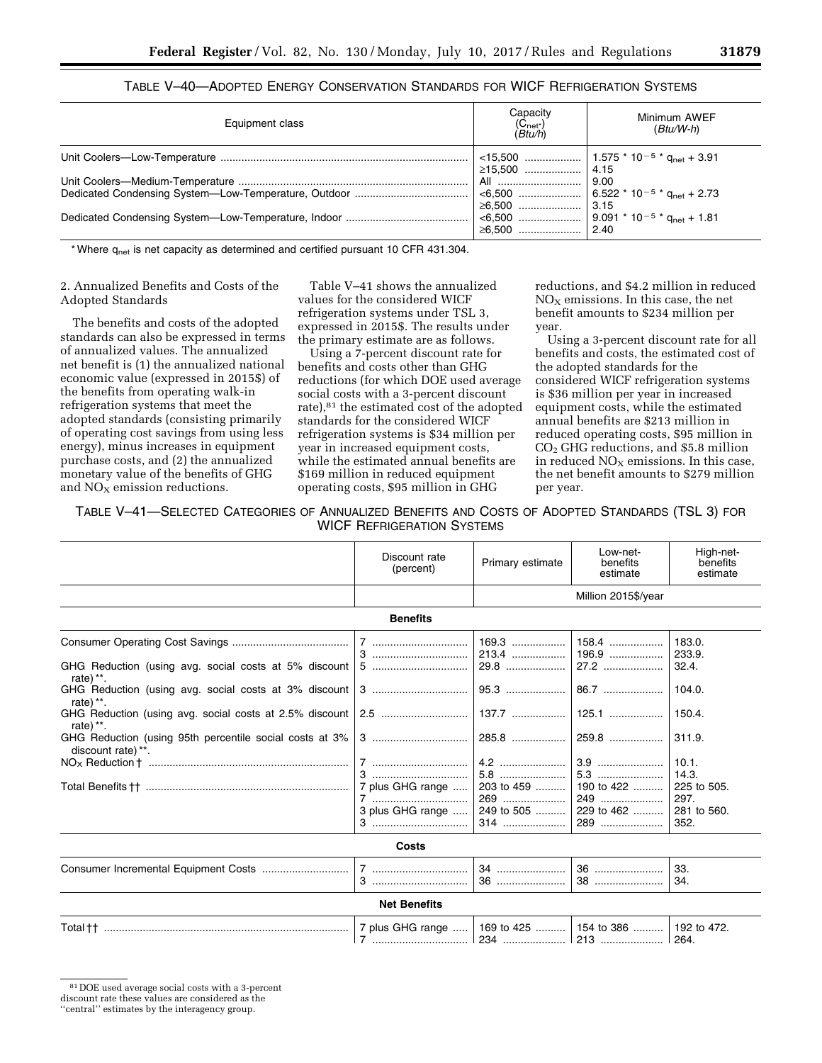TABLE V–40—ADOPTED ENERGY CONSERVATION STANDARDS FOR WICF REFRIGERATION SYSTEMS

| Equipment class | Capacity ($C_{net^*}$) (*Btu/h*) | Minimum AWEF (*Btu/W-h*) |
|---|---|---|
| Unit Coolers—Low-Temperature | <15,500 | $1.575 * 10^{-5} * q_{net} + 3.91$ |
| | ≥15,500 | 4.15 |
| Unit Coolers—Medium-Temperature | All | 9.00 |
| Dedicated Condensing System—Low-Temperature, Outdoor | <6,500 | $6.522 * 10^{-5} * q_{net} + 2.73$ |
| | ≥6,500 | 3.15 |
| Dedicated Condensing System—Low-Temperature, Indoor | <6,500 | $9.091 * 10^{-5} * q_{net} + 1.81$ |
| | ≥6,500 | 2.40 |

* Where $q_{net}$ is net capacity as determined and certified pursuant 10 CFR 431.304.

2. Annualized Benefits and Costs of the Adopted Standards

The benefits and costs of the adopted standards can also be expressed in terms of annualized values. The annualized net benefit is (1) the annualized national economic value (expressed in 2015$) of the benefits from operating walk-in refrigeration systems that meet the adopted standards (consisting primarily of operating cost savings from using less energy), minus increases in equipment purchase costs, and (2) the annualized monetary value of the benefits of GHG and $NO_X$ emission reductions.

Table V–41 shows the annualized values for the considered WICF refrigeration systems under TSL 3, expressed in 2015$. The results under the primary estimate are as follows.

Using a 7-percent discount rate for benefits and costs other than GHG reductions (for which DOE used average social costs with a 3-percent discount rate),[81] the estimated cost of the adopted standards for the considered WICF refrigeration systems is $34 million per year in increased equipment costs, while the estimated annual benefits are $169 million in reduced equipment operating costs, $95 million in GHG reductions, and $4.2 million in reduced $NO_X$ emissions. In this case, the net benefit amounts to $234 million per year.

Using a 3-percent discount rate for all benefits and costs, the estimated cost of the adopted standards for the considered WICF refrigeration systems is $36 million per year in increased equipment costs, while the estimated annual benefits are $213 million in reduced operating costs, $95 million in $CO_2$ GHG reductions, and $5.8 million in reduced $NO_X$ emissions. In this case, the net benefit amounts to $279 million per year.

TABLE V–41—SELECTED CATEGORIES OF ANNUALIZED BENEFITS AND COSTS OF ADOPTED STANDARDS (TSL 3) FOR WICF REFRIGERATION SYSTEMS

| | Discount rate (percent) | Primary estimate | Low-net-benefits estimate | High-net-benefits estimate |
|---|---|---|---|---|
| | | Million 2015$/year | | |
| **Benefits** | | | | |
| Consumer Operating Cost Savings | 7 | 169.3 | 158.4 | 183.0. |
| | 3 | 213.4 | 196.9 | 233.9. |
| GHG Reduction (using avg. social costs at 5% discount rate)**. | 5 | 29.8 | 27.2 | 32.4. |
| GHG Reduction (using avg. social costs at 3% discount rate)**. | 3 | 95.3 | 86.7 | 104.0. |
| GHG Reduction (using avg. social costs at 2.5% discount rate)**. | 2.5 | 137.7 | 125.1 | 150.4. |
| GHG Reduction (using 95th percentile social costs at 3% discount rate)**. | 3 | 285.8 | 259.8 | 311.9. |
| $NO_X$ Reduction † | 7 | 4.2 | 3.9 | 10.1. |
| | 3 | 5.8 | 5.3 | 14.3. |
| Total Benefits †† | 7 plus GHG range | 203 to 459 | 190 to 422 | 225 to 505. |
| | 7 | 269 | 249 | 297. |
| | 3 plus GHG range | 249 to 505 | 229 to 462 | 281 to 560. |
| | 3 | 314 | 289 | 352. |
| **Costs** | | | | |
| Consumer Incremental Equipment Costs | 7 | 34 | 36 | 33. |
| | 3 | 36 | 38 | 34. |
| **Net Benefits** | | | | |
| Total †† | 7 plus GHG range | 169 to 425 | 154 to 386 | 192 to 472. |
| | 7 | 234 | 213 | 264. |

[81] DOE used average social costs with a 3-percent discount rate these values are considered as the "central" estimates by the interagency group.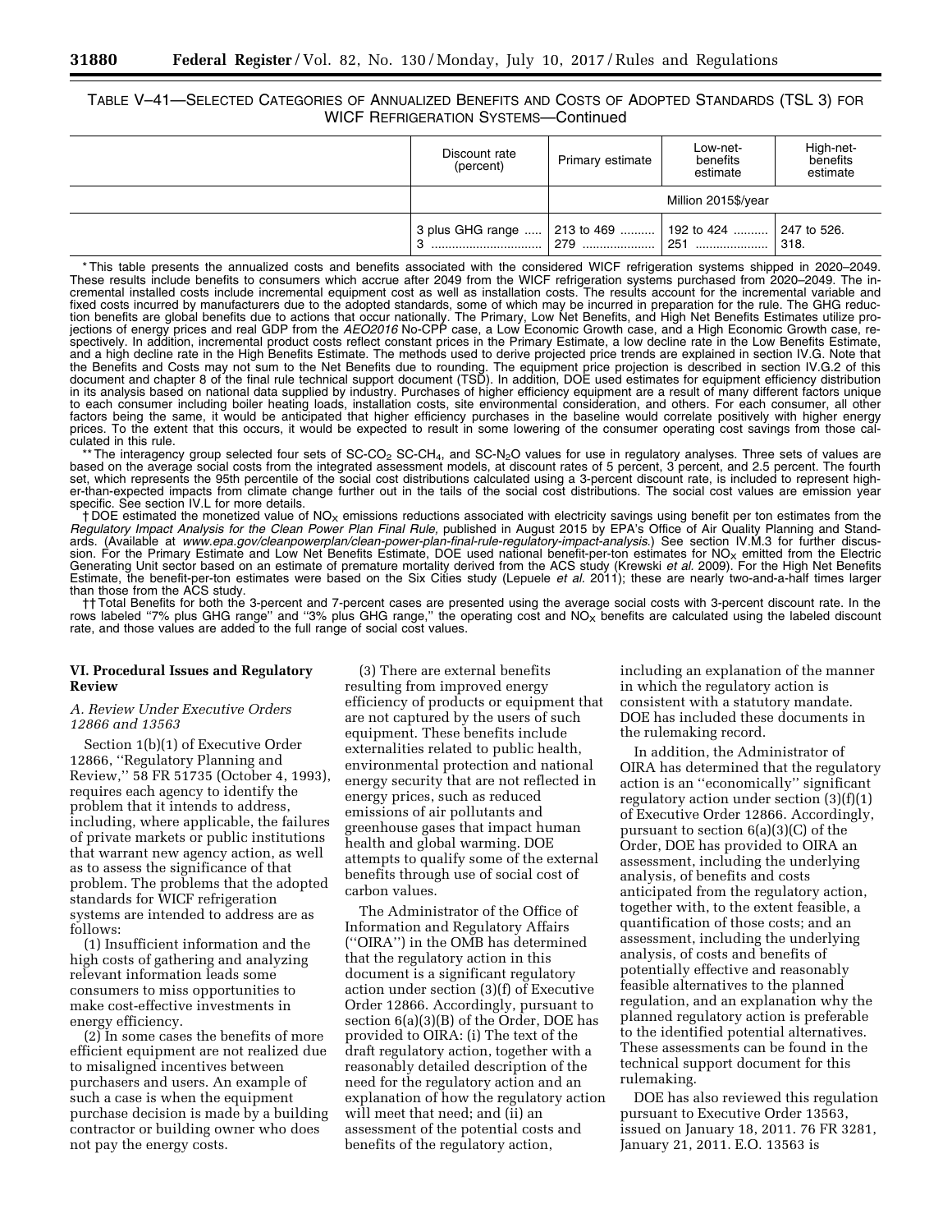TABLE V–41—SELECTED CATEGORIES OF ANNUALIZED BENEFITS AND COSTS OF ADOPTED STANDARDS (TSL 3) FOR WICF REFRIGERATION SYSTEMS—Continued

| | Discount rate (percent) | Primary estimate | Low-net-benefits estimate | High-net-benefits estimate |
|---|---|---|---|---|
| | | Million 2015$/year | | |
| | 3 plus GHG range | 213 to 469 | 192 to 424 | 247 to 526. |
| | 3 | 279 | 251 | 318. |

\* This table presents the annualized costs and benefits associated with the considered WICF refrigeration systems shipped in 2020–2049. These results include benefits to consumers which accrue after 2049 from the WICF refrigeration systems purchased from 2020–2049. The incremental installed costs include incremental equipment cost as well as installation costs. The results account for the incremental variable and fixed costs incurred by manufacturers due to the adopted standards, some of which may be incurred in preparation for the rule. The GHG reduction benefits are global benefits due to actions that occur nationally. The Primary, Low Net Benefits, and High Net Benefits Estimates utilize projections of energy prices and real GDP from the *AEO2016* No-CPP case, a Low Economic Growth case, and a High Economic Growth case, respectively. In addition, incremental product costs reflect constant prices in the Primary Estimate, a low decline rate in the Low Benefits Estimate, and a high decline rate in the High Benefits Estimate. The methods used to derive projected price trends are explained in section IV.G. Note that the Benefits and Costs may not sum to the Net Benefits due to rounding. The equipment price projection is described in section IV.G.2 of this document and chapter 8 of the final rule technical support document (TSD). In addition, DOE used estimates for equipment efficiency distribution in its analysis based on national data supplied by industry. Purchases of higher efficiency equipment are a result of many different factors unique to each consumer including boiler heating loads, installation costs, site environmental consideration, and others. For each consumer, all other factors being the same, it would be anticipated that higher efficiency purchases in the baseline would correlate positively with higher energy prices. To the extent that this occurs, it would be expected to result in some lowering of the consumer operating cost savings from those calculated in this rule.

\*\* The interagency group selected four sets of SC-$CO_2$ SC-$CH_4$, and SC-$N_2O$ values for use in regulatory analyses. Three sets of values are based on the average social costs from the integrated assessment models, at discount rates of 5 percent, 3 percent, and 2.5 percent. The fourth set, which represents the 95th percentile of the social cost distributions calculated using a 3-percent discount rate, is included to represent higher-than-expected impacts from climate change further out in the tails of the social cost distributions. The social cost values are emission year specific. See section IV.L for more details.

† DOE estimated the monetized value of $NO_X$ emissions reductions associated with electricity savings using benefit per ton estimates from the *Regulatory Impact Analysis for the Clean Power Plan Final Rule,* published in August 2015 by EPA's Office of Air Quality Planning and Standards. (Available at *www.epa.gov/cleanpowerplan/clean-power-plan-final-rule-regulatory-impact-analysis.*) See section IV.M.3 for further discussion. For the Primary Estimate and Low Net Benefits Estimate, DOE used national benefit-per-ton estimates for $NO_X$ emitted from the Electric Generating Unit sector based on an estimate of premature mortality derived from the ACS study (Krewski *et al.* 2009). For the High Net Benefits Estimate, the benefit-per-ton estimates were based on the Six Cities study (Lepuele *et al.* 2011); these are nearly two-and-a-half times larger than those from the ACS study.

†† Total Benefits for both the 3-percent and 7-percent cases are presented using the average social costs with 3-percent discount rate. In the rows labeled "7% plus GHG range" and "3% plus GHG range," the operating cost and $NO_X$ benefits are calculated using the labeled discount rate, and those values are added to the full range of social cost values.

## VI. Procedural Issues and Regulatory Review

### A. Review Under Executive Orders 12866 and 13563

Section 1(b)(1) of Executive Order 12866, "Regulatory Planning and Review," 58 FR 51735 (October 4, 1993), requires each agency to identify the problem that it intends to address, including, where applicable, the failures of private markets or public institutions that warrant new agency action, as well as to assess the significance of that problem. The problems that the adopted standards for WICF refrigeration systems are intended to address are as follows:

(1) Insufficient information and the high costs of gathering and analyzing relevant information leads some consumers to miss opportunities to make cost-effective investments in energy efficiency.

(2) In some cases the benefits of more efficient equipment are not realized due to misaligned incentives between purchasers and users. An example of such a case is when the equipment purchase decision is made by a building contractor or building owner who does not pay the energy costs.

(3) There are external benefits resulting from improved energy efficiency of products or equipment that are not captured by the users of such equipment. These benefits include externalities related to public health, environmental protection and national energy security that are not reflected in energy prices, such as reduced emissions of air pollutants and greenhouse gases that impact human health and global warming. DOE attempts to qualify some of the external benefits through use of social cost of carbon values.

The Administrator of the Office of Information and Regulatory Affairs ("OIRA") in the OMB has determined that the regulatory action in this document is a significant regulatory action under section (3)(f) of Executive Order 12866. Accordingly, pursuant to section 6(a)(3)(B) of the Order, DOE has provided to OIRA: (i) The text of the draft regulatory action, together with a reasonably detailed description of the need for the regulatory action and an explanation of how the regulatory action will meet that need; and (ii) an assessment of the potential costs and benefits of the regulatory action, including an explanation of the manner in which the regulatory action is consistent with a statutory mandate. DOE has included these documents in the rulemaking record.

In addition, the Administrator of OIRA has determined that the regulatory action is an "economically" significant regulatory action under section (3)(f)(1) of Executive Order 12866. Accordingly, pursuant to section 6(a)(3)(C) of the Order, DOE has provided to OIRA an assessment, including the underlying analysis, of benefits and costs anticipated from the regulatory action, together with, to the extent feasible, a quantification of those costs; and an assessment, including the underlying analysis, of costs and benefits of potentially effective and reasonably feasible alternatives to the planned regulation, and an explanation why the planned regulatory action is preferable to the identified potential alternatives. These assessments can be found in the technical support document for this rulemaking.

DOE has also reviewed this regulation pursuant to Executive Order 13563, issued on January 18, 2011. 76 FR 3281, January 21, 2011. E.O. 13563 is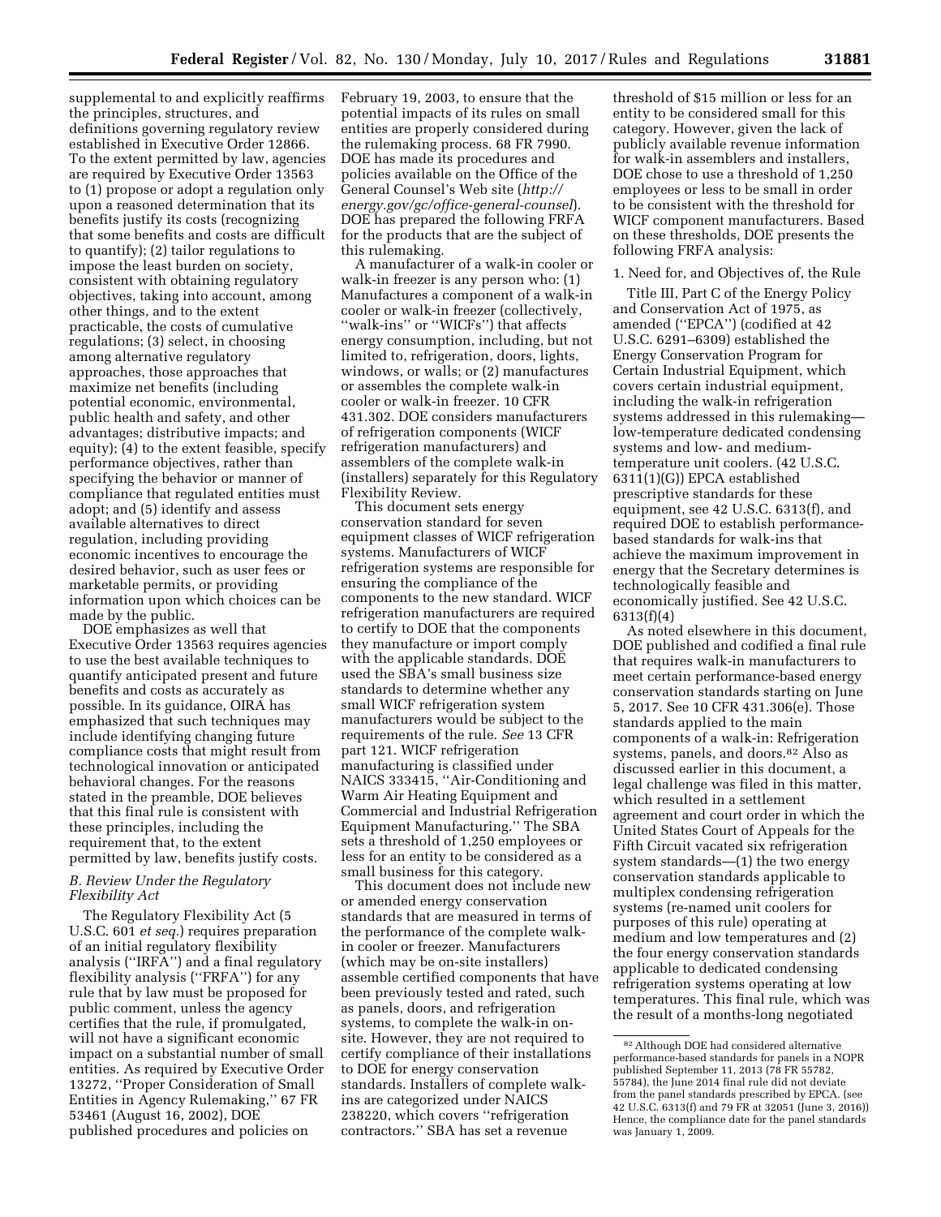supplemental to and explicitly reaffirms the principles, structures, and definitions governing regulatory review established in Executive Order 12866. To the extent permitted by law, agencies are required by Executive Order 13563 to (1) propose or adopt a regulation only upon a reasoned determination that its benefits justify its costs (recognizing that some benefits and costs are difficult to quantify); (2) tailor regulations to impose the least burden on society, consistent with obtaining regulatory objectives, taking into account, among other things, and to the extent practicable, the costs of cumulative regulations; (3) select, in choosing among alternative regulatory approaches, those approaches that maximize net benefits (including potential economic, environmental, public health and safety, and other advantages; distributive impacts; and equity); (4) to the extent feasible, specify performance objectives, rather than specifying the behavior or manner of compliance that regulated entities must adopt; and (5) identify and assess available alternatives to direct regulation, including providing economic incentives to encourage the desired behavior, such as user fees or marketable permits, or providing information upon which choices can be made by the public.

DOE emphasizes as well that Executive Order 13563 requires agencies to use the best available techniques to quantify anticipated present and future benefits and costs as accurately as possible. In its guidance, OIRA has emphasized that such techniques may include identifying changing future compliance costs that might result from technological innovation or anticipated behavioral changes. For the reasons stated in the preamble, DOE believes that this final rule is consistent with these principles, including the requirement that, to the extent permitted by law, benefits justify costs.

### *B. Review Under the Regulatory Flexibility Act*

The Regulatory Flexibility Act (5 U.S.C. 601 *et seq.*) requires preparation of an initial regulatory flexibility analysis (''IRFA'') and a final regulatory flexibility analysis (''FRFA'') for any rule that by law must be proposed for public comment, unless the agency certifies that the rule, if promulgated, will not have a significant economic impact on a substantial number of small entities. As required by Executive Order 13272, ''Proper Consideration of Small Entities in Agency Rulemaking,'' 67 FR 53461 (August 16, 2002), DOE published procedures and policies on February 19, 2003, to ensure that the potential impacts of its rules on small entities are properly considered during the rulemaking process. 68 FR 7990. DOE has made its procedures and policies available on the Office of the General Counsel's Web site (*http://energy.gov/gc/office-general-counsel*). DOE has prepared the following FRFA for the products that are the subject of this rulemaking.

A manufacturer of a walk-in cooler or walk-in freezer is any person who: (1) Manufactures a component of a walk-in cooler or walk-in freezer (collectively, ''walk-ins'' or ''WICFs'') that affects energy consumption, including, but not limited to, refrigeration, doors, lights, windows, or walls; or (2) manufactures or assembles the complete walk-in cooler or walk-in freezer. 10 CFR 431.302. DOE considers manufacturers of refrigeration components (WICF refrigeration manufacturers) and assemblers of the complete walk-in (installers) separately for this Regulatory Flexibility Review.

This document sets energy conservation standard for seven equipment classes of WICF refrigeration systems. Manufacturers of WICF refrigeration systems are responsible for ensuring the compliance of the components to the new standard. WICF refrigeration manufacturers are required to certify to DOE that the components they manufacture or import comply with the applicable standards. DOE used the SBA's small business size standards to determine whether any small WICF refrigeration system manufacturers would be subject to the requirements of the rule. *See* 13 CFR part 121. WICF refrigeration manufacturing is classified under NAICS 333415, ''Air-Conditioning and Warm Air Heating Equipment and Commercial and Industrial Refrigeration Equipment Manufacturing.'' The SBA sets a threshold of 1,250 employees or less for an entity to be considered as a small business for this category.

This document does not include new or amended energy conservation standards that are measured in terms of the performance of the complete walk-in cooler or freezer. Manufacturers (which may be on-site installers) assemble certified components that have been previously tested and rated, such as panels, doors, and refrigeration systems, to complete the walk-in on-site. However, they are not required to certify compliance of their installations to DOE for energy conservation standards. Installers of complete walk-ins are categorized under NAICS 238220, which covers ''refrigeration contractors.'' SBA has set a revenue threshold of $15 million or less for an entity to be considered small for this category. However, given the lack of publicly available revenue information for walk-in assemblers and installers, DOE chose to use a threshold of 1,250 employees or less to be small in order to be consistent with the threshold for WICF component manufacturers. Based on these thresholds, DOE presents the following FRFA analysis:

1. Need for, and Objectives of, the Rule

Title III, Part C of the Energy Policy and Conservation Act of 1975, as amended (''EPCA'') (codified at 42 U.S.C. 6291–6309) established the Energy Conservation Program for Certain Industrial Equipment, which covers certain industrial equipment, including the walk-in refrigeration systems addressed in this rulemaking—low-temperature dedicated condensing systems and low- and medium-temperature unit coolers. (42 U.S.C. 6311(1)(G)) EPCA established prescriptive standards for these equipment, see 42 U.S.C. 6313(f), and required DOE to establish performance-based standards for walk-ins that achieve the maximum improvement in energy that the Secretary determines is technologically feasible and economically justified. See 42 U.S.C. 6313(f)(4)

As noted elsewhere in this document, DOE published and codified a final rule that requires walk-in manufacturers to meet certain performance-based energy conservation standards starting on June 5, 2017. See 10 CFR 431.306(e). Those standards applied to the main components of a walk-in: Refrigeration systems, panels, and doors.[82] Also as discussed earlier in this document, a legal challenge was filed in this matter, which resulted in a settlement agreement and court order in which the United States Court of Appeals for the Fifth Circuit vacated six refrigeration system standards—(1) the two energy conservation standards applicable to multiplex condensing refrigeration systems (re-named unit coolers for purposes of this rule) operating at medium and low temperatures and (2) the four energy conservation standards applicable to dedicated condensing refrigeration systems operating at low temperatures. This final rule, which was the result of a months-long negotiated

[82] Although DOE had considered alternative performance-based standards for panels in a NOPR published September 11, 2013 (78 FR 55782, 55784), the June 2014 final rule did not deviate from the panel standards prescribed by EPCA. (see 42 U.S.C. 6313(f) and 79 FR at 32051 (June 3, 2016)) Hence, the compliance date for the panel standards was January 1, 2009.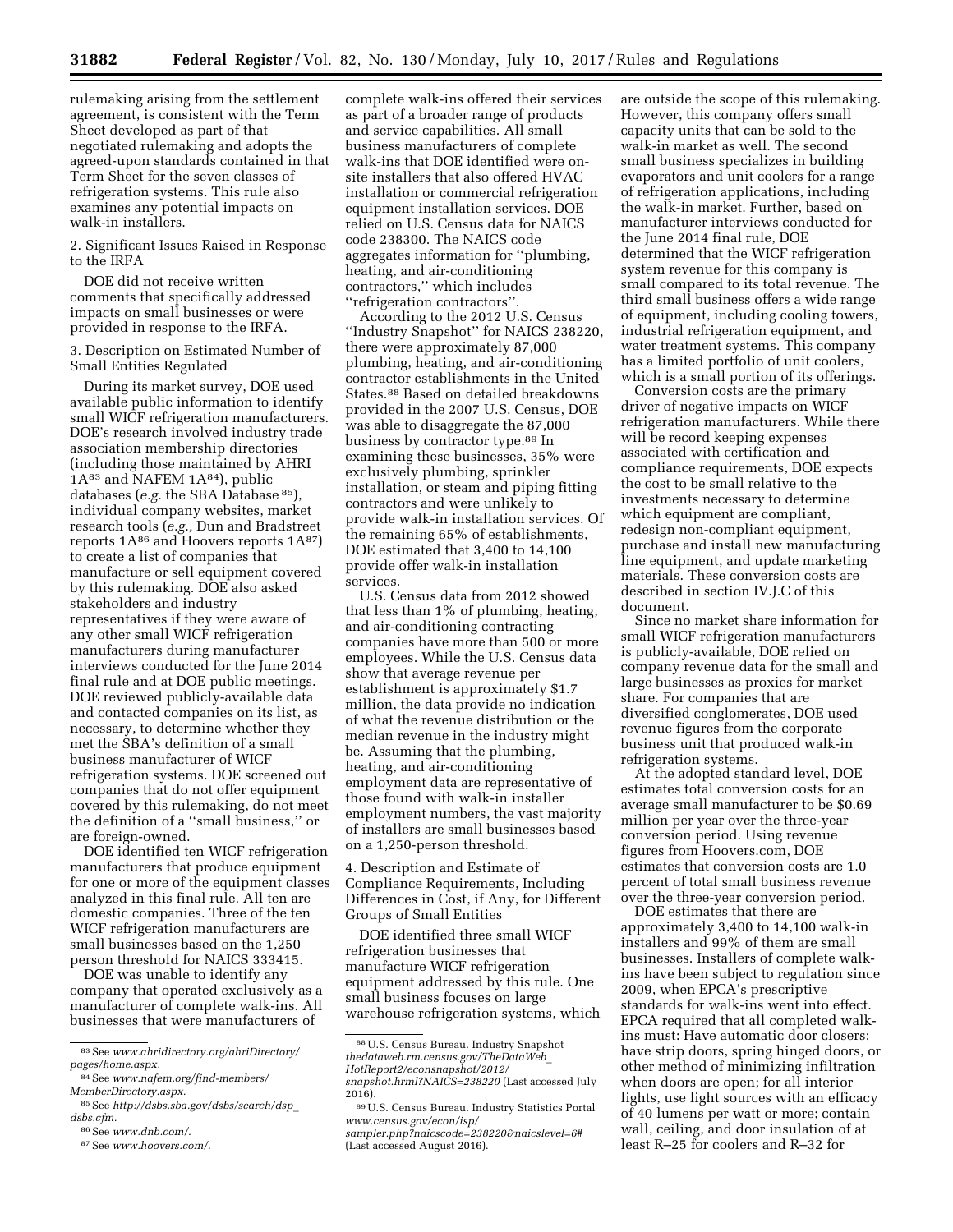rulemaking arising from the settlement agreement, is consistent with the Term Sheet developed as part of that negotiated rulemaking and adopts the agreed-upon standards contained in that Term Sheet for the seven classes of refrigeration systems. This rule also examines any potential impacts on walk-in installers.

2. Significant Issues Raised in Response to the IRFA

DOE did not receive written comments that specifically addressed impacts on small businesses or were provided in response to the IRFA.

3. Description on Estimated Number of Small Entities Regulated

During its market survey, DOE used available public information to identify small WICF refrigeration manufacturers. DOE's research involved industry trade association membership directories (including those maintained by AHRI 1A[83] and NAFEM 1A[84]), public databases (*e.g.* the SBA Database [85]), individual company websites, market research tools (*e.g.,* Dun and Bradstreet reports 1A[86] and Hoovers reports 1A[87]) to create a list of companies that manufacture or sell equipment covered by this rulemaking. DOE also asked stakeholders and industry representatives if they were aware of any other small WICF refrigeration manufacturers during manufacturer interviews conducted for the June 2014 final rule and at DOE public meetings. DOE reviewed publicly-available data and contacted companies on its list, as necessary, to determine whether they met the SBA's definition of a small business manufacturer of WICF refrigeration systems. DOE screened out companies that do not offer equipment covered by this rulemaking, do not meet the definition of a ''small business,'' or are foreign-owned.

DOE identified ten WICF refrigeration manufacturers that produce equipment for one or more of the equipment classes analyzed in this final rule. All ten are domestic companies. Three of the ten WICF refrigeration manufacturers are small businesses based on the 1,250 person threshold for NAICS 333415.

DOE was unable to identify any company that operated exclusively as a manufacturer of complete walk-ins. All businesses that were manufacturers of complete walk-ins offered their services as part of a broader range of products and service capabilities. All small business manufacturers of complete walk-ins that DOE identified were on-site installers that also offered HVAC installation or commercial refrigeration equipment installation services. DOE relied on U.S. Census data for NAICS code 238300. The NAICS code aggregates information for ''plumbing, heating, and air-conditioning contractors,'' which includes ''refrigeration contractors''.

According to the 2012 U.S. Census ''Industry Snapshot'' for NAICS 238220, there were approximately 87,000 plumbing, heating, and air-conditioning contractor establishments in the United States.[88] Based on detailed breakdowns provided in the 2007 U.S. Census, DOE was able to disaggregate the 87,000 business by contractor type.[89] In examining these businesses, 35% were exclusively plumbing, sprinkler installation, or steam and piping fitting contractors and were unlikely to provide walk-in installation services. Of the remaining 65% of establishments, DOE estimated that 3,400 to 14,100 provide offer walk-in installation services.

U.S. Census data from 2012 showed that less than 1% of plumbing, heating, and air-conditioning contracting companies have more than 500 or more employees. While the U.S. Census data show that average revenue per establishment is approximately $1.7 million, the data provide no indication of what the revenue distribution or the median revenue in the industry might be. Assuming that the plumbing, heating, and air-conditioning employment data are representative of those found with walk-in installer employment numbers, the vast majority of installers are small businesses based on a 1,250-person threshold.

4. Description and Estimate of Compliance Requirements, Including Differences in Cost, if Any, for Different Groups of Small Entities

DOE identified three small WICF refrigeration businesses that manufacture WICF refrigeration equipment addressed by this rule. One small business focuses on large warehouse refrigeration systems, which are outside the scope of this rulemaking. However, this company offers small capacity units that can be sold to the walk-in market as well. The second small business specializes in building evaporators and unit coolers for a range of refrigeration applications, including the walk-in market. Further, based on manufacturer interviews conducted for the June 2014 final rule, DOE determined that the WICF refrigeration system revenue for this company is small compared to its total revenue. The third small business offers a wide range of equipment, including cooling towers, industrial refrigeration equipment, and water treatment systems. This company has a limited portfolio of unit coolers, which is a small portion of its offerings.

Conversion costs are the primary driver of negative impacts on WICF refrigeration manufacturers. While there will be record keeping expenses associated with certification and compliance requirements, DOE expects the cost to be small relative to the investments necessary to determine which equipment are compliant, redesign non-compliant equipment, purchase and install new manufacturing line equipment, and update marketing materials. These conversion costs are described in section IV.J.C of this document.

Since no market share information for small WICF refrigeration manufacturers is publicly-available, DOE relied on company revenue data for the small and large businesses as proxies for market share. For companies that are diversified conglomerates, DOE used revenue figures from the corporate business unit that produced walk-in refrigeration systems.

At the adopted standard level, DOE estimates total conversion costs for an average small manufacturer to be $0.69 million per year over the three-year conversion period. Using revenue figures from Hoovers.com, DOE estimates that conversion costs are 1.0 percent of total small business revenue over the three-year conversion period.

DOE estimates that there are approximately 3,400 to 14,100 walk-in installers and 99% of them are small businesses. Installers of complete walk-ins have been subject to regulation since 2009, when EPCA's prescriptive standards for walk-ins went into effect. EPCA required that all completed walk-ins must: Have automatic door closers; have strip doors, spring hinged doors, or other method of minimizing infiltration when doors are open; for all interior lights, use light sources with an efficacy of 40 lumens per watt or more; contain wall, ceiling, and door insulation of at least R–25 for coolers and R–32 for

[83] See *www.ahridirectory.org/ahriDirectory/pages/home.aspx.*

[84] See *www.nafem.org/find-members/MemberDirectory.aspx.*

[85] See *http://dsbs.sba.gov/dsbs/search/dsp_dsbs.cfm.*

[86] See *www.dnb.com/.*

[87] See *www.hoovers.com/.*

[88] U.S. Census Bureau. Industry Snapshot *thedataweb.rm.census.gov/TheDataWeb_HotReport2/econsnapshot/2012/snapshot.hrml?NAICS=238220* (Last accessed July 2016).

[89] U.S. Census Bureau. Industry Statistics Portal *www.census.gov/econ/isp/sampler.php?naicscode=238220&naicslevel=6#* (Last accessed August 2016).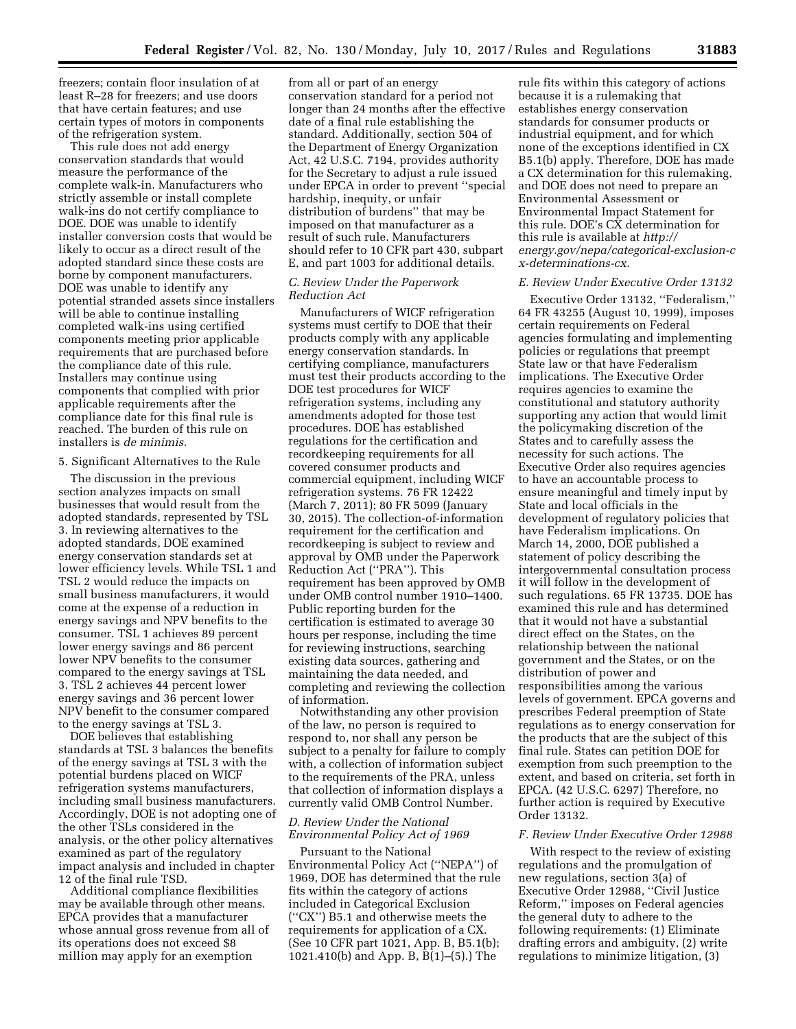freezers; contain floor insulation of at least R–28 for freezers; and use doors that have certain features; and use certain types of motors in components of the refrigeration system.

This rule does not add energy conservation standards that would measure the performance of the complete walk-in. Manufacturers who strictly assemble or install complete walk-ins do not certify compliance to DOE. DOE was unable to identify installer conversion costs that would be likely to occur as a direct result of the adopted standard since these costs are borne by component manufacturers. DOE was unable to identify any potential stranded assets since installers will be able to continue installing completed walk-ins using certified components meeting prior applicable requirements that are purchased before the compliance date of this rule. Installers may continue using components that complied with prior applicable requirements after the compliance date for this final rule is reached. The burden of this rule on installers is *de minimis.*

5. Significant Alternatives to the Rule

The discussion in the previous section analyzes impacts on small businesses that would result from the adopted standards, represented by TSL 3. In reviewing alternatives to the adopted standards, DOE examined energy conservation standards set at lower efficiency levels. While TSL 1 and TSL 2 would reduce the impacts on small business manufacturers, it would come at the expense of a reduction in energy savings and NPV benefits to the consumer. TSL 1 achieves 89 percent lower energy savings and 86 percent lower NPV benefits to the consumer compared to the energy savings at TSL 3. TSL 2 achieves 44 percent lower energy savings and 36 percent lower NPV benefit to the consumer compared to the energy savings at TSL 3.

DOE believes that establishing standards at TSL 3 balances the benefits of the energy savings at TSL 3 with the potential burdens placed on WICF refrigeration systems manufacturers, including small business manufacturers. Accordingly, DOE is not adopting one of the other TSLs considered in the analysis, or the other policy alternatives examined as part of the regulatory impact analysis and included in chapter 12 of the final rule TSD.

Additional compliance flexibilities may be available through other means. EPCA provides that a manufacturer whose annual gross revenue from all of its operations does not exceed $8 million may apply for an exemption from all or part of an energy conservation standard for a period not longer than 24 months after the effective date of a final rule establishing the standard. Additionally, section 504 of the Department of Energy Organization Act, 42 U.S.C. 7194, provides authority for the Secretary to adjust a rule issued under EPCA in order to prevent ''special hardship, inequity, or unfair distribution of burdens'' that may be imposed on that manufacturer as a result of such rule. Manufacturers should refer to 10 CFR part 430, subpart E, and part 1003 for additional details.

### C. Review Under the Paperwork Reduction Act

Manufacturers of WICF refrigeration systems must certify to DOE that their products comply with any applicable energy conservation standards. In certifying compliance, manufacturers must test their products according to the DOE test procedures for WICF refrigeration systems, including any amendments adopted for those test procedures. DOE has established regulations for the certification and recordkeeping requirements for all covered consumer products and commercial equipment, including WICF refrigeration systems. 76 FR 12422 (March 7, 2011); 80 FR 5099 (January 30, 2015). The collection-of-information requirement for the certification and recordkeeping is subject to review and approval by OMB under the Paperwork Reduction Act (''PRA''). This requirement has been approved by OMB under OMB control number 1910–1400. Public reporting burden for the certification is estimated to average 30 hours per response, including the time for reviewing instructions, searching existing data sources, gathering and maintaining the data needed, and completing and reviewing the collection of information.

Notwithstanding any other provision of the law, no person is required to respond to, nor shall any person be subject to a penalty for failure to comply with, a collection of information subject to the requirements of the PRA, unless that collection of information displays a currently valid OMB Control Number.

### D. Review Under the National Environmental Policy Act of 1969

Pursuant to the National Environmental Policy Act (''NEPA'') of 1969, DOE has determined that the rule fits within the category of actions included in Categorical Exclusion (''CX'') B5.1 and otherwise meets the requirements for application of a CX. (See 10 CFR part 1021, App. B, B5.1(b); 1021.410(b) and App. B, B(1)–(5).) The rule fits within this category of actions because it is a rulemaking that establishes energy conservation standards for consumer products or industrial equipment, and for which none of the exceptions identified in CX B5.1(b) apply. Therefore, DOE has made a CX determination for this rulemaking, and DOE does not need to prepare an Environmental Assessment or Environmental Impact Statement for this rule. DOE's CX determination for this rule is available at *http://energy.gov/nepa/categorical-exclusion-cx-determinations-cx.*

### E. Review Under Executive Order 13132

Executive Order 13132, ''Federalism,'' 64 FR 43255 (August 10, 1999), imposes certain requirements on Federal agencies formulating and implementing policies or regulations that preempt State law or that have Federalism implications. The Executive Order requires agencies to examine the constitutional and statutory authority supporting any action that would limit the policymaking discretion of the States and to carefully assess the necessity for such actions. The Executive Order also requires agencies to have an accountable process to ensure meaningful and timely input by State and local officials in the development of regulatory policies that have Federalism implications. On March 14, 2000, DOE published a statement of policy describing the intergovernmental consultation process it will follow in the development of such regulations. 65 FR 13735. DOE has examined this rule and has determined that it would not have a substantial direct effect on the States, on the relationship between the national government and the States, or on the distribution of power and responsibilities among the various levels of government. EPCA governs and prescribes Federal preemption of State regulations as to energy conservation for the products that are the subject of this final rule. States can petition DOE for exemption from such preemption to the extent, and based on criteria, set forth in EPCA. (42 U.S.C. 6297) Therefore, no further action is required by Executive Order 13132.

### F. Review Under Executive Order 12988

With respect to the review of existing regulations and the promulgation of new regulations, section 3(a) of Executive Order 12988, ''Civil Justice Reform,'' imposes on Federal agencies the general duty to adhere to the following requirements: (1) Eliminate drafting errors and ambiguity, (2) write regulations to minimize litigation, (3)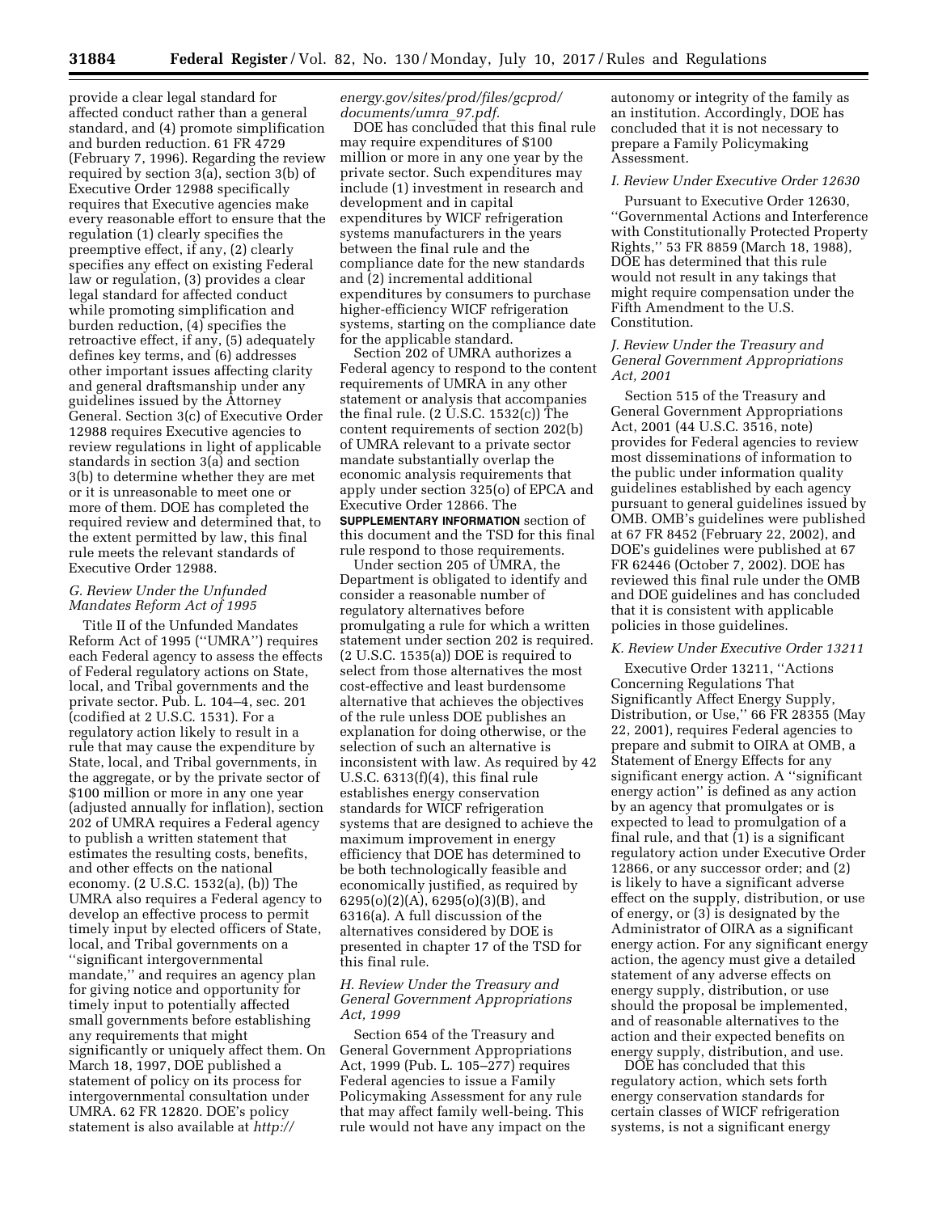provide a clear legal standard for affected conduct rather than a general standard, and (4) promote simplification and burden reduction. 61 FR 4729 (February 7, 1996). Regarding the review required by section 3(a), section 3(b) of Executive Order 12988 specifically requires that Executive agencies make every reasonable effort to ensure that the regulation (1) clearly specifies the preemptive effect, if any, (2) clearly specifies any effect on existing Federal law or regulation, (3) provides a clear legal standard for affected conduct while promoting simplification and burden reduction, (4) specifies the retroactive effect, if any, (5) adequately defines key terms, and (6) addresses other important issues affecting clarity and general draftsmanship under any guidelines issued by the Attorney General. Section 3(c) of Executive Order 12988 requires Executive agencies to review regulations in light of applicable standards in section 3(a) and section 3(b) to determine whether they are met or it is unreasonable to meet one or more of them. DOE has completed the required review and determined that, to the extent permitted by law, this final rule meets the relevant standards of Executive Order 12988.

### *G. Review Under the Unfunded Mandates Reform Act of 1995*

Title II of the Unfunded Mandates Reform Act of 1995 (''UMRA'') requires each Federal agency to assess the effects of Federal regulatory actions on State, local, and Tribal governments and the private sector. Pub. L. 104–4, sec. 201 (codified at 2 U.S.C. 1531). For a regulatory action likely to result in a rule that may cause the expenditure by State, local, and Tribal governments, in the aggregate, or by the private sector of $100 million or more in any one year (adjusted annually for inflation), section 202 of UMRA requires a Federal agency to publish a written statement that estimates the resulting costs, benefits, and other effects on the national economy. (2 U.S.C. 1532(a), (b)) The UMRA also requires a Federal agency to develop an effective process to permit timely input by elected officers of State, local, and Tribal governments on a ''significant intergovernmental mandate,'' and requires an agency plan for giving notice and opportunity for timely input to potentially affected small governments before establishing any requirements that might significantly or uniquely affect them. On March 18, 1997, DOE published a statement of policy on its process for intergovernmental consultation under UMRA. 62 FR 12820. DOE's policy statement is also available at *http://energy.gov/sites/prod/files/gcprod/documents/umra_97.pdf.*

DOE has concluded that this final rule may require expenditures of $100 million or more in any one year by the private sector. Such expenditures may include (1) investment in research and development and in capital expenditures by WICF refrigeration systems manufacturers in the years between the final rule and the compliance date for the new standards and (2) incremental additional expenditures by consumers to purchase higher-efficiency WICF refrigeration systems, starting on the compliance date for the applicable standard.

Section 202 of UMRA authorizes a Federal agency to respond to the content requirements of UMRA in any other statement or analysis that accompanies the final rule. (2 U.S.C. 1532(c)) The content requirements of section 202(b) of UMRA relevant to a private sector mandate substantially overlap the economic analysis requirements that apply under section 325(o) of EPCA and Executive Order 12866. The **SUPPLEMENTARY INFORMATION** section of this document and the TSD for this final rule respond to those requirements.

Under section 205 of UMRA, the Department is obligated to identify and consider a reasonable number of regulatory alternatives before promulgating a rule for which a written statement under section 202 is required. (2 U.S.C. 1535(a)) DOE is required to select from those alternatives the most cost-effective and least burdensome alternative that achieves the objectives of the rule unless DOE publishes an explanation for doing otherwise, or the selection of such an alternative is inconsistent with law. As required by 42 U.S.C. 6313(f)(4), this final rule establishes energy conservation standards for WICF refrigeration systems that are designed to achieve the maximum improvement in energy efficiency that DOE has determined to be both technologically feasible and economically justified, as required by 6295(o)(2)(A), 6295(o)(3)(B), and 6316(a). A full discussion of the alternatives considered by DOE is presented in chapter 17 of the TSD for this final rule.

### *H. Review Under the Treasury and General Government Appropriations Act, 1999*

Section 654 of the Treasury and General Government Appropriations Act, 1999 (Pub. L. 105–277) requires Federal agencies to issue a Family Policymaking Assessment for any rule that may affect family well-being. This rule would not have any impact on the autonomy or integrity of the family as an institution. Accordingly, DOE has concluded that it is not necessary to prepare a Family Policymaking Assessment.

### *I. Review Under Executive Order 12630*

Pursuant to Executive Order 12630, ''Governmental Actions and Interference with Constitutionally Protected Property Rights,'' 53 FR 8859 (March 18, 1988), DOE has determined that this rule would not result in any takings that might require compensation under the Fifth Amendment to the U.S. Constitution.

### *J. Review Under the Treasury and General Government Appropriations Act, 2001*

Section 515 of the Treasury and General Government Appropriations Act, 2001 (44 U.S.C. 3516, note) provides for Federal agencies to review most disseminations of information to the public under information quality guidelines established by each agency pursuant to general guidelines issued by OMB. OMB's guidelines were published at 67 FR 8452 (February 22, 2002), and DOE's guidelines were published at 67 FR 62446 (October 7, 2002). DOE has reviewed this final rule under the OMB and DOE guidelines and has concluded that it is consistent with applicable policies in those guidelines.

### *K. Review Under Executive Order 13211*

Executive Order 13211, ''Actions Concerning Regulations That Significantly Affect Energy Supply, Distribution, or Use,'' 66 FR 28355 (May 22, 2001), requires Federal agencies to prepare and submit to OIRA at OMB, a Statement of Energy Effects for any significant energy action. A ''significant energy action'' is defined as any action by an agency that promulgates or is expected to lead to promulgation of a final rule, and that (1) is a significant regulatory action under Executive Order 12866, or any successor order; and (2) is likely to have a significant adverse effect on the supply, distribution, or use of energy, or (3) is designated by the Administrator of OIRA as a significant energy action. For any significant energy action, the agency must give a detailed statement of any adverse effects on energy supply, distribution, or use should the proposal be implemented, and of reasonable alternatives to the action and their expected benefits on energy supply, distribution, and use.

DOE has concluded that this regulatory action, which sets forth energy conservation standards for certain classes of WICF refrigeration systems, is not a significant energy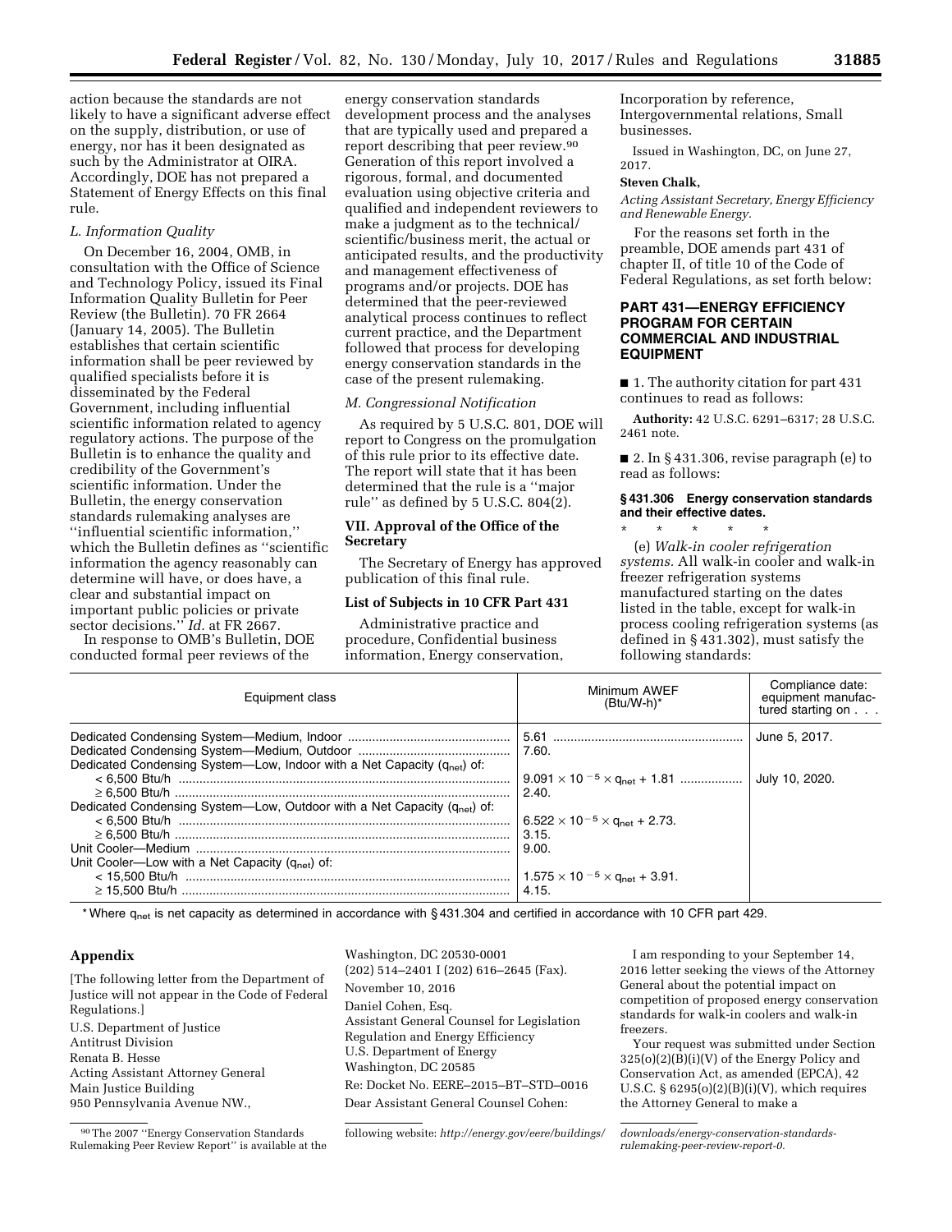action because the standards are not likely to have a significant adverse effect on the supply, distribution, or use of energy, nor has it been designated as such by the Administrator at OIRA. Accordingly, DOE has not prepared a Statement of Energy Effects on this final rule.

### *L. Information Quality*

On December 16, 2004, OMB, in consultation with the Office of Science and Technology Policy, issued its Final Information Quality Bulletin for Peer Review (the Bulletin). 70 FR 2664 (January 14, 2005). The Bulletin establishes that certain scientific information shall be peer reviewed by qualified specialists before it is disseminated by the Federal Government, including influential scientific information related to agency regulatory actions. The purpose of the Bulletin is to enhance the quality and credibility of the Government's scientific information. Under the Bulletin, the energy conservation standards rulemaking analyses are ''influential scientific information,'' which the Bulletin defines as ''scientific information the agency reasonably can determine will have, or does have, a clear and substantial impact on important public policies or private sector decisions.'' *Id.* at FR 2667.

In response to OMB's Bulletin, DOE conducted formal peer reviews of the energy conservation standards development process and the analyses that are typically used and prepared a report describing that peer review.[90] Generation of this report involved a rigorous, formal, and documented evaluation using objective criteria and qualified and independent reviewers to make a judgment as to the technical/scientific/business merit, the actual or anticipated results, and the productivity and management effectiveness of programs and/or projects. DOE has determined that the peer-reviewed analytical process continues to reflect current practice, and the Department followed that process for developing energy conservation standards in the case of the present rulemaking.

### *M. Congressional Notification*

As required by 5 U.S.C. 801, DOE will report to Congress on the promulgation of this rule prior to its effective date. The report will state that it has been determined that the rule is a ''major rule'' as defined by 5 U.S.C. 804(2).

## VII. Approval of the Office of the Secretary

The Secretary of Energy has approved publication of this final rule.

### List of Subjects in 10 CFR Part 431

Administrative practice and procedure, Confidential business information, Energy conservation, Incorporation by reference, Intergovernmental relations, Small businesses.

Issued in Washington, DC, on June 27, 2017.

**Steven Chalk,**

*Acting Assistant Secretary, Energy Efficiency and Renewable Energy.*

For the reasons set forth in the preamble, DOE amends part 431 of chapter II, of title 10 of the Code of Federal Regulations, as set forth below:

## PART 431—ENERGY EFFICIENCY PROGRAM FOR CERTAIN COMMERCIAL AND INDUSTRIAL EQUIPMENT

■ 1. The authority citation for part 431 continues to read as follows:

**Authority:** 42 U.S.C. 6291–6317; 28 U.S.C. 2461 note.

■ 2. In § 431.306, revise paragraph (e) to read as follows:

### § 431.306 Energy conservation standards and their effective dates.

\* \* \* \* \*

(e) *Walk-in cooler refrigeration systems.* All walk-in cooler and walk-in freezer refrigeration systems manufactured starting on the dates listed in the table, except for walk-in process cooling refrigeration systems (as defined in § 431.302), must satisfy the following standards:

| Equipment class | Minimum AWEF (Btu/W-h)* | Compliance date: equipment manufactured starting on . . . |
|---|---|---|
| Dedicated Condensing System—Medium, Indoor | 5.61 | June 5, 2017. |
| Dedicated Condensing System—Medium, Outdoor | 7.60. | |
| Dedicated Condensing System—Low, Indoor with a Net Capacity ($q_{net}$) of: | | |
| < 6,500 Btu/h | $9.091 \times 10^{-5} \times q_{net} + 1.81$ | July 10, 2020. |
| ≥ 6,500 Btu/h | 2.40. | |
| Dedicated Condensing System—Low, Outdoor with a Net Capacity ($q_{net}$) of: | | |
| < 6,500 Btu/h | $6.522 \times 10^{-5} \times q_{net} + 2.73$. | |
| ≥ 6,500 Btu/h | 3.15. | |
| Unit Cooler—Medium | 9.00. | |
| Unit Cooler—Low with a Net Capacity ($q_{net}$) of: | | |
| < 15,500 Btu/h | $1.575 \times 10^{-5} \times q_{net} + 3.91$. | |
| ≥ 15,500 Btu/h | 4.15. | |

\* Where $q_{net}$ is net capacity as determined in accordance with § 431.304 and certified in accordance with 10 CFR part 429.

## Appendix

[The following letter from the Department of Justice will not appear in the Code of Federal Regulations.]

U.S. Department of Justice
Antitrust Division
Renata B. Hesse
Acting Assistant Attorney General
Main Justice Building
950 Pennsylvania Avenue NW.,
Washington, DC 20530-0001
(202) 514–2401 I (202) 616–2645 (Fax).

November 10, 2016

Daniel Cohen, Esq.
Assistant General Counsel for Legislation Regulation and Energy Efficiency
U.S. Department of Energy
Washington, DC 20585

Re: Docket No. EERE–2015–BT–STD–0016

Dear Assistant General Counsel Cohen:

I am responding to your September 14, 2016 letter seeking the views of the Attorney General about the potential impact on competition of proposed energy conservation standards for walk-in coolers and walk-in freezers.

Your request was submitted under Section 325(o)(2)(B)(i)(V) of the Energy Policy and Conservation Act, as amended (EPCA), 42 U.S.C. § 6295(o)(2)(B)(i)(V), which requires the Attorney General to make a

[90] The 2007 ''Energy Conservation Standards Rulemaking Peer Review Report'' is available at the following website: *http://energy.gov/eere/buildings/downloads/energy-conservation-standards-rulemaking-peer-review-report-0.*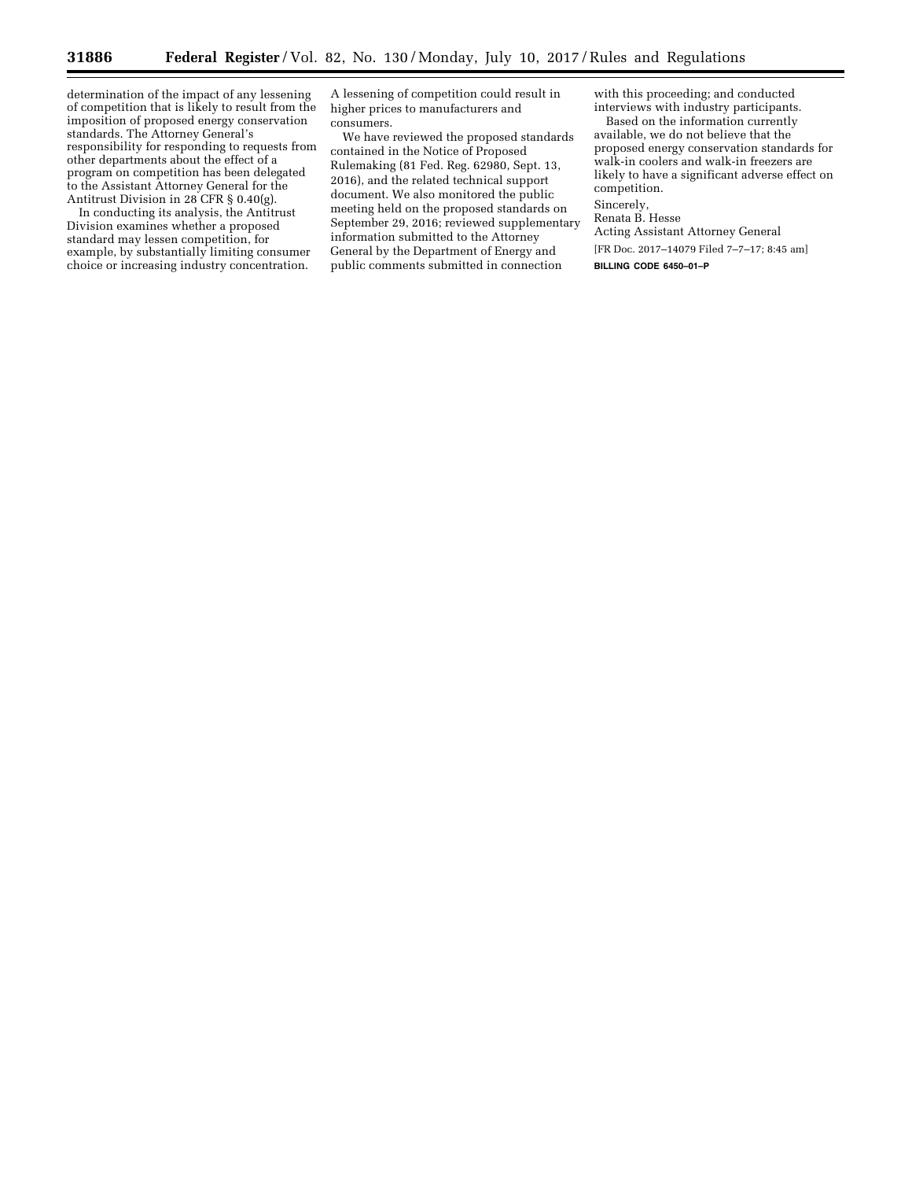determination of the impact of any lessening of competition that is likely to result from the imposition of proposed energy conservation standards. The Attorney General's responsibility for responding to requests from other departments about the effect of a program on competition has been delegated to the Assistant Attorney General for the Antitrust Division in 28 CFR § 0.40(g).

In conducting its analysis, the Antitrust Division examines whether a proposed standard may lessen competition, for example, by substantially limiting consumer choice or increasing industry concentration. A lessening of competition could result in higher prices to manufacturers and consumers.

We have reviewed the proposed standards contained in the Notice of Proposed Rulemaking (81 Fed. Reg. 62980, Sept. 13, 2016), and the related technical support document. We also monitored the public meeting held on the proposed standards on September 29, 2016; reviewed supplementary information submitted to the Attorney General by the Department of Energy and public comments submitted in connection with this proceeding; and conducted interviews with industry participants.

Based on the information currently available, we do not believe that the proposed energy conservation standards for walk-in coolers and walk-in freezers are likely to have a significant adverse effect on competition.

Sincerely,

Renata B. Hesse

Acting Assistant Attorney General

[FR Doc. 2017–14079 Filed 7–7–17; 8:45 am]

**BILLING CODE 6450–01–P**